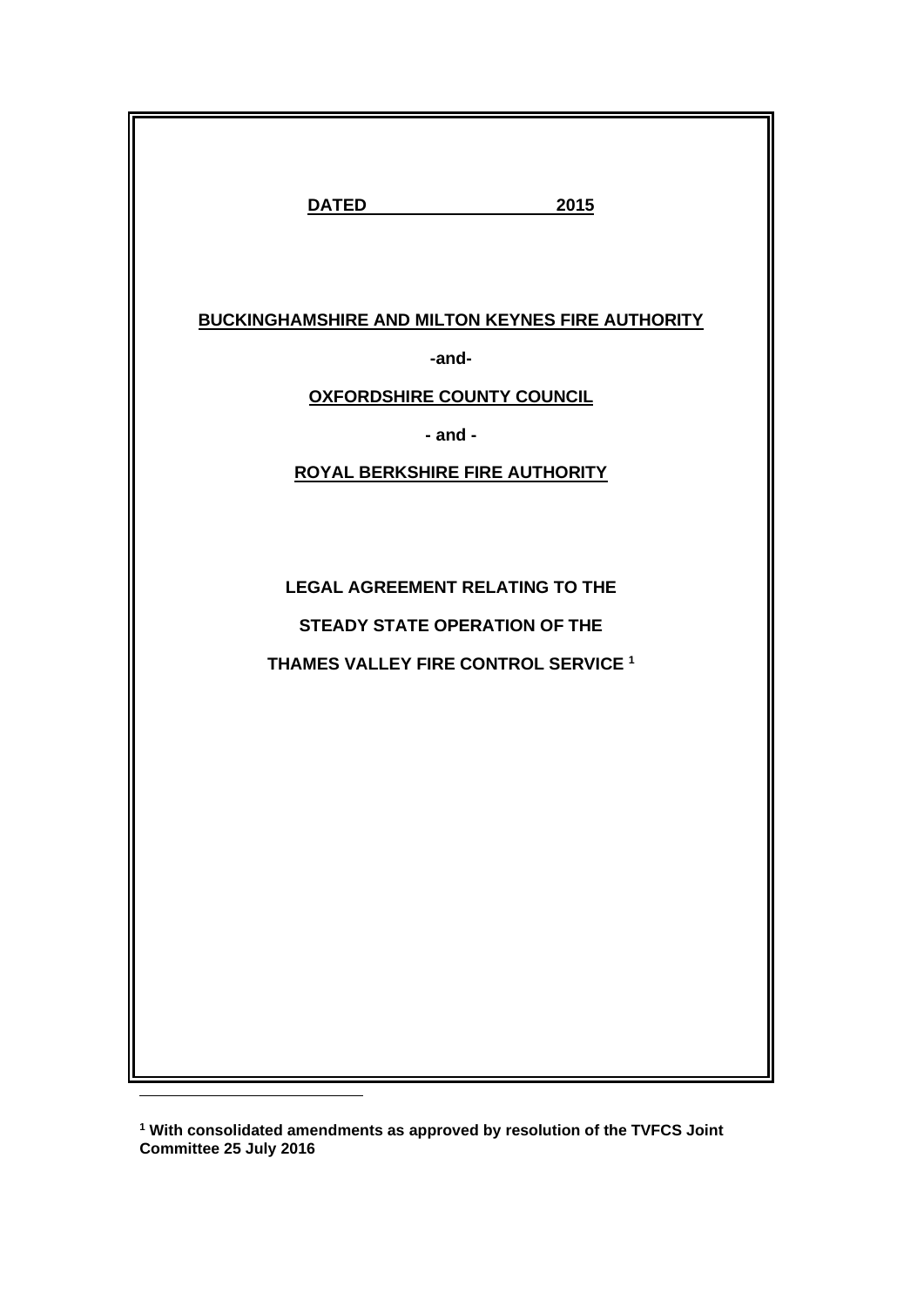**DATED                    2015**

**BUCKINGHAMSHIRE AND MILTON KEYNES FIRE AUTHORITY**

**-and-**

**OXFORDSHIRE COUNTY COUNCIL**

**- and -**

**ROYAL BERKSHIRE FIRE AUTHORITY**

**LEGAL AGREEMENT RELATING TO THE**

**STEADY STATE OPERATION OF THE**

**THAMES VALLEY FIRE CONTROL SERVICE [1]**

---

**[1] With consolidated amendments as approved by resolution of the TVFCS Joint Committee 25 July 2016**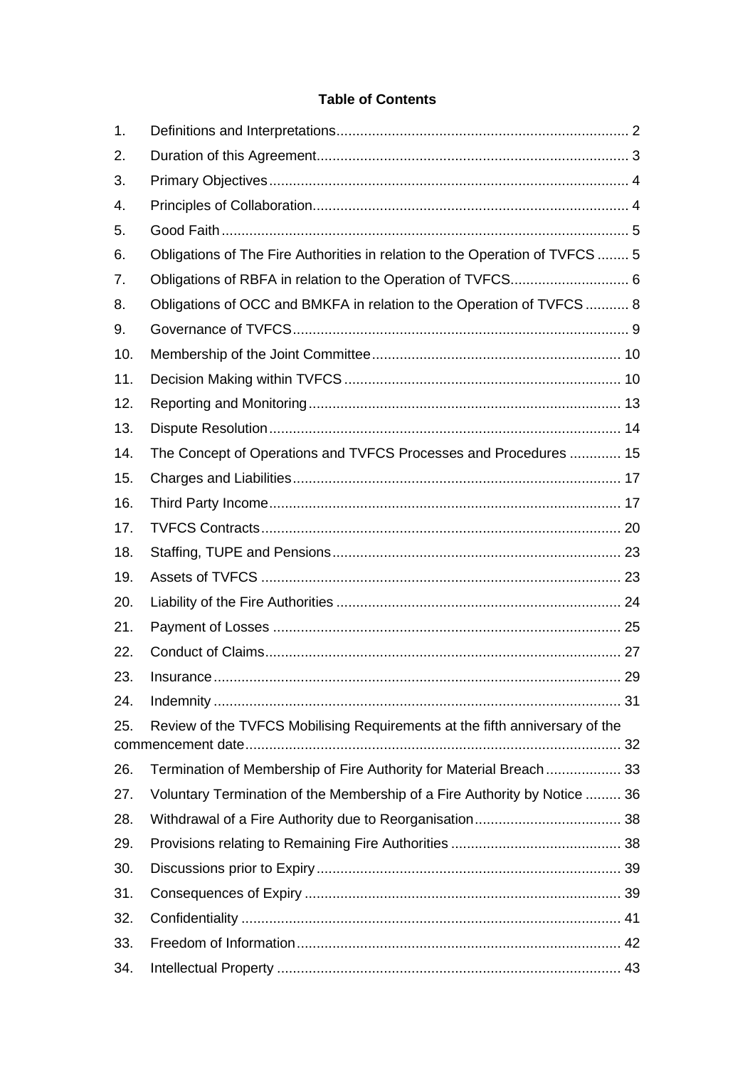# Table of Contents

| | | |
|---|---|---|
| 1. | Definitions and Interpretations | 2 |
| 2. | Duration of this Agreement | 3 |
| 3. | Primary Objectives | 4 |
| 4. | Principles of Collaboration | 4 |
| 5. | Good Faith | 5 |
| 6. | Obligations of The Fire Authorities in relation to the Operation of TVFCS | 5 |
| 7. | Obligations of RBFA in relation to the Operation of TVFCS | 6 |
| 8. | Obligations of OCC and BMKFA in relation to the Operation of TVFCS | 8 |
| 9. | Governance of TVFCS | 9 |
| 10. | Membership of the Joint Committee | 10 |
| 11. | Decision Making within TVFCS | 10 |
| 12. | Reporting and Monitoring | 13 |
| 13. | Dispute Resolution | 14 |
| 14. | The Concept of Operations and TVFCS Processes and Procedures | 15 |
| 15. | Charges and Liabilities | 17 |
| 16. | Third Party Income | 17 |
| 17. | TVFCS Contracts | 20 |
| 18. | Staffing, TUPE and Pensions | 23 |
| 19. | Assets of TVFCS | 23 |
| 20. | Liability of the Fire Authorities | 24 |
| 21. | Payment of Losses | 25 |
| 22. | Conduct of Claims | 27 |
| 23. | Insurance | 29 |
| 24. | Indemnity | 31 |
| 25. | Review of the TVFCS Mobilising Requirements at the fifth anniversary of the commencement date | 32 |
| 26. | Termination of Membership of Fire Authority for Material Breach | 33 |
| 27. | Voluntary Termination of the Membership of a Fire Authority by Notice | 36 |
| 28. | Withdrawal of a Fire Authority due to Reorganisation | 38 |
| 29. | Provisions relating to Remaining Fire Authorities | 38 |
| 30. | Discussions prior to Expiry | 39 |
| 31. | Consequences of Expiry | 39 |
| 32. | Confidentiality | 41 |
| 33. | Freedom of Information | 42 |
| 34. | Intellectual Property | 43 |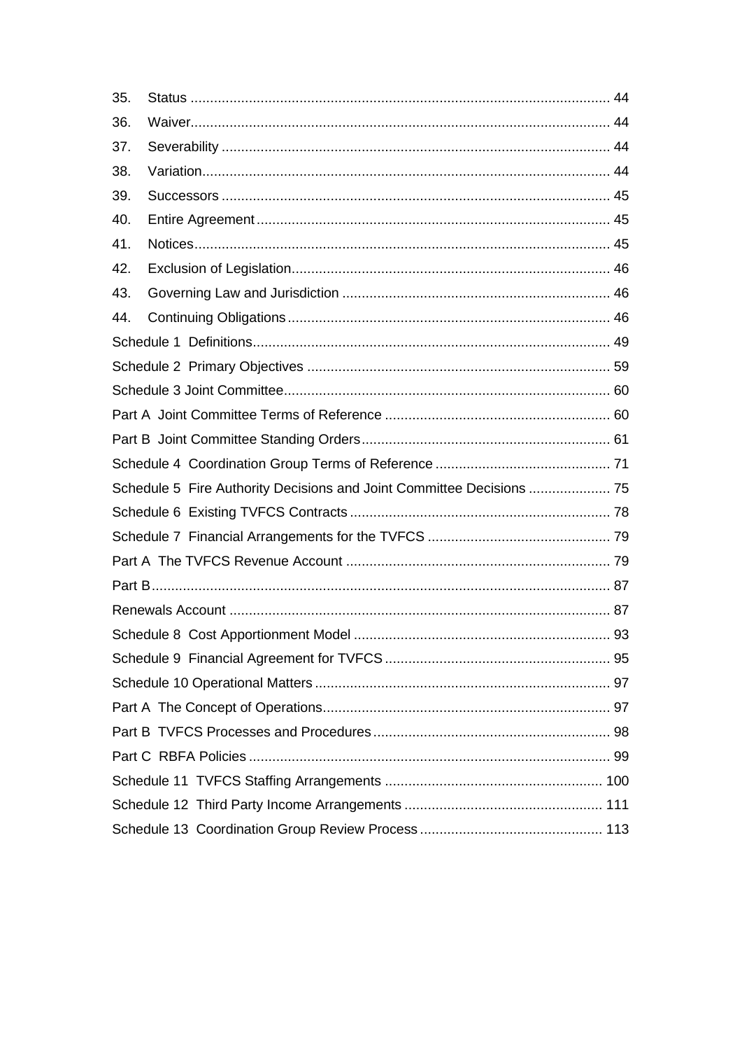35. Status ... 44

36. Waiver ... 44

37. Severability ... 44

38. Variation ... 44

39. Successors ... 45

40. Entire Agreement ... 45

41. Notices ... 45

42. Exclusion of Legislation ... 46

43. Governing Law and Jurisdiction ... 46

44. Continuing Obligations ... 46

Schedule 1 Definitions ... 49

Schedule 2 Primary Objectives ... 59

Schedule 3 Joint Committee ... 60

Part A Joint Committee Terms of Reference ... 60

Part B Joint Committee Standing Orders ... 61

Schedule 4 Coordination Group Terms of Reference ... 71

Schedule 5 Fire Authority Decisions and Joint Committee Decisions ... 75

Schedule 6 Existing TVFCS Contracts ... 78

Schedule 7 Financial Arrangements for the TVFCS ... 79

Part A The TVFCS Revenue Account ... 79

Part B ... 87

Renewals Account ... 87

Schedule 8 Cost Apportionment Model ... 93

Schedule 9 Financial Agreement for TVFCS ... 95

Schedule 10 Operational Matters ... 97

Part A The Concept of Operations ... 97

Part B TVFCS Processes and Procedures ... 98

Part C RBFA Policies ... 99

Schedule 11 TVFCS Staffing Arrangements ... 100

Schedule 12 Third Party Income Arrangements ... 111

Schedule 13 Coordination Group Review Process ... 113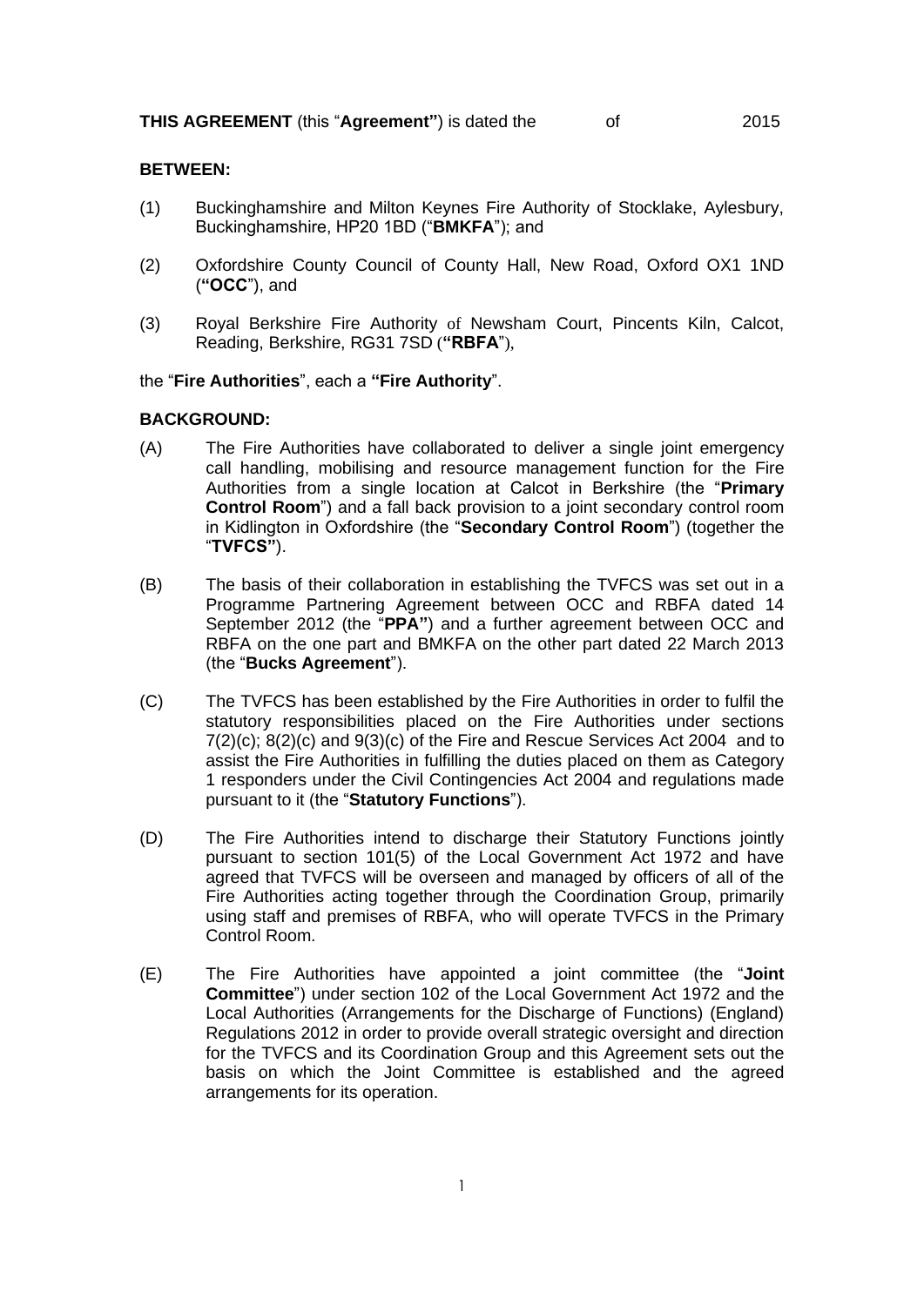**THIS AGREEMENT** (this "**Agreement"**) is dated the of 2015

**BETWEEN:**

(1) Buckinghamshire and Milton Keynes Fire Authority of Stocklake, Aylesbury, Buckinghamshire, HP20 1BD ("**BMKFA**"); and

(2) Oxfordshire County Council of County Hall, New Road, Oxford OX1 1ND (**"OCC**"), and

(3) Royal Berkshire Fire Authority of Newsham Court, Pincents Kiln, Calcot, Reading, Berkshire, RG31 7SD (**"RBFA**"),

the "**Fire Authorities**", each a **"Fire Authority**".

**BACKGROUND:**

(A) The Fire Authorities have collaborated to deliver a single joint emergency call handling, mobilising and resource management function for the Fire Authorities from a single location at Calcot in Berkshire (the "**Primary Control Room**") and a fall back provision to a joint secondary control room in Kidlington in Oxfordshire (the "**Secondary Control Room**") (together the "**TVFCS"**).

(B) The basis of their collaboration in establishing the TVFCS was set out in a Programme Partnering Agreement between OCC and RBFA dated 14 September 2012 (the "**PPA"**) and a further agreement between OCC and RBFA on the one part and BMKFA on the other part dated 22 March 2013 (the "**Bucks Agreement**").

(C) The TVFCS has been established by the Fire Authorities in order to fulfil the statutory responsibilities placed on the Fire Authorities under sections 7(2)(c); 8(2)(c) and 9(3)(c) of the Fire and Rescue Services Act 2004 and to assist the Fire Authorities in fulfilling the duties placed on them as Category 1 responders under the Civil Contingencies Act 2004 and regulations made pursuant to it (the "**Statutory Functions**").

(D) The Fire Authorities intend to discharge their Statutory Functions jointly pursuant to section 101(5) of the Local Government Act 1972 and have agreed that TVFCS will be overseen and managed by officers of all of the Fire Authorities acting together through the Coordination Group, primarily using staff and premises of RBFA, who will operate TVFCS in the Primary Control Room.

(E) The Fire Authorities have appointed a joint committee (the "**Joint Committee**") under section 102 of the Local Government Act 1972 and the Local Authorities (Arrangements for the Discharge of Functions) (England) Regulations 2012 in order to provide overall strategic oversight and direction for the TVFCS and its Coordination Group and this Agreement sets out the basis on which the Joint Committee is established and the agreed arrangements for its operation.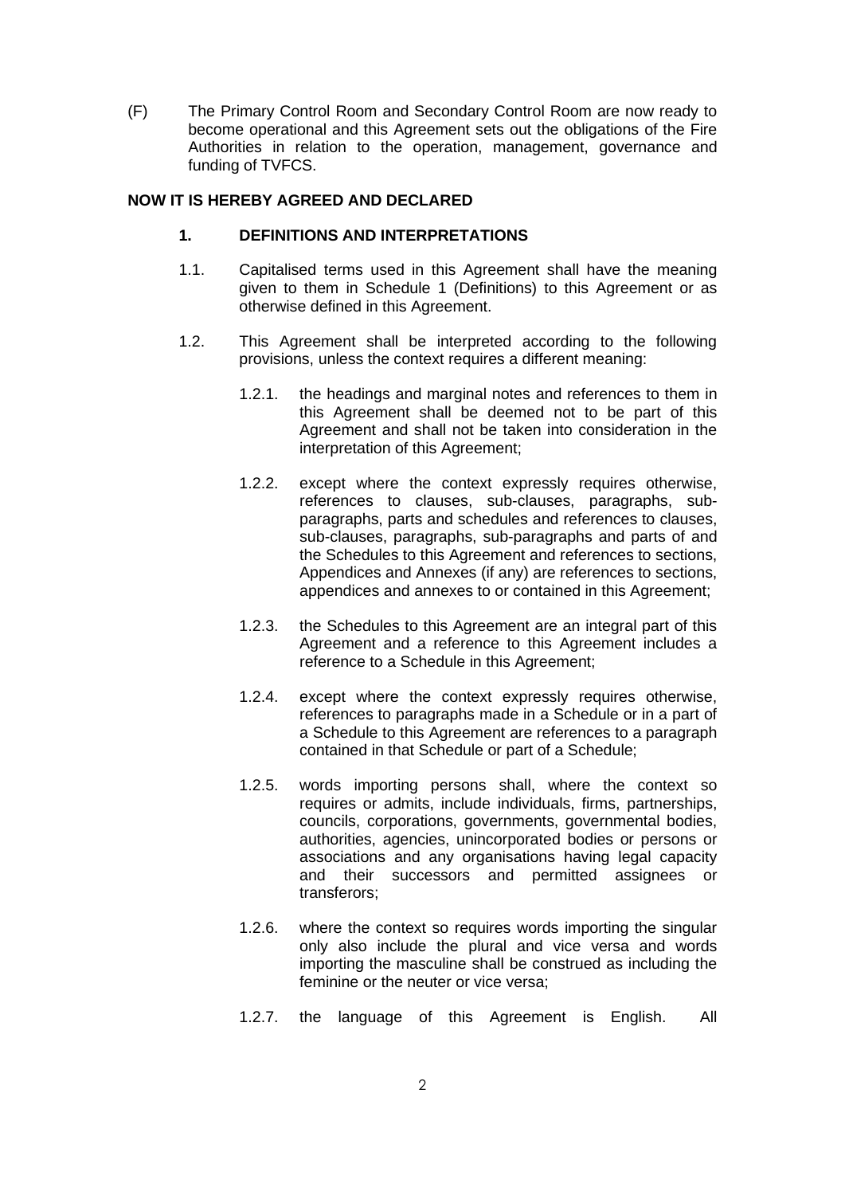(F) The Primary Control Room and Secondary Control Room are now ready to become operational and this Agreement sets out the obligations of the Fire Authorities in relation to the operation, management, governance and funding of TVFCS.

**NOW IT IS HEREBY AGREED AND DECLARED**

**1. DEFINITIONS AND INTERPRETATIONS**

1.1. Capitalised terms used in this Agreement shall have the meaning given to them in Schedule 1 (Definitions) to this Agreement or as otherwise defined in this Agreement.

1.2. This Agreement shall be interpreted according to the following provisions, unless the context requires a different meaning:

1.2.1. the headings and marginal notes and references to them in this Agreement shall be deemed not to be part of this Agreement and shall not be taken into consideration in the interpretation of this Agreement;

1.2.2. except where the context expressly requires otherwise, references to clauses, sub-clauses, paragraphs, sub-paragraphs, parts and schedules and references to clauses, sub-clauses, paragraphs, sub-paragraphs and parts of and the Schedules to this Agreement and references to sections, Appendices and Annexes (if any) are references to sections, appendices and annexes to or contained in this Agreement;

1.2.3. the Schedules to this Agreement are an integral part of this Agreement and a reference to this Agreement includes a reference to a Schedule in this Agreement;

1.2.4. except where the context expressly requires otherwise, references to paragraphs made in a Schedule or in a part of a Schedule to this Agreement are references to a paragraph contained in that Schedule or part of a Schedule;

1.2.5. words importing persons shall, where the context so requires or admits, include individuals, firms, partnerships, councils, corporations, governments, governmental bodies, authorities, agencies, unincorporated bodies or persons or associations and any organisations having legal capacity and their successors and permitted assignees or transferors;

1.2.6. where the context so requires words importing the singular only also include the plural and vice versa and words importing the masculine shall be construed as including the feminine or the neuter or vice versa;

1.2.7. the language of this Agreement is English. All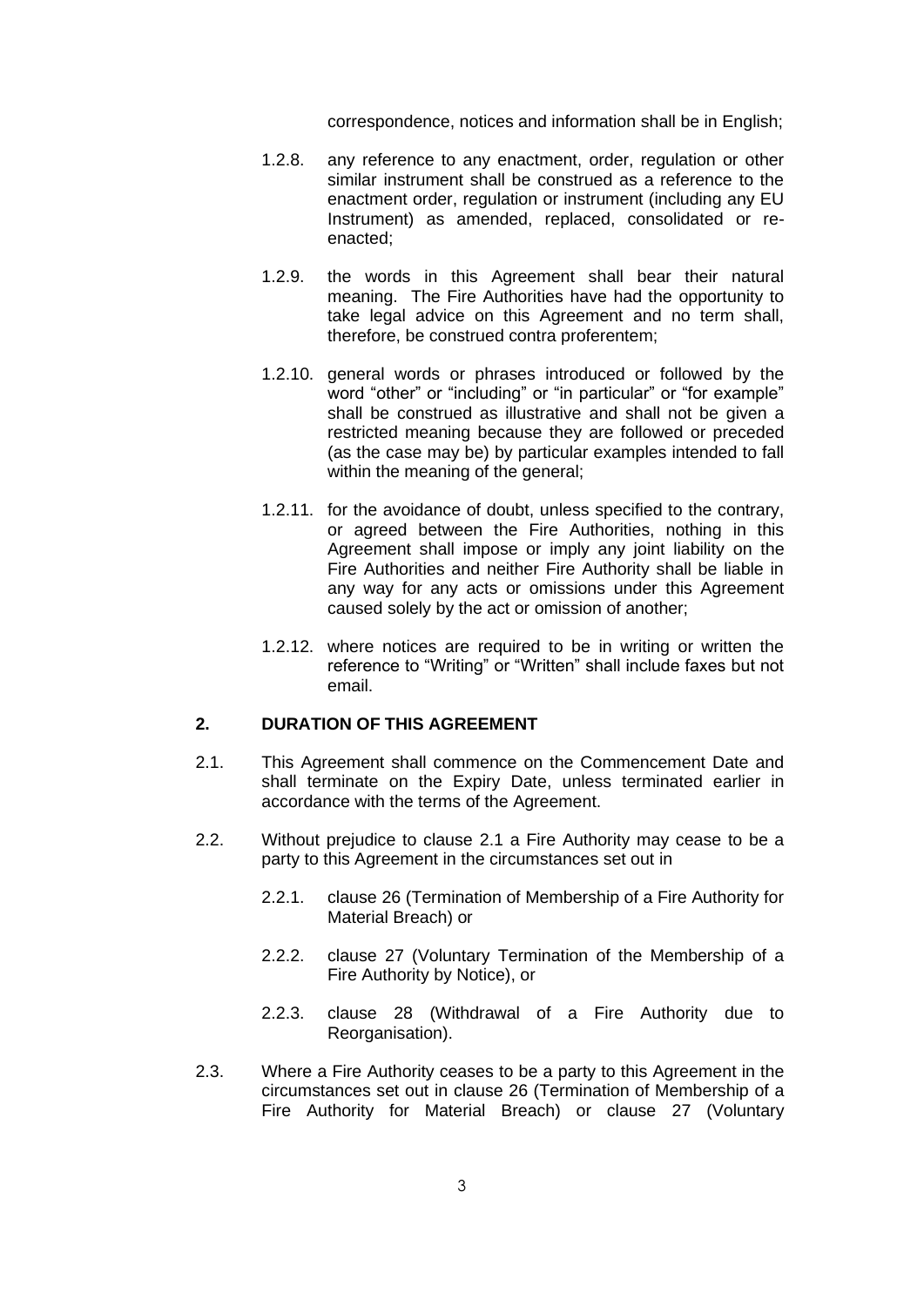correspondence, notices and information shall be in English;

1.2.8. any reference to any enactment, order, regulation or other similar instrument shall be construed as a reference to the enactment order, regulation or instrument (including any EU Instrument) as amended, replaced, consolidated or re-enacted;

1.2.9. the words in this Agreement shall bear their natural meaning. The Fire Authorities have had the opportunity to take legal advice on this Agreement and no term shall, therefore, be construed contra proferentem;

1.2.10. general words or phrases introduced or followed by the word "other" or "including" or "in particular" or "for example" shall be construed as illustrative and shall not be given a restricted meaning because they are followed or preceded (as the case may be) by particular examples intended to fall within the meaning of the general;

1.2.11. for the avoidance of doubt, unless specified to the contrary, or agreed between the Fire Authorities, nothing in this Agreement shall impose or imply any joint liability on the Fire Authorities and neither Fire Authority shall be liable in any way for any acts or omissions under this Agreement caused solely by the act or omission of another;

1.2.12. where notices are required to be in writing or written the reference to "Writing" or "Written" shall include faxes but not email.

## 2. DURATION OF THIS AGREEMENT

2.1. This Agreement shall commence on the Commencement Date and shall terminate on the Expiry Date, unless terminated earlier in accordance with the terms of the Agreement.

2.2. Without prejudice to clause 2.1 a Fire Authority may cease to be a party to this Agreement in the circumstances set out in

2.2.1. clause 26 (Termination of Membership of a Fire Authority for Material Breach) or

2.2.2. clause 27 (Voluntary Termination of the Membership of a Fire Authority by Notice), or

2.2.3. clause 28 (Withdrawal of a Fire Authority due to Reorganisation).

2.3. Where a Fire Authority ceases to be a party to this Agreement in the circumstances set out in clause 26 (Termination of Membership of a Fire Authority for Material Breach) or clause 27 (Voluntary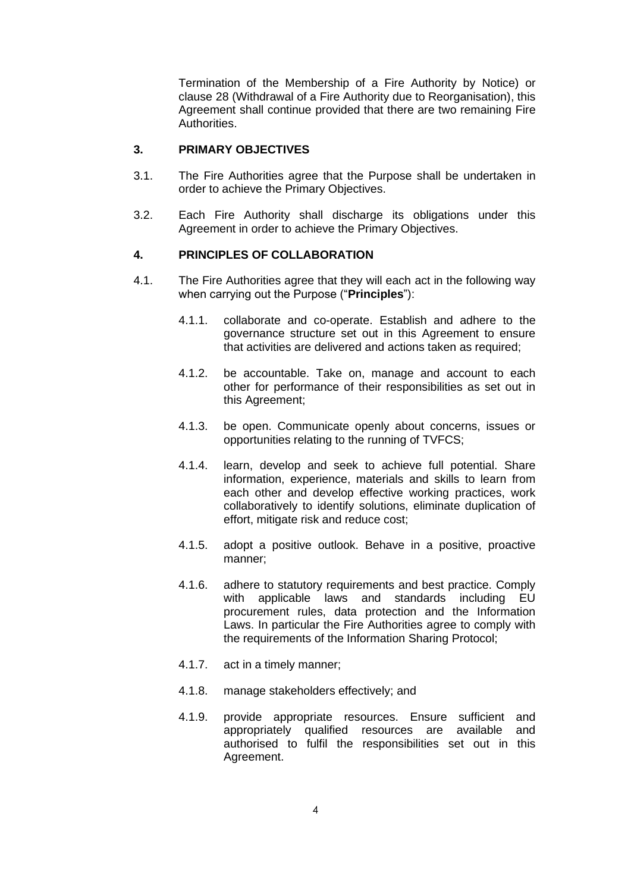Termination of the Membership of a Fire Authority by Notice) or clause 28 (Withdrawal of a Fire Authority due to Reorganisation), this Agreement shall continue provided that there are two remaining Fire Authorities.

## 3. PRIMARY OBJECTIVES

3.1. The Fire Authorities agree that the Purpose shall be undertaken in order to achieve the Primary Objectives.

3.2. Each Fire Authority shall discharge its obligations under this Agreement in order to achieve the Primary Objectives.

## 4. PRINCIPLES OF COLLABORATION

4.1. The Fire Authorities agree that they will each act in the following way when carrying out the Purpose ("**Principles**"):

4.1.1. collaborate and co-operate. Establish and adhere to the governance structure set out in this Agreement to ensure that activities are delivered and actions taken as required;

4.1.2. be accountable. Take on, manage and account to each other for performance of their responsibilities as set out in this Agreement;

4.1.3. be open. Communicate openly about concerns, issues or opportunities relating to the running of TVFCS;

4.1.4. learn, develop and seek to achieve full potential. Share information, experience, materials and skills to learn from each other and develop effective working practices, work collaboratively to identify solutions, eliminate duplication of effort, mitigate risk and reduce cost;

4.1.5. adopt a positive outlook. Behave in a positive, proactive manner;

4.1.6. adhere to statutory requirements and best practice. Comply with applicable laws and standards including EU procurement rules, data protection and the Information Laws. In particular the Fire Authorities agree to comply with the requirements of the Information Sharing Protocol;

4.1.7. act in a timely manner;

4.1.8. manage stakeholders effectively; and

4.1.9. provide appropriate resources. Ensure sufficient and appropriately qualified resources are available and authorised to fulfil the responsibilities set out in this Agreement.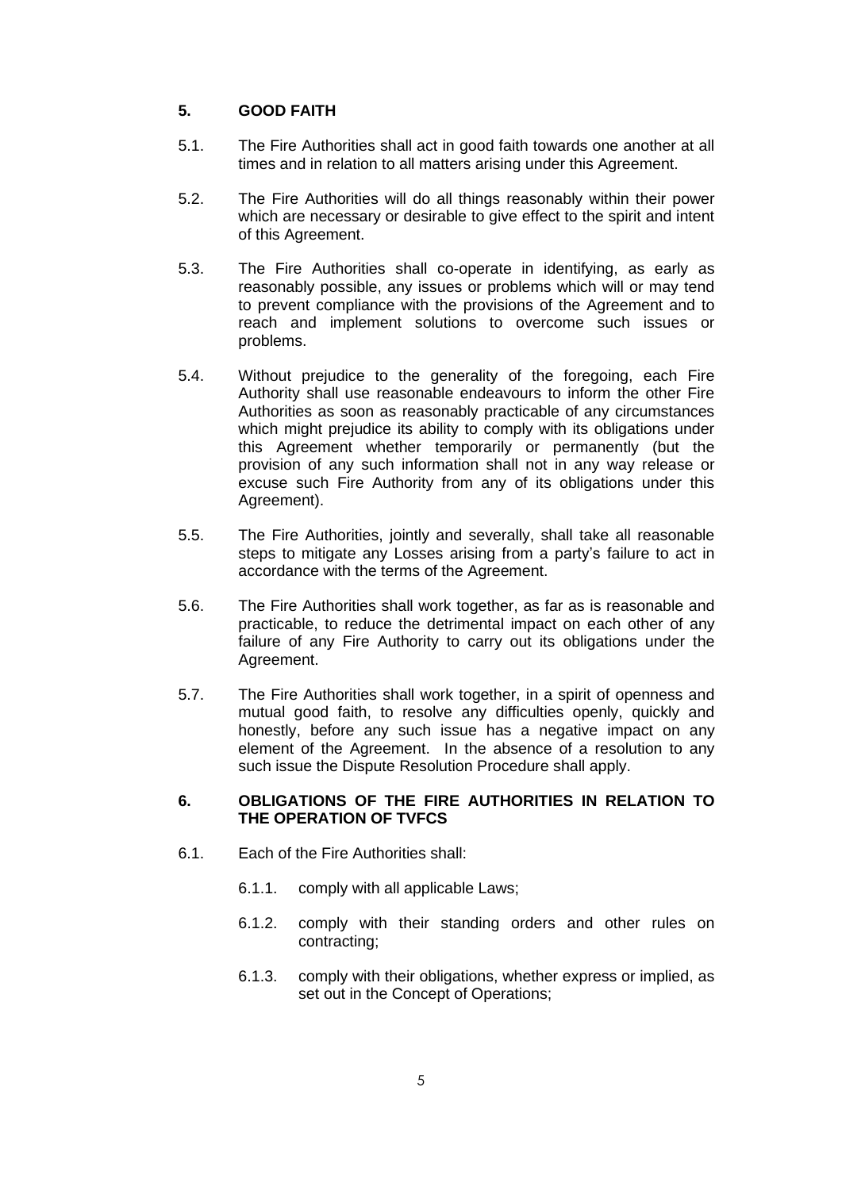## 5. GOOD FAITH

5.1. The Fire Authorities shall act in good faith towards one another at all times and in relation to all matters arising under this Agreement.

5.2. The Fire Authorities will do all things reasonably within their power which are necessary or desirable to give effect to the spirit and intent of this Agreement.

5.3. The Fire Authorities shall co-operate in identifying, as early as reasonably possible, any issues or problems which will or may tend to prevent compliance with the provisions of the Agreement and to reach and implement solutions to overcome such issues or problems.

5.4. Without prejudice to the generality of the foregoing, each Fire Authority shall use reasonable endeavours to inform the other Fire Authorities as soon as reasonably practicable of any circumstances which might prejudice its ability to comply with its obligations under this Agreement whether temporarily or permanently (but the provision of any such information shall not in any way release or excuse such Fire Authority from any of its obligations under this Agreement).

5.5. The Fire Authorities, jointly and severally, shall take all reasonable steps to mitigate any Losses arising from a party's failure to act in accordance with the terms of the Agreement.

5.6. The Fire Authorities shall work together, as far as is reasonable and practicable, to reduce the detrimental impact on each other of any failure of any Fire Authority to carry out its obligations under the Agreement.

5.7. The Fire Authorities shall work together, in a spirit of openness and mutual good faith, to resolve any difficulties openly, quickly and honestly, before any such issue has a negative impact on any element of the Agreement. In the absence of a resolution to any such issue the Dispute Resolution Procedure shall apply.

## 6. OBLIGATIONS OF THE FIRE AUTHORITIES IN RELATION TO THE OPERATION OF TVFCS

6.1. Each of the Fire Authorities shall:

6.1.1. comply with all applicable Laws;

6.1.2. comply with their standing orders and other rules on contracting;

6.1.3. comply with their obligations, whether express or implied, as set out in the Concept of Operations;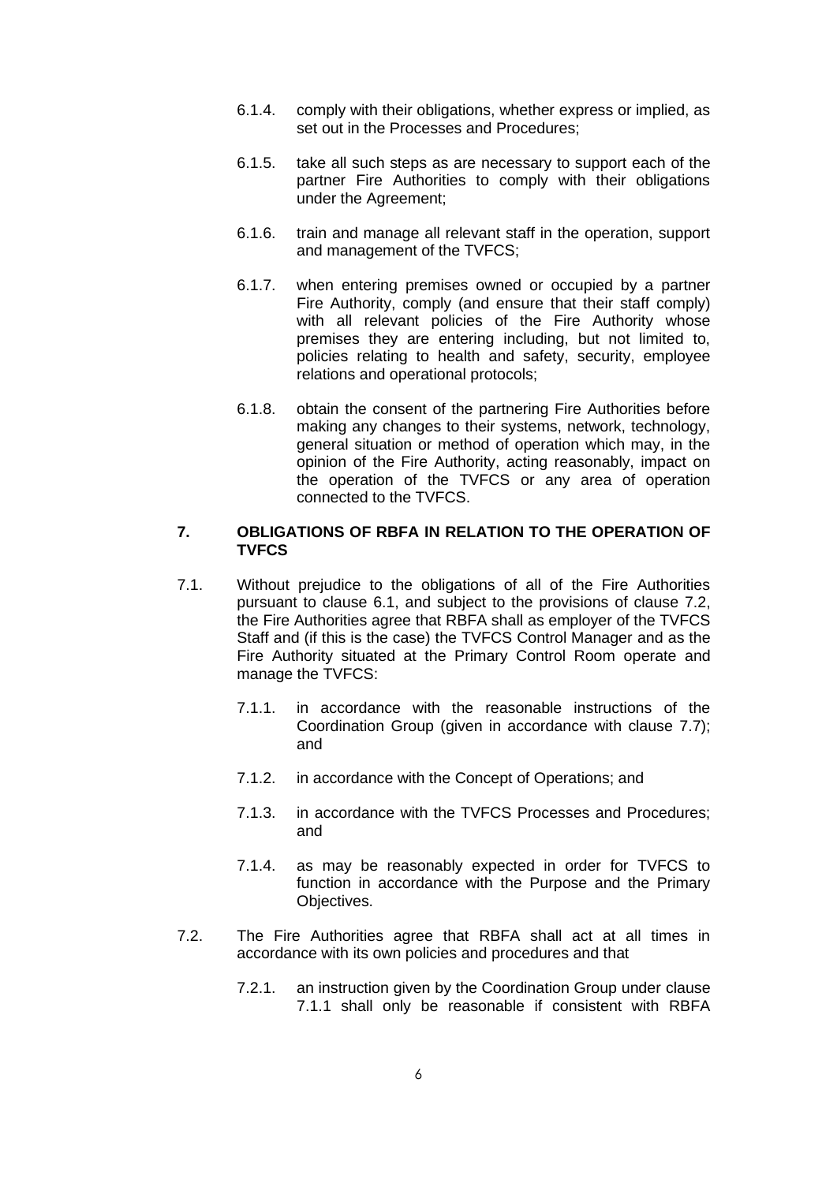6.1.4. comply with their obligations, whether express or implied, as set out in the Processes and Procedures;

6.1.5. take all such steps as are necessary to support each of the partner Fire Authorities to comply with their obligations under the Agreement;

6.1.6. train and manage all relevant staff in the operation, support and management of the TVFCS;

6.1.7. when entering premises owned or occupied by a partner Fire Authority, comply (and ensure that their staff comply) with all relevant policies of the Fire Authority whose premises they are entering including, but not limited to, policies relating to health and safety, security, employee relations and operational protocols;

6.1.8. obtain the consent of the partnering Fire Authorities before making any changes to their systems, network, technology, general situation or method of operation which may, in the opinion of the Fire Authority, acting reasonably, impact on the operation of the TVFCS or any area of operation connected to the TVFCS.

## 7. OBLIGATIONS OF RBFA IN RELATION TO THE OPERATION OF TVFCS

7.1. Without prejudice to the obligations of all of the Fire Authorities pursuant to clause 6.1, and subject to the provisions of clause 7.2, the Fire Authorities agree that RBFA shall as employer of the TVFCS Staff and (if this is the case) the TVFCS Control Manager and as the Fire Authority situated at the Primary Control Room operate and manage the TVFCS:

7.1.1. in accordance with the reasonable instructions of the Coordination Group (given in accordance with clause 7.7); and

7.1.2. in accordance with the Concept of Operations; and

7.1.3. in accordance with the TVFCS Processes and Procedures; and

7.1.4. as may be reasonably expected in order for TVFCS to function in accordance with the Purpose and the Primary Objectives.

7.2. The Fire Authorities agree that RBFA shall act at all times in accordance with its own policies and procedures and that

7.2.1. an instruction given by the Coordination Group under clause 7.1.1 shall only be reasonable if consistent with RBFA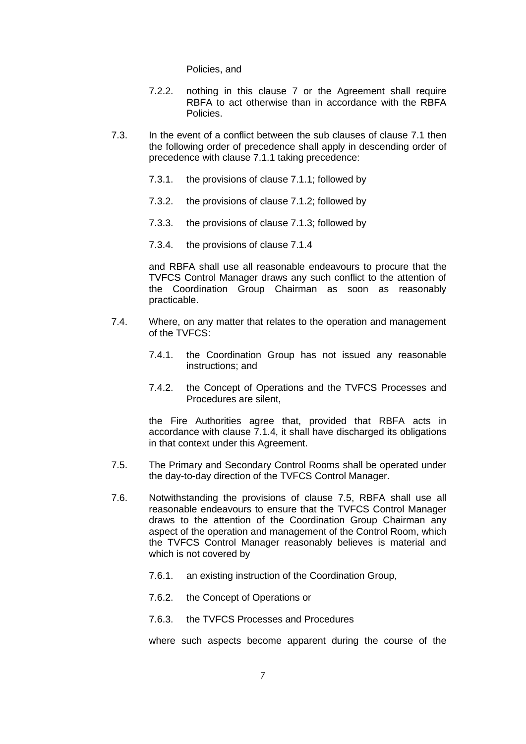Policies, and

7.2.2. nothing in this clause 7 or the Agreement shall require RBFA to act otherwise than in accordance with the RBFA Policies.

7.3. In the event of a conflict between the sub clauses of clause 7.1 then the following order of precedence shall apply in descending order of precedence with clause 7.1.1 taking precedence:

7.3.1. the provisions of clause 7.1.1; followed by

7.3.2. the provisions of clause 7.1.2; followed by

7.3.3. the provisions of clause 7.1.3; followed by

7.3.4. the provisions of clause 7.1.4

and RBFA shall use all reasonable endeavours to procure that the TVFCS Control Manager draws any such conflict to the attention of the Coordination Group Chairman as soon as reasonably practicable.

7.4. Where, on any matter that relates to the operation and management of the TVFCS:

7.4.1. the Coordination Group has not issued any reasonable instructions; and

7.4.2. the Concept of Operations and the TVFCS Processes and Procedures are silent,

the Fire Authorities agree that, provided that RBFA acts in accordance with clause 7.1.4, it shall have discharged its obligations in that context under this Agreement.

7.5. The Primary and Secondary Control Rooms shall be operated under the day-to-day direction of the TVFCS Control Manager.

7.6. Notwithstanding the provisions of clause 7.5, RBFA shall use all reasonable endeavours to ensure that the TVFCS Control Manager draws to the attention of the Coordination Group Chairman any aspect of the operation and management of the Control Room, which the TVFCS Control Manager reasonably believes is material and which is not covered by

7.6.1. an existing instruction of the Coordination Group,

7.6.2. the Concept of Operations or

7.6.3. the TVFCS Processes and Procedures

where such aspects become apparent during the course of the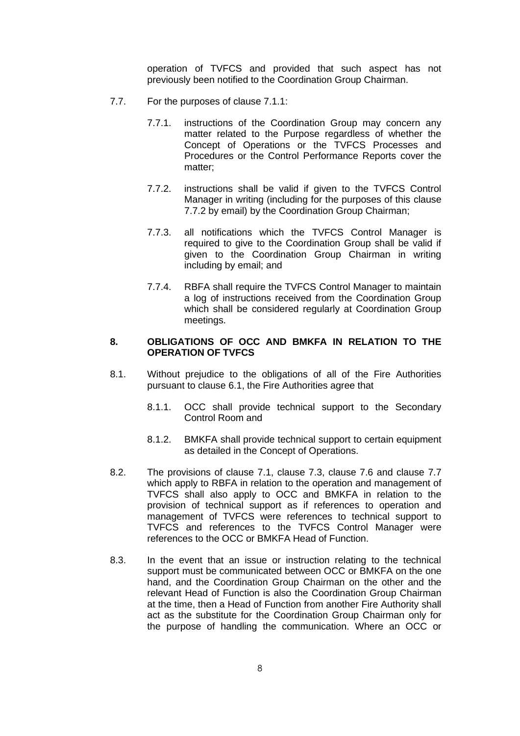operation of TVFCS and provided that such aspect has not previously been notified to the Coordination Group Chairman.

7.7. For the purposes of clause 7.1.1:

7.7.1. instructions of the Coordination Group may concern any matter related to the Purpose regardless of whether the Concept of Operations or the TVFCS Processes and Procedures or the Control Performance Reports cover the matter;

7.7.2. instructions shall be valid if given to the TVFCS Control Manager in writing (including for the purposes of this clause 7.7.2 by email) by the Coordination Group Chairman;

7.7.3. all notifications which the TVFCS Control Manager is required to give to the Coordination Group shall be valid if given to the Coordination Group Chairman in writing including by email; and

7.7.4. RBFA shall require the TVFCS Control Manager to maintain a log of instructions received from the Coordination Group which shall be considered regularly at Coordination Group meetings.

## 8. OBLIGATIONS OF OCC AND BMKFA IN RELATION TO THE OPERATION OF TVFCS

8.1. Without prejudice to the obligations of all of the Fire Authorities pursuant to clause 6.1, the Fire Authorities agree that

8.1.1. OCC shall provide technical support to the Secondary Control Room and

8.1.2. BMKFA shall provide technical support to certain equipment as detailed in the Concept of Operations.

8.2. The provisions of clause 7.1, clause 7.3, clause 7.6 and clause 7.7 which apply to RBFA in relation to the operation and management of TVFCS shall also apply to OCC and BMKFA in relation to the provision of technical support as if references to operation and management of TVFCS were references to technical support to TVFCS and references to the TVFCS Control Manager were references to the OCC or BMKFA Head of Function.

8.3. In the event that an issue or instruction relating to the technical support must be communicated between OCC or BMKFA on the one hand, and the Coordination Group Chairman on the other and the relevant Head of Function is also the Coordination Group Chairman at the time, then a Head of Function from another Fire Authority shall act as the substitute for the Coordination Group Chairman only for the purpose of handling the communication. Where an OCC or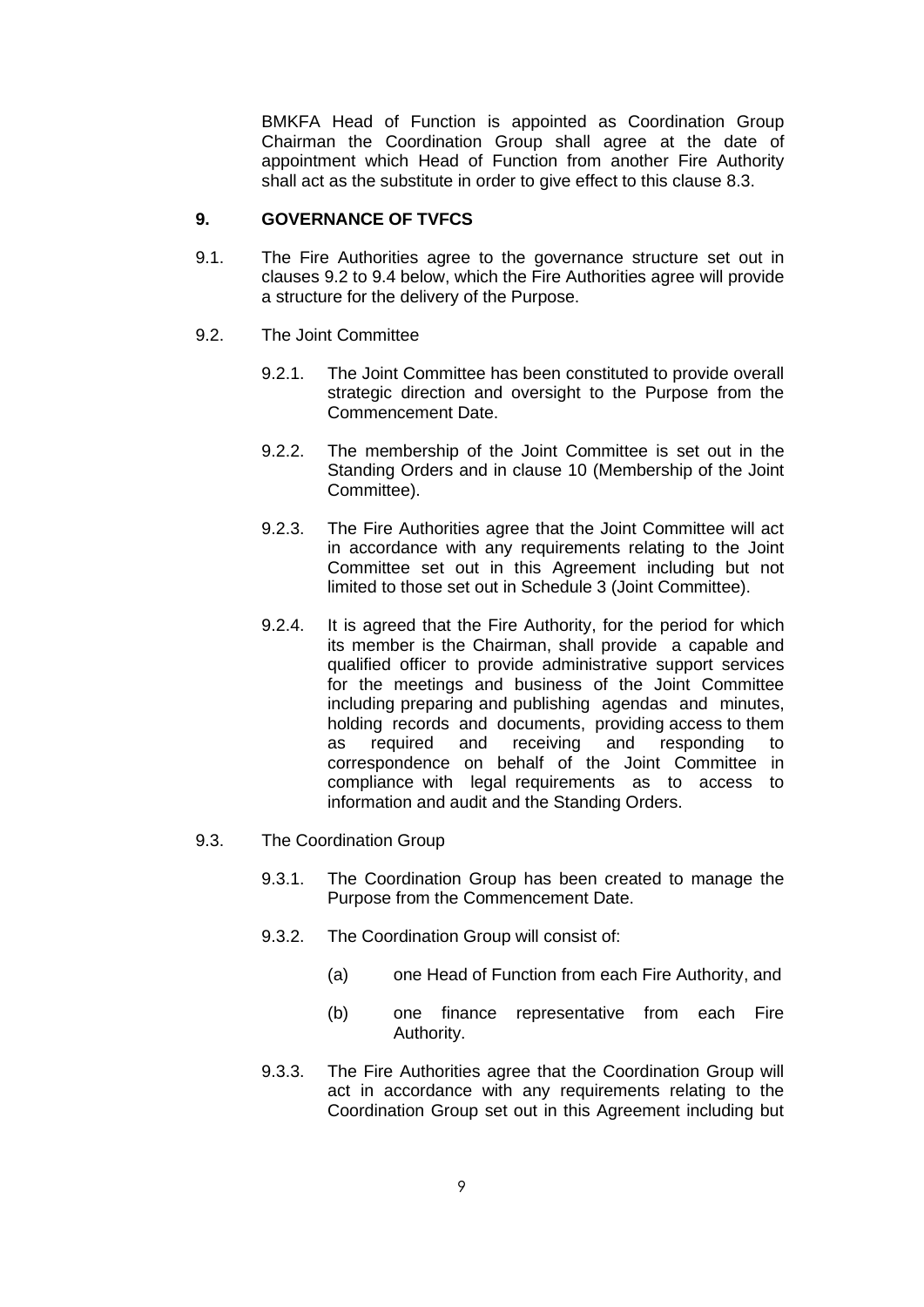BMKFA Head of Function is appointed as Coordination Group Chairman the Coordination Group shall agree at the date of appointment which Head of Function from another Fire Authority shall act as the substitute in order to give effect to this clause 8.3.

**9. GOVERNANCE OF TVFCS**

9.1. The Fire Authorities agree to the governance structure set out in clauses 9.2 to 9.4 below, which the Fire Authorities agree will provide a structure for the delivery of the Purpose.

9.2. The Joint Committee

9.2.1. The Joint Committee has been constituted to provide overall strategic direction and oversight to the Purpose from the Commencement Date.

9.2.2. The membership of the Joint Committee is set out in the Standing Orders and in clause 10 (Membership of the Joint Committee).

9.2.3. The Fire Authorities agree that the Joint Committee will act in accordance with any requirements relating to the Joint Committee set out in this Agreement including but not limited to those set out in Schedule 3 (Joint Committee).

9.2.4. It is agreed that the Fire Authority, for the period for which its member is the Chairman, shall provide a capable and qualified officer to provide administrative support services for the meetings and business of the Joint Committee including preparing and publishing agendas and minutes, holding records and documents, providing access to them as required and receiving and responding to correspondence on behalf of the Joint Committee in compliance with legal requirements as to access to information and audit and the Standing Orders.

9.3. The Coordination Group

9.3.1. The Coordination Group has been created to manage the Purpose from the Commencement Date.

9.3.2. The Coordination Group will consist of:

(a) one Head of Function from each Fire Authority, and

(b) one finance representative from each Fire Authority.

9.3.3. The Fire Authorities agree that the Coordination Group will act in accordance with any requirements relating to the Coordination Group set out in this Agreement including but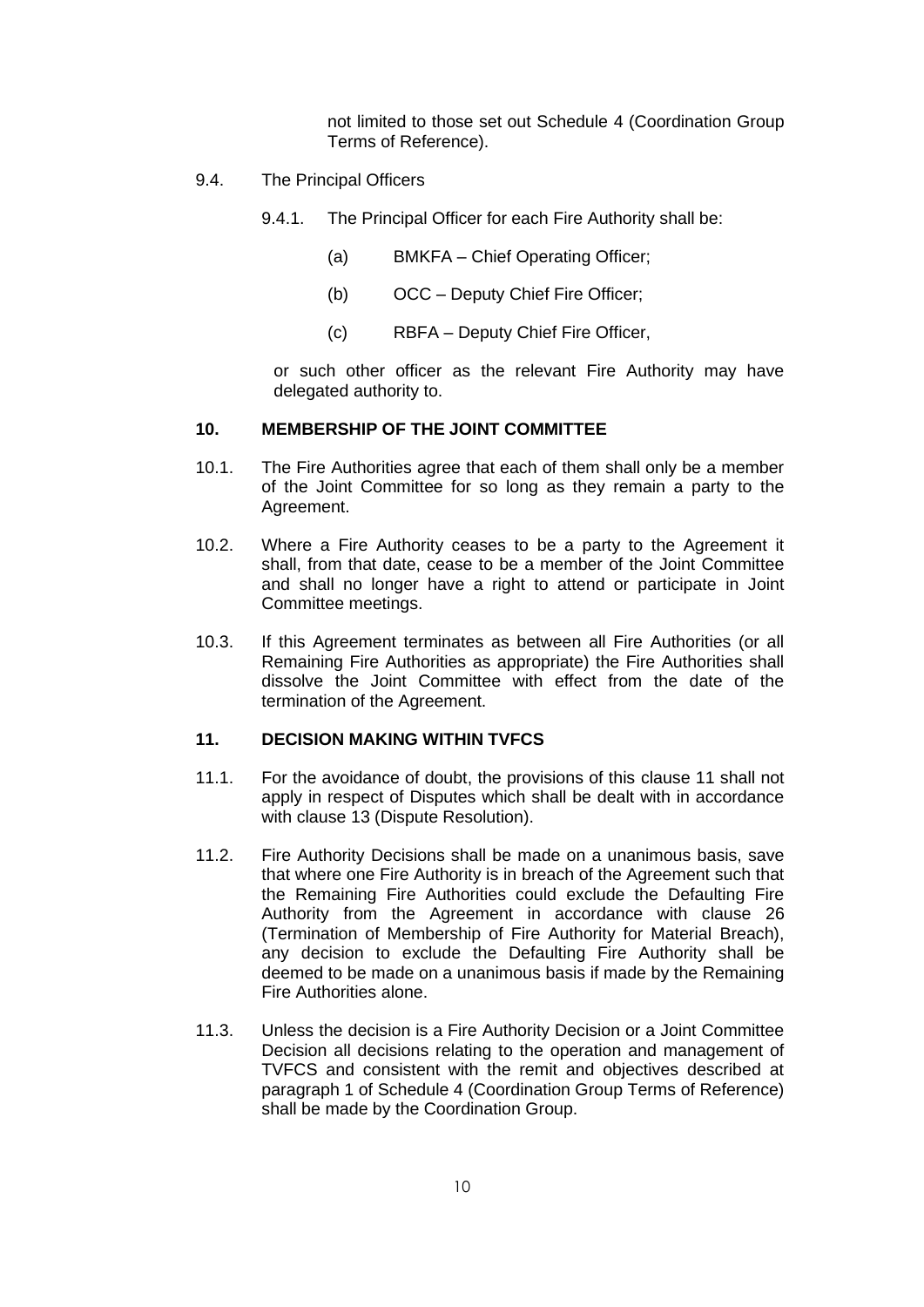not limited to those set out Schedule 4 (Coordination Group Terms of Reference).

9.4. The Principal Officers

9.4.1. The Principal Officer for each Fire Authority shall be:

(a) BMKFA – Chief Operating Officer;

(b) OCC – Deputy Chief Fire Officer;

(c) RBFA – Deputy Chief Fire Officer,

or such other officer as the relevant Fire Authority may have delegated authority to.

## 10. MEMBERSHIP OF THE JOINT COMMITTEE

10.1. The Fire Authorities agree that each of them shall only be a member of the Joint Committee for so long as they remain a party to the Agreement.

10.2. Where a Fire Authority ceases to be a party to the Agreement it shall, from that date, cease to be a member of the Joint Committee and shall no longer have a right to attend or participate in Joint Committee meetings.

10.3. If this Agreement terminates as between all Fire Authorities (or all Remaining Fire Authorities as appropriate) the Fire Authorities shall dissolve the Joint Committee with effect from the date of the termination of the Agreement.

## 11. DECISION MAKING WITHIN TVFCS

11.1. For the avoidance of doubt, the provisions of this clause 11 shall not apply in respect of Disputes which shall be dealt with in accordance with clause 13 (Dispute Resolution).

11.2. Fire Authority Decisions shall be made on a unanimous basis, save that where one Fire Authority is in breach of the Agreement such that the Remaining Fire Authorities could exclude the Defaulting Fire Authority from the Agreement in accordance with clause 26 (Termination of Membership of Fire Authority for Material Breach), any decision to exclude the Defaulting Fire Authority shall be deemed to be made on a unanimous basis if made by the Remaining Fire Authorities alone.

11.3. Unless the decision is a Fire Authority Decision or a Joint Committee Decision all decisions relating to the operation and management of TVFCS and consistent with the remit and objectives described at paragraph 1 of Schedule 4 (Coordination Group Terms of Reference) shall be made by the Coordination Group.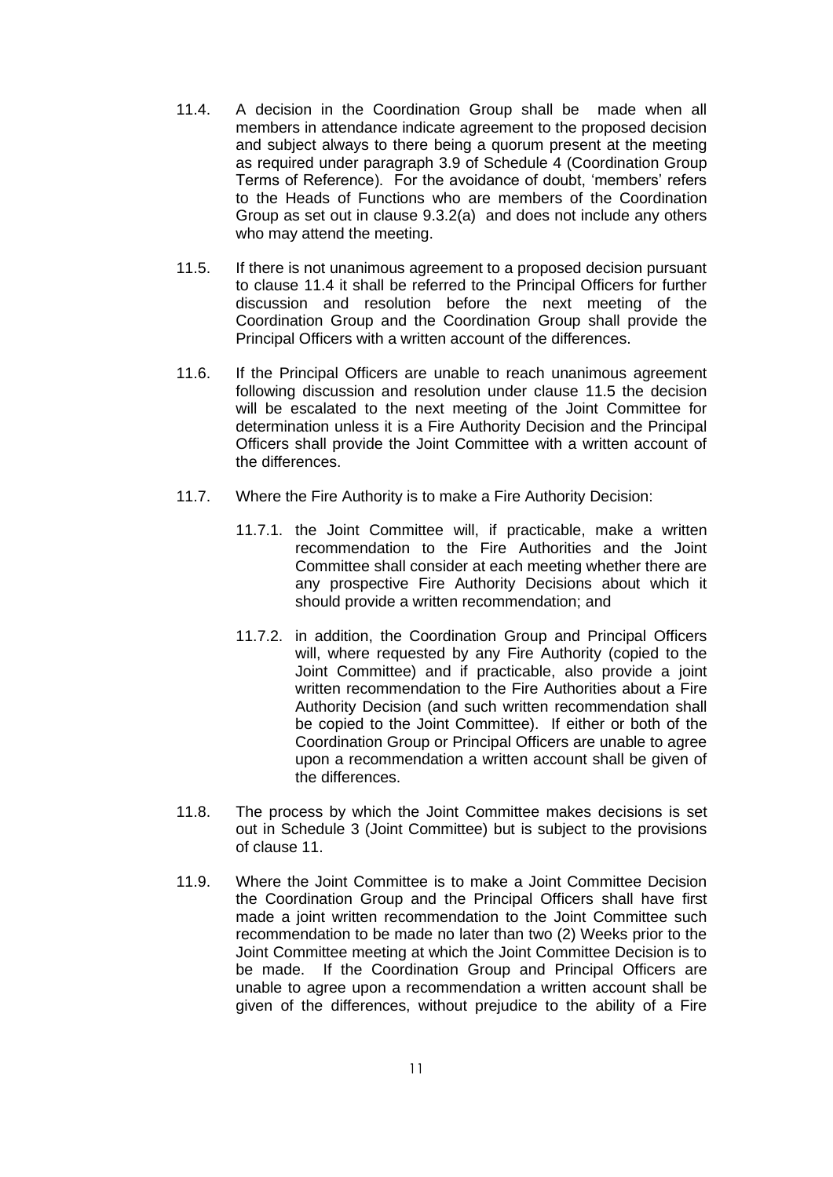11.4. A decision in the Coordination Group shall be made when all members in attendance indicate agreement to the proposed decision and subject always to there being a quorum present at the meeting as required under paragraph 3.9 of Schedule 4 (Coordination Group Terms of Reference). For the avoidance of doubt, 'members' refers to the Heads of Functions who are members of the Coordination Group as set out in clause 9.3.2(a) and does not include any others who may attend the meeting.

11.5. If there is not unanimous agreement to a proposed decision pursuant to clause 11.4 it shall be referred to the Principal Officers for further discussion and resolution before the next meeting of the Coordination Group and the Coordination Group shall provide the Principal Officers with a written account of the differences.

11.6. If the Principal Officers are unable to reach unanimous agreement following discussion and resolution under clause 11.5 the decision will be escalated to the next meeting of the Joint Committee for determination unless it is a Fire Authority Decision and the Principal Officers shall provide the Joint Committee with a written account of the differences.

11.7. Where the Fire Authority is to make a Fire Authority Decision:

11.7.1. the Joint Committee will, if practicable, make a written recommendation to the Fire Authorities and the Joint Committee shall consider at each meeting whether there are any prospective Fire Authority Decisions about which it should provide a written recommendation; and

11.7.2. in addition, the Coordination Group and Principal Officers will, where requested by any Fire Authority (copied to the Joint Committee) and if practicable, also provide a joint written recommendation to the Fire Authorities about a Fire Authority Decision (and such written recommendation shall be copied to the Joint Committee). If either or both of the Coordination Group or Principal Officers are unable to agree upon a recommendation a written account shall be given of the differences.

11.8. The process by which the Joint Committee makes decisions is set out in Schedule 3 (Joint Committee) but is subject to the provisions of clause 11.

11.9. Where the Joint Committee is to make a Joint Committee Decision the Coordination Group and the Principal Officers shall have first made a joint written recommendation to the Joint Committee such recommendation to be made no later than two (2) Weeks prior to the Joint Committee meeting at which the Joint Committee Decision is to be made. If the Coordination Group and Principal Officers are unable to agree upon a recommendation a written account shall be given of the differences, without prejudice to the ability of a Fire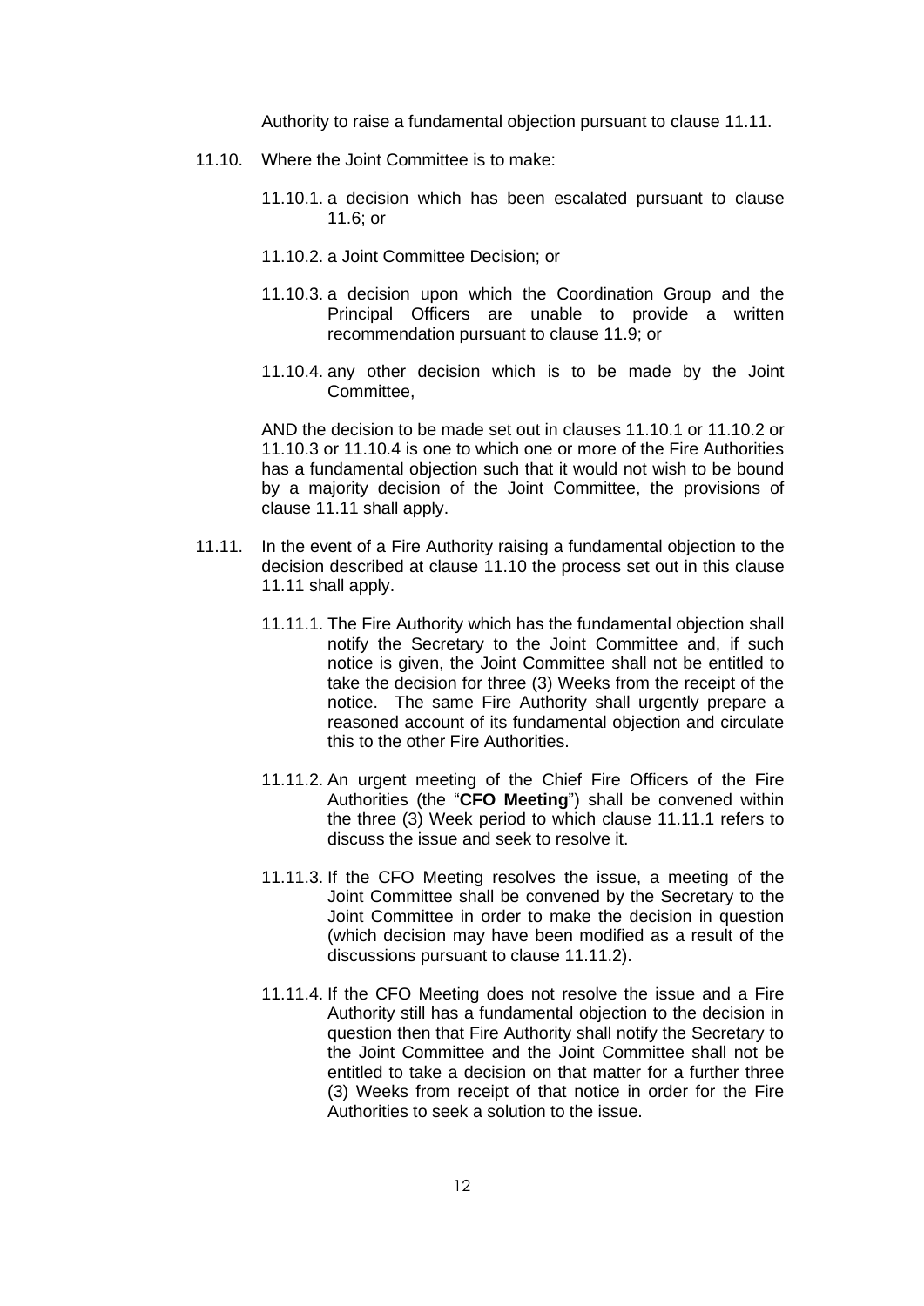Authority to raise a fundamental objection pursuant to clause 11.11.

11.10. Where the Joint Committee is to make:

11.10.1. a decision which has been escalated pursuant to clause 11.6; or

11.10.2. a Joint Committee Decision; or

11.10.3. a decision upon which the Coordination Group and the Principal Officers are unable to provide a written recommendation pursuant to clause 11.9; or

11.10.4. any other decision which is to be made by the Joint Committee,

AND the decision to be made set out in clauses 11.10.1 or 11.10.2 or 11.10.3 or 11.10.4 is one to which one or more of the Fire Authorities has a fundamental objection such that it would not wish to be bound by a majority decision of the Joint Committee, the provisions of clause 11.11 shall apply.

11.11. In the event of a Fire Authority raising a fundamental objection to the decision described at clause 11.10 the process set out in this clause 11.11 shall apply.

11.11.1. The Fire Authority which has the fundamental objection shall notify the Secretary to the Joint Committee and, if such notice is given, the Joint Committee shall not be entitled to take the decision for three (3) Weeks from the receipt of the notice. The same Fire Authority shall urgently prepare a reasoned account of its fundamental objection and circulate this to the other Fire Authorities.

11.11.2. An urgent meeting of the Chief Fire Officers of the Fire Authorities (the "**CFO Meeting**") shall be convened within the three (3) Week period to which clause 11.11.1 refers to discuss the issue and seek to resolve it.

11.11.3. If the CFO Meeting resolves the issue, a meeting of the Joint Committee shall be convened by the Secretary to the Joint Committee in order to make the decision in question (which decision may have been modified as a result of the discussions pursuant to clause 11.11.2).

11.11.4. If the CFO Meeting does not resolve the issue and a Fire Authority still has a fundamental objection to the decision in question then that Fire Authority shall notify the Secretary to the Joint Committee and the Joint Committee shall not be entitled to take a decision on that matter for a further three (3) Weeks from receipt of that notice in order for the Fire Authorities to seek a solution to the issue.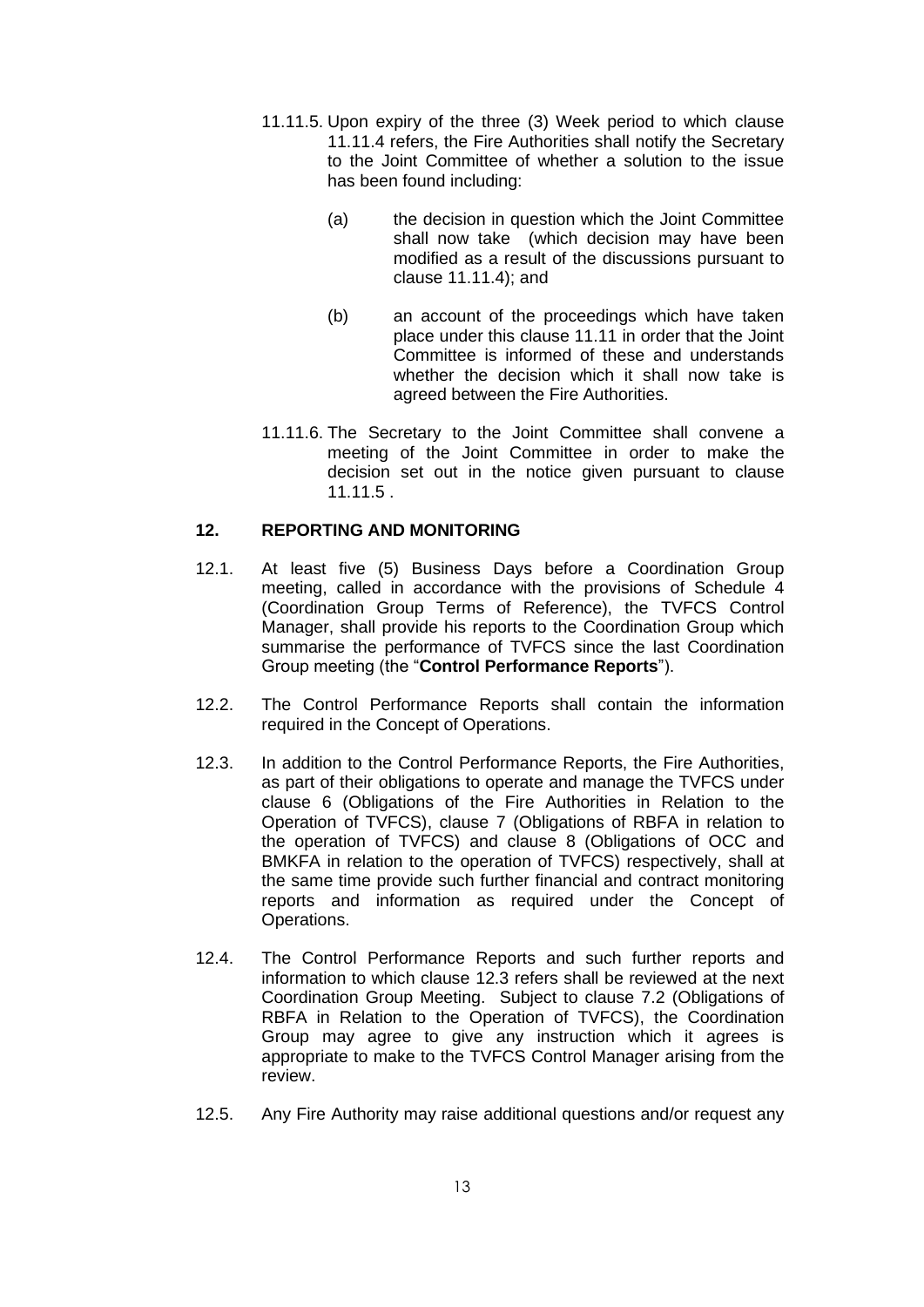11.11.5. Upon expiry of the three (3) Week period to which clause 11.11.4 refers, the Fire Authorities shall notify the Secretary to the Joint Committee of whether a solution to the issue has been found including:

(a) the decision in question which the Joint Committee shall now take (which decision may have been modified as a result of the discussions pursuant to clause 11.11.4); and

(b) an account of the proceedings which have taken place under this clause 11.11 in order that the Joint Committee is informed of these and understands whether the decision which it shall now take is agreed between the Fire Authorities.

11.11.6. The Secretary to the Joint Committee shall convene a meeting of the Joint Committee in order to make the decision set out in the notice given pursuant to clause 11.11.5 .

## 12. REPORTING AND MONITORING

12.1. At least five (5) Business Days before a Coordination Group meeting, called in accordance with the provisions of Schedule 4 (Coordination Group Terms of Reference), the TVFCS Control Manager, shall provide his reports to the Coordination Group which summarise the performance of TVFCS since the last Coordination Group meeting (the "**Control Performance Reports**").

12.2. The Control Performance Reports shall contain the information required in the Concept of Operations.

12.3. In addition to the Control Performance Reports, the Fire Authorities, as part of their obligations to operate and manage the TVFCS under clause 6 (Obligations of the Fire Authorities in Relation to the Operation of TVFCS), clause 7 (Obligations of RBFA in relation to the operation of TVFCS) and clause 8 (Obligations of OCC and BMKFA in relation to the operation of TVFCS) respectively, shall at the same time provide such further financial and contract monitoring reports and information as required under the Concept of Operations.

12.4. The Control Performance Reports and such further reports and information to which clause 12.3 refers shall be reviewed at the next Coordination Group Meeting. Subject to clause 7.2 (Obligations of RBFA in Relation to the Operation of TVFCS), the Coordination Group may agree to give any instruction which it agrees is appropriate to make to the TVFCS Control Manager arising from the review.

12.5. Any Fire Authority may raise additional questions and/or request any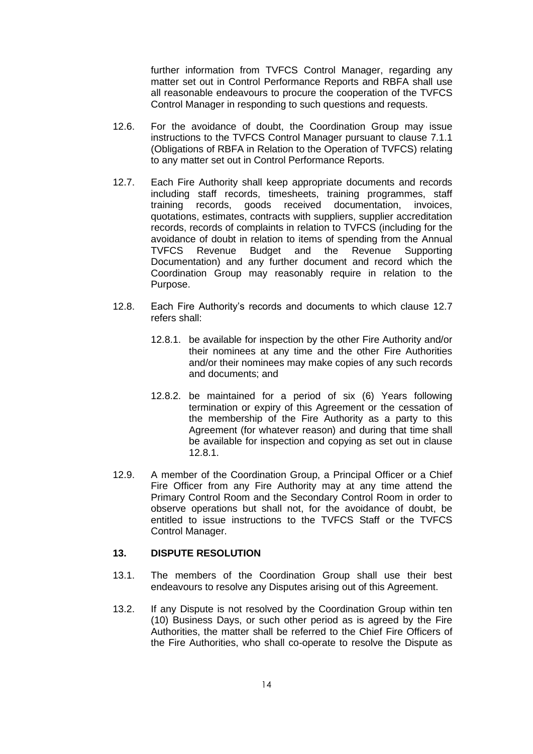further information from TVFCS Control Manager, regarding any matter set out in Control Performance Reports and RBFA shall use all reasonable endeavours to procure the cooperation of the TVFCS Control Manager in responding to such questions and requests.

12.6. For the avoidance of doubt, the Coordination Group may issue instructions to the TVFCS Control Manager pursuant to clause 7.1.1 (Obligations of RBFA in Relation to the Operation of TVFCS) relating to any matter set out in Control Performance Reports.

12.7. Each Fire Authority shall keep appropriate documents and records including staff records, timesheets, training programmes, staff training records, goods received documentation, invoices, quotations, estimates, contracts with suppliers, supplier accreditation records, records of complaints in relation to TVFCS (including for the avoidance of doubt in relation to items of spending from the Annual TVFCS Revenue Budget and the Revenue Supporting Documentation) and any further document and record which the Coordination Group may reasonably require in relation to the Purpose.

12.8. Each Fire Authority's records and documents to which clause 12.7 refers shall:

12.8.1. be available for inspection by the other Fire Authority and/or their nominees at any time and the other Fire Authorities and/or their nominees may make copies of any such records and documents; and

12.8.2. be maintained for a period of six (6) Years following termination or expiry of this Agreement or the cessation of the membership of the Fire Authority as a party to this Agreement (for whatever reason) and during that time shall be available for inspection and copying as set out in clause 12.8.1.

12.9. A member of the Coordination Group, a Principal Officer or a Chief Fire Officer from any Fire Authority may at any time attend the Primary Control Room and the Secondary Control Room in order to observe operations but shall not, for the avoidance of doubt, be entitled to issue instructions to the TVFCS Staff or the TVFCS Control Manager.

## 13. DISPUTE RESOLUTION

13.1. The members of the Coordination Group shall use their best endeavours to resolve any Disputes arising out of this Agreement.

13.2. If any Dispute is not resolved by the Coordination Group within ten (10) Business Days, or such other period as is agreed by the Fire Authorities, the matter shall be referred to the Chief Fire Officers of the Fire Authorities, who shall co-operate to resolve the Dispute as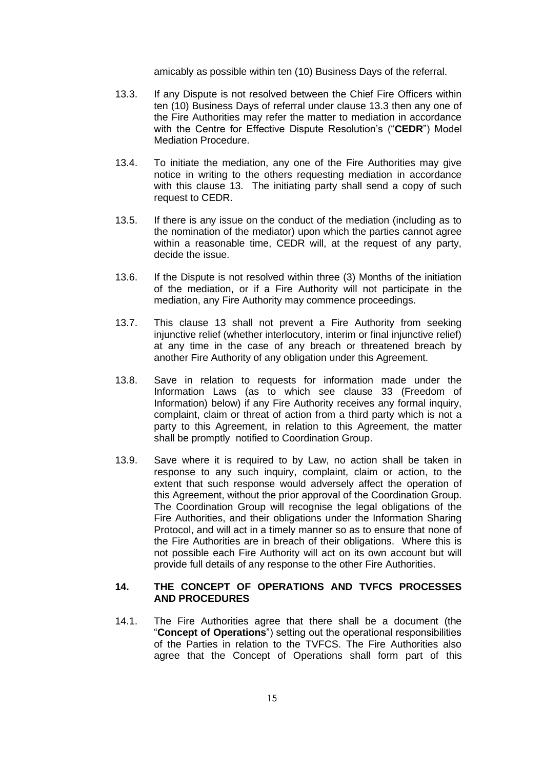amicably as possible within ten (10) Business Days of the referral.

13.3. If any Dispute is not resolved between the Chief Fire Officers within ten (10) Business Days of referral under clause 13.3 then any one of the Fire Authorities may refer the matter to mediation in accordance with the Centre for Effective Dispute Resolution's ("**CEDR**") Model Mediation Procedure.

13.4. To initiate the mediation, any one of the Fire Authorities may give notice in writing to the others requesting mediation in accordance with this clause 13. The initiating party shall send a copy of such request to CEDR.

13.5. If there is any issue on the conduct of the mediation (including as to the nomination of the mediator) upon which the parties cannot agree within a reasonable time, CEDR will, at the request of any party, decide the issue.

13.6. If the Dispute is not resolved within three (3) Months of the initiation of the mediation, or if a Fire Authority will not participate in the mediation, any Fire Authority may commence proceedings.

13.7. This clause 13 shall not prevent a Fire Authority from seeking injunctive relief (whether interlocutory, interim or final injunctive relief) at any time in the case of any breach or threatened breach by another Fire Authority of any obligation under this Agreement.

13.8. Save in relation to requests for information made under the Information Laws (as to which see clause 33 (Freedom of Information) below) if any Fire Authority receives any formal inquiry, complaint, claim or threat of action from a third party which is not a party to this Agreement, in relation to this Agreement, the matter shall be promptly notified to Coordination Group.

13.9. Save where it is required to by Law, no action shall be taken in response to any such inquiry, complaint, claim or action, to the extent that such response would adversely affect the operation of this Agreement, without the prior approval of the Coordination Group. The Coordination Group will recognise the legal obligations of the Fire Authorities, and their obligations under the Information Sharing Protocol, and will act in a timely manner so as to ensure that none of the Fire Authorities are in breach of their obligations. Where this is not possible each Fire Authority will act on its own account but will provide full details of any response to the other Fire Authorities.

## 14. THE CONCEPT OF OPERATIONS AND TVFCS PROCESSES AND PROCEDURES

14.1. The Fire Authorities agree that there shall be a document (the "**Concept of Operations**") setting out the operational responsibilities of the Parties in relation to the TVFCS. The Fire Authorities also agree that the Concept of Operations shall form part of this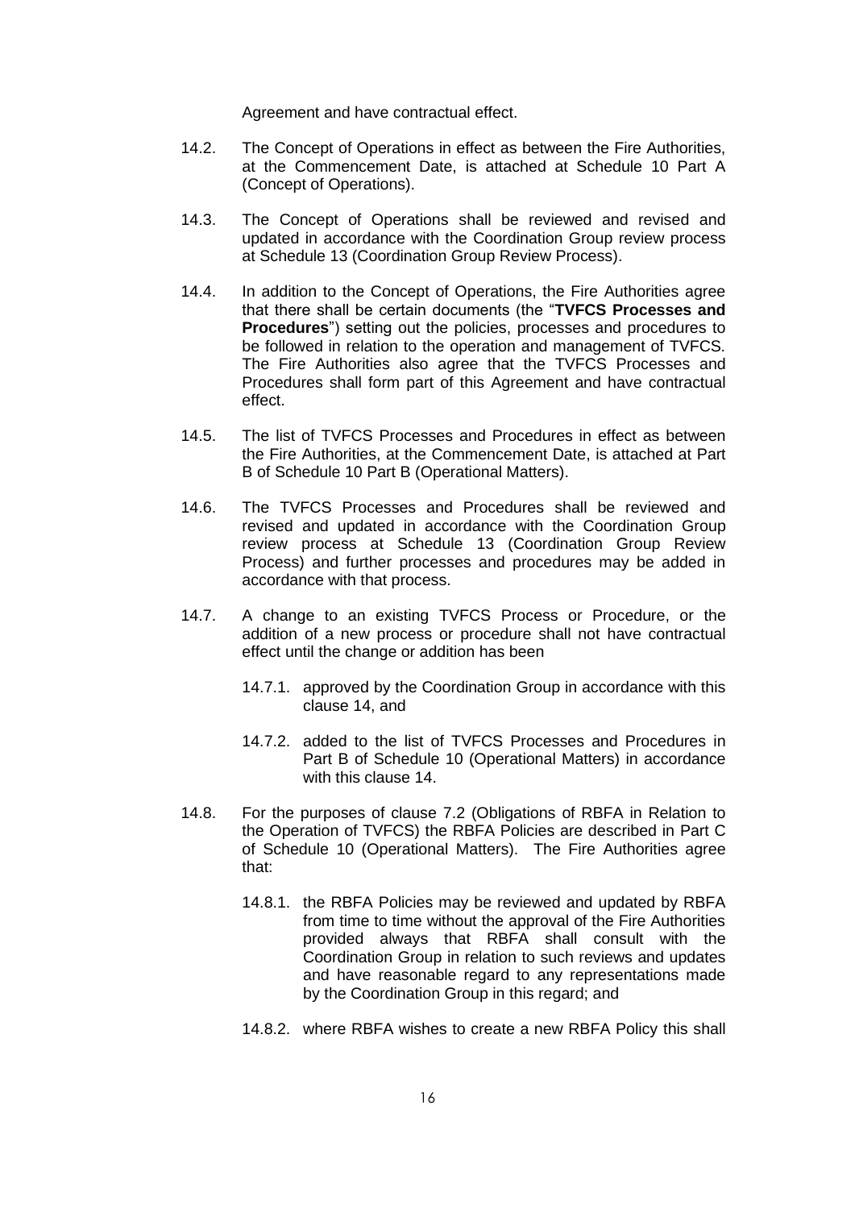Agreement and have contractual effect.

14.2. The Concept of Operations in effect as between the Fire Authorities, at the Commencement Date, is attached at Schedule 10 Part A (Concept of Operations).

14.3. The Concept of Operations shall be reviewed and revised and updated in accordance with the Coordination Group review process at Schedule 13 (Coordination Group Review Process).

14.4. In addition to the Concept of Operations, the Fire Authorities agree that there shall be certain documents (the "**TVFCS Processes and Procedures**") setting out the policies, processes and procedures to be followed in relation to the operation and management of TVFCS. The Fire Authorities also agree that the TVFCS Processes and Procedures shall form part of this Agreement and have contractual effect.

14.5. The list of TVFCS Processes and Procedures in effect as between the Fire Authorities, at the Commencement Date, is attached at Part B of Schedule 10 Part B (Operational Matters).

14.6. The TVFCS Processes and Procedures shall be reviewed and revised and updated in accordance with the Coordination Group review process at Schedule 13 (Coordination Group Review Process) and further processes and procedures may be added in accordance with that process.

14.7. A change to an existing TVFCS Process or Procedure, or the addition of a new process or procedure shall not have contractual effect until the change or addition has been

14.7.1. approved by the Coordination Group in accordance with this clause 14, and

14.7.2. added to the list of TVFCS Processes and Procedures in Part B of Schedule 10 (Operational Matters) in accordance with this clause 14.

14.8. For the purposes of clause 7.2 (Obligations of RBFA in Relation to the Operation of TVFCS) the RBFA Policies are described in Part C of Schedule 10 (Operational Matters). The Fire Authorities agree that:

14.8.1. the RBFA Policies may be reviewed and updated by RBFA from time to time without the approval of the Fire Authorities provided always that RBFA shall consult with the Coordination Group in relation to such reviews and updates and have reasonable regard to any representations made by the Coordination Group in this regard; and

14.8.2. where RBFA wishes to create a new RBFA Policy this shall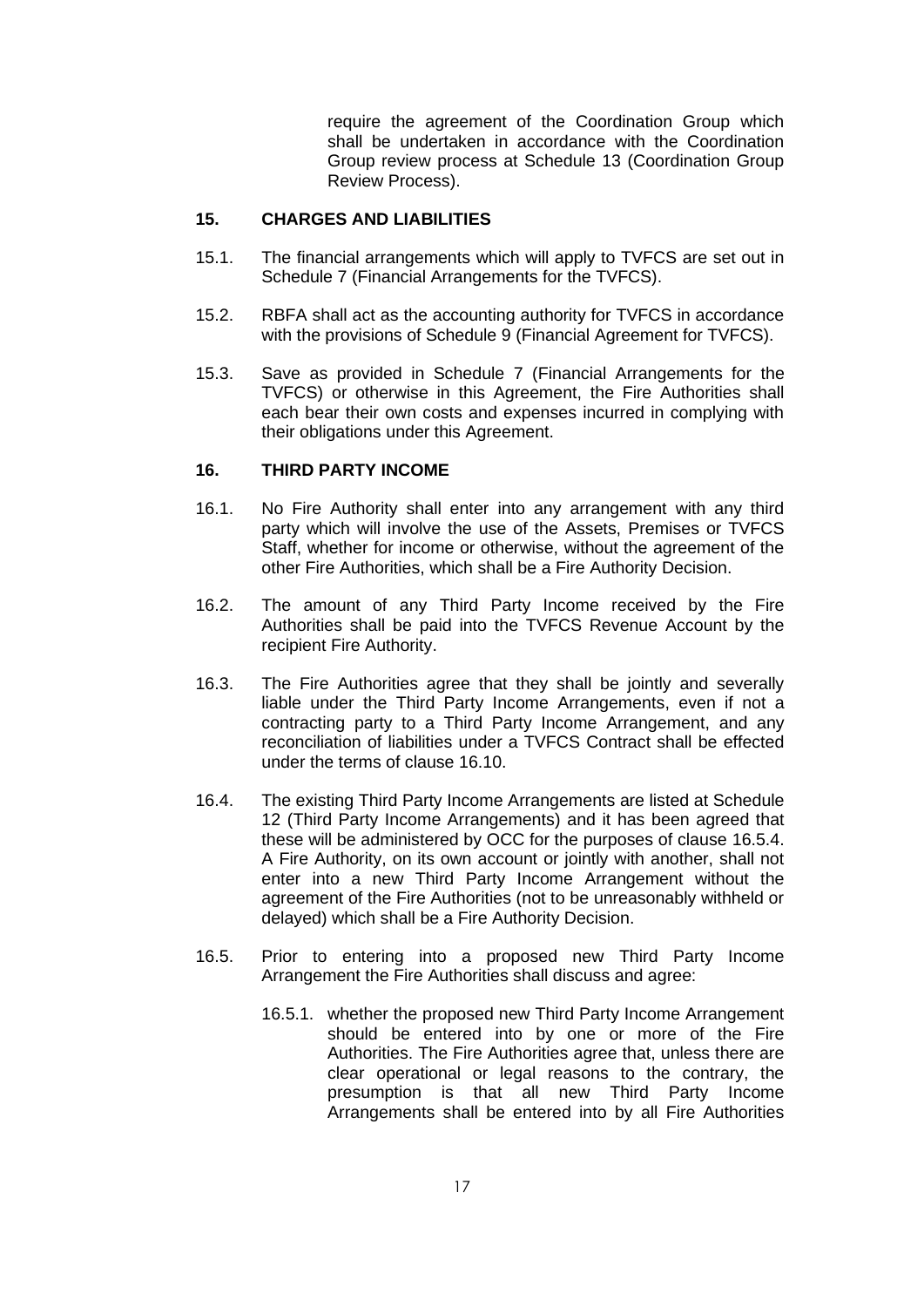require the agreement of the Coordination Group which shall be undertaken in accordance with the Coordination Group review process at Schedule 13 (Coordination Group Review Process).

## 15. CHARGES AND LIABILITIES

15.1. The financial arrangements which will apply to TVFCS are set out in Schedule 7 (Financial Arrangements for the TVFCS).

15.2. RBFA shall act as the accounting authority for TVFCS in accordance with the provisions of Schedule 9 (Financial Agreement for TVFCS).

15.3. Save as provided in Schedule 7 (Financial Arrangements for the TVFCS) or otherwise in this Agreement, the Fire Authorities shall each bear their own costs and expenses incurred in complying with their obligations under this Agreement.

## 16. THIRD PARTY INCOME

16.1. No Fire Authority shall enter into any arrangement with any third party which will involve the use of the Assets, Premises or TVFCS Staff, whether for income or otherwise, without the agreement of the other Fire Authorities, which shall be a Fire Authority Decision.

16.2. The amount of any Third Party Income received by the Fire Authorities shall be paid into the TVFCS Revenue Account by the recipient Fire Authority.

16.3. The Fire Authorities agree that they shall be jointly and severally liable under the Third Party Income Arrangements, even if not a contracting party to a Third Party Income Arrangement, and any reconciliation of liabilities under a TVFCS Contract shall be effected under the terms of clause 16.10.

16.4. The existing Third Party Income Arrangements are listed at Schedule 12 (Third Party Income Arrangements) and it has been agreed that these will be administered by OCC for the purposes of clause 16.5.4. A Fire Authority, on its own account or jointly with another, shall not enter into a new Third Party Income Arrangement without the agreement of the Fire Authorities (not to be unreasonably withheld or delayed) which shall be a Fire Authority Decision.

16.5. Prior to entering into a proposed new Third Party Income Arrangement the Fire Authorities shall discuss and agree:

16.5.1. whether the proposed new Third Party Income Arrangement should be entered into by one or more of the Fire Authorities. The Fire Authorities agree that, unless there are clear operational or legal reasons to the contrary, the presumption is that all new Third Party Income Arrangements shall be entered into by all Fire Authorities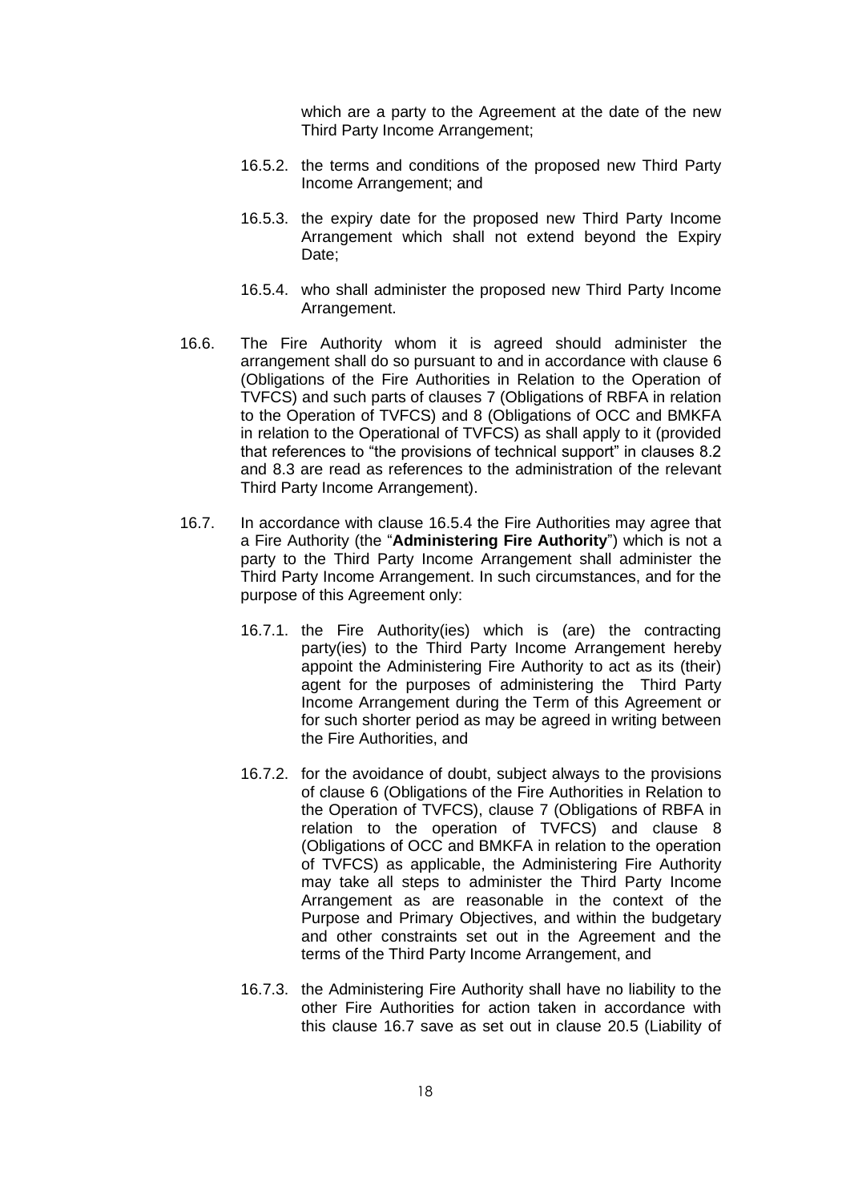which are a party to the Agreement at the date of the new Third Party Income Arrangement;

16.5.2. the terms and conditions of the proposed new Third Party Income Arrangement; and

16.5.3. the expiry date for the proposed new Third Party Income Arrangement which shall not extend beyond the Expiry Date;

16.5.4. who shall administer the proposed new Third Party Income Arrangement.

16.6. The Fire Authority whom it is agreed should administer the arrangement shall do so pursuant to and in accordance with clause 6 (Obligations of the Fire Authorities in Relation to the Operation of TVFCS) and such parts of clauses 7 (Obligations of RBFA in relation to the Operation of TVFCS) and 8 (Obligations of OCC and BMKFA in relation to the Operational of TVFCS) as shall apply to it (provided that references to "the provisions of technical support" in clauses 8.2 and 8.3 are read as references to the administration of the relevant Third Party Income Arrangement).

16.7. In accordance with clause 16.5.4 the Fire Authorities may agree that a Fire Authority (the "**Administering Fire Authority**") which is not a party to the Third Party Income Arrangement shall administer the Third Party Income Arrangement. In such circumstances, and for the purpose of this Agreement only:

16.7.1. the Fire Authority(ies) which is (are) the contracting party(ies) to the Third Party Income Arrangement hereby appoint the Administering Fire Authority to act as its (their) agent for the purposes of administering the Third Party Income Arrangement during the Term of this Agreement or for such shorter period as may be agreed in writing between the Fire Authorities, and

16.7.2. for the avoidance of doubt, subject always to the provisions of clause 6 (Obligations of the Fire Authorities in Relation to the Operation of TVFCS), clause 7 (Obligations of RBFA in relation to the operation of TVFCS) and clause 8 (Obligations of OCC and BMKFA in relation to the operation of TVFCS) as applicable, the Administering Fire Authority may take all steps to administer the Third Party Income Arrangement as are reasonable in the context of the Purpose and Primary Objectives, and within the budgetary and other constraints set out in the Agreement and the terms of the Third Party Income Arrangement, and

16.7.3. the Administering Fire Authority shall have no liability to the other Fire Authorities for action taken in accordance with this clause 16.7 save as set out in clause 20.5 (Liability of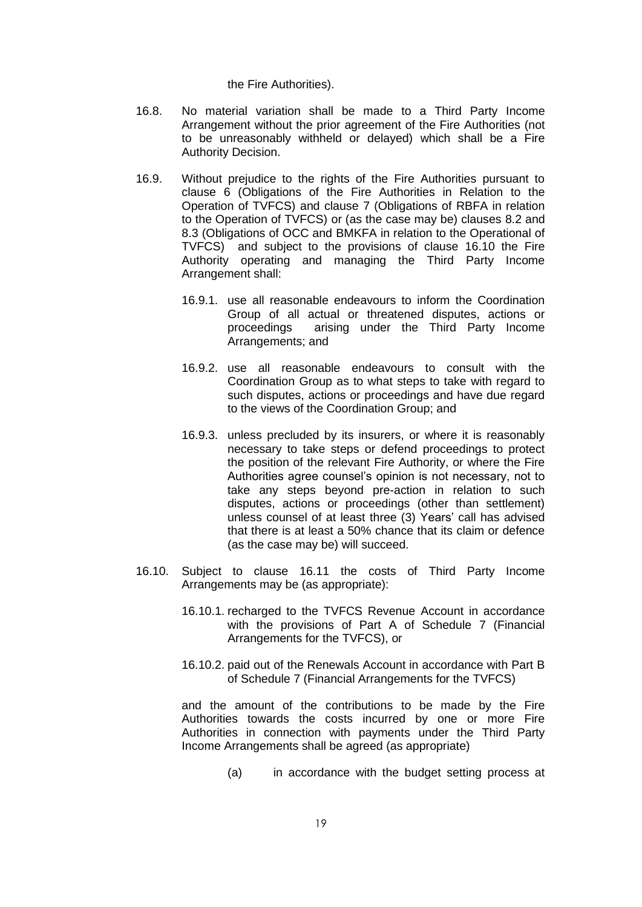the Fire Authorities).

16.8. No material variation shall be made to a Third Party Income Arrangement without the prior agreement of the Fire Authorities (not to be unreasonably withheld or delayed) which shall be a Fire Authority Decision.

16.9. Without prejudice to the rights of the Fire Authorities pursuant to clause 6 (Obligations of the Fire Authorities in Relation to the Operation of TVFCS) and clause 7 (Obligations of RBFA in relation to the Operation of TVFCS) or (as the case may be) clauses 8.2 and 8.3 (Obligations of OCC and BMKFA in relation to the Operational of TVFCS) and subject to the provisions of clause 16.10 the Fire Authority operating and managing the Third Party Income Arrangement shall:

16.9.1. use all reasonable endeavours to inform the Coordination Group of all actual or threatened disputes, actions or proceedings arising under the Third Party Income Arrangements; and

16.9.2. use all reasonable endeavours to consult with the Coordination Group as to what steps to take with regard to such disputes, actions or proceedings and have due regard to the views of the Coordination Group; and

16.9.3. unless precluded by its insurers, or where it is reasonably necessary to take steps or defend proceedings to protect the position of the relevant Fire Authority, or where the Fire Authorities agree counsel's opinion is not necessary, not to take any steps beyond pre-action in relation to such disputes, actions or proceedings (other than settlement) unless counsel of at least three (3) Years' call has advised that there is at least a 50% chance that its claim or defence (as the case may be) will succeed.

16.10. Subject to clause 16.11 the costs of Third Party Income Arrangements may be (as appropriate):

16.10.1. recharged to the TVFCS Revenue Account in accordance with the provisions of Part A of Schedule 7 (Financial Arrangements for the TVFCS), or

16.10.2. paid out of the Renewals Account in accordance with Part B of Schedule 7 (Financial Arrangements for the TVFCS)

and the amount of the contributions to be made by the Fire Authorities towards the costs incurred by one or more Fire Authorities in connection with payments under the Third Party Income Arrangements shall be agreed (as appropriate)

(a) in accordance with the budget setting process at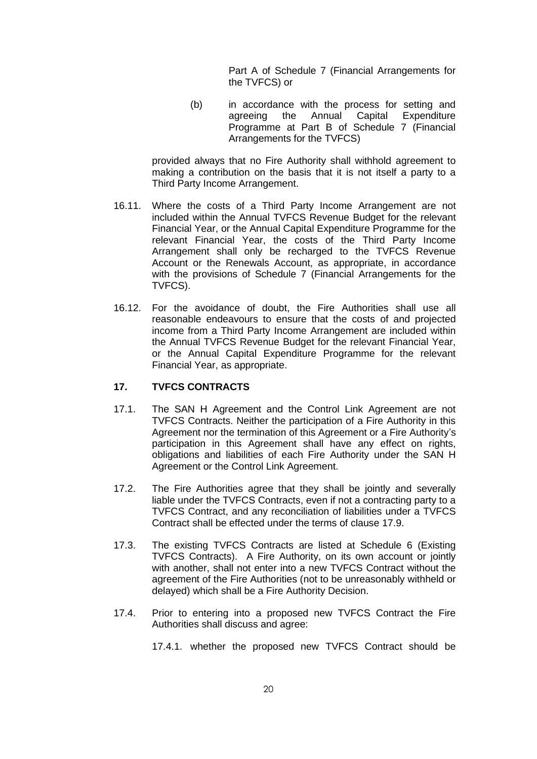Part A of Schedule 7 (Financial Arrangements for the TVFCS) or

(b) in accordance with the process for setting and agreeing the Annual Capital Expenditure Programme at Part B of Schedule 7 (Financial Arrangements for the TVFCS)

provided always that no Fire Authority shall withhold agreement to making a contribution on the basis that it is not itself a party to a Third Party Income Arrangement.

16.11. Where the costs of a Third Party Income Arrangement are not included within the Annual TVFCS Revenue Budget for the relevant Financial Year, or the Annual Capital Expenditure Programme for the relevant Financial Year, the costs of the Third Party Income Arrangement shall only be recharged to the TVFCS Revenue Account or the Renewals Account, as appropriate, in accordance with the provisions of Schedule 7 (Financial Arrangements for the TVFCS).

16.12. For the avoidance of doubt, the Fire Authorities shall use all reasonable endeavours to ensure that the costs of and projected income from a Third Party Income Arrangement are included within the Annual TVFCS Revenue Budget for the relevant Financial Year, or the Annual Capital Expenditure Programme for the relevant Financial Year, as appropriate.

## 17. TVFCS CONTRACTS

17.1. The SAN H Agreement and the Control Link Agreement are not TVFCS Contracts. Neither the participation of a Fire Authority in this Agreement nor the termination of this Agreement or a Fire Authority's participation in this Agreement shall have any effect on rights, obligations and liabilities of each Fire Authority under the SAN H Agreement or the Control Link Agreement.

17.2. The Fire Authorities agree that they shall be jointly and severally liable under the TVFCS Contracts, even if not a contracting party to a TVFCS Contract, and any reconciliation of liabilities under a TVFCS Contract shall be effected under the terms of clause 17.9.

17.3. The existing TVFCS Contracts are listed at Schedule 6 (Existing TVFCS Contracts). A Fire Authority, on its own account or jointly with another, shall not enter into a new TVFCS Contract without the agreement of the Fire Authorities (not to be unreasonably withheld or delayed) which shall be a Fire Authority Decision.

17.4. Prior to entering into a proposed new TVFCS Contract the Fire Authorities shall discuss and agree:

17.4.1. whether the proposed new TVFCS Contract should be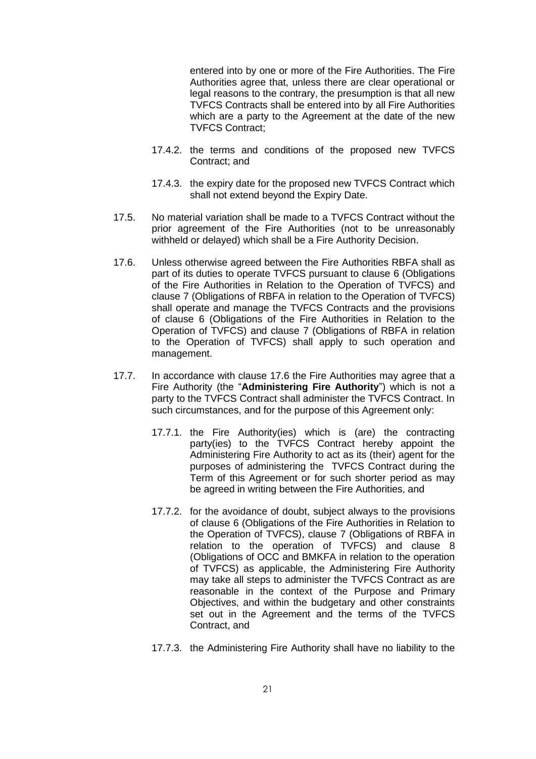entered into by one or more of the Fire Authorities. The Fire Authorities agree that, unless there are clear operational or legal reasons to the contrary, the presumption is that all new TVFCS Contracts shall be entered into by all Fire Authorities which are a party to the Agreement at the date of the new TVFCS Contract;

17.4.2. the terms and conditions of the proposed new TVFCS Contract; and

17.4.3. the expiry date for the proposed new TVFCS Contract which shall not extend beyond the Expiry Date.

17.5. No material variation shall be made to a TVFCS Contract without the prior agreement of the Fire Authorities (not to be unreasonably withheld or delayed) which shall be a Fire Authority Decision.

17.6. Unless otherwise agreed between the Fire Authorities RBFA shall as part of its duties to operate TVFCS pursuant to clause 6 (Obligations of the Fire Authorities in Relation to the Operation of TVFCS) and clause 7 (Obligations of RBFA in relation to the Operation of TVFCS) shall operate and manage the TVFCS Contracts and the provisions of clause 6 (Obligations of the Fire Authorities in Relation to the Operation of TVFCS) and clause 7 (Obligations of RBFA in relation to the Operation of TVFCS) shall apply to such operation and management.

17.7. In accordance with clause 17.6 the Fire Authorities may agree that a Fire Authority (the "**Administering Fire Authority**") which is not a party to the TVFCS Contract shall administer the TVFCS Contract. In such circumstances, and for the purpose of this Agreement only:

17.7.1. the Fire Authority(ies) which is (are) the contracting party(ies) to the TVFCS Contract hereby appoint the Administering Fire Authority to act as its (their) agent for the purposes of administering the TVFCS Contract during the Term of this Agreement or for such shorter period as may be agreed in writing between the Fire Authorities, and

17.7.2. for the avoidance of doubt, subject always to the provisions of clause 6 (Obligations of the Fire Authorities in Relation to the Operation of TVFCS), clause 7 (Obligations of RBFA in relation to the operation of TVFCS) and clause 8 (Obligations of OCC and BMKFA in relation to the operation of TVFCS) as applicable, the Administering Fire Authority may take all steps to administer the TVFCS Contract as are reasonable in the context of the Purpose and Primary Objectives, and within the budgetary and other constraints set out in the Agreement and the terms of the TVFCS Contract, and

17.7.3. the Administering Fire Authority shall have no liability to the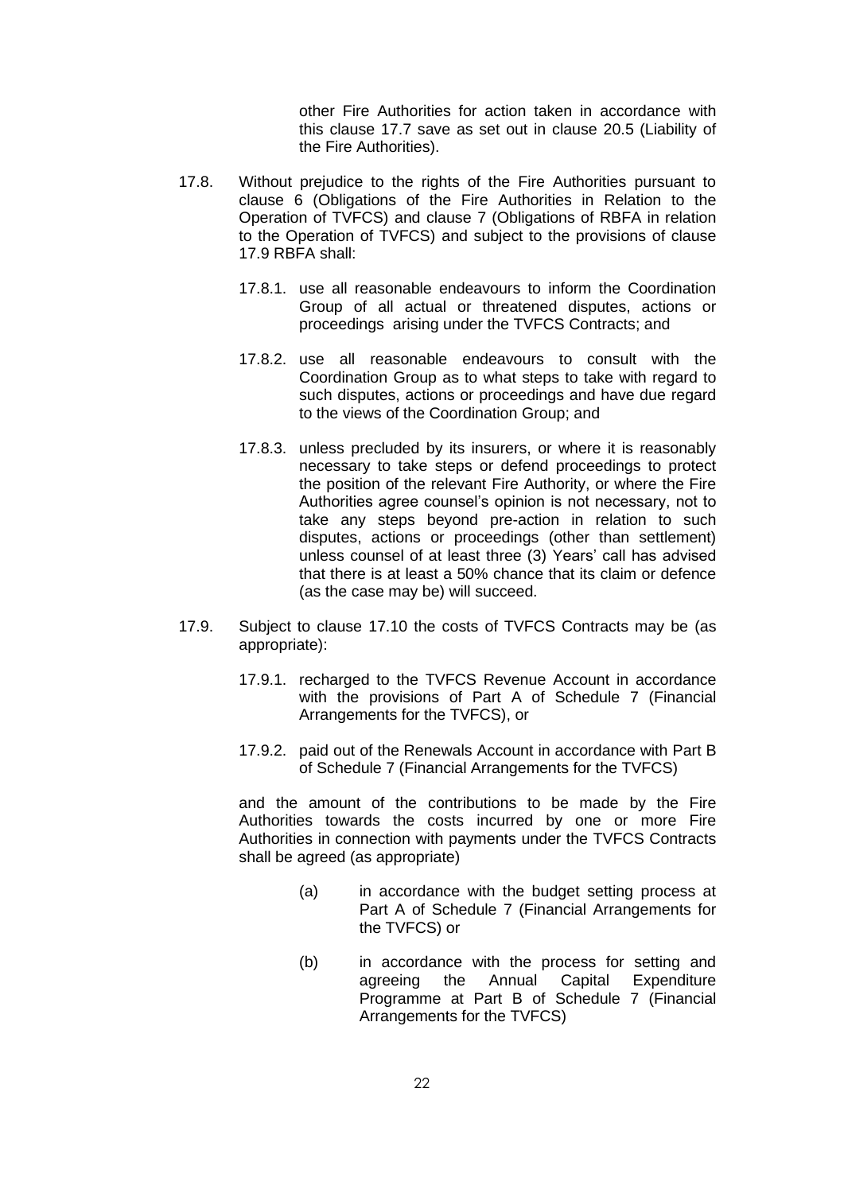other Fire Authorities for action taken in accordance with this clause 17.7 save as set out in clause 20.5 (Liability of the Fire Authorities).

17.8. Without prejudice to the rights of the Fire Authorities pursuant to clause 6 (Obligations of the Fire Authorities in Relation to the Operation of TVFCS) and clause 7 (Obligations of RBFA in relation to the Operation of TVFCS) and subject to the provisions of clause 17.9 RBFA shall:

17.8.1. use all reasonable endeavours to inform the Coordination Group of all actual or threatened disputes, actions or proceedings arising under the TVFCS Contracts; and

17.8.2. use all reasonable endeavours to consult with the Coordination Group as to what steps to take with regard to such disputes, actions or proceedings and have due regard to the views of the Coordination Group; and

17.8.3. unless precluded by its insurers, or where it is reasonably necessary to take steps or defend proceedings to protect the position of the relevant Fire Authority, or where the Fire Authorities agree counsel's opinion is not necessary, not to take any steps beyond pre-action in relation to such disputes, actions or proceedings (other than settlement) unless counsel of at least three (3) Years' call has advised that there is at least a 50% chance that its claim or defence (as the case may be) will succeed.

17.9. Subject to clause 17.10 the costs of TVFCS Contracts may be (as appropriate):

17.9.1. recharged to the TVFCS Revenue Account in accordance with the provisions of Part A of Schedule 7 (Financial Arrangements for the TVFCS), or

17.9.2. paid out of the Renewals Account in accordance with Part B of Schedule 7 (Financial Arrangements for the TVFCS)

and the amount of the contributions to be made by the Fire Authorities towards the costs incurred by one or more Fire Authorities in connection with payments under the TVFCS Contracts shall be agreed (as appropriate)

(a) in accordance with the budget setting process at Part A of Schedule 7 (Financial Arrangements for the TVFCS) or

(b) in accordance with the process for setting and agreeing the Annual Capital Expenditure Programme at Part B of Schedule 7 (Financial Arrangements for the TVFCS)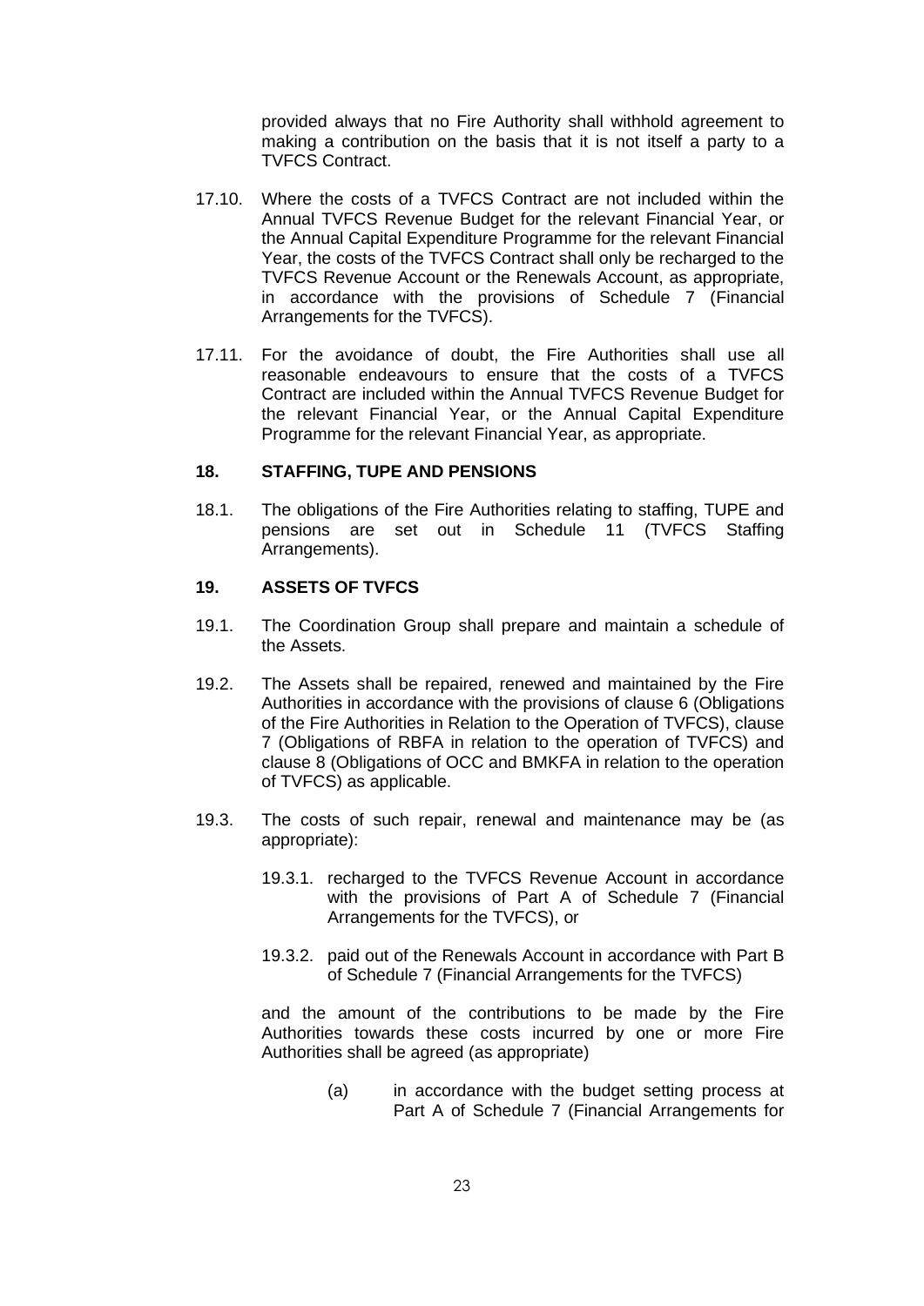provided always that no Fire Authority shall withhold agreement to making a contribution on the basis that it is not itself a party to a TVFCS Contract.

17.10. Where the costs of a TVFCS Contract are not included within the Annual TVFCS Revenue Budget for the relevant Financial Year, or the Annual Capital Expenditure Programme for the relevant Financial Year, the costs of the TVFCS Contract shall only be recharged to the TVFCS Revenue Account or the Renewals Account, as appropriate, in accordance with the provisions of Schedule 7 (Financial Arrangements for the TVFCS).

17.11. For the avoidance of doubt, the Fire Authorities shall use all reasonable endeavours to ensure that the costs of a TVFCS Contract are included within the Annual TVFCS Revenue Budget for the relevant Financial Year, or the Annual Capital Expenditure Programme for the relevant Financial Year, as appropriate.

## 18. STAFFING, TUPE AND PENSIONS

18.1. The obligations of the Fire Authorities relating to staffing, TUPE and pensions are set out in Schedule 11 (TVFCS Staffing Arrangements).

## 19. ASSETS OF TVFCS

19.1. The Coordination Group shall prepare and maintain a schedule of the Assets.

19.2. The Assets shall be repaired, renewed and maintained by the Fire Authorities in accordance with the provisions of clause 6 (Obligations of the Fire Authorities in Relation to the Operation of TVFCS), clause 7 (Obligations of RBFA in relation to the operation of TVFCS) and clause 8 (Obligations of OCC and BMKFA in relation to the operation of TVFCS) as applicable.

19.3. The costs of such repair, renewal and maintenance may be (as appropriate):

19.3.1. recharged to the TVFCS Revenue Account in accordance with the provisions of Part A of Schedule 7 (Financial Arrangements for the TVFCS), or

19.3.2. paid out of the Renewals Account in accordance with Part B of Schedule 7 (Financial Arrangements for the TVFCS)

and the amount of the contributions to be made by the Fire Authorities towards these costs incurred by one or more Fire Authorities shall be agreed (as appropriate)

(a) in accordance with the budget setting process at Part A of Schedule 7 (Financial Arrangements for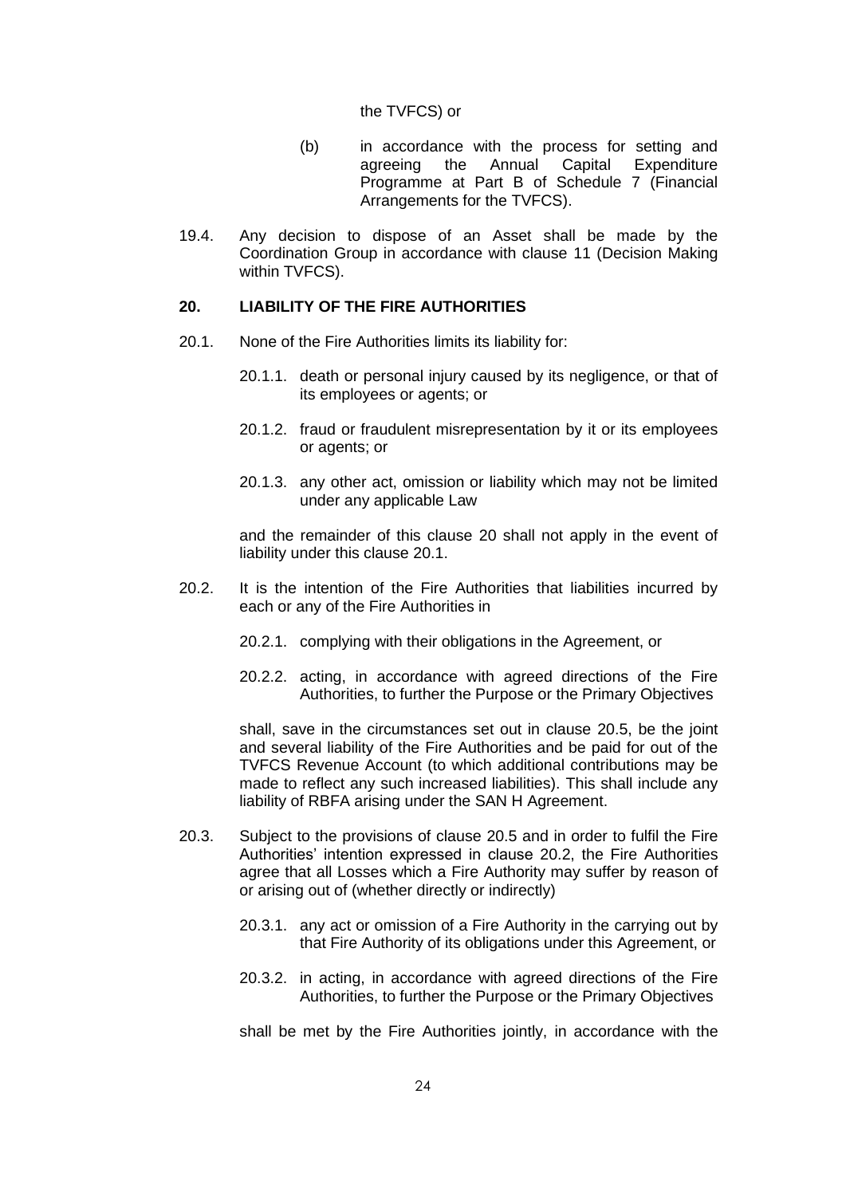the TVFCS) or

(b) in accordance with the process for setting and agreeing the Annual Capital Expenditure Programme at Part B of Schedule 7 (Financial Arrangements for the TVFCS).

19.4. Any decision to dispose of an Asset shall be made by the Coordination Group in accordance with clause 11 (Decision Making within TVFCS).

## 20. LIABILITY OF THE FIRE AUTHORITIES

20.1. None of the Fire Authorities limits its liability for:

20.1.1. death or personal injury caused by its negligence, or that of its employees or agents; or

20.1.2. fraud or fraudulent misrepresentation by it or its employees or agents; or

20.1.3. any other act, omission or liability which may not be limited under any applicable Law

and the remainder of this clause 20 shall not apply in the event of liability under this clause 20.1.

20.2. It is the intention of the Fire Authorities that liabilities incurred by each or any of the Fire Authorities in

20.2.1. complying with their obligations in the Agreement, or

20.2.2. acting, in accordance with agreed directions of the Fire Authorities, to further the Purpose or the Primary Objectives

shall, save in the circumstances set out in clause 20.5, be the joint and several liability of the Fire Authorities and be paid for out of the TVFCS Revenue Account (to which additional contributions may be made to reflect any such increased liabilities). This shall include any liability of RBFA arising under the SAN H Agreement.

20.3. Subject to the provisions of clause 20.5 and in order to fulfil the Fire Authorities' intention expressed in clause 20.2, the Fire Authorities agree that all Losses which a Fire Authority may suffer by reason of or arising out of (whether directly or indirectly)

20.3.1. any act or omission of a Fire Authority in the carrying out by that Fire Authority of its obligations under this Agreement, or

20.3.2. in acting, in accordance with agreed directions of the Fire Authorities, to further the Purpose or the Primary Objectives

shall be met by the Fire Authorities jointly, in accordance with the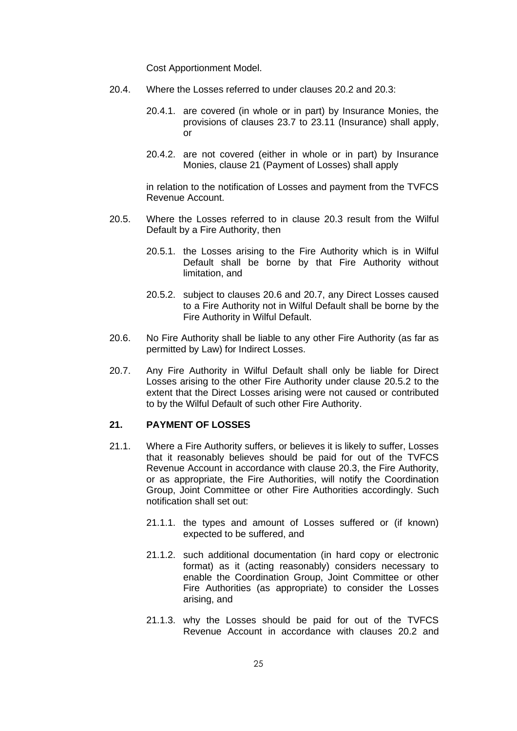Cost Apportionment Model.

20.4. Where the Losses referred to under clauses 20.2 and 20.3:

20.4.1. are covered (in whole or in part) by Insurance Monies, the provisions of clauses 23.7 to 23.11 (Insurance) shall apply, or

20.4.2. are not covered (either in whole or in part) by Insurance Monies, clause 21 (Payment of Losses) shall apply

in relation to the notification of Losses and payment from the TVFCS Revenue Account.

20.5. Where the Losses referred to in clause 20.3 result from the Wilful Default by a Fire Authority, then

20.5.1. the Losses arising to the Fire Authority which is in Wilful Default shall be borne by that Fire Authority without limitation, and

20.5.2. subject to clauses 20.6 and 20.7, any Direct Losses caused to a Fire Authority not in Wilful Default shall be borne by the Fire Authority in Wilful Default.

20.6. No Fire Authority shall be liable to any other Fire Authority (as far as permitted by Law) for Indirect Losses.

20.7. Any Fire Authority in Wilful Default shall only be liable for Direct Losses arising to the other Fire Authority under clause 20.5.2 to the extent that the Direct Losses arising were not caused or contributed to by the Wilful Default of such other Fire Authority.

## 21. PAYMENT OF LOSSES

21.1. Where a Fire Authority suffers, or believes it is likely to suffer, Losses that it reasonably believes should be paid for out of the TVFCS Revenue Account in accordance with clause 20.3, the Fire Authority, or as appropriate, the Fire Authorities, will notify the Coordination Group, Joint Committee or other Fire Authorities accordingly. Such notification shall set out:

21.1.1. the types and amount of Losses suffered or (if known) expected to be suffered, and

21.1.2. such additional documentation (in hard copy or electronic format) as it (acting reasonably) considers necessary to enable the Coordination Group, Joint Committee or other Fire Authorities (as appropriate) to consider the Losses arising, and

21.1.3. why the Losses should be paid for out of the TVFCS Revenue Account in accordance with clauses 20.2 and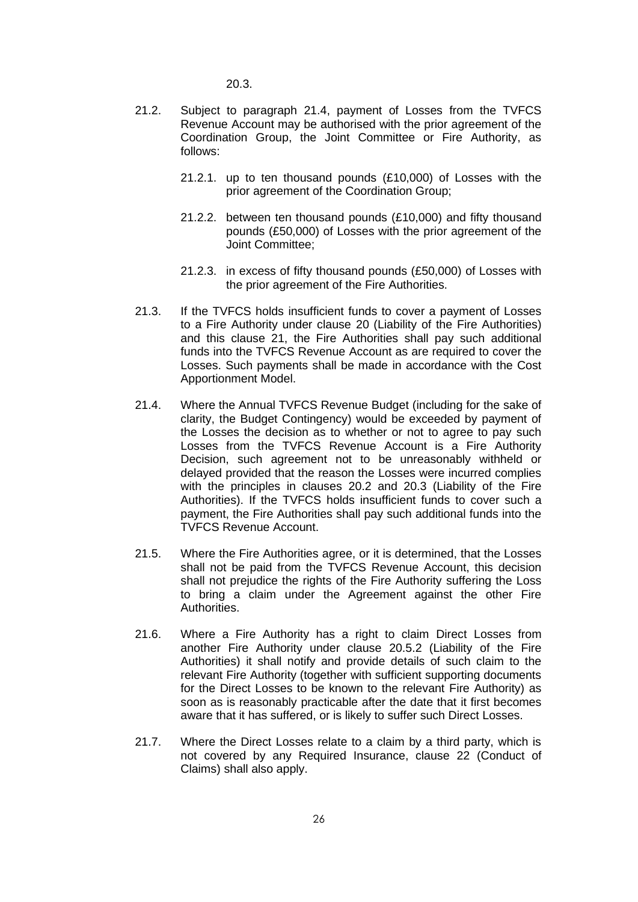20.3.

21.2. Subject to paragraph 21.4, payment of Losses from the TVFCS Revenue Account may be authorised with the prior agreement of the Coordination Group, the Joint Committee or Fire Authority, as follows:

  21.2.1. up to ten thousand pounds (£10,000) of Losses with the prior agreement of the Coordination Group;

  21.2.2. between ten thousand pounds (£10,000) and fifty thousand pounds (£50,000) of Losses with the prior agreement of the Joint Committee;

  21.2.3. in excess of fifty thousand pounds (£50,000) of Losses with the prior agreement of the Fire Authorities.

21.3. If the TVFCS holds insufficient funds to cover a payment of Losses to a Fire Authority under clause 20 (Liability of the Fire Authorities) and this clause 21, the Fire Authorities shall pay such additional funds into the TVFCS Revenue Account as are required to cover the Losses. Such payments shall be made in accordance with the Cost Apportionment Model.

21.4. Where the Annual TVFCS Revenue Budget (including for the sake of clarity, the Budget Contingency) would be exceeded by payment of the Losses the decision as to whether or not to agree to pay such Losses from the TVFCS Revenue Account is a Fire Authority Decision, such agreement not to be unreasonably withheld or delayed provided that the reason the Losses were incurred complies with the principles in clauses 20.2 and 20.3 (Liability of the Fire Authorities). If the TVFCS holds insufficient funds to cover such a payment, the Fire Authorities shall pay such additional funds into the TVFCS Revenue Account.

21.5. Where the Fire Authorities agree, or it is determined, that the Losses shall not be paid from the TVFCS Revenue Account, this decision shall not prejudice the rights of the Fire Authority suffering the Loss to bring a claim under the Agreement against the other Fire Authorities.

21.6. Where a Fire Authority has a right to claim Direct Losses from another Fire Authority under clause 20.5.2 (Liability of the Fire Authorities) it shall notify and provide details of such claim to the relevant Fire Authority (together with sufficient supporting documents for the Direct Losses to be known to the relevant Fire Authority) as soon as is reasonably practicable after the date that it first becomes aware that it has suffered, or is likely to suffer such Direct Losses.

21.7. Where the Direct Losses relate to a claim by a third party, which is not covered by any Required Insurance, clause 22 (Conduct of Claims) shall also apply.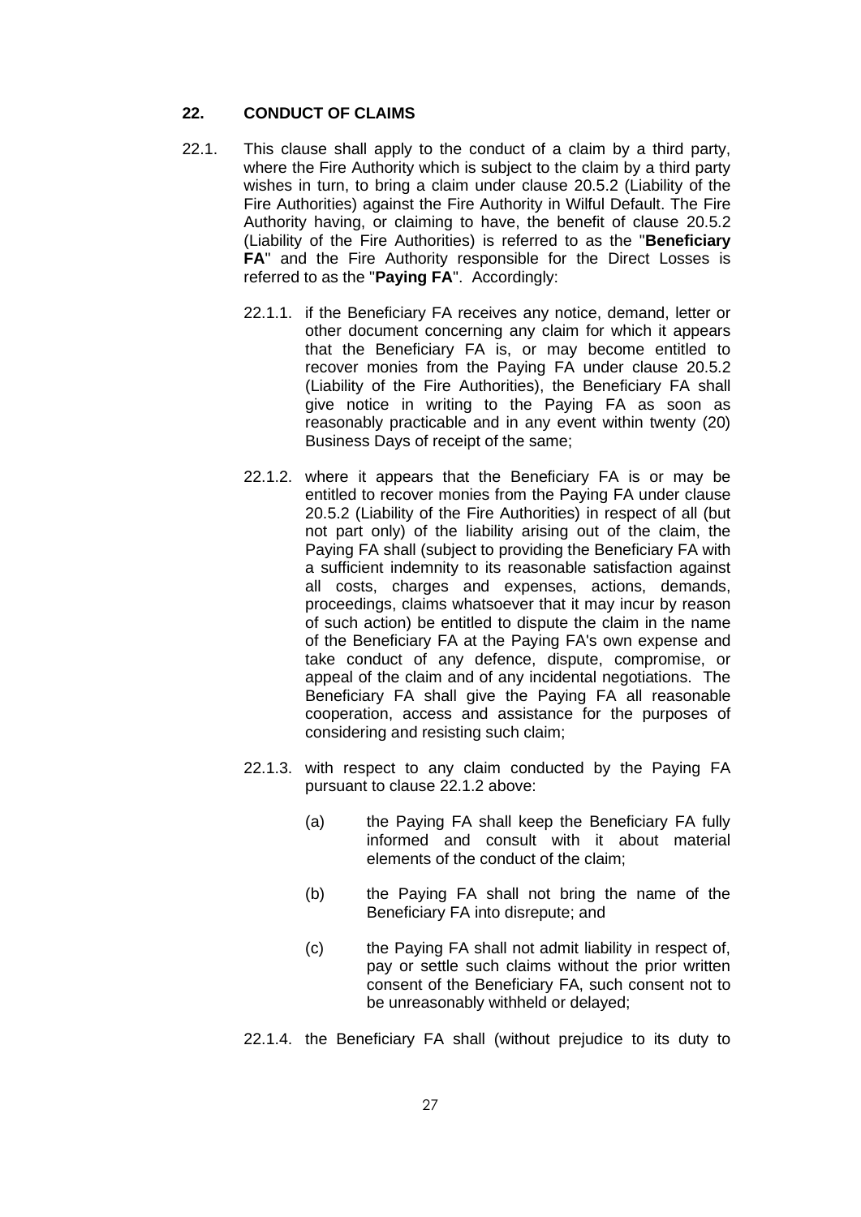## 22. CONDUCT OF CLAIMS

22.1. This clause shall apply to the conduct of a claim by a third party, where the Fire Authority which is subject to the claim by a third party wishes in turn, to bring a claim under clause 20.5.2 (Liability of the Fire Authorities) against the Fire Authority in Wilful Default. The Fire Authority having, or claiming to have, the benefit of clause 20.5.2 (Liability of the Fire Authorities) is referred to as the "**Beneficiary FA**" and the Fire Authority responsible for the Direct Losses is referred to as the "**Paying FA**". Accordingly:

22.1.1. if the Beneficiary FA receives any notice, demand, letter or other document concerning any claim for which it appears that the Beneficiary FA is, or may become entitled to recover monies from the Paying FA under clause 20.5.2 (Liability of the Fire Authorities), the Beneficiary FA shall give notice in writing to the Paying FA as soon as reasonably practicable and in any event within twenty (20) Business Days of receipt of the same;

22.1.2. where it appears that the Beneficiary FA is or may be entitled to recover monies from the Paying FA under clause 20.5.2 (Liability of the Fire Authorities) in respect of all (but not part only) of the liability arising out of the claim, the Paying FA shall (subject to providing the Beneficiary FA with a sufficient indemnity to its reasonable satisfaction against all costs, charges and expenses, actions, demands, proceedings, claims whatsoever that it may incur by reason of such action) be entitled to dispute the claim in the name of the Beneficiary FA at the Paying FA's own expense and take conduct of any defence, dispute, compromise, or appeal of the claim and of any incidental negotiations. The Beneficiary FA shall give the Paying FA all reasonable cooperation, access and assistance for the purposes of considering and resisting such claim;

22.1.3. with respect to any claim conducted by the Paying FA pursuant to clause 22.1.2 above:

(a) the Paying FA shall keep the Beneficiary FA fully informed and consult with it about material elements of the conduct of the claim;

(b) the Paying FA shall not bring the name of the Beneficiary FA into disrepute; and

(c) the Paying FA shall not admit liability in respect of, pay or settle such claims without the prior written consent of the Beneficiary FA, such consent not to be unreasonably withheld or delayed;

22.1.4. the Beneficiary FA shall (without prejudice to its duty to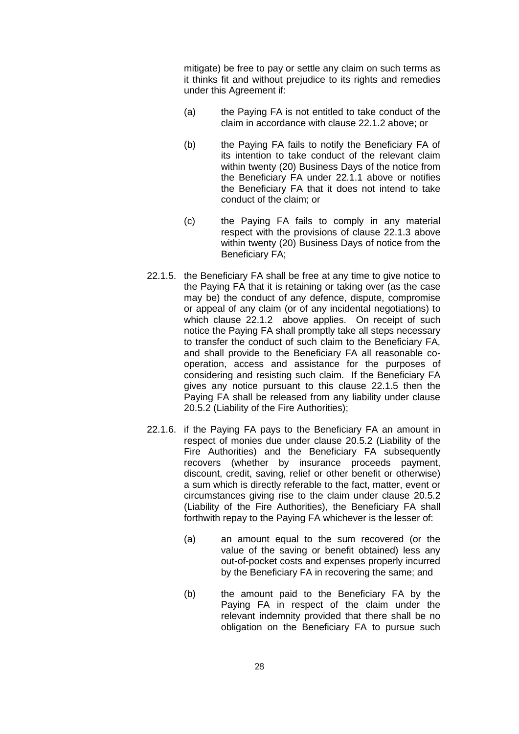mitigate) be free to pay or settle any claim on such terms as it thinks fit and without prejudice to its rights and remedies under this Agreement if:

(a) the Paying FA is not entitled to take conduct of the claim in accordance with clause 22.1.2 above; or

(b) the Paying FA fails to notify the Beneficiary FA of its intention to take conduct of the relevant claim within twenty (20) Business Days of the notice from the Beneficiary FA under 22.1.1 above or notifies the Beneficiary FA that it does not intend to take conduct of the claim; or

(c) the Paying FA fails to comply in any material respect with the provisions of clause 22.1.3 above within twenty (20) Business Days of notice from the Beneficiary FA;

22.1.5. the Beneficiary FA shall be free at any time to give notice to the Paying FA that it is retaining or taking over (as the case may be) the conduct of any defence, dispute, compromise or appeal of any claim (or of any incidental negotiations) to which clause 22.1.2 above applies. On receipt of such notice the Paying FA shall promptly take all steps necessary to transfer the conduct of such claim to the Beneficiary FA, and shall provide to the Beneficiary FA all reasonable co-operation, access and assistance for the purposes of considering and resisting such claim. If the Beneficiary FA gives any notice pursuant to this clause 22.1.5 then the Paying FA shall be released from any liability under clause 20.5.2 (Liability of the Fire Authorities);

22.1.6. if the Paying FA pays to the Beneficiary FA an amount in respect of monies due under clause 20.5.2 (Liability of the Fire Authorities) and the Beneficiary FA subsequently recovers (whether by insurance proceeds payment, discount, credit, saving, relief or other benefit or otherwise) a sum which is directly referable to the fact, matter, event or circumstances giving rise to the claim under clause 20.5.2 (Liability of the Fire Authorities), the Beneficiary FA shall forthwith repay to the Paying FA whichever is the lesser of:

(a) an amount equal to the sum recovered (or the value of the saving or benefit obtained) less any out-of-pocket costs and expenses properly incurred by the Beneficiary FA in recovering the same; and

(b) the amount paid to the Beneficiary FA by the Paying FA in respect of the claim under the relevant indemnity provided that there shall be no obligation on the Beneficiary FA to pursue such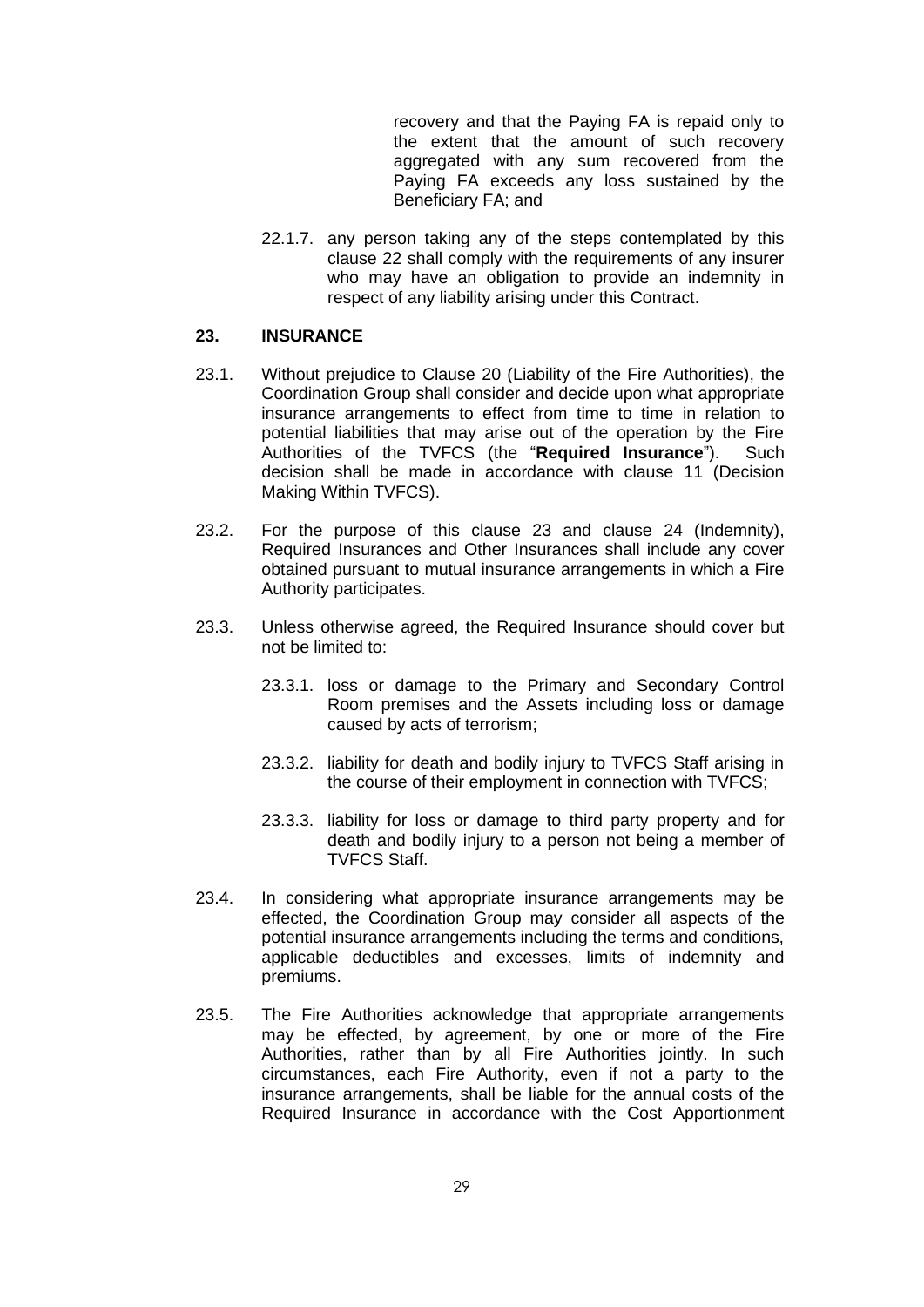recovery and that the Paying FA is repaid only to the extent that the amount of such recovery aggregated with any sum recovered from the Paying FA exceeds any loss sustained by the Beneficiary FA; and

22.1.7. any person taking any of the steps contemplated by this clause 22 shall comply with the requirements of any insurer who may have an obligation to provide an indemnity in respect of any liability arising under this Contract.

## 23. INSURANCE

23.1. Without prejudice to Clause 20 (Liability of the Fire Authorities), the Coordination Group shall consider and decide upon what appropriate insurance arrangements to effect from time to time in relation to potential liabilities that may arise out of the operation by the Fire Authorities of the TVFCS (the "**Required Insurance**"). Such decision shall be made in accordance with clause 11 (Decision Making Within TVFCS).

23.2. For the purpose of this clause 23 and clause 24 (Indemnity), Required Insurances and Other Insurances shall include any cover obtained pursuant to mutual insurance arrangements in which a Fire Authority participates.

23.3. Unless otherwise agreed, the Required Insurance should cover but not be limited to:

23.3.1. loss or damage to the Primary and Secondary Control Room premises and the Assets including loss or damage caused by acts of terrorism;

23.3.2. liability for death and bodily injury to TVFCS Staff arising in the course of their employment in connection with TVFCS;

23.3.3. liability for loss or damage to third party property and for death and bodily injury to a person not being a member of TVFCS Staff.

23.4. In considering what appropriate insurance arrangements may be effected, the Coordination Group may consider all aspects of the potential insurance arrangements including the terms and conditions, applicable deductibles and excesses, limits of indemnity and premiums.

23.5. The Fire Authorities acknowledge that appropriate arrangements may be effected, by agreement, by one or more of the Fire Authorities, rather than by all Fire Authorities jointly. In such circumstances, each Fire Authority, even if not a party to the insurance arrangements, shall be liable for the annual costs of the Required Insurance in accordance with the Cost Apportionment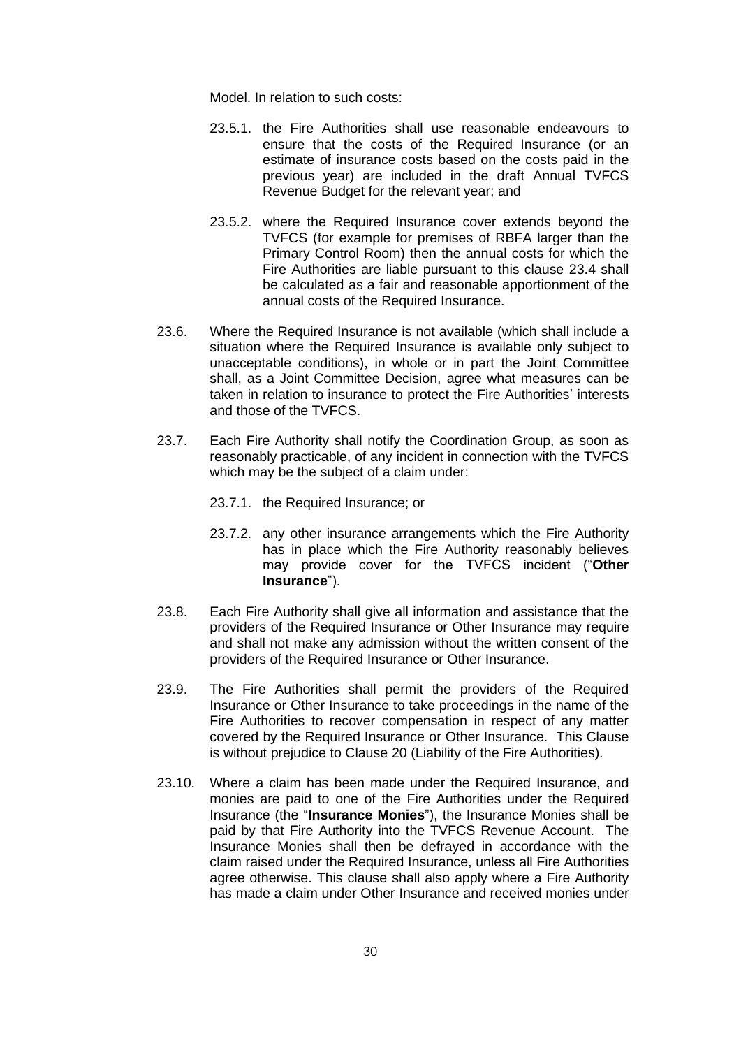Model. In relation to such costs:

23.5.1. the Fire Authorities shall use reasonable endeavours to ensure that the costs of the Required Insurance (or an estimate of insurance costs based on the costs paid in the previous year) are included in the draft Annual TVFCS Revenue Budget for the relevant year; and

23.5.2. where the Required Insurance cover extends beyond the TVFCS (for example for premises of RBFA larger than the Primary Control Room) then the annual costs for which the Fire Authorities are liable pursuant to this clause 23.4 shall be calculated as a fair and reasonable apportionment of the annual costs of the Required Insurance.

23.6. Where the Required Insurance is not available (which shall include a situation where the Required Insurance is available only subject to unacceptable conditions), in whole or in part the Joint Committee shall, as a Joint Committee Decision, agree what measures can be taken in relation to insurance to protect the Fire Authorities' interests and those of the TVFCS.

23.7. Each Fire Authority shall notify the Coordination Group, as soon as reasonably practicable, of any incident in connection with the TVFCS which may be the subject of a claim under:

23.7.1. the Required Insurance; or

23.7.2. any other insurance arrangements which the Fire Authority has in place which the Fire Authority reasonably believes may provide cover for the TVFCS incident ("**Other Insurance**").

23.8. Each Fire Authority shall give all information and assistance that the providers of the Required Insurance or Other Insurance may require and shall not make any admission without the written consent of the providers of the Required Insurance or Other Insurance.

23.9. The Fire Authorities shall permit the providers of the Required Insurance or Other Insurance to take proceedings in the name of the Fire Authorities to recover compensation in respect of any matter covered by the Required Insurance or Other Insurance. This Clause is without prejudice to Clause 20 (Liability of the Fire Authorities).

23.10. Where a claim has been made under the Required Insurance, and monies are paid to one of the Fire Authorities under the Required Insurance (the "**Insurance Monies**"), the Insurance Monies shall be paid by that Fire Authority into the TVFCS Revenue Account. The Insurance Monies shall then be defrayed in accordance with the claim raised under the Required Insurance, unless all Fire Authorities agree otherwise. This clause shall also apply where a Fire Authority has made a claim under Other Insurance and received monies under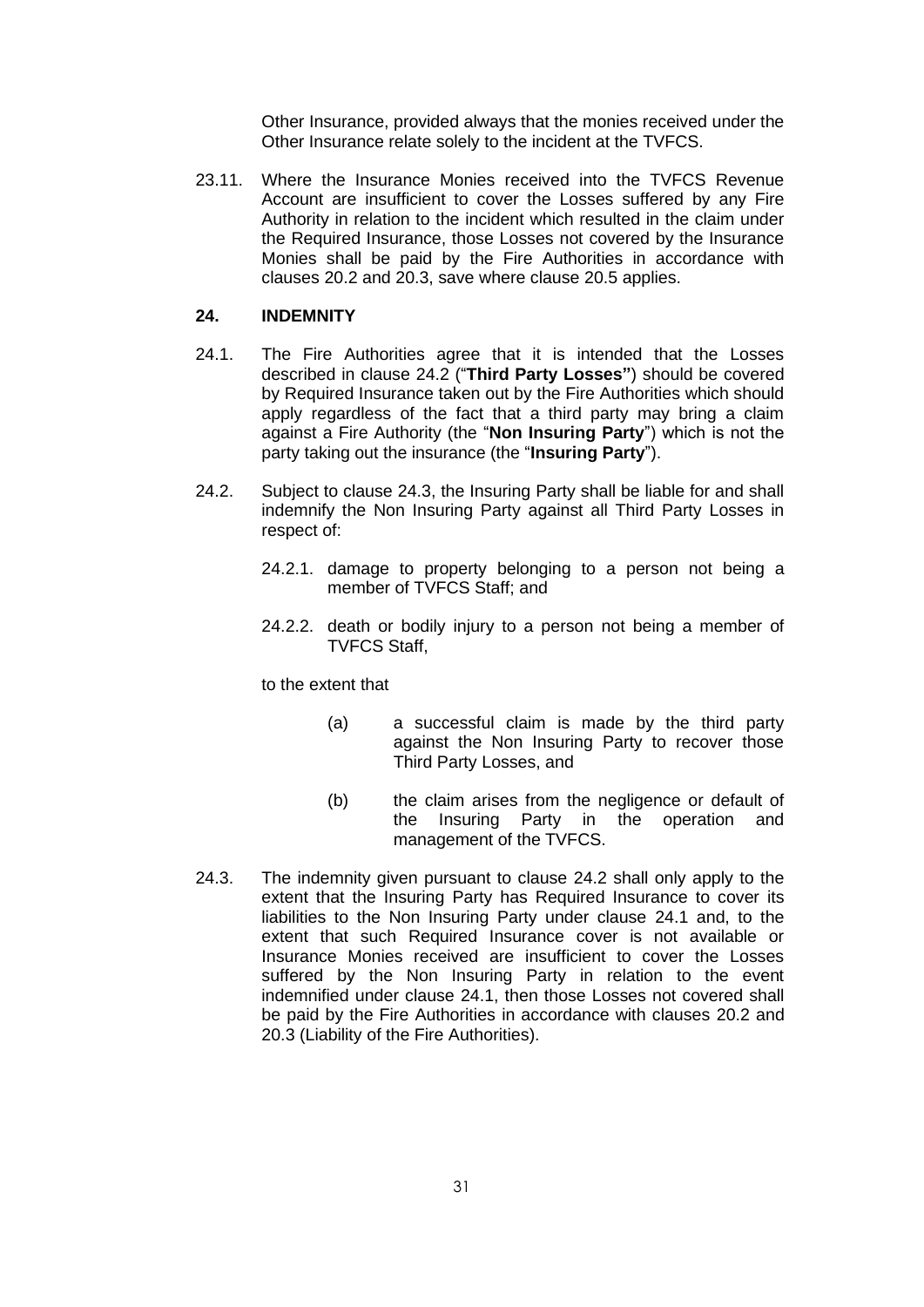Other Insurance, provided always that the monies received under the Other Insurance relate solely to the incident at the TVFCS.

23.11. Where the Insurance Monies received into the TVFCS Revenue Account are insufficient to cover the Losses suffered by any Fire Authority in relation to the incident which resulted in the claim under the Required Insurance, those Losses not covered by the Insurance Monies shall be paid by the Fire Authorities in accordance with clauses 20.2 and 20.3, save where clause 20.5 applies.

## 24. INDEMNITY

24.1. The Fire Authorities agree that it is intended that the Losses described in clause 24.2 ("**Third Party Losses"**) should be covered by Required Insurance taken out by the Fire Authorities which should apply regardless of the fact that a third party may bring a claim against a Fire Authority (the "**Non Insuring Party**") which is not the party taking out the insurance (the "**Insuring Party**").

24.2. Subject to clause 24.3, the Insuring Party shall be liable for and shall indemnify the Non Insuring Party against all Third Party Losses in respect of:

24.2.1. damage to property belonging to a person not being a member of TVFCS Staff; and

24.2.2. death or bodily injury to a person not being a member of TVFCS Staff,

to the extent that

(a) a successful claim is made by the third party against the Non Insuring Party to recover those Third Party Losses, and

(b) the claim arises from the negligence or default of the Insuring Party in the operation and management of the TVFCS.

24.3. The indemnity given pursuant to clause 24.2 shall only apply to the extent that the Insuring Party has Required Insurance to cover its liabilities to the Non Insuring Party under clause 24.1 and, to the extent that such Required Insurance cover is not available or Insurance Monies received are insufficient to cover the Losses suffered by the Non Insuring Party in relation to the event indemnified under clause 24.1, then those Losses not covered shall be paid by the Fire Authorities in accordance with clauses 20.2 and 20.3 (Liability of the Fire Authorities).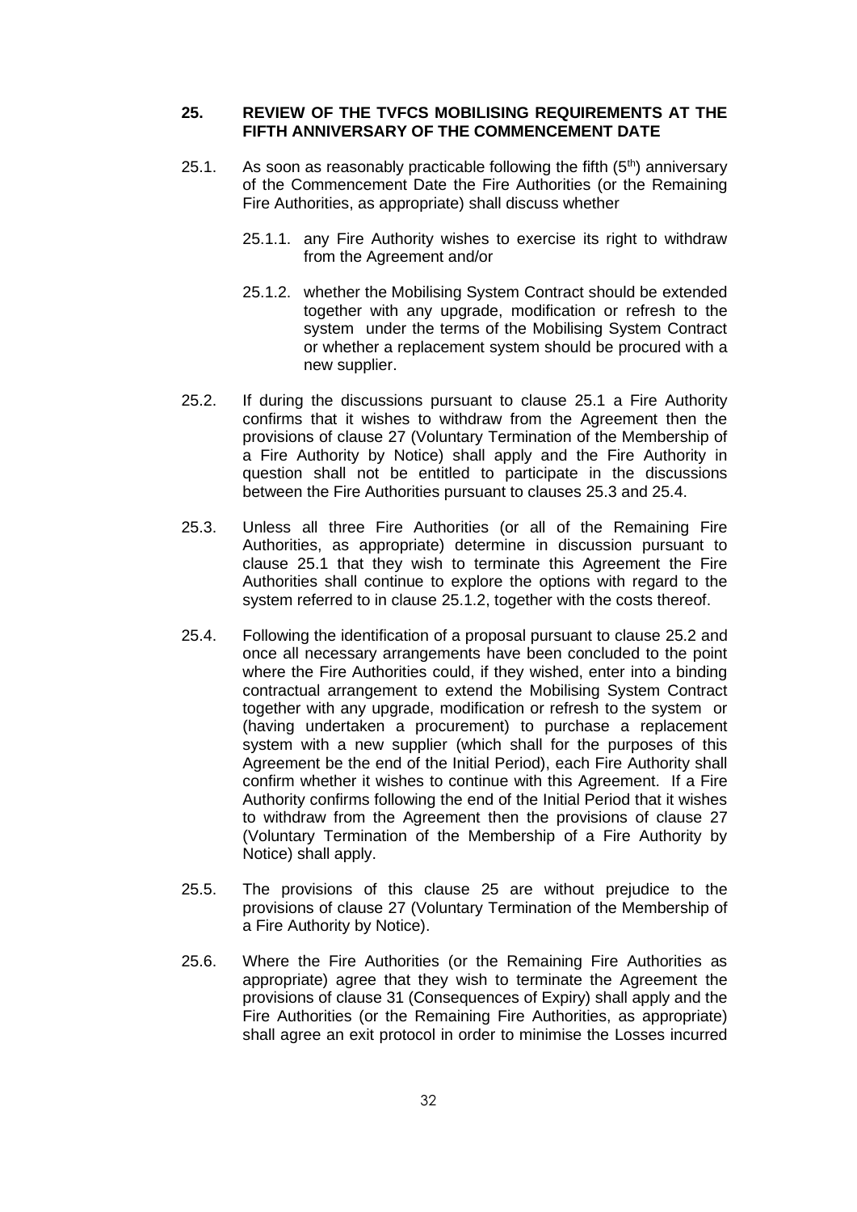## 25. REVIEW OF THE TVFCS MOBILISING REQUIREMENTS AT THE FIFTH ANNIVERSARY OF THE COMMENCEMENT DATE

25.1. As soon as reasonably practicable following the fifth (5th) anniversary of the Commencement Date the Fire Authorities (or the Remaining Fire Authorities, as appropriate) shall discuss whether

25.1.1. any Fire Authority wishes to exercise its right to withdraw from the Agreement and/or

25.1.2. whether the Mobilising System Contract should be extended together with any upgrade, modification or refresh to the system under the terms of the Mobilising System Contract or whether a replacement system should be procured with a new supplier.

25.2. If during the discussions pursuant to clause 25.1 a Fire Authority confirms that it wishes to withdraw from the Agreement then the provisions of clause 27 (Voluntary Termination of the Membership of a Fire Authority by Notice) shall apply and the Fire Authority in question shall not be entitled to participate in the discussions between the Fire Authorities pursuant to clauses 25.3 and 25.4.

25.3. Unless all three Fire Authorities (or all of the Remaining Fire Authorities, as appropriate) determine in discussion pursuant to clause 25.1 that they wish to terminate this Agreement the Fire Authorities shall continue to explore the options with regard to the system referred to in clause 25.1.2, together with the costs thereof.

25.4. Following the identification of a proposal pursuant to clause 25.2 and once all necessary arrangements have been concluded to the point where the Fire Authorities could, if they wished, enter into a binding contractual arrangement to extend the Mobilising System Contract together with any upgrade, modification or refresh to the system or (having undertaken a procurement) to purchase a replacement system with a new supplier (which shall for the purposes of this Agreement be the end of the Initial Period), each Fire Authority shall confirm whether it wishes to continue with this Agreement. If a Fire Authority confirms following the end of the Initial Period that it wishes to withdraw from the Agreement then the provisions of clause 27 (Voluntary Termination of the Membership of a Fire Authority by Notice) shall apply.

25.5. The provisions of this clause 25 are without prejudice to the provisions of clause 27 (Voluntary Termination of the Membership of a Fire Authority by Notice).

25.6. Where the Fire Authorities (or the Remaining Fire Authorities as appropriate) agree that they wish to terminate the Agreement the provisions of clause 31 (Consequences of Expiry) shall apply and the Fire Authorities (or the Remaining Fire Authorities, as appropriate) shall agree an exit protocol in order to minimise the Losses incurred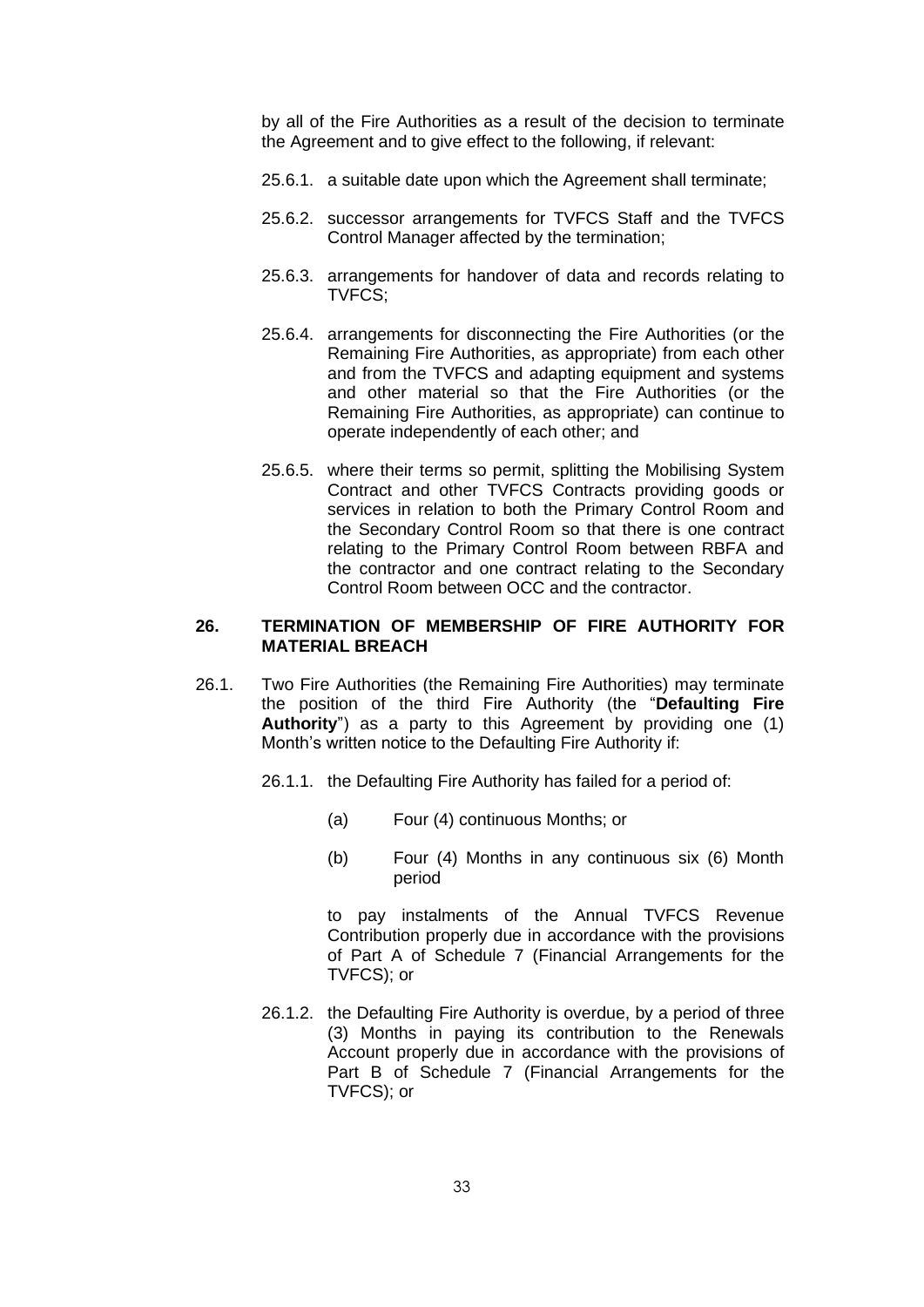by all of the Fire Authorities as a result of the decision to terminate the Agreement and to give effect to the following, if relevant:

25.6.1. a suitable date upon which the Agreement shall terminate;

25.6.2. successor arrangements for TVFCS Staff and the TVFCS Control Manager affected by the termination;

25.6.3. arrangements for handover of data and records relating to TVFCS;

25.6.4. arrangements for disconnecting the Fire Authorities (or the Remaining Fire Authorities, as appropriate) from each other and from the TVFCS and adapting equipment and systems and other material so that the Fire Authorities (or the Remaining Fire Authorities, as appropriate) can continue to operate independently of each other; and

25.6.5. where their terms so permit, splitting the Mobilising System Contract and other TVFCS Contracts providing goods or services in relation to both the Primary Control Room and the Secondary Control Room so that there is one contract relating to the Primary Control Room between RBFA and the contractor and one contract relating to the Secondary Control Room between OCC and the contractor.

## 26. TERMINATION OF MEMBERSHIP OF FIRE AUTHORITY FOR MATERIAL BREACH

26.1. Two Fire Authorities (the Remaining Fire Authorities) may terminate the position of the third Fire Authority (the "**Defaulting Fire Authority**") as a party to this Agreement by providing one (1) Month's written notice to the Defaulting Fire Authority if:

26.1.1. the Defaulting Fire Authority has failed for a period of:

(a) Four (4) continuous Months; or

(b) Four (4) Months in any continuous six (6) Month period

to pay instalments of the Annual TVFCS Revenue Contribution properly due in accordance with the provisions of Part A of Schedule 7 (Financial Arrangements for the TVFCS); or

26.1.2. the Defaulting Fire Authority is overdue, by a period of three (3) Months in paying its contribution to the Renewals Account properly due in accordance with the provisions of Part B of Schedule 7 (Financial Arrangements for the TVFCS); or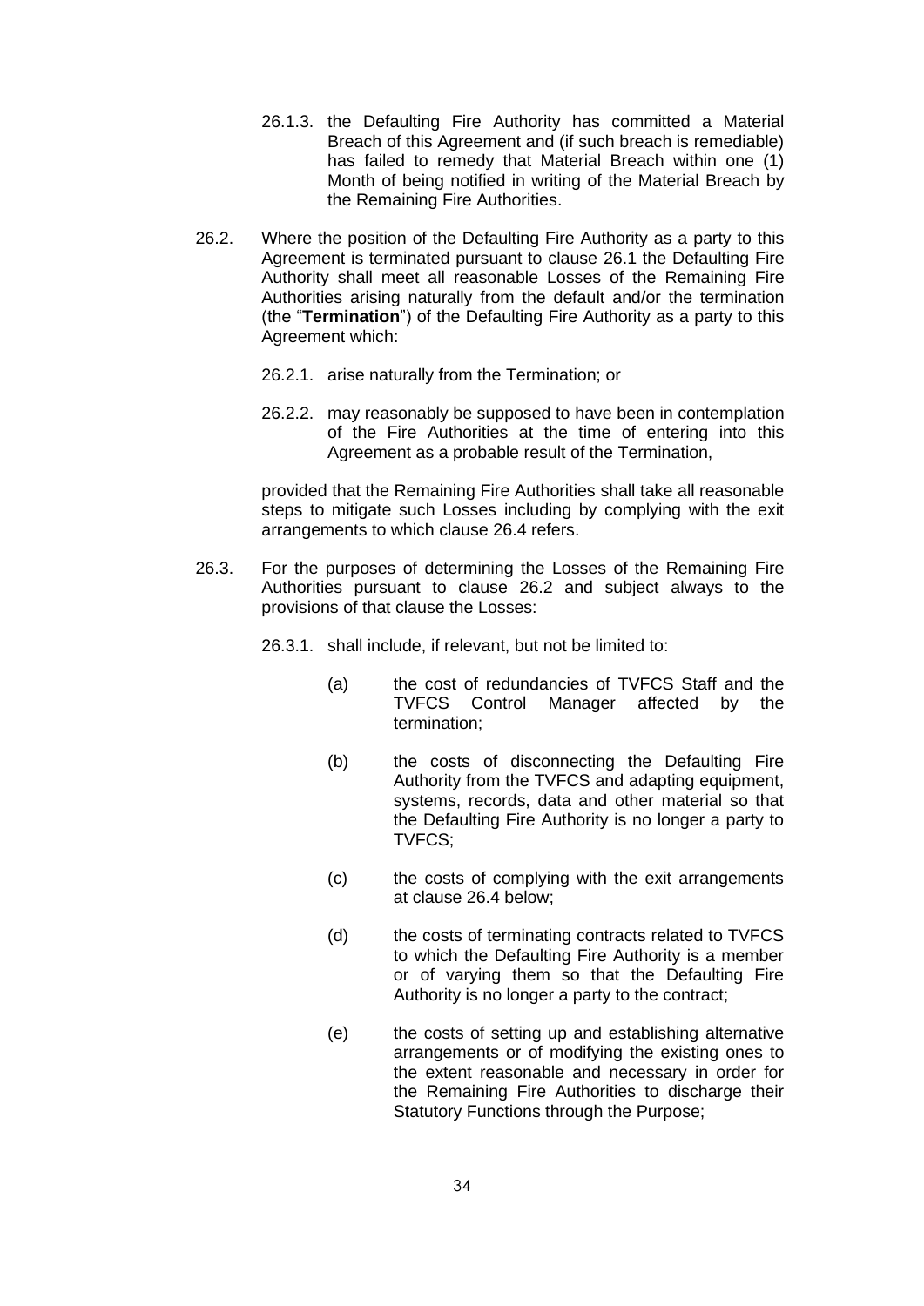26.1.3. the Defaulting Fire Authority has committed a Material Breach of this Agreement and (if such breach is remediable) has failed to remedy that Material Breach within one (1) Month of being notified in writing of the Material Breach by the Remaining Fire Authorities.

26.2. Where the position of the Defaulting Fire Authority as a party to this Agreement is terminated pursuant to clause 26.1 the Defaulting Fire Authority shall meet all reasonable Losses of the Remaining Fire Authorities arising naturally from the default and/or the termination (the "**Termination**") of the Defaulting Fire Authority as a party to this Agreement which:

26.2.1. arise naturally from the Termination; or

26.2.2. may reasonably be supposed to have been in contemplation of the Fire Authorities at the time of entering into this Agreement as a probable result of the Termination,

provided that the Remaining Fire Authorities shall take all reasonable steps to mitigate such Losses including by complying with the exit arrangements to which clause 26.4 refers.

26.3. For the purposes of determining the Losses of the Remaining Fire Authorities pursuant to clause 26.2 and subject always to the provisions of that clause the Losses:

26.3.1. shall include, if relevant, but not be limited to:

(a) the cost of redundancies of TVFCS Staff and the TVFCS Control Manager affected by the termination;

(b) the costs of disconnecting the Defaulting Fire Authority from the TVFCS and adapting equipment, systems, records, data and other material so that the Defaulting Fire Authority is no longer a party to TVFCS;

(c) the costs of complying with the exit arrangements at clause 26.4 below;

(d) the costs of terminating contracts related to TVFCS to which the Defaulting Fire Authority is a member or of varying them so that the Defaulting Fire Authority is no longer a party to the contract;

(e) the costs of setting up and establishing alternative arrangements or of modifying the existing ones to the extent reasonable and necessary in order for the Remaining Fire Authorities to discharge their Statutory Functions through the Purpose;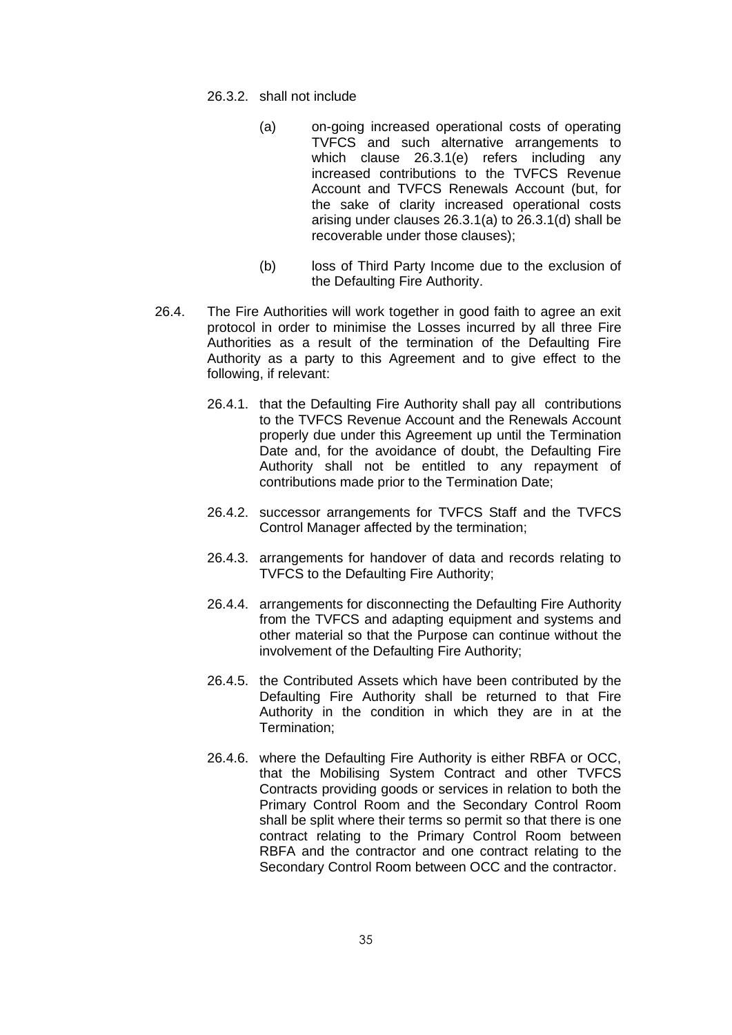26.3.2. shall not include

(a) on-going increased operational costs of operating TVFCS and such alternative arrangements to which clause 26.3.1(e) refers including any increased contributions to the TVFCS Revenue Account and TVFCS Renewals Account (but, for the sake of clarity increased operational costs arising under clauses 26.3.1(a) to 26.3.1(d) shall be recoverable under those clauses);

(b) loss of Third Party Income due to the exclusion of the Defaulting Fire Authority.

26.4. The Fire Authorities will work together in good faith to agree an exit protocol in order to minimise the Losses incurred by all three Fire Authorities as a result of the termination of the Defaulting Fire Authority as a party to this Agreement and to give effect to the following, if relevant:

26.4.1. that the Defaulting Fire Authority shall pay all contributions to the TVFCS Revenue Account and the Renewals Account properly due under this Agreement up until the Termination Date and, for the avoidance of doubt, the Defaulting Fire Authority shall not be entitled to any repayment of contributions made prior to the Termination Date;

26.4.2. successor arrangements for TVFCS Staff and the TVFCS Control Manager affected by the termination;

26.4.3. arrangements for handover of data and records relating to TVFCS to the Defaulting Fire Authority;

26.4.4. arrangements for disconnecting the Defaulting Fire Authority from the TVFCS and adapting equipment and systems and other material so that the Purpose can continue without the involvement of the Defaulting Fire Authority;

26.4.5. the Contributed Assets which have been contributed by the Defaulting Fire Authority shall be returned to that Fire Authority in the condition in which they are in at the Termination;

26.4.6. where the Defaulting Fire Authority is either RBFA or OCC, that the Mobilising System Contract and other TVFCS Contracts providing goods or services in relation to both the Primary Control Room and the Secondary Control Room shall be split where their terms so permit so that there is one contract relating to the Primary Control Room between RBFA and the contractor and one contract relating to the Secondary Control Room between OCC and the contractor.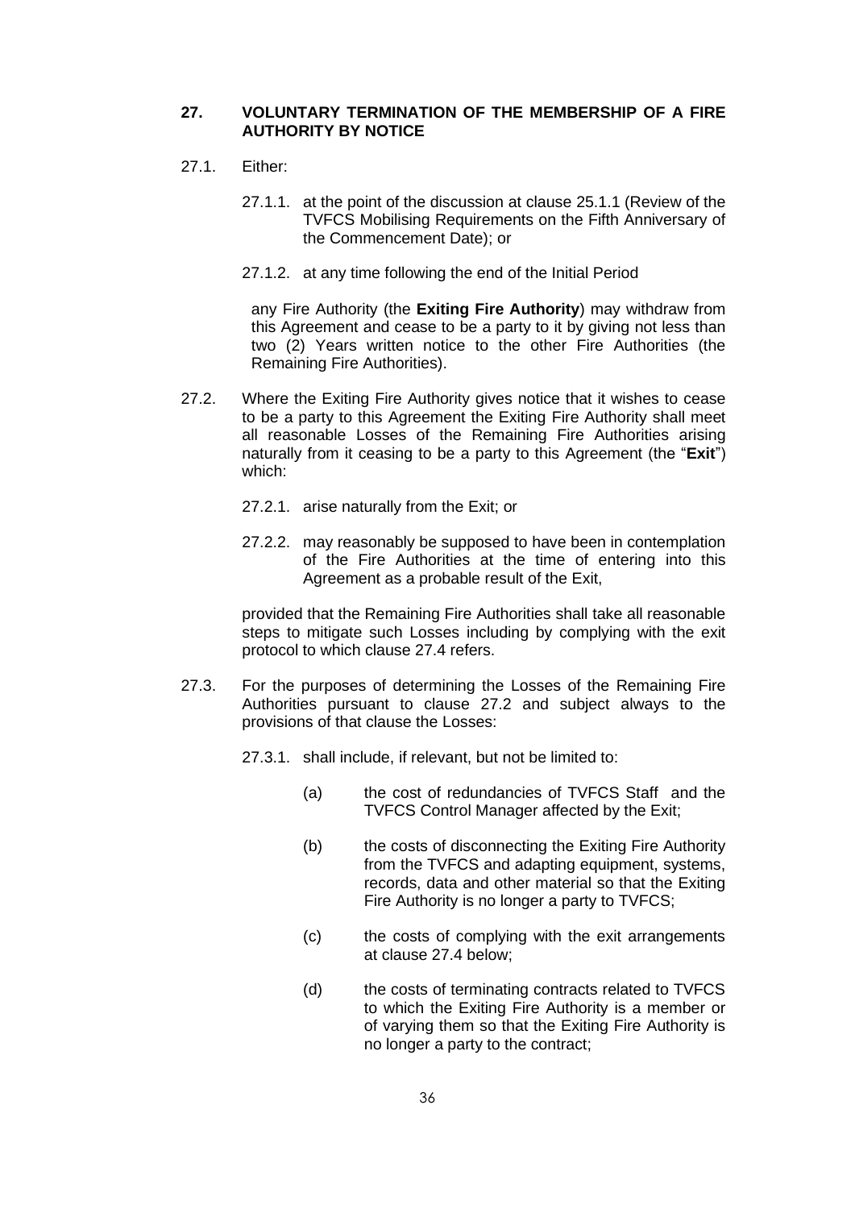## 27. VOLUNTARY TERMINATION OF THE MEMBERSHIP OF A FIRE AUTHORITY BY NOTICE

27.1. Either:

27.1.1. at the point of the discussion at clause 25.1.1 (Review of the TVFCS Mobilising Requirements on the Fifth Anniversary of the Commencement Date); or

27.1.2. at any time following the end of the Initial Period

any Fire Authority (the **Exiting Fire Authority**) may withdraw from this Agreement and cease to be a party to it by giving not less than two (2) Years written notice to the other Fire Authorities (the Remaining Fire Authorities).

27.2. Where the Exiting Fire Authority gives notice that it wishes to cease to be a party to this Agreement the Exiting Fire Authority shall meet all reasonable Losses of the Remaining Fire Authorities arising naturally from it ceasing to be a party to this Agreement (the "**Exit**") which:

27.2.1. arise naturally from the Exit; or

27.2.2. may reasonably be supposed to have been in contemplation of the Fire Authorities at the time of entering into this Agreement as a probable result of the Exit,

provided that the Remaining Fire Authorities shall take all reasonable steps to mitigate such Losses including by complying with the exit protocol to which clause 27.4 refers.

27.3. For the purposes of determining the Losses of the Remaining Fire Authorities pursuant to clause 27.2 and subject always to the provisions of that clause the Losses:

27.3.1. shall include, if relevant, but not be limited to:

(a) the cost of redundancies of TVFCS Staff and the TVFCS Control Manager affected by the Exit;

(b) the costs of disconnecting the Exiting Fire Authority from the TVFCS and adapting equipment, systems, records, data and other material so that the Exiting Fire Authority is no longer a party to TVFCS;

(c) the costs of complying with the exit arrangements at clause 27.4 below;

(d) the costs of terminating contracts related to TVFCS to which the Exiting Fire Authority is a member or of varying them so that the Exiting Fire Authority is no longer a party to the contract;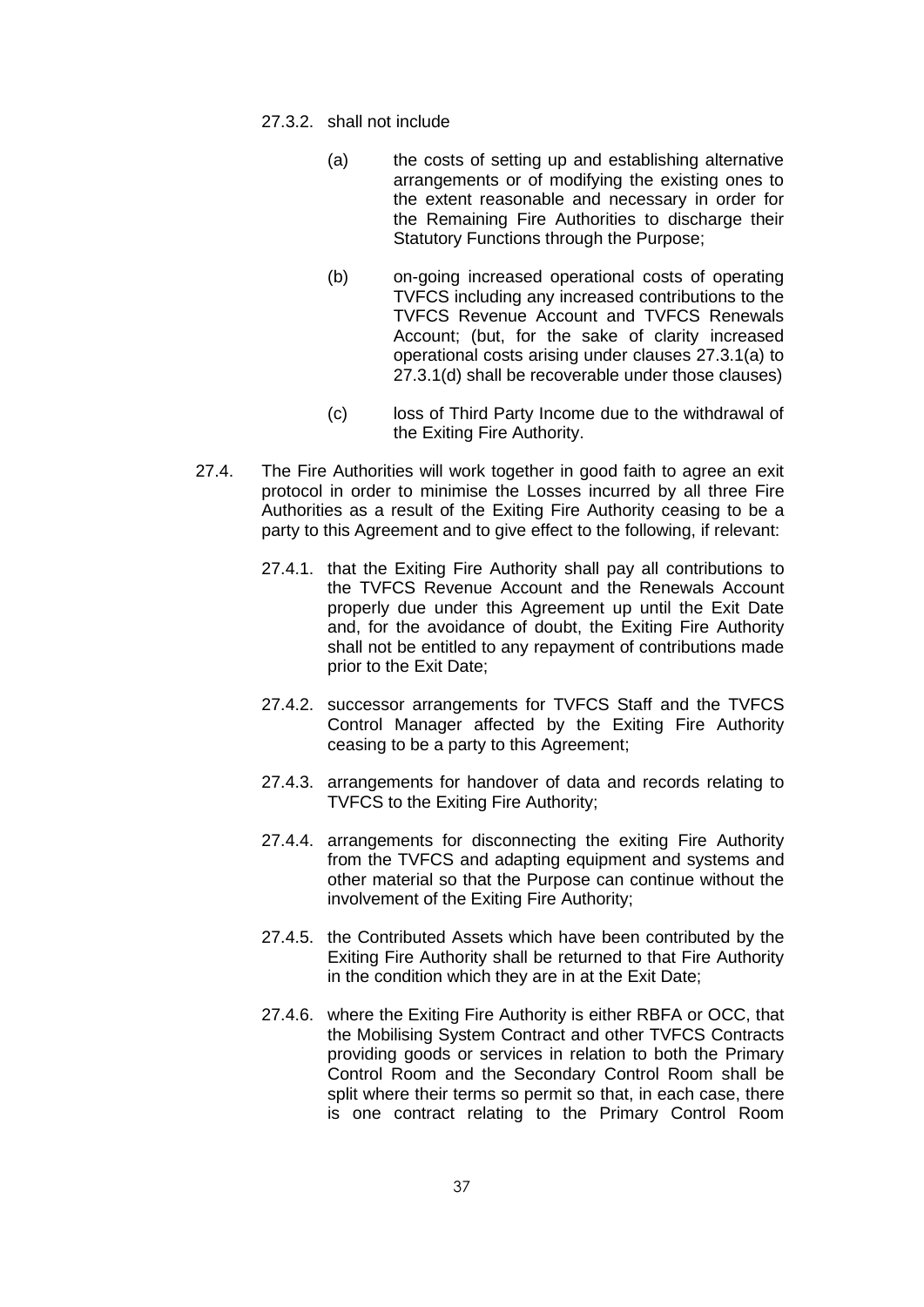27.3.2. shall not include

(a) the costs of setting up and establishing alternative arrangements or of modifying the existing ones to the extent reasonable and necessary in order for the Remaining Fire Authorities to discharge their Statutory Functions through the Purpose;

(b) on-going increased operational costs of operating TVFCS including any increased contributions to the TVFCS Revenue Account and TVFCS Renewals Account; (but, for the sake of clarity increased operational costs arising under clauses 27.3.1(a) to 27.3.1(d) shall be recoverable under those clauses)

(c) loss of Third Party Income due to the withdrawal of the Exiting Fire Authority.

27.4. The Fire Authorities will work together in good faith to agree an exit protocol in order to minimise the Losses incurred by all three Fire Authorities as a result of the Exiting Fire Authority ceasing to be a party to this Agreement and to give effect to the following, if relevant:

27.4.1. that the Exiting Fire Authority shall pay all contributions to the TVFCS Revenue Account and the Renewals Account properly due under this Agreement up until the Exit Date and, for the avoidance of doubt, the Exiting Fire Authority shall not be entitled to any repayment of contributions made prior to the Exit Date;

27.4.2. successor arrangements for TVFCS Staff and the TVFCS Control Manager affected by the Exiting Fire Authority ceasing to be a party to this Agreement;

27.4.3. arrangements for handover of data and records relating to TVFCS to the Exiting Fire Authority;

27.4.4. arrangements for disconnecting the exiting Fire Authority from the TVFCS and adapting equipment and systems and other material so that the Purpose can continue without the involvement of the Exiting Fire Authority;

27.4.5. the Contributed Assets which have been contributed by the Exiting Fire Authority shall be returned to that Fire Authority in the condition which they are in at the Exit Date;

27.4.6. where the Exiting Fire Authority is either RBFA or OCC, that the Mobilising System Contract and other TVFCS Contracts providing goods or services in relation to both the Primary Control Room and the Secondary Control Room shall be split where their terms so permit so that, in each case, there is one contract relating to the Primary Control Room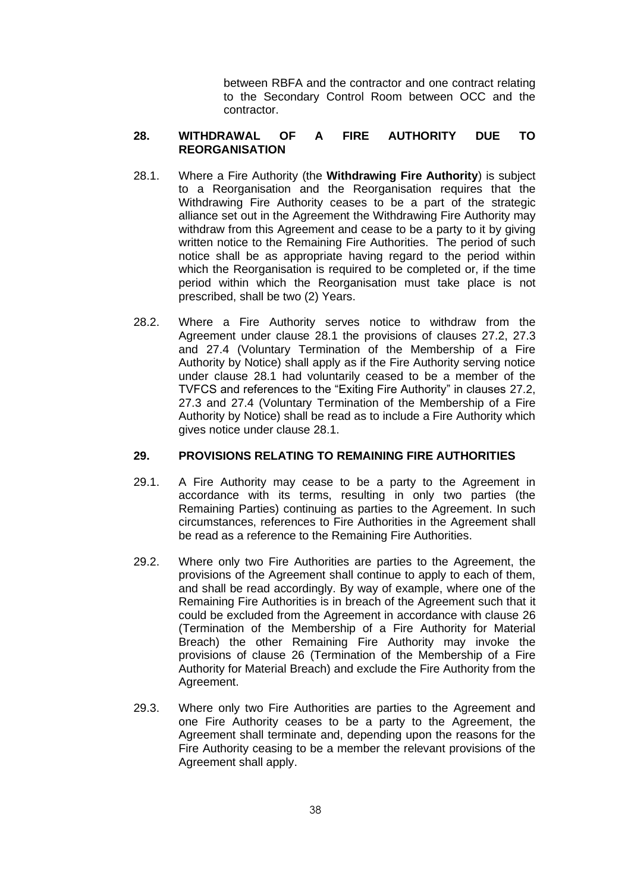between RBFA and the contractor and one contract relating to the Secondary Control Room between OCC and the contractor.

## 28. WITHDRAWAL OF A FIRE AUTHORITY DUE TO REORGANISATION

28.1. Where a Fire Authority (the **Withdrawing Fire Authority**) is subject to a Reorganisation and the Reorganisation requires that the Withdrawing Fire Authority ceases to be a part of the strategic alliance set out in the Agreement the Withdrawing Fire Authority may withdraw from this Agreement and cease to be a party to it by giving written notice to the Remaining Fire Authorities. The period of such notice shall be as appropriate having regard to the period within which the Reorganisation is required to be completed or, if the time period within which the Reorganisation must take place is not prescribed, shall be two (2) Years.

28.2. Where a Fire Authority serves notice to withdraw from the Agreement under clause 28.1 the provisions of clauses 27.2, 27.3 and 27.4 (Voluntary Termination of the Membership of a Fire Authority by Notice) shall apply as if the Fire Authority serving notice under clause 28.1 had voluntarily ceased to be a member of the TVFCS and references to the "Exiting Fire Authority" in clauses 27.2, 27.3 and 27.4 (Voluntary Termination of the Membership of a Fire Authority by Notice) shall be read as to include a Fire Authority which gives notice under clause 28.1.

## 29. PROVISIONS RELATING TO REMAINING FIRE AUTHORITIES

29.1. A Fire Authority may cease to be a party to the Agreement in accordance with its terms, resulting in only two parties (the Remaining Parties) continuing as parties to the Agreement. In such circumstances, references to Fire Authorities in the Agreement shall be read as a reference to the Remaining Fire Authorities.

29.2. Where only two Fire Authorities are parties to the Agreement, the provisions of the Agreement shall continue to apply to each of them, and shall be read accordingly. By way of example, where one of the Remaining Fire Authorities is in breach of the Agreement such that it could be excluded from the Agreement in accordance with clause 26 (Termination of the Membership of a Fire Authority for Material Breach) the other Remaining Fire Authority may invoke the provisions of clause 26 (Termination of the Membership of a Fire Authority for Material Breach) and exclude the Fire Authority from the Agreement.

29.3. Where only two Fire Authorities are parties to the Agreement and one Fire Authority ceases to be a party to the Agreement, the Agreement shall terminate and, depending upon the reasons for the Fire Authority ceasing to be a member the relevant provisions of the Agreement shall apply.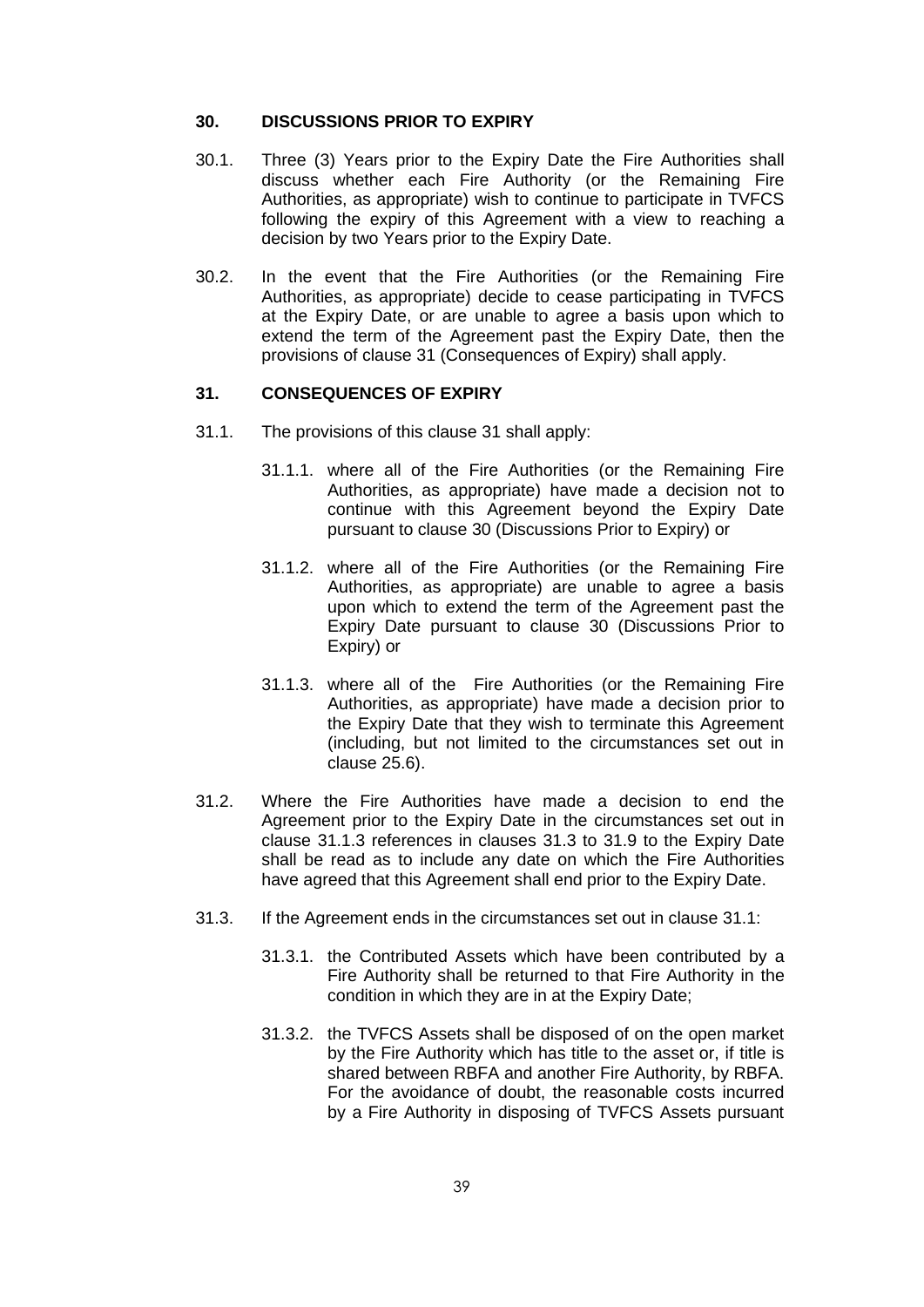## 30. DISCUSSIONS PRIOR TO EXPIRY

30.1. Three (3) Years prior to the Expiry Date the Fire Authorities shall discuss whether each Fire Authority (or the Remaining Fire Authorities, as appropriate) wish to continue to participate in TVFCS following the expiry of this Agreement with a view to reaching a decision by two Years prior to the Expiry Date.

30.2. In the event that the Fire Authorities (or the Remaining Fire Authorities, as appropriate) decide to cease participating in TVFCS at the Expiry Date, or are unable to agree a basis upon which to extend the term of the Agreement past the Expiry Date, then the provisions of clause 31 (Consequences of Expiry) shall apply.

## 31. CONSEQUENCES OF EXPIRY

31.1. The provisions of this clause 31 shall apply:

31.1.1. where all of the Fire Authorities (or the Remaining Fire Authorities, as appropriate) have made a decision not to continue with this Agreement beyond the Expiry Date pursuant to clause 30 (Discussions Prior to Expiry) or

31.1.2. where all of the Fire Authorities (or the Remaining Fire Authorities, as appropriate) are unable to agree a basis upon which to extend the term of the Agreement past the Expiry Date pursuant to clause 30 (Discussions Prior to Expiry) or

31.1.3. where all of the Fire Authorities (or the Remaining Fire Authorities, as appropriate) have made a decision prior to the Expiry Date that they wish to terminate this Agreement (including, but not limited to the circumstances set out in clause 25.6).

31.2. Where the Fire Authorities have made a decision to end the Agreement prior to the Expiry Date in the circumstances set out in clause 31.1.3 references in clauses 31.3 to 31.9 to the Expiry Date shall be read as to include any date on which the Fire Authorities have agreed that this Agreement shall end prior to the Expiry Date.

31.3. If the Agreement ends in the circumstances set out in clause 31.1:

31.3.1. the Contributed Assets which have been contributed by a Fire Authority shall be returned to that Fire Authority in the condition in which they are in at the Expiry Date;

31.3.2. the TVFCS Assets shall be disposed of on the open market by the Fire Authority which has title to the asset or, if title is shared between RBFA and another Fire Authority, by RBFA. For the avoidance of doubt, the reasonable costs incurred by a Fire Authority in disposing of TVFCS Assets pursuant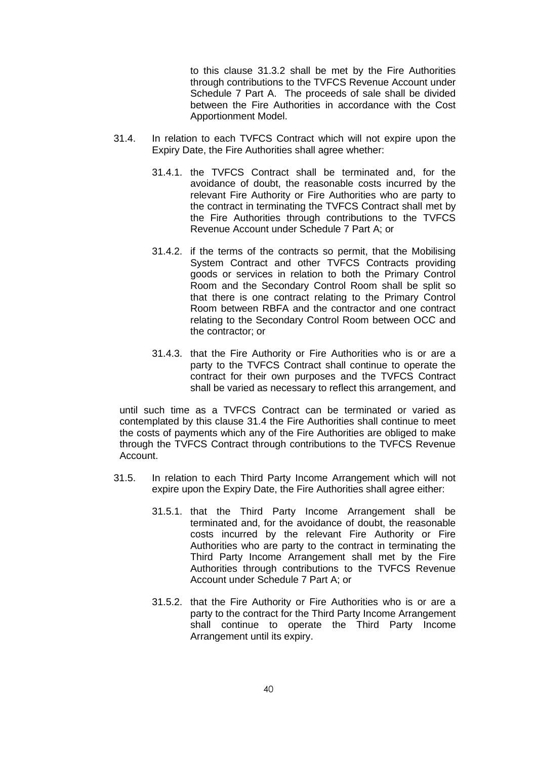to this clause 31.3.2 shall be met by the Fire Authorities through contributions to the TVFCS Revenue Account under Schedule 7 Part A. The proceeds of sale shall be divided between the Fire Authorities in accordance with the Cost Apportionment Model.

31.4. In relation to each TVFCS Contract which will not expire upon the Expiry Date, the Fire Authorities shall agree whether:

31.4.1. the TVFCS Contract shall be terminated and, for the avoidance of doubt, the reasonable costs incurred by the relevant Fire Authority or Fire Authorities who are party to the contract in terminating the TVFCS Contract shall met by the Fire Authorities through contributions to the TVFCS Revenue Account under Schedule 7 Part A; or

31.4.2. if the terms of the contracts so permit, that the Mobilising System Contract and other TVFCS Contracts providing goods or services in relation to both the Primary Control Room and the Secondary Control Room shall be split so that there is one contract relating to the Primary Control Room between RBFA and the contractor and one contract relating to the Secondary Control Room between OCC and the contractor; or

31.4.3. that the Fire Authority or Fire Authorities who is or are a party to the TVFCS Contract shall continue to operate the contract for their own purposes and the TVFCS Contract shall be varied as necessary to reflect this arrangement, and

until such time as a TVFCS Contract can be terminated or varied as contemplated by this clause 31.4 the Fire Authorities shall continue to meet the costs of payments which any of the Fire Authorities are obliged to make through the TVFCS Contract through contributions to the TVFCS Revenue Account.

31.5. In relation to each Third Party Income Arrangement which will not expire upon the Expiry Date, the Fire Authorities shall agree either:

31.5.1. that the Third Party Income Arrangement shall be terminated and, for the avoidance of doubt, the reasonable costs incurred by the relevant Fire Authority or Fire Authorities who are party to the contract in terminating the Third Party Income Arrangement shall met by the Fire Authorities through contributions to the TVFCS Revenue Account under Schedule 7 Part A; or

31.5.2. that the Fire Authority or Fire Authorities who is or are a party to the contract for the Third Party Income Arrangement shall continue to operate the Third Party Income Arrangement until its expiry.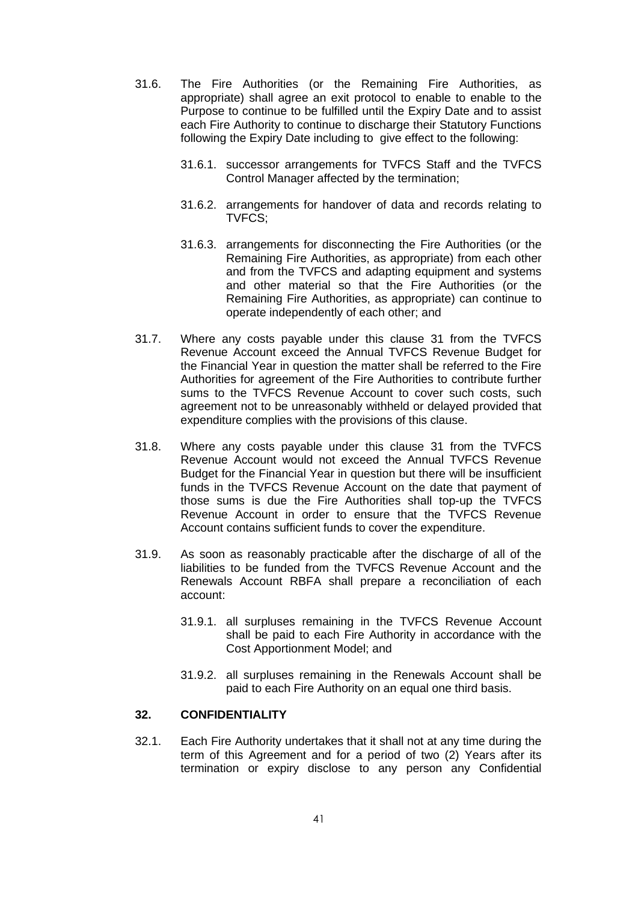31.6. The Fire Authorities (or the Remaining Fire Authorities, as appropriate) shall agree an exit protocol to enable to enable to the Purpose to continue to be fulfilled until the Expiry Date and to assist each Fire Authority to continue to discharge their Statutory Functions following the Expiry Date including to give effect to the following:

31.6.1. successor arrangements for TVFCS Staff and the TVFCS Control Manager affected by the termination;

31.6.2. arrangements for handover of data and records relating to TVFCS;

31.6.3. arrangements for disconnecting the Fire Authorities (or the Remaining Fire Authorities, as appropriate) from each other and from the TVFCS and adapting equipment and systems and other material so that the Fire Authorities (or the Remaining Fire Authorities, as appropriate) can continue to operate independently of each other; and

31.7. Where any costs payable under this clause 31 from the TVFCS Revenue Account exceed the Annual TVFCS Revenue Budget for the Financial Year in question the matter shall be referred to the Fire Authorities for agreement of the Fire Authorities to contribute further sums to the TVFCS Revenue Account to cover such costs, such agreement not to be unreasonably withheld or delayed provided that expenditure complies with the provisions of this clause.

31.8. Where any costs payable under this clause 31 from the TVFCS Revenue Account would not exceed the Annual TVFCS Revenue Budget for the Financial Year in question but there will be insufficient funds in the TVFCS Revenue Account on the date that payment of those sums is due the Fire Authorities shall top-up the TVFCS Revenue Account in order to ensure that the TVFCS Revenue Account contains sufficient funds to cover the expenditure.

31.9. As soon as reasonably practicable after the discharge of all of the liabilities to be funded from the TVFCS Revenue Account and the Renewals Account RBFA shall prepare a reconciliation of each account:

31.9.1. all surpluses remaining in the TVFCS Revenue Account shall be paid to each Fire Authority in accordance with the Cost Apportionment Model; and

31.9.2. all surpluses remaining in the Renewals Account shall be paid to each Fire Authority on an equal one third basis.

## 32. CONFIDENTIALITY

32.1. Each Fire Authority undertakes that it shall not at any time during the term of this Agreement and for a period of two (2) Years after its termination or expiry disclose to any person any Confidential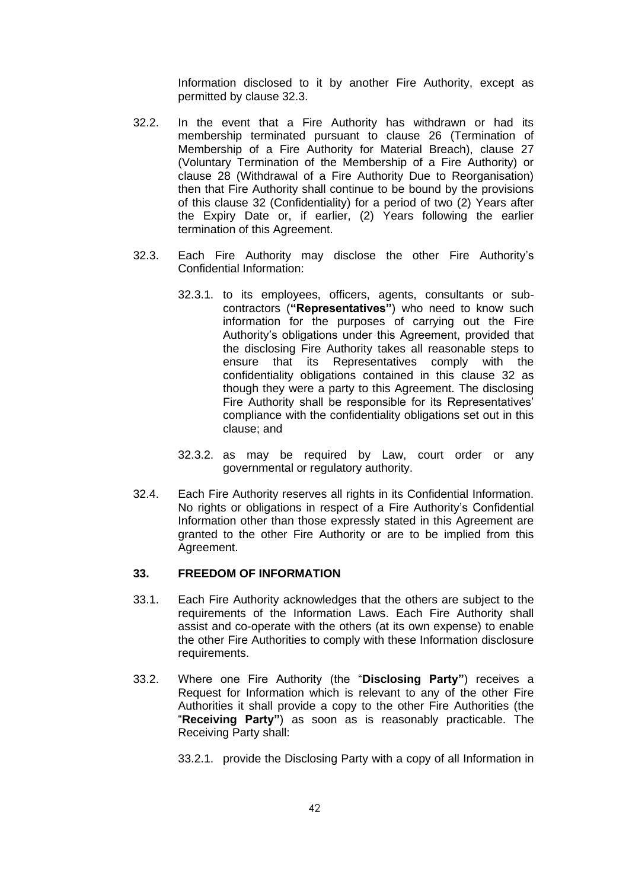Information disclosed to it by another Fire Authority, except as permitted by clause 32.3.

32.2. In the event that a Fire Authority has withdrawn or had its membership terminated pursuant to clause 26 (Termination of Membership of a Fire Authority for Material Breach), clause 27 (Voluntary Termination of the Membership of a Fire Authority) or clause 28 (Withdrawal of a Fire Authority Due to Reorganisation) then that Fire Authority shall continue to be bound by the provisions of this clause 32 (Confidentiality) for a period of two (2) Years after the Expiry Date or, if earlier, (2) Years following the earlier termination of this Agreement.

32.3. Each Fire Authority may disclose the other Fire Authority's Confidential Information:

32.3.1. to its employees, officers, agents, consultants or sub-contractors (**"Representatives"**) who need to know such information for the purposes of carrying out the Fire Authority's obligations under this Agreement, provided that the disclosing Fire Authority takes all reasonable steps to ensure that its Representatives comply with the confidentiality obligations contained in this clause 32 as though they were a party to this Agreement. The disclosing Fire Authority shall be responsible for its Representatives' compliance with the confidentiality obligations set out in this clause; and

32.3.2. as may be required by Law, court order or any governmental or regulatory authority.

32.4. Each Fire Authority reserves all rights in its Confidential Information. No rights or obligations in respect of a Fire Authority's Confidential Information other than those expressly stated in this Agreement are granted to the other Fire Authority or are to be implied from this Agreement.

## 33. FREEDOM OF INFORMATION

33.1. Each Fire Authority acknowledges that the others are subject to the requirements of the Information Laws. Each Fire Authority shall assist and co-operate with the others (at its own expense) to enable the other Fire Authorities to comply with these Information disclosure requirements.

33.2. Where one Fire Authority (the "**Disclosing Party"**) receives a Request for Information which is relevant to any of the other Fire Authorities it shall provide a copy to the other Fire Authorities (the "**Receiving Party"**) as soon as is reasonably practicable. The Receiving Party shall:

33.2.1. provide the Disclosing Party with a copy of all Information in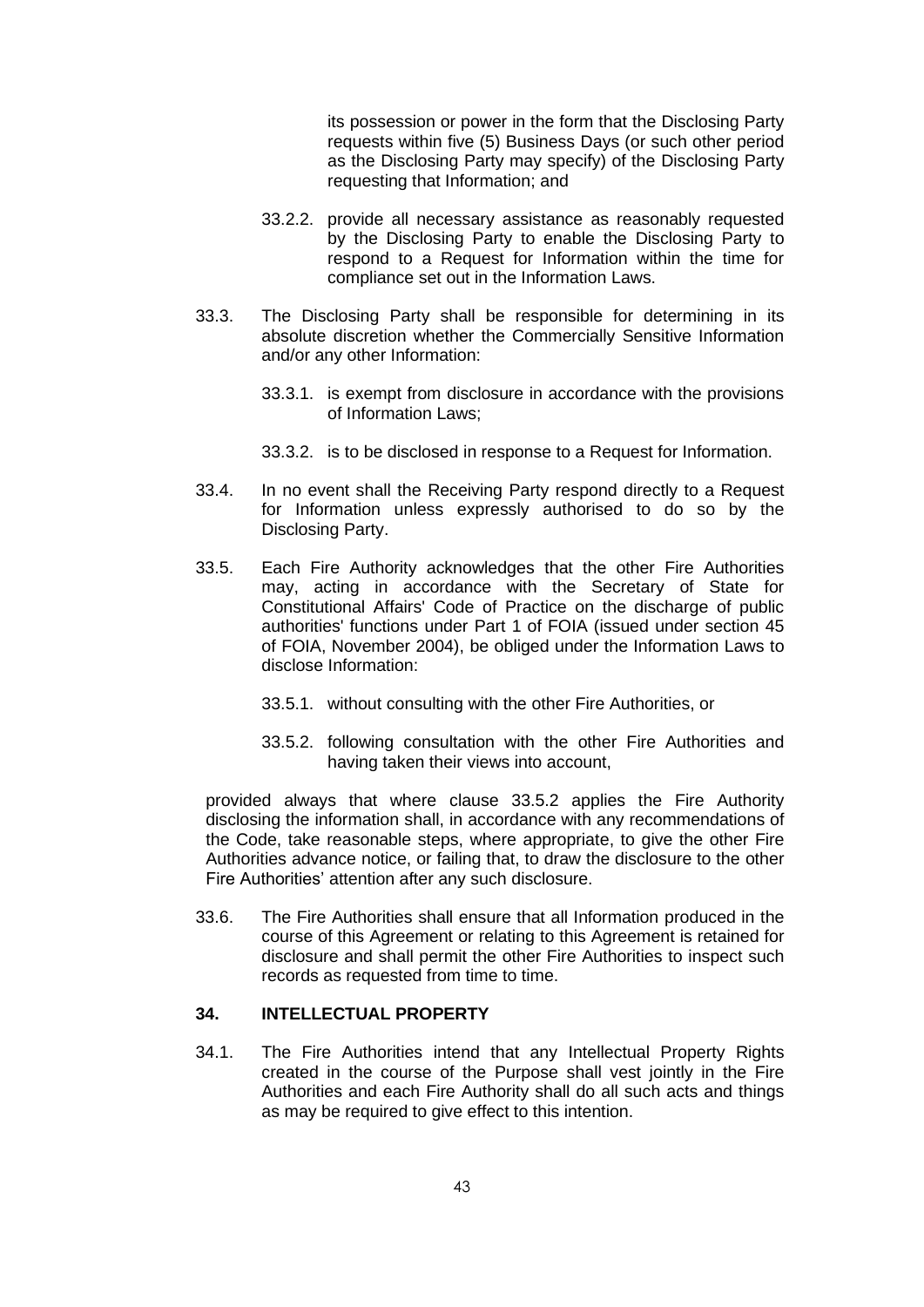its possession or power in the form that the Disclosing Party requests within five (5) Business Days (or such other period as the Disclosing Party may specify) of the Disclosing Party requesting that Information; and

33.2.2. provide all necessary assistance as reasonably requested by the Disclosing Party to enable the Disclosing Party to respond to a Request for Information within the time for compliance set out in the Information Laws.

33.3. The Disclosing Party shall be responsible for determining in its absolute discretion whether the Commercially Sensitive Information and/or any other Information:

33.3.1. is exempt from disclosure in accordance with the provisions of Information Laws;

33.3.2. is to be disclosed in response to a Request for Information.

33.4. In no event shall the Receiving Party respond directly to a Request for Information unless expressly authorised to do so by the Disclosing Party.

33.5. Each Fire Authority acknowledges that the other Fire Authorities may, acting in accordance with the Secretary of State for Constitutional Affairs' Code of Practice on the discharge of public authorities' functions under Part 1 of FOIA (issued under section 45 of FOIA, November 2004), be obliged under the Information Laws to disclose Information:

33.5.1. without consulting with the other Fire Authorities, or

33.5.2. following consultation with the other Fire Authorities and having taken their views into account,

provided always that where clause 33.5.2 applies the Fire Authority disclosing the information shall, in accordance with any recommendations of the Code, take reasonable steps, where appropriate, to give the other Fire Authorities advance notice, or failing that, to draw the disclosure to the other Fire Authorities' attention after any such disclosure.

33.6. The Fire Authorities shall ensure that all Information produced in the course of this Agreement or relating to this Agreement is retained for disclosure and shall permit the other Fire Authorities to inspect such records as requested from time to time.

## 34. INTELLECTUAL PROPERTY

34.1. The Fire Authorities intend that any Intellectual Property Rights created in the course of the Purpose shall vest jointly in the Fire Authorities and each Fire Authority shall do all such acts and things as may be required to give effect to this intention.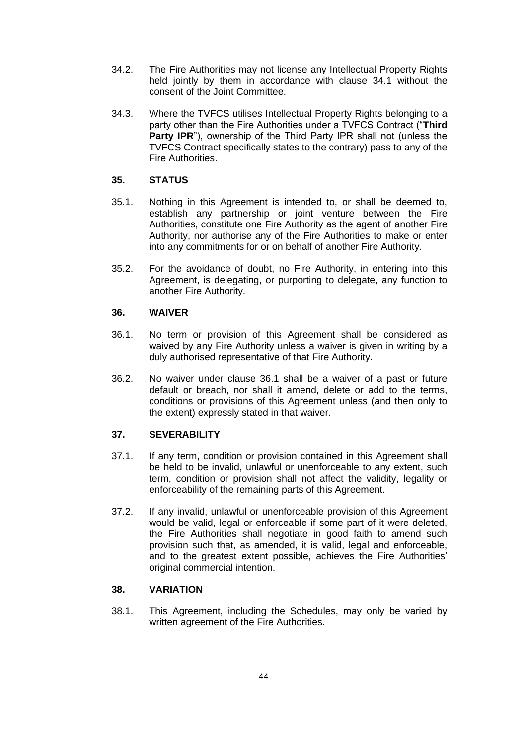34.2. The Fire Authorities may not license any Intellectual Property Rights held jointly by them in accordance with clause 34.1 without the consent of the Joint Committee.

34.3. Where the TVFCS utilises Intellectual Property Rights belonging to a party other than the Fire Authorities under a TVFCS Contract ("**Third Party IPR**"), ownership of the Third Party IPR shall not (unless the TVFCS Contract specifically states to the contrary) pass to any of the Fire Authorities.

### 35. STATUS

35.1. Nothing in this Agreement is intended to, or shall be deemed to, establish any partnership or joint venture between the Fire Authorities, constitute one Fire Authority as the agent of another Fire Authority, nor authorise any of the Fire Authorities to make or enter into any commitments for or on behalf of another Fire Authority.

35.2. For the avoidance of doubt, no Fire Authority, in entering into this Agreement, is delegating, or purporting to delegate, any function to another Fire Authority.

### 36. WAIVER

36.1. No term or provision of this Agreement shall be considered as waived by any Fire Authority unless a waiver is given in writing by a duly authorised representative of that Fire Authority.

36.2. No waiver under clause 36.1 shall be a waiver of a past or future default or breach, nor shall it amend, delete or add to the terms, conditions or provisions of this Agreement unless (and then only to the extent) expressly stated in that waiver.

### 37. SEVERABILITY

37.1. If any term, condition or provision contained in this Agreement shall be held to be invalid, unlawful or unenforceable to any extent, such term, condition or provision shall not affect the validity, legality or enforceability of the remaining parts of this Agreement.

37.2. If any invalid, unlawful or unenforceable provision of this Agreement would be valid, legal or enforceable if some part of it were deleted, the Fire Authorities shall negotiate in good faith to amend such provision such that, as amended, it is valid, legal and enforceable, and to the greatest extent possible, achieves the Fire Authorities' original commercial intention.

### 38. VARIATION

38.1. This Agreement, including the Schedules, may only be varied by written agreement of the Fire Authorities.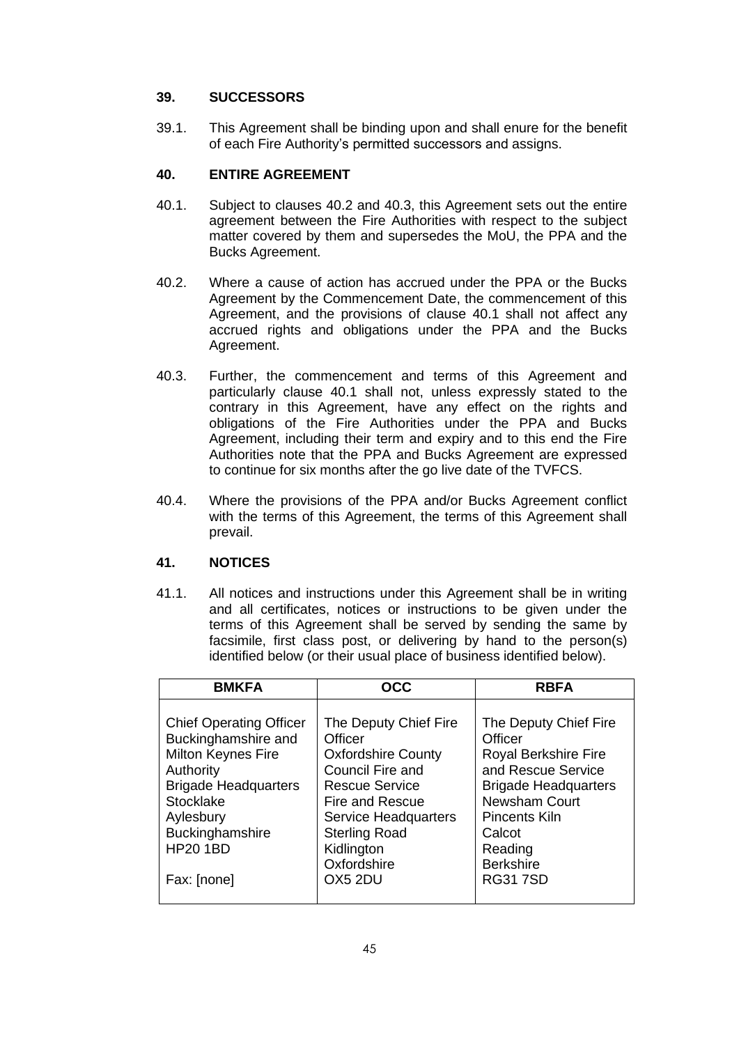## 39. SUCCESSORS

39.1. This Agreement shall be binding upon and shall enure for the benefit of each Fire Authority's permitted successors and assigns.

## 40. ENTIRE AGREEMENT

40.1. Subject to clauses 40.2 and 40.3, this Agreement sets out the entire agreement between the Fire Authorities with respect to the subject matter covered by them and supersedes the MoU, the PPA and the Bucks Agreement.

40.2. Where a cause of action has accrued under the PPA or the Bucks Agreement by the Commencement Date, the commencement of this Agreement, and the provisions of clause 40.1 shall not affect any accrued rights and obligations under the PPA and the Bucks Agreement.

40.3. Further, the commencement and terms of this Agreement and particularly clause 40.1 shall not, unless expressly stated to the contrary in this Agreement, have any effect on the rights and obligations of the Fire Authorities under the PPA and Bucks Agreement, including their term and expiry and to this end the Fire Authorities note that the PPA and Bucks Agreement are expressed to continue for six months after the go live date of the TVFCS.

40.4. Where the provisions of the PPA and/or Bucks Agreement conflict with the terms of this Agreement, the terms of this Agreement shall prevail.

## 41. NOTICES

41.1. All notices and instructions under this Agreement shall be in writing and all certificates, notices or instructions to be given under the terms of this Agreement shall be served by sending the same by facsimile, first class post, or delivering by hand to the person(s) identified below (or their usual place of business identified below).

| BMKFA | OCC | RBFA |
|---|---|---|
| Chief Operating Officer<br>Buckinghamshire and Milton Keynes Fire Authority<br>Brigade Headquarters<br>Stocklake<br>Aylesbury<br>Buckinghamshire<br>HP20 1BD<br><br>Fax: [none] | The Deputy Chief Fire Officer<br>Oxfordshire County Council Fire and Rescue Service<br>Fire and Rescue Service Headquarters<br>Sterling Road<br>Kidlington<br>Oxfordshire<br>OX5 2DU | The Deputy Chief Fire Officer<br>Royal Berkshire Fire and Rescue Service<br>Brigade Headquarters<br>Newsham Court<br>Pincents Kiln<br>Calcot<br>Reading<br>Berkshire<br>RG31 7SD |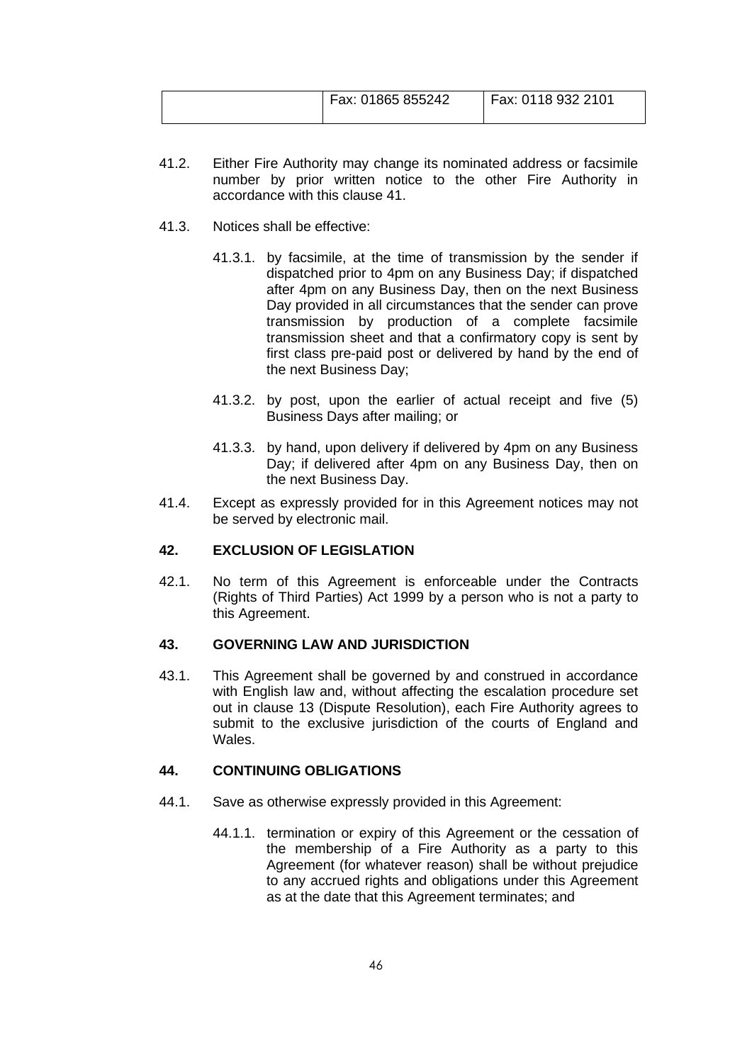| | Fax: 01865 855242 | Fax: 0118 932 2101 |
|---|---|---|

41.2. Either Fire Authority may change its nominated address or facsimile number by prior written notice to the other Fire Authority in accordance with this clause 41.

41.3. Notices shall be effective:

41.3.1. by facsimile, at the time of transmission by the sender if dispatched prior to 4pm on any Business Day; if dispatched after 4pm on any Business Day, then on the next Business Day provided in all circumstances that the sender can prove transmission by production of a complete facsimile transmission sheet and that a confirmatory copy is sent by first class pre-paid post or delivered by hand by the end of the next Business Day;

41.3.2. by post, upon the earlier of actual receipt and five (5) Business Days after mailing; or

41.3.3. by hand, upon delivery if delivered by 4pm on any Business Day; if delivered after 4pm on any Business Day, then on the next Business Day.

41.4. Except as expressly provided for in this Agreement notices may not be served by electronic mail.

## 42. EXCLUSION OF LEGISLATION

42.1. No term of this Agreement is enforceable under the Contracts (Rights of Third Parties) Act 1999 by a person who is not a party to this Agreement.

## 43. GOVERNING LAW AND JURISDICTION

43.1. This Agreement shall be governed by and construed in accordance with English law and, without affecting the escalation procedure set out in clause 13 (Dispute Resolution), each Fire Authority agrees to submit to the exclusive jurisdiction of the courts of England and Wales.

## 44. CONTINUING OBLIGATIONS

44.1. Save as otherwise expressly provided in this Agreement:

44.1.1. termination or expiry of this Agreement or the cessation of the membership of a Fire Authority as a party to this Agreement (for whatever reason) shall be without prejudice to any accrued rights and obligations under this Agreement as at the date that this Agreement terminates; and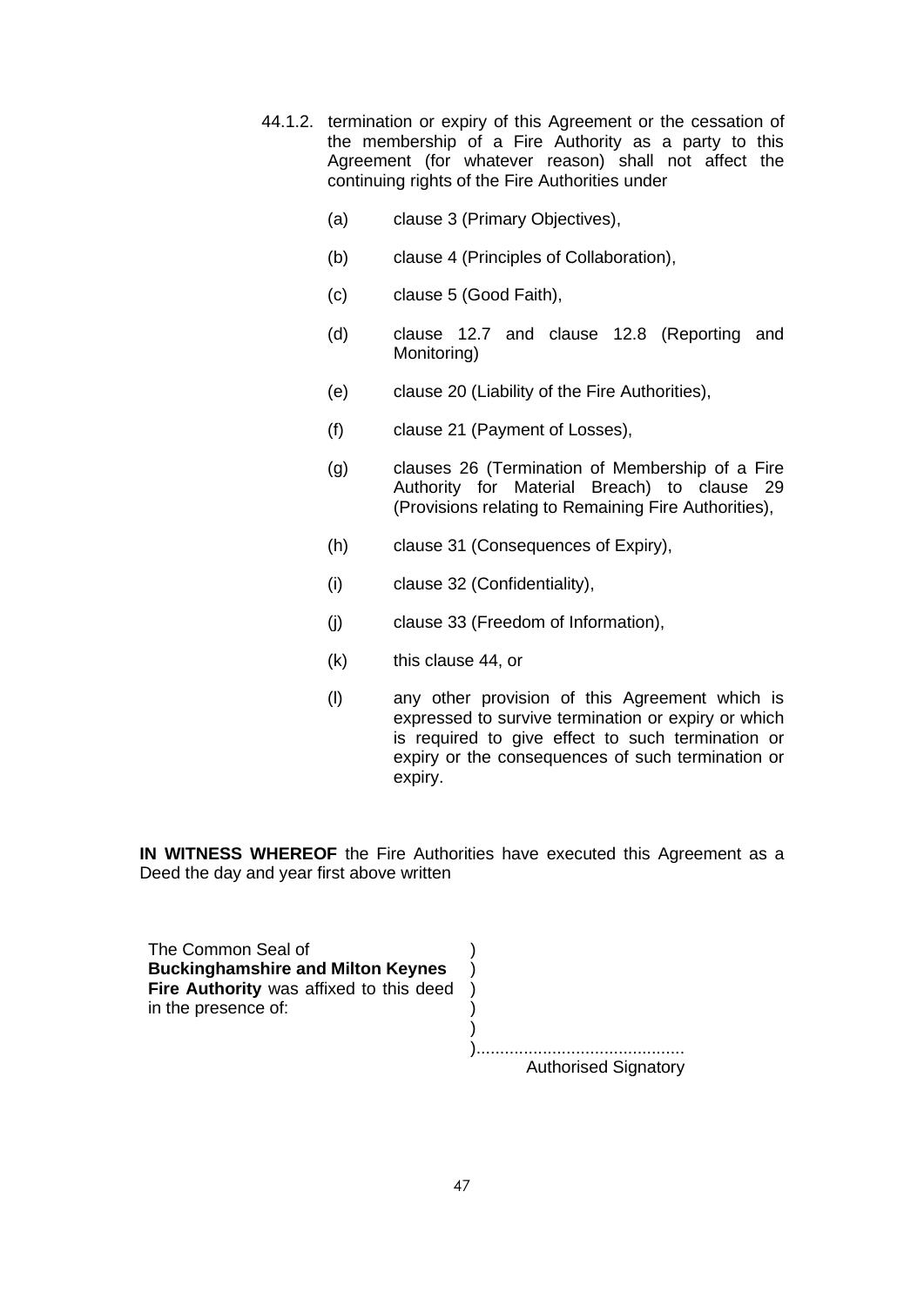44.1.2. termination or expiry of this Agreement or the cessation of the membership of a Fire Authority as a party to this Agreement (for whatever reason) shall not affect the continuing rights of the Fire Authorities under

(a) clause 3 (Primary Objectives),

(b) clause 4 (Principles of Collaboration),

(c) clause 5 (Good Faith),

(d) clause 12.7 and clause 12.8 (Reporting and Monitoring)

(e) clause 20 (Liability of the Fire Authorities),

(f) clause 21 (Payment of Losses),

(g) clauses 26 (Termination of Membership of a Fire Authority for Material Breach) to clause 29 (Provisions relating to Remaining Fire Authorities),

(h) clause 31 (Consequences of Expiry),

(i) clause 32 (Confidentiality),

(j) clause 33 (Freedom of Information),

(k) this clause 44, or

(l) any other provision of this Agreement which is expressed to survive termination or expiry or which is required to give effect to such termination or expiry or the consequences of such termination or expiry.

**IN WITNESS WHEREOF** the Fire Authorities have executed this Agreement as a Deed the day and year first above written

The Common Seal of )
**Buckinghamshire and Milton Keynes** )
**Fire Authority** was affixed to this deed )
in the presence of: )
)
)...........................................

Authorised Signatory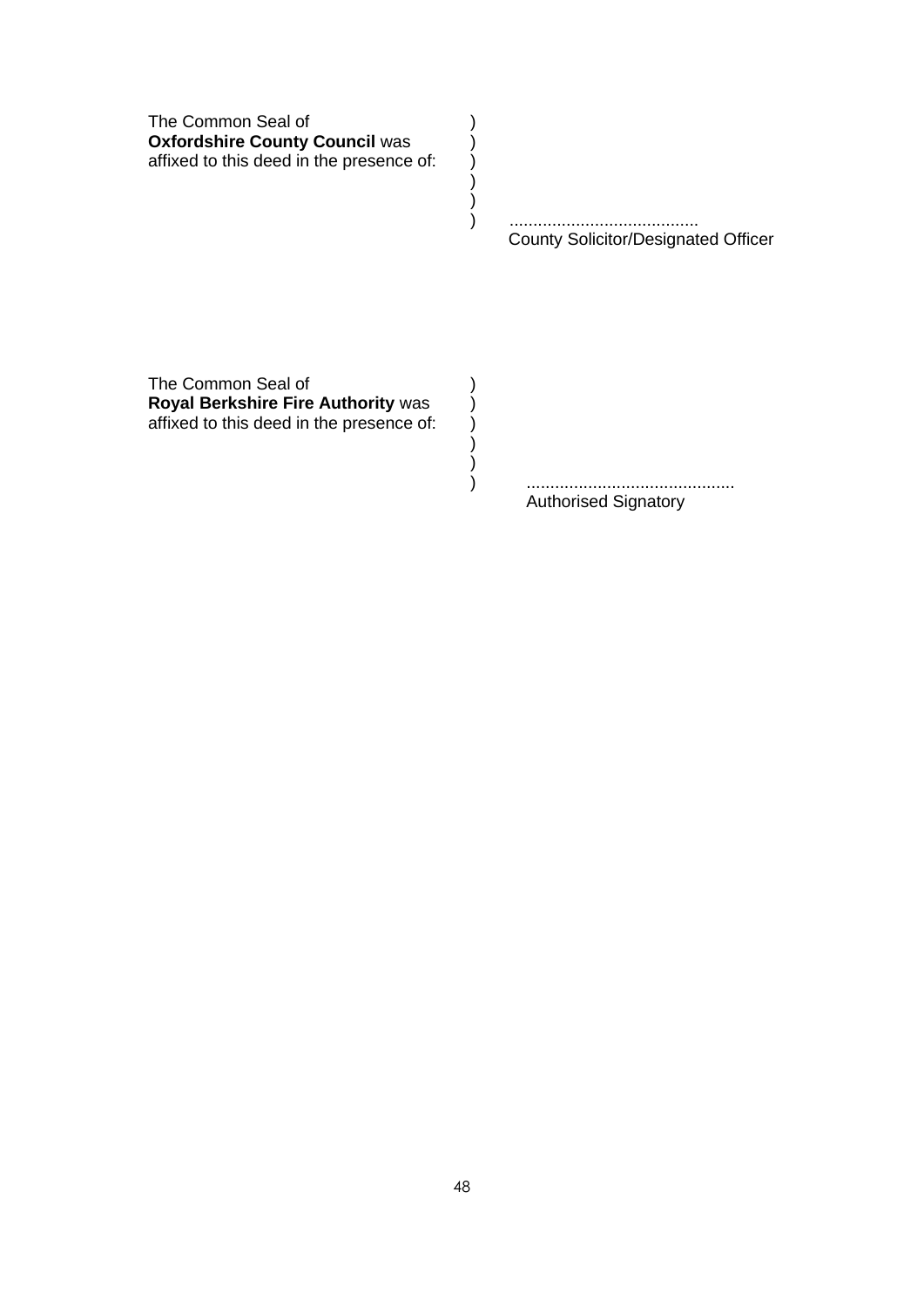The Common Seal of )
**Oxfordshire County Council** was )
affixed to this deed in the presence of: )
)
)
) ........................................
County Solicitor/Designated Officer

The Common Seal of )
**Royal Berkshire Fire Authority** was )
affixed to this deed in the presence of: )
)
)
) ............................................
Authorised Signatory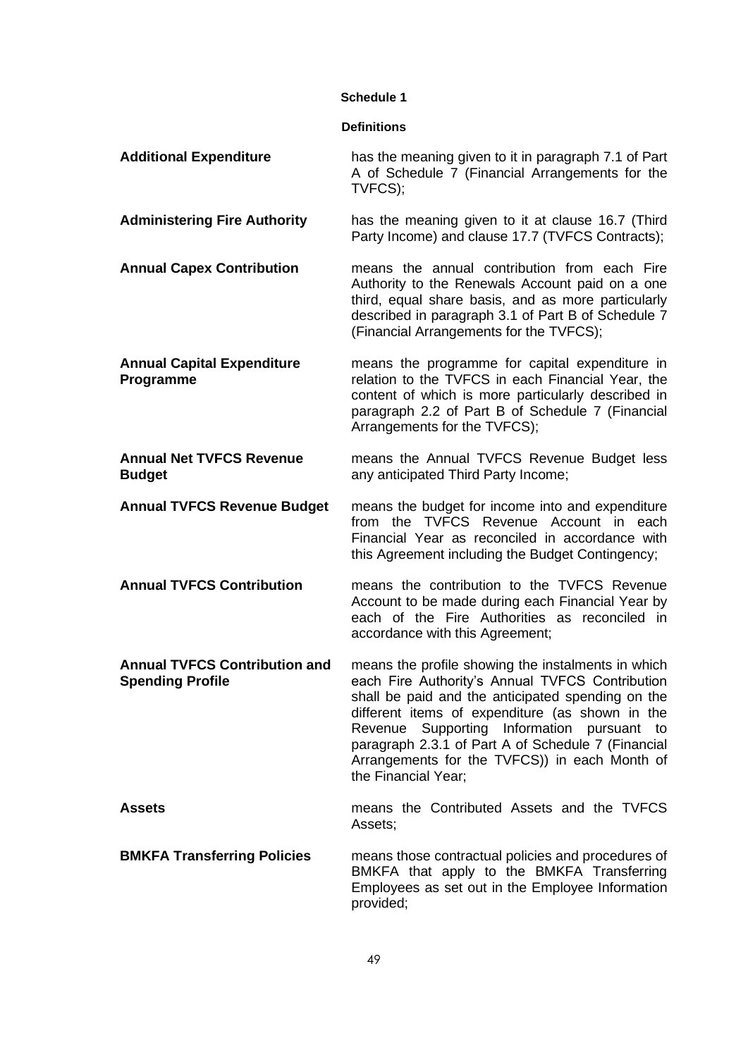# Schedule 1

## Definitions

| | |
|---|---|
| **Additional Expenditure** | has the meaning given to it in paragraph 7.1 of Part A of Schedule 7 (Financial Arrangements for the TVFCS); |
| **Administering Fire Authority** | has the meaning given to it at clause 16.7 (Third Party Income) and clause 17.7 (TVFCS Contracts); |
| **Annual Capex Contribution** | means the annual contribution from each Fire Authority to the Renewals Account paid on a one third, equal share basis, and as more particularly described in paragraph 3.1 of Part B of Schedule 7 (Financial Arrangements for the TVFCS); |
| **Annual Capital Expenditure Programme** | means the programme for capital expenditure in relation to the TVFCS in each Financial Year, the content of which is more particularly described in paragraph 2.2 of Part B of Schedule 7 (Financial Arrangements for the TVFCS); |
| **Annual Net TVFCS Revenue Budget** | means the Annual TVFCS Revenue Budget less any anticipated Third Party Income; |
| **Annual TVFCS Revenue Budget** | means the budget for income into and expenditure from the TVFCS Revenue Account in each Financial Year as reconciled in accordance with this Agreement including the Budget Contingency; |
| **Annual TVFCS Contribution** | means the contribution to the TVFCS Revenue Account to be made during each Financial Year by each of the Fire Authorities as reconciled in accordance with this Agreement; |
| **Annual TVFCS Contribution and Spending Profile** | means the profile showing the instalments in which each Fire Authority's Annual TVFCS Contribution shall be paid and the anticipated spending on the different items of expenditure (as shown in the Revenue Supporting Information pursuant to paragraph 2.3.1 of Part A of Schedule 7 (Financial Arrangements for the TVFCS)) in each Month of the Financial Year; |
| **Assets** | means the Contributed Assets and the TVFCS Assets; |
| **BMKFA Transferring Policies** | means those contractual policies and procedures of BMKFA that apply to the BMKFA Transferring Employees as set out in the Employee Information provided; |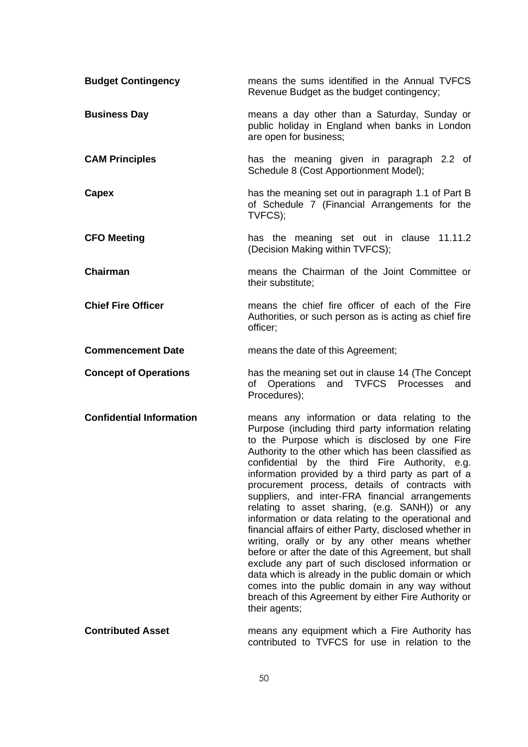| | |
|---|---|
| **Budget Contingency** | means the sums identified in the Annual TVFCS Revenue Budget as the budget contingency; |
| **Business Day** | means a day other than a Saturday, Sunday or public holiday in England when banks in London are open for business; |
| **CAM Principles** | has the meaning given in paragraph 2.2 of Schedule 8 (Cost Apportionment Model); |
| **Capex** | has the meaning set out in paragraph 1.1 of Part B of Schedule 7 (Financial Arrangements for the TVFCS); |
| **CFO Meeting** | has the meaning set out in clause 11.11.2 (Decision Making within TVFCS); |
| **Chairman** | means the Chairman of the Joint Committee or their substitute; |
| **Chief Fire Officer** | means the chief fire officer of each of the Fire Authorities, or such person as is acting as chief fire officer; |
| **Commencement Date** | means the date of this Agreement; |
| **Concept of Operations** | has the meaning set out in clause 14 (The Concept of Operations and TVFCS Processes and Procedures); |
| **Confidential Information** | means any information or data relating to the Purpose (including third party information relating to the Purpose which is disclosed by one Fire Authority to the other which has been classified as confidential by the third Fire Authority, e.g. information provided by a third party as part of a procurement process, details of contracts with suppliers, and inter-FRA financial arrangements relating to asset sharing, (e.g. SANH)) or any information or data relating to the operational and financial affairs of either Party, disclosed whether in writing, orally or by any other means whether before or after the date of this Agreement, but shall exclude any part of such disclosed information or data which is already in the public domain or which comes into the public domain in any way without breach of this Agreement by either Fire Authority or their agents; |
| **Contributed Asset** | means any equipment which a Fire Authority has contributed to TVFCS for use in relation to the |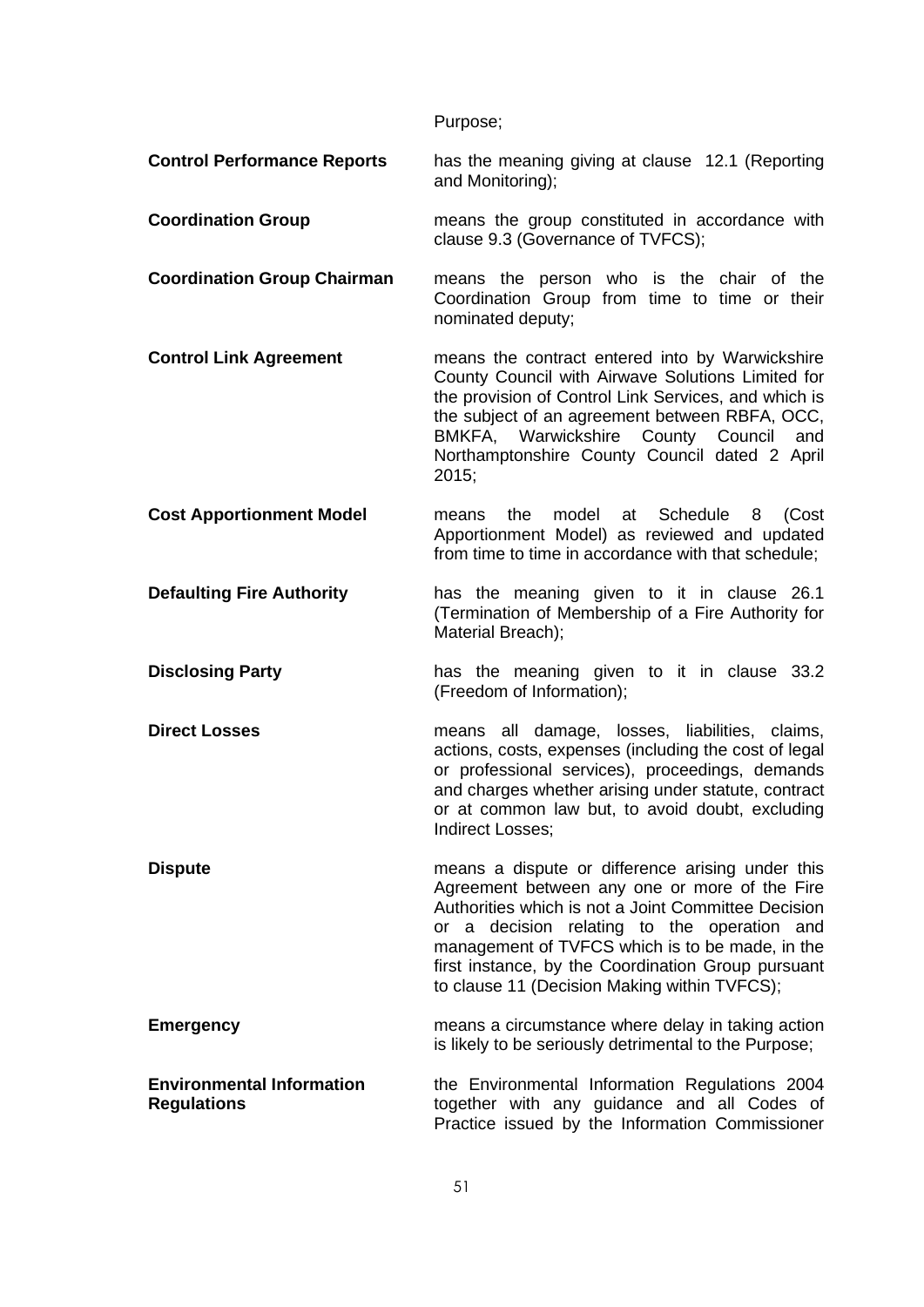Purpose;

**Control Performance Reports** has the meaning giving at clause 12.1 (Reporting and Monitoring);

**Coordination Group** means the group constituted in accordance with clause 9.3 (Governance of TVFCS);

**Coordination Group Chairman** means the person who is the chair of the Coordination Group from time to time or their nominated deputy;

**Control Link Agreement** means the contract entered into by Warwickshire County Council with Airwave Solutions Limited for the provision of Control Link Services, and which is the subject of an agreement between RBFA, OCC, BMKFA, Warwickshire County Council and Northamptonshire County Council dated 2 April 2015;

**Cost Apportionment Model** means the model at Schedule 8 (Cost Apportionment Model) as reviewed and updated from time to time in accordance with that schedule;

**Defaulting Fire Authority** has the meaning given to it in clause 26.1 (Termination of Membership of a Fire Authority for Material Breach);

**Disclosing Party** has the meaning given to it in clause 33.2 (Freedom of Information);

**Direct Losses** means all damage, losses, liabilities, claims, actions, costs, expenses (including the cost of legal or professional services), proceedings, demands and charges whether arising under statute, contract or at common law but, to avoid doubt, excluding Indirect Losses;

**Dispute** means a dispute or difference arising under this Agreement between any one or more of the Fire Authorities which is not a Joint Committee Decision or a decision relating to the operation and management of TVFCS which is to be made, in the first instance, by the Coordination Group pursuant to clause 11 (Decision Making within TVFCS);

**Emergency** means a circumstance where delay in taking action is likely to be seriously detrimental to the Purpose;

**Environmental Information Regulations** the Environmental Information Regulations 2004 together with any guidance and all Codes of Practice issued by the Information Commissioner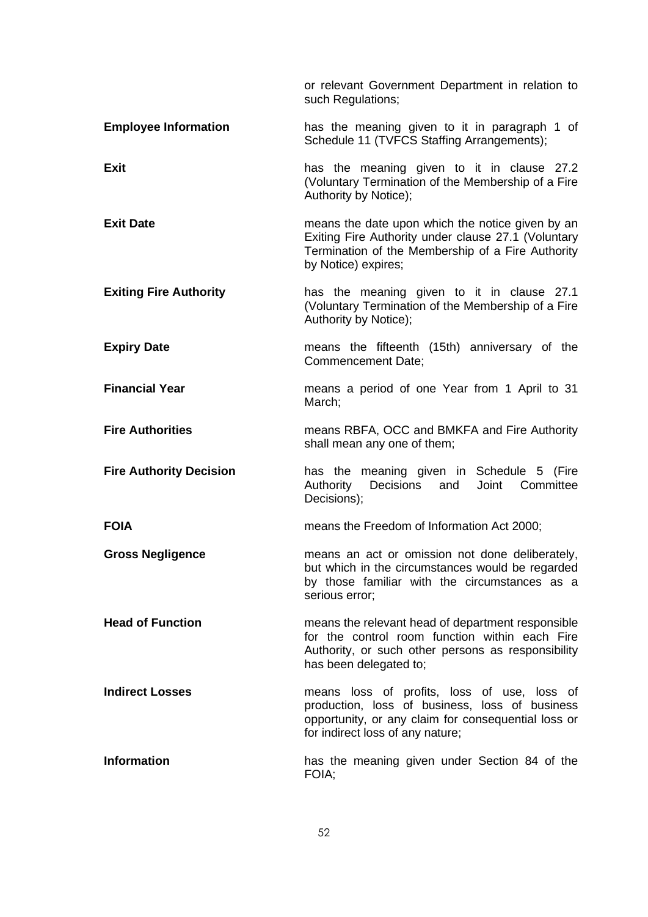or relevant Government Department in relation to such Regulations;

**Employee Information** has the meaning given to it in paragraph 1 of Schedule 11 (TVFCS Staffing Arrangements);

**Exit** has the meaning given to it in clause 27.2 (Voluntary Termination of the Membership of a Fire Authority by Notice);

**Exit Date** means the date upon which the notice given by an Exiting Fire Authority under clause 27.1 (Voluntary Termination of the Membership of a Fire Authority by Notice) expires;

**Exiting Fire Authority** has the meaning given to it in clause 27.1 (Voluntary Termination of the Membership of a Fire Authority by Notice);

**Expiry Date** means the fifteenth (15th) anniversary of the Commencement Date;

**Financial Year** means a period of one Year from 1 April to 31 March;

**Fire Authorities** means RBFA, OCC and BMKFA and Fire Authority shall mean any one of them;

**Fire Authority Decision** has the meaning given in Schedule 5 (Fire Authority Decisions and Joint Committee Decisions);

**FOIA** means the Freedom of Information Act 2000;

**Gross Negligence** means an act or omission not done deliberately, but which in the circumstances would be regarded by those familiar with the circumstances as a serious error;

**Head of Function** means the relevant head of department responsible for the control room function within each Fire Authority, or such other persons as responsibility has been delegated to;

**Indirect Losses** means loss of profits, loss of use, loss of production, loss of business, loss of business opportunity, or any claim for consequential loss or for indirect loss of any nature;

**Information** has the meaning given under Section 84 of the FOIA;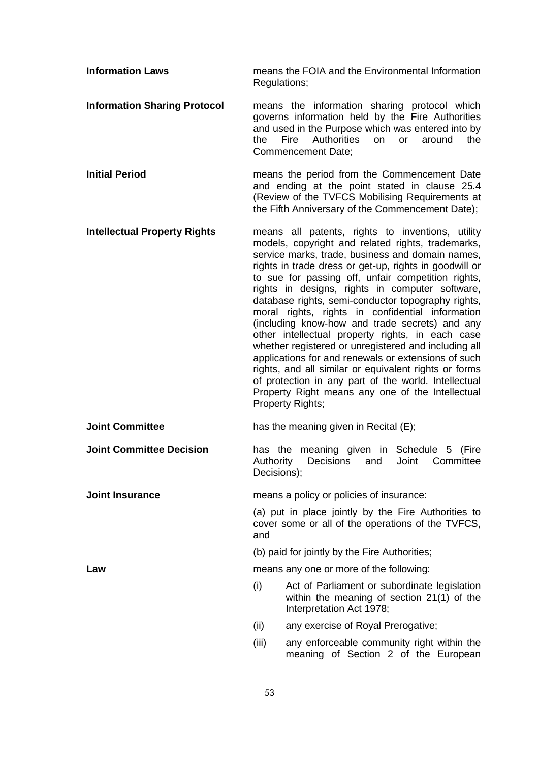**Information Laws** means the FOIA and the Environmental Information Regulations;

**Information Sharing Protocol** means the information sharing protocol which governs information held by the Fire Authorities and used in the Purpose which was entered into by the Fire Authorities on or around the Commencement Date;

**Initial Period** means the period from the Commencement Date and ending at the point stated in clause 25.4 (Review of the TVFCS Mobilising Requirements at the Fifth Anniversary of the Commencement Date);

**Intellectual Property Rights** means all patents, rights to inventions, utility models, copyright and related rights, trademarks, service marks, trade, business and domain names, rights in trade dress or get-up, rights in goodwill or to sue for passing off, unfair competition rights, rights in designs, rights in computer software, database rights, semi-conductor topography rights, moral rights, rights in confidential information (including know-how and trade secrets) and any other intellectual property rights, in each case whether registered or unregistered and including all applications for and renewals or extensions of such rights, and all similar or equivalent rights or forms of protection in any part of the world. Intellectual Property Right means any one of the Intellectual Property Rights;

**Joint Committee** has the meaning given in Recital (E);

**Joint Committee Decision** has the meaning given in Schedule 5 (Fire Authority Decisions and Joint Committee Decisions);

**Joint Insurance** means a policy or policies of insurance:

(a) put in place jointly by the Fire Authorities to cover some or all of the operations of the TVFCS, and

(b) paid for jointly by the Fire Authorities;

**Law** means any one or more of the following:

(i) Act of Parliament or subordinate legislation within the meaning of section 21(1) of the Interpretation Act 1978;

(ii) any exercise of Royal Prerogative;

(iii) any enforceable community right within the meaning of Section 2 of the European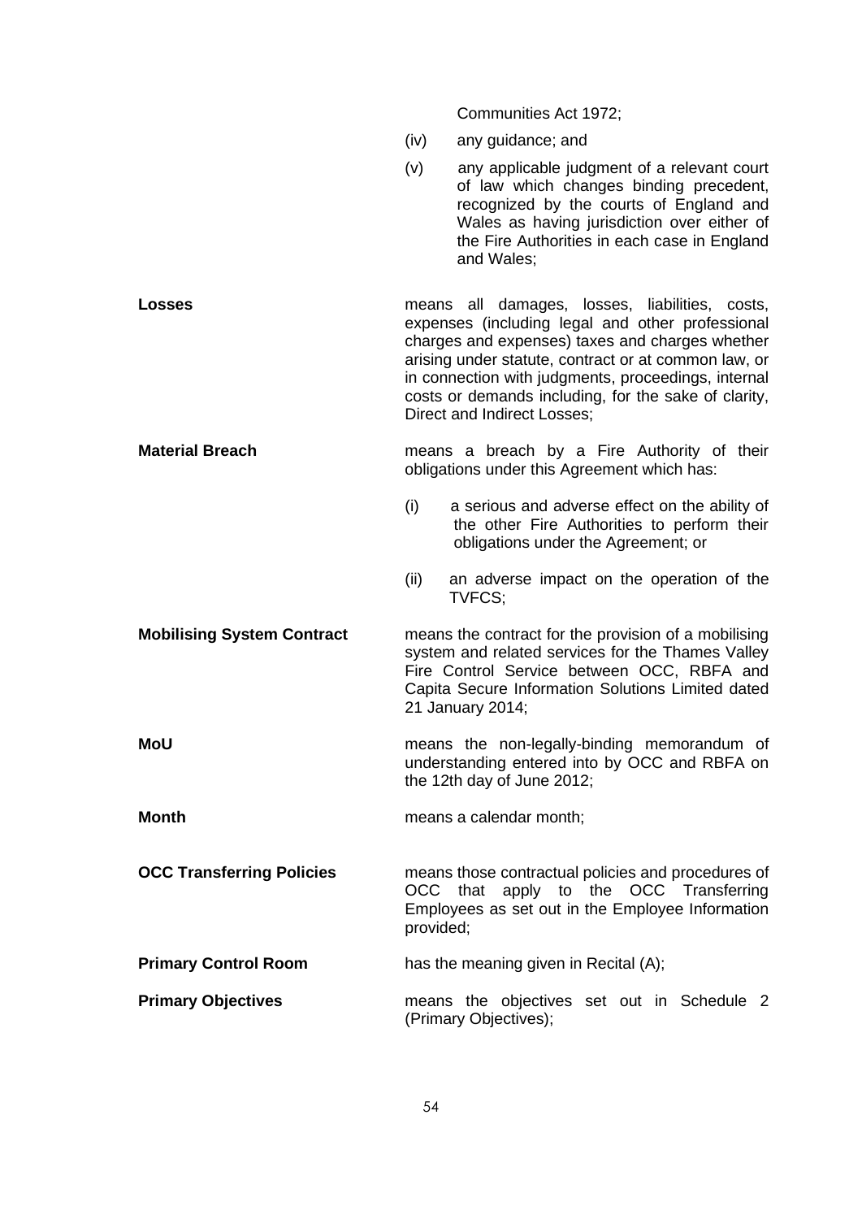Communities Act 1972;

(iv) any guidance; and

(v) any applicable judgment of a relevant court of law which changes binding precedent, recognized by the courts of England and Wales as having jurisdiction over either of the Fire Authorities in each case in England and Wales;

**Losses** means all damages, losses, liabilities, costs, expenses (including legal and other professional charges and expenses) taxes and charges whether arising under statute, contract or at common law, or in connection with judgments, proceedings, internal costs or demands including, for the sake of clarity, Direct and Indirect Losses;

**Material Breach** means a breach by a Fire Authority of their obligations under this Agreement which has:

(i) a serious and adverse effect on the ability of the other Fire Authorities to perform their obligations under the Agreement; or

(ii) an adverse impact on the operation of the TVFCS;

**Mobilising System Contract** means the contract for the provision of a mobilising system and related services for the Thames Valley Fire Control Service between OCC, RBFA and Capita Secure Information Solutions Limited dated 21 January 2014;

**MoU** means the non-legally-binding memorandum of understanding entered into by OCC and RBFA on the 12th day of June 2012;

**Month** means a calendar month;

**OCC Transferring Policies** means those contractual policies and procedures of OCC that apply to the OCC Transferring Employees as set out in the Employee Information provided;

**Primary Control Room** has the meaning given in Recital (A);

**Primary Objectives** means the objectives set out in Schedule 2 (Primary Objectives);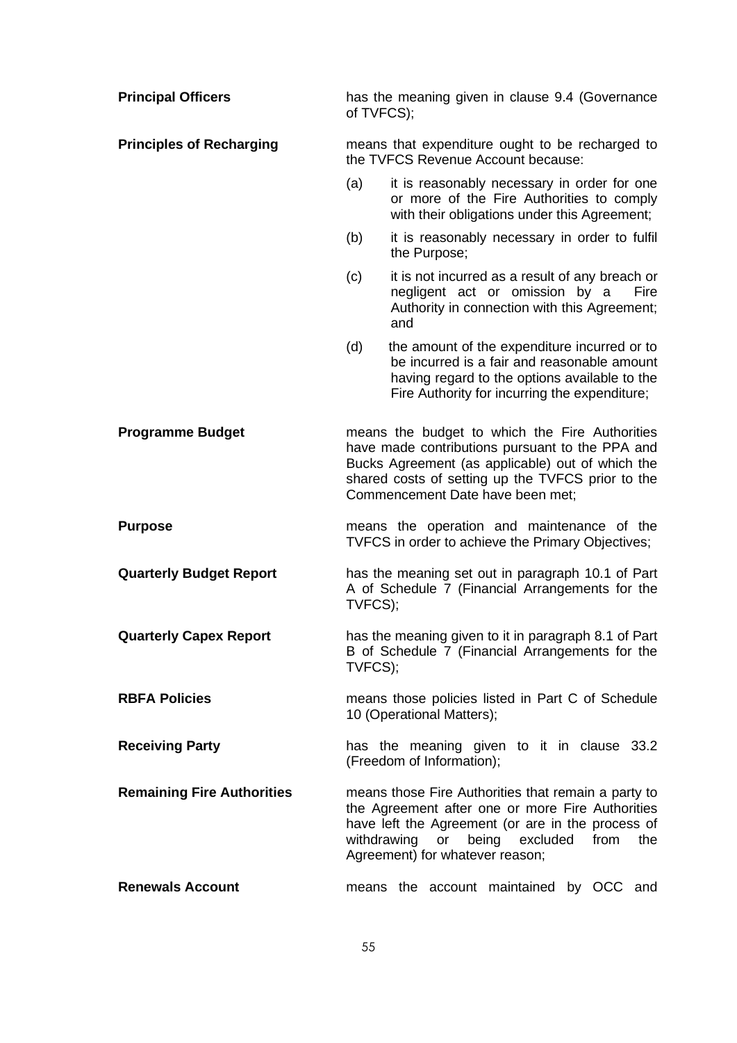**Principal Officers** has the meaning given in clause 9.4 (Governance of TVFCS);

**Principles of Recharging** means that expenditure ought to be recharged to the TVFCS Revenue Account because:

(a) it is reasonably necessary in order for one or more of the Fire Authorities to comply with their obligations under this Agreement;

(b) it is reasonably necessary in order to fulfil the Purpose;

(c) it is not incurred as a result of any breach or negligent act or omission by a Fire Authority in connection with this Agreement; and

(d) the amount of the expenditure incurred or to be incurred is a fair and reasonable amount having regard to the options available to the Fire Authority for incurring the expenditure;

**Programme Budget** means the budget to which the Fire Authorities have made contributions pursuant to the PPA and Bucks Agreement (as applicable) out of which the shared costs of setting up the TVFCS prior to the Commencement Date have been met;

**Purpose** means the operation and maintenance of the TVFCS in order to achieve the Primary Objectives;

**Quarterly Budget Report** has the meaning set out in paragraph 10.1 of Part A of Schedule 7 (Financial Arrangements for the TVFCS);

**Quarterly Capex Report** has the meaning given to it in paragraph 8.1 of Part B of Schedule 7 (Financial Arrangements for the TVFCS);

**RBFA Policies** means those policies listed in Part C of Schedule 10 (Operational Matters);

**Receiving Party** has the meaning given to it in clause 33.2 (Freedom of Information);

**Remaining Fire Authorities** means those Fire Authorities that remain a party to the Agreement after one or more Fire Authorities have left the Agreement (or are in the process of withdrawing or being excluded from the Agreement) for whatever reason;

**Renewals Account** means the account maintained by OCC and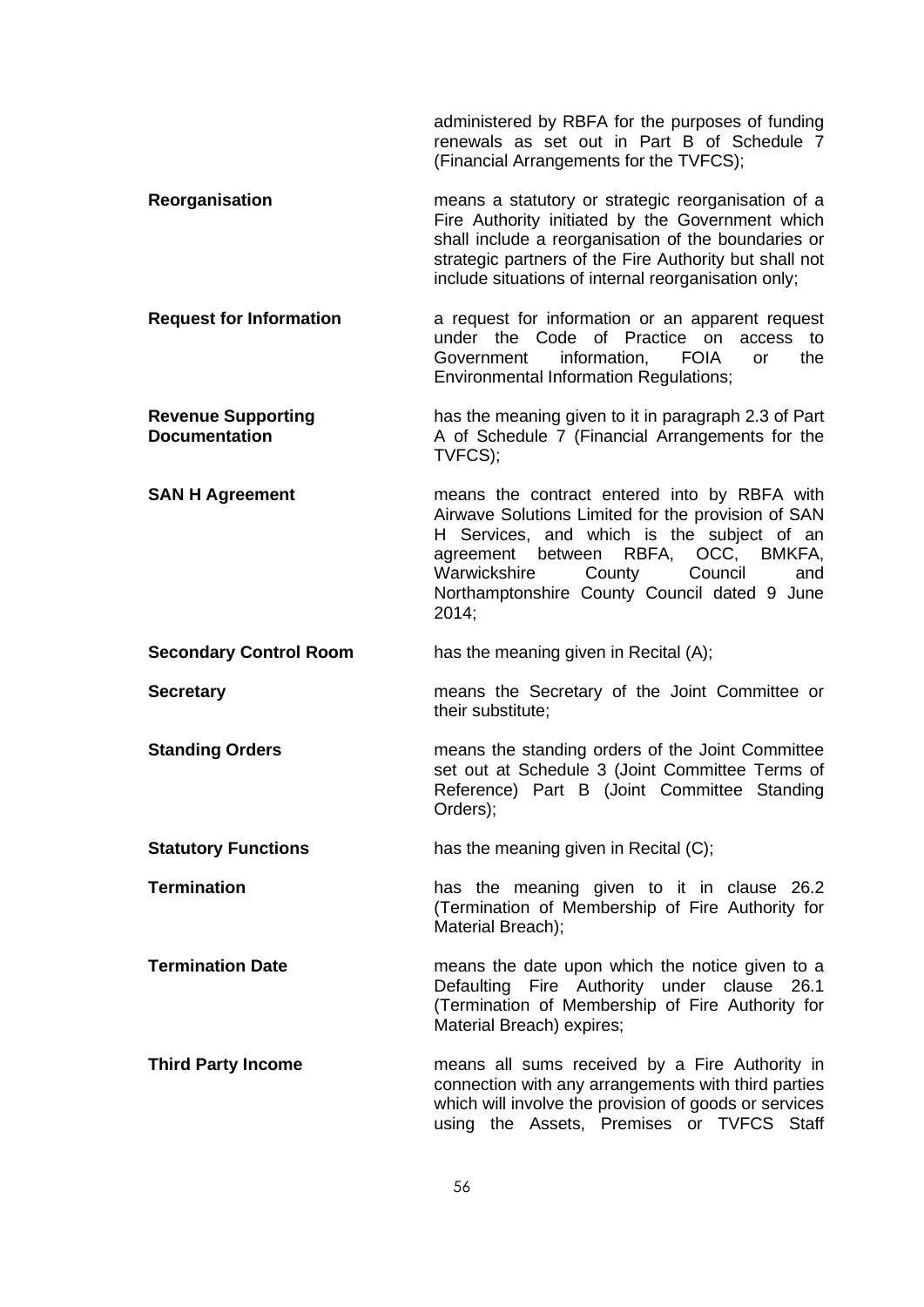administered by RBFA for the purposes of funding renewals as set out in Part B of Schedule 7 (Financial Arrangements for the TVFCS);

**Reorganisation** means a statutory or strategic reorganisation of a Fire Authority initiated by the Government which shall include a reorganisation of the boundaries or strategic partners of the Fire Authority but shall not include situations of internal reorganisation only;

**Request for Information** a request for information or an apparent request under the Code of Practice on access to Government information, FOIA or the Environmental Information Regulations;

**Revenue Supporting Documentation** has the meaning given to it in paragraph 2.3 of Part A of Schedule 7 (Financial Arrangements for the TVFCS);

**SAN H Agreement** means the contract entered into by RBFA with Airwave Solutions Limited for the provision of SAN H Services, and which is the subject of an agreement between RBFA, OCC, BMKFA, Warwickshire County Council and Northamptonshire County Council dated 9 June 2014;

**Secondary Control Room** has the meaning given in Recital (A);

**Secretary** means the Secretary of the Joint Committee or their substitute;

**Standing Orders** means the standing orders of the Joint Committee set out at Schedule 3 (Joint Committee Terms of Reference) Part B (Joint Committee Standing Orders);

**Statutory Functions** has the meaning given in Recital (C);

**Termination** has the meaning given to it in clause 26.2 (Termination of Membership of Fire Authority for Material Breach);

**Termination Date** means the date upon which the notice given to a Defaulting Fire Authority under clause 26.1 (Termination of Membership of Fire Authority for Material Breach) expires;

**Third Party Income** means all sums received by a Fire Authority in connection with any arrangements with third parties which will involve the provision of goods or services using the Assets, Premises or TVFCS Staff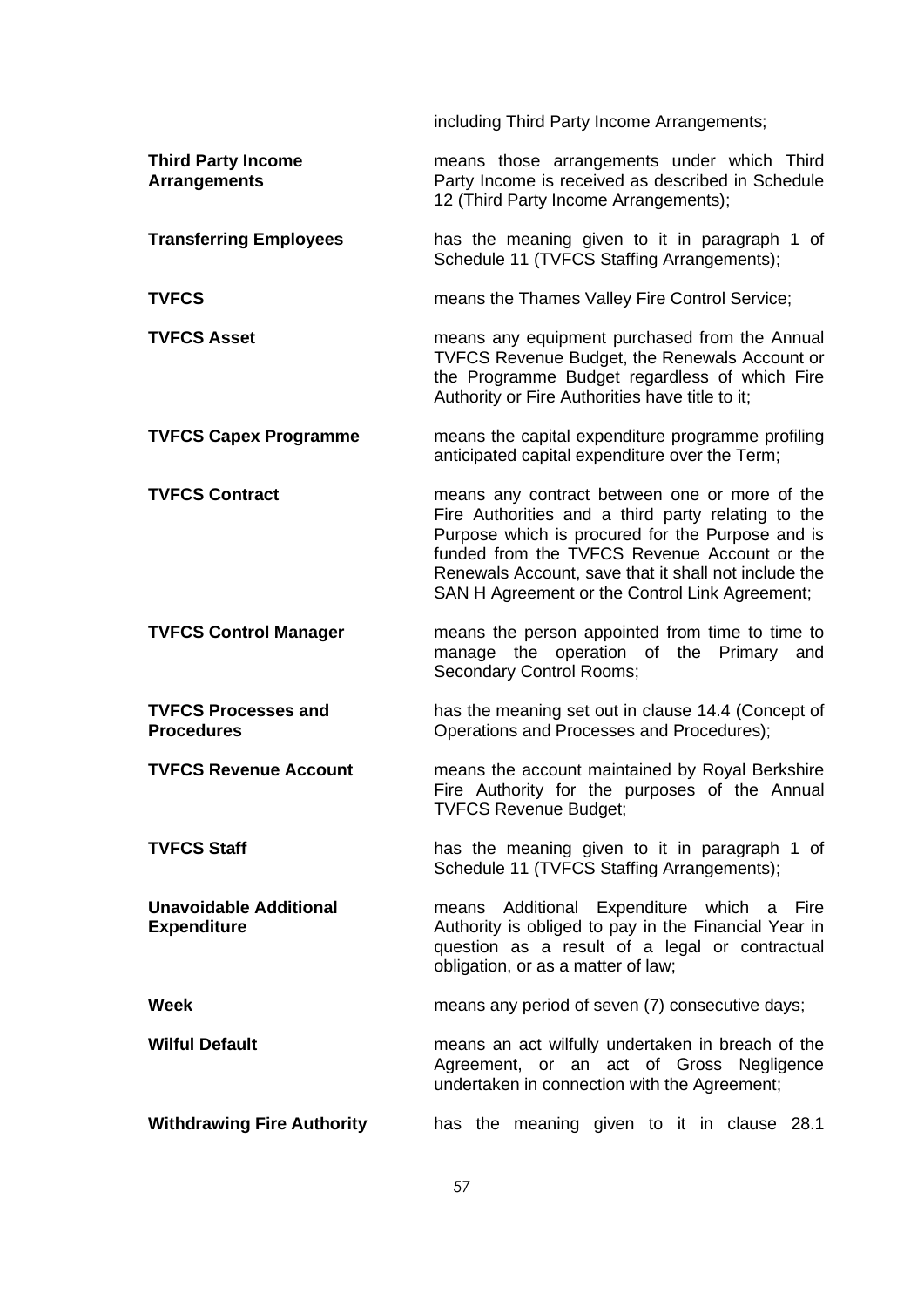including Third Party Income Arrangements;

| | |
|---|---|
| **Third Party Income Arrangements** | means those arrangements under which Third Party Income is received as described in Schedule 12 (Third Party Income Arrangements); |
| **Transferring Employees** | has the meaning given to it in paragraph 1 of Schedule 11 (TVFCS Staffing Arrangements); |
| **TVFCS** | means the Thames Valley Fire Control Service; |
| **TVFCS Asset** | means any equipment purchased from the Annual TVFCS Revenue Budget, the Renewals Account or the Programme Budget regardless of which Fire Authority or Fire Authorities have title to it; |
| **TVFCS Capex Programme** | means the capital expenditure programme profiling anticipated capital expenditure over the Term; |
| **TVFCS Contract** | means any contract between one or more of the Fire Authorities and a third party relating to the Purpose which is procured for the Purpose and is funded from the TVFCS Revenue Account or the Renewals Account, save that it shall not include the SAN H Agreement or the Control Link Agreement; |
| **TVFCS Control Manager** | means the person appointed from time to time to manage the operation of the Primary and Secondary Control Rooms; |
| **TVFCS Processes and Procedures** | has the meaning set out in clause 14.4 (Concept of Operations and Processes and Procedures); |
| **TVFCS Revenue Account** | means the account maintained by Royal Berkshire Fire Authority for the purposes of the Annual TVFCS Revenue Budget; |
| **TVFCS Staff** | has the meaning given to it in paragraph 1 of Schedule 11 (TVFCS Staffing Arrangements); |
| **Unavoidable Additional Expenditure** | means Additional Expenditure which a Fire Authority is obliged to pay in the Financial Year in question as a result of a legal or contractual obligation, or as a matter of law; |
| **Week** | means any period of seven (7) consecutive days; |
| **Wilful Default** | means an act wilfully undertaken in breach of the Agreement, or an act of Gross Negligence undertaken in connection with the Agreement; |
| **Withdrawing Fire Authority** | has the meaning given to it in clause 28.1 |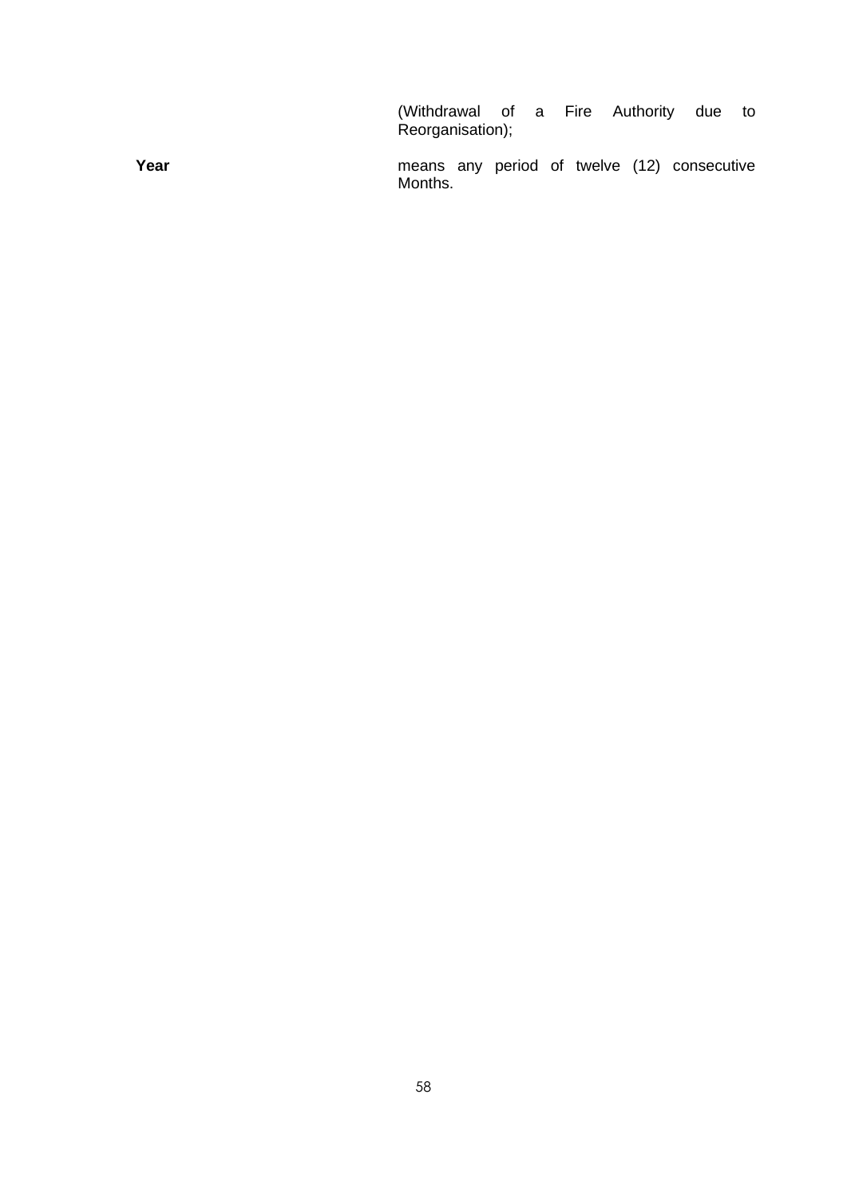(Withdrawal of a Fire Authority due to Reorganisation);

**Year** means any period of twelve (12) consecutive Months.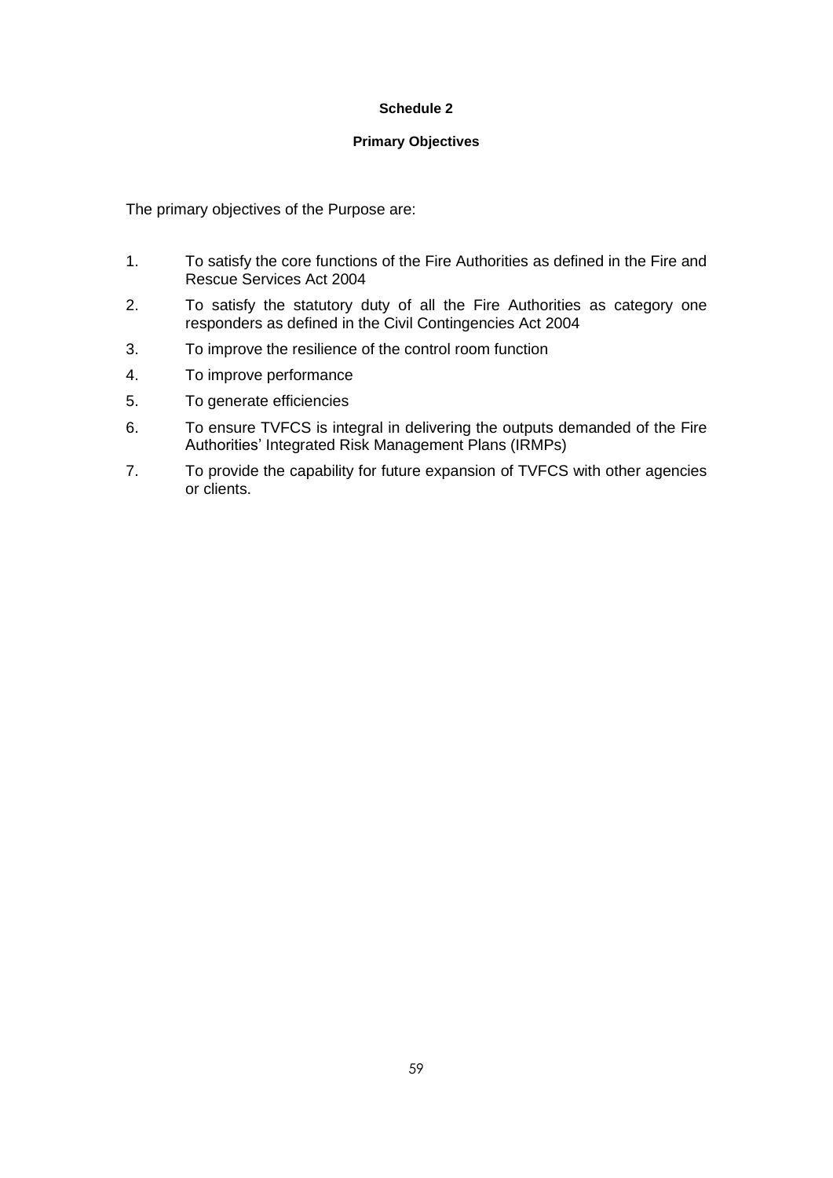## Schedule 2

### Primary Objectives

The primary objectives of the Purpose are:

1. To satisfy the core functions of the Fire Authorities as defined in the Fire and Rescue Services Act 2004
2. To satisfy the statutory duty of all the Fire Authorities as category one responders as defined in the Civil Contingencies Act 2004
3. To improve the resilience of the control room function
4. To improve performance
5. To generate efficiencies
6. To ensure TVFCS is integral in delivering the outputs demanded of the Fire Authorities' Integrated Risk Management Plans (IRMPs)
7. To provide the capability for future expansion of TVFCS with other agencies or clients.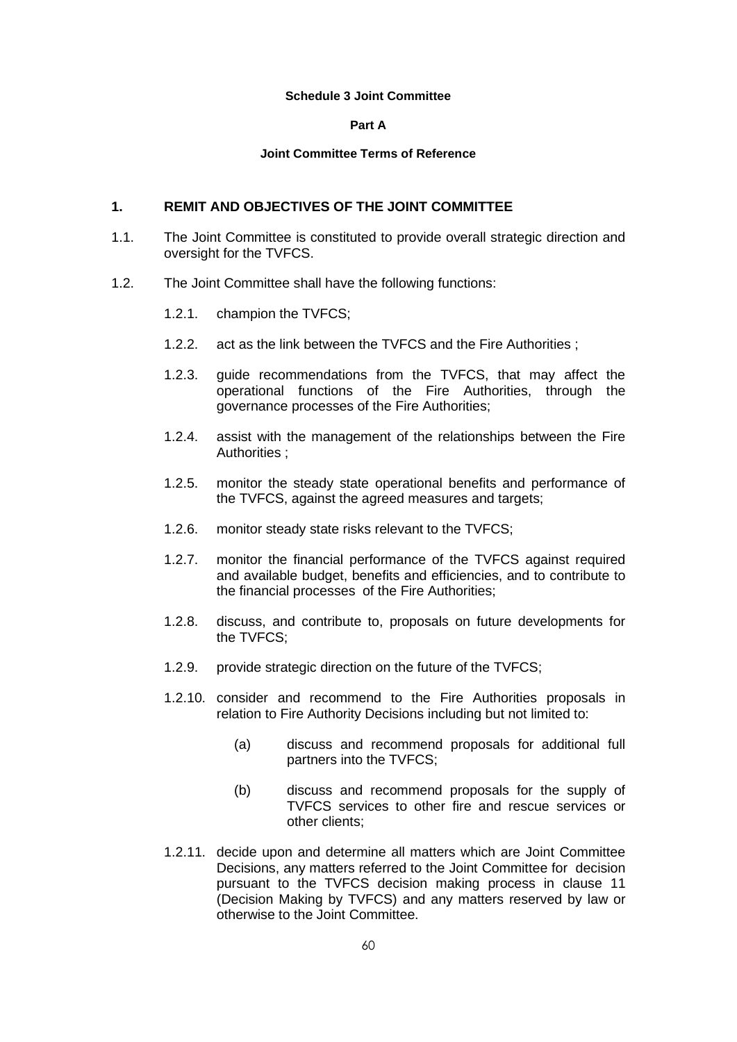**Schedule 3 Joint Committee**

**Part A**

**Joint Committee Terms of Reference**

## 1. REMIT AND OBJECTIVES OF THE JOINT COMMITTEE

1.1. The Joint Committee is constituted to provide overall strategic direction and oversight for the TVFCS.

1.2. The Joint Committee shall have the following functions:

1.2.1. champion the TVFCS;

1.2.2. act as the link between the TVFCS and the Fire Authorities ;

1.2.3. guide recommendations from the TVFCS, that may affect the operational functions of the Fire Authorities, through the governance processes of the Fire Authorities;

1.2.4. assist with the management of the relationships between the Fire Authorities ;

1.2.5. monitor the steady state operational benefits and performance of the TVFCS, against the agreed measures and targets;

1.2.6. monitor steady state risks relevant to the TVFCS;

1.2.7. monitor the financial performance of the TVFCS against required and available budget, benefits and efficiencies, and to contribute to the financial processes of the Fire Authorities;

1.2.8. discuss, and contribute to, proposals on future developments for the TVFCS;

1.2.9. provide strategic direction on the future of the TVFCS;

1.2.10. consider and recommend to the Fire Authorities proposals in relation to Fire Authority Decisions including but not limited to:

(a) discuss and recommend proposals for additional full partners into the TVFCS;

(b) discuss and recommend proposals for the supply of TVFCS services to other fire and rescue services or other clients;

1.2.11. decide upon and determine all matters which are Joint Committee Decisions, any matters referred to the Joint Committee for decision pursuant to the TVFCS decision making process in clause 11 (Decision Making by TVFCS) and any matters reserved by law or otherwise to the Joint Committee.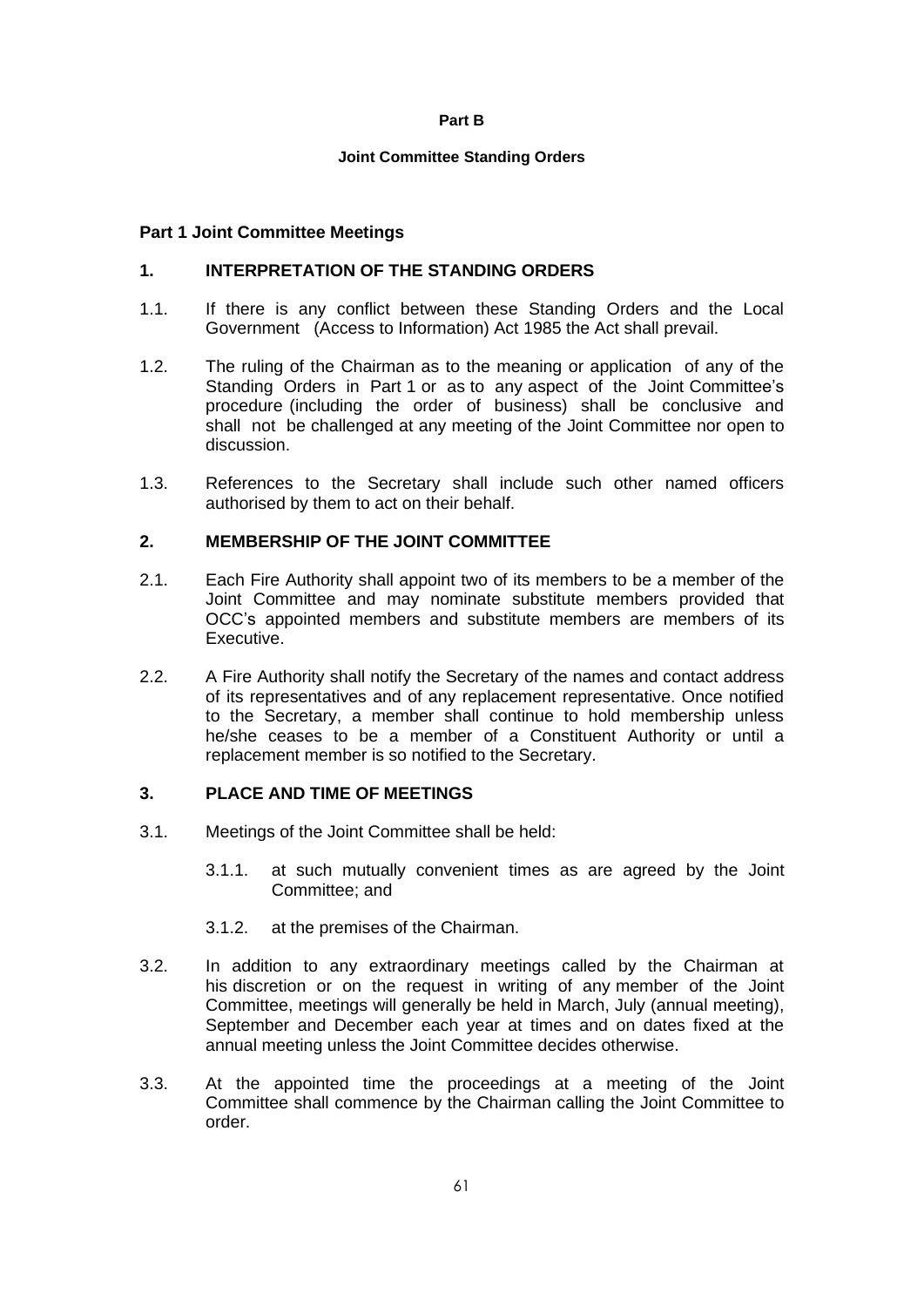**Part B**

**Joint Committee Standing Orders**

**Part 1 Joint Committee Meetings**

**1. INTERPRETATION OF THE STANDING ORDERS**

1.1. If there is any conflict between these Standing Orders and the Local Government (Access to Information) Act 1985 the Act shall prevail.

1.2. The ruling of the Chairman as to the meaning or application of any of the Standing Orders in Part 1 or as to any aspect of the Joint Committee's procedure (including the order of business) shall be conclusive and shall not be challenged at any meeting of the Joint Committee nor open to discussion.

1.3. References to the Secretary shall include such other named officers authorised by them to act on their behalf.

**2. MEMBERSHIP OF THE JOINT COMMITTEE**

2.1. Each Fire Authority shall appoint two of its members to be a member of the Joint Committee and may nominate substitute members provided that OCC's appointed members and substitute members are members of its Executive.

2.2. A Fire Authority shall notify the Secretary of the names and contact address of its representatives and of any replacement representative. Once notified to the Secretary, a member shall continue to hold membership unless he/she ceases to be a member of a Constituent Authority or until a replacement member is so notified to the Secretary.

**3. PLACE AND TIME OF MEETINGS**

3.1. Meetings of the Joint Committee shall be held:

3.1.1. at such mutually convenient times as are agreed by the Joint Committee; and

3.1.2. at the premises of the Chairman.

3.2. In addition to any extraordinary meetings called by the Chairman at his discretion or on the request in writing of any member of the Joint Committee, meetings will generally be held in March, July (annual meeting), September and December each year at times and on dates fixed at the annual meeting unless the Joint Committee decides otherwise.

3.3. At the appointed time the proceedings at a meeting of the Joint Committee shall commence by the Chairman calling the Joint Committee to order.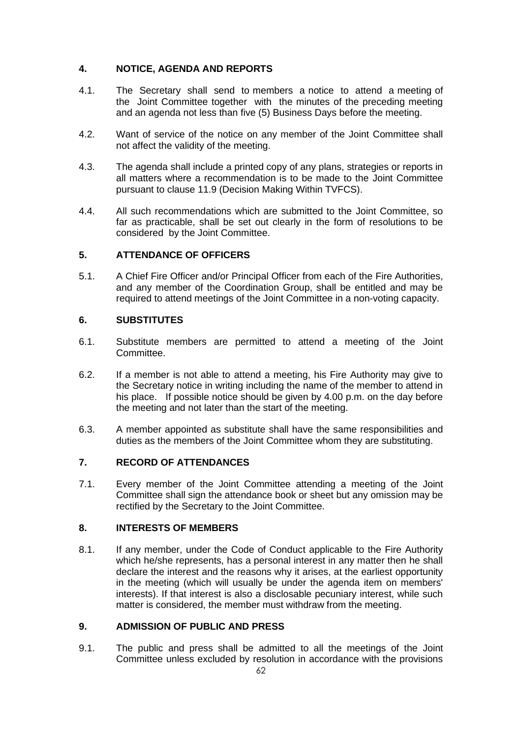## 4. NOTICE, AGENDA AND REPORTS

4.1. The Secretary shall send to members a notice to attend a meeting of the Joint Committee together with the minutes of the preceding meeting and an agenda not less than five (5) Business Days before the meeting.

4.2. Want of service of the notice on any member of the Joint Committee shall not affect the validity of the meeting.

4.3. The agenda shall include a printed copy of any plans, strategies or reports in all matters where a recommendation is to be made to the Joint Committee pursuant to clause 11.9 (Decision Making Within TVFCS).

4.4. All such recommendations which are submitted to the Joint Committee, so far as practicable, shall be set out clearly in the form of resolutions to be considered by the Joint Committee.

## 5. ATTENDANCE OF OFFICERS

5.1. A Chief Fire Officer and/or Principal Officer from each of the Fire Authorities, and any member of the Coordination Group, shall be entitled and may be required to attend meetings of the Joint Committee in a non-voting capacity.

## 6. SUBSTITUTES

6.1. Substitute members are permitted to attend a meeting of the Joint Committee.

6.2. If a member is not able to attend a meeting, his Fire Authority may give to the Secretary notice in writing including the name of the member to attend in his place. If possible notice should be given by 4.00 p.m. on the day before the meeting and not later than the start of the meeting.

6.3. A member appointed as substitute shall have the same responsibilities and duties as the members of the Joint Committee whom they are substituting.

## 7. RECORD OF ATTENDANCES

7.1. Every member of the Joint Committee attending a meeting of the Joint Committee shall sign the attendance book or sheet but any omission may be rectified by the Secretary to the Joint Committee.

## 8. INTERESTS OF MEMBERS

8.1. If any member, under the Code of Conduct applicable to the Fire Authority which he/she represents, has a personal interest in any matter then he shall declare the interest and the reasons why it arises, at the earliest opportunity in the meeting (which will usually be under the agenda item on members' interests). If that interest is also a disclosable pecuniary interest, while such matter is considered, the member must withdraw from the meeting.

## 9. ADMISSION OF PUBLIC AND PRESS

9.1. The public and press shall be admitted to all the meetings of the Joint Committee unless excluded by resolution in accordance with the provisions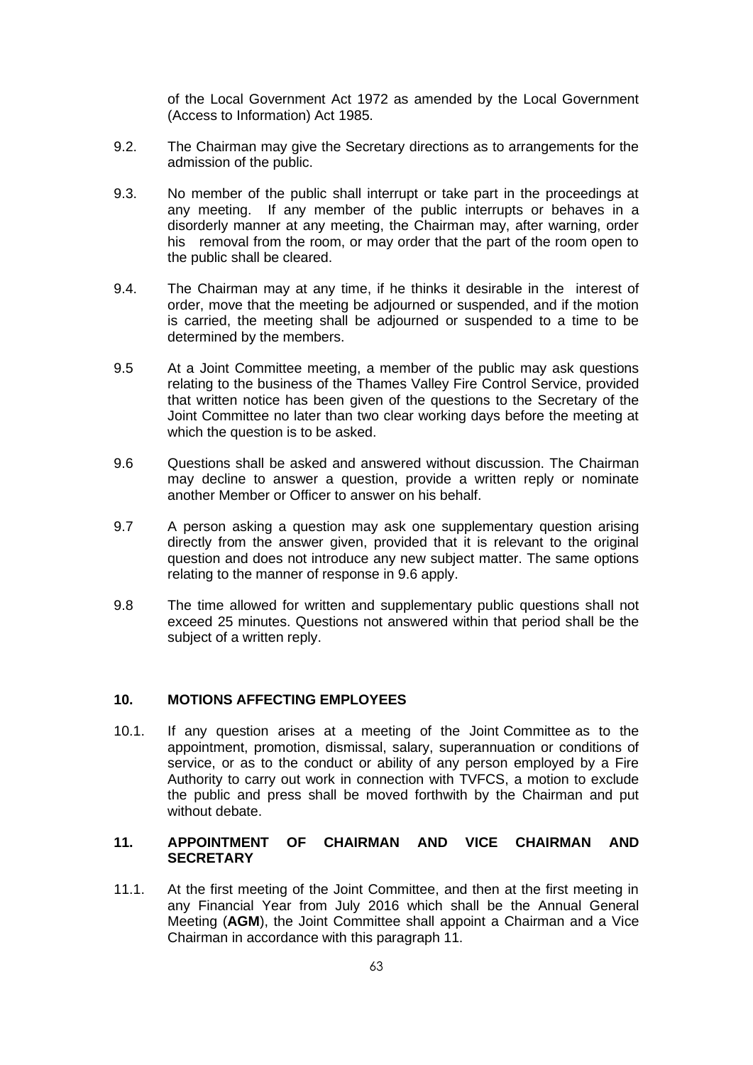of the Local Government Act 1972 as amended by the Local Government (Access to Information) Act 1985.

9.2. The Chairman may give the Secretary directions as to arrangements for the admission of the public.

9.3. No member of the public shall interrupt or take part in the proceedings at any meeting. If any member of the public interrupts or behaves in a disorderly manner at any meeting, the Chairman may, after warning, order his removal from the room, or may order that the part of the room open to the public shall be cleared.

9.4. The Chairman may at any time, if he thinks it desirable in the interest of order, move that the meeting be adjourned or suspended, and if the motion is carried, the meeting shall be adjourned or suspended to a time to be determined by the members.

9.5 At a Joint Committee meeting, a member of the public may ask questions relating to the business of the Thames Valley Fire Control Service, provided that written notice has been given of the questions to the Secretary of the Joint Committee no later than two clear working days before the meeting at which the question is to be asked.

9.6 Questions shall be asked and answered without discussion. The Chairman may decline to answer a question, provide a written reply or nominate another Member or Officer to answer on his behalf.

9.7 A person asking a question may ask one supplementary question arising directly from the answer given, provided that it is relevant to the original question and does not introduce any new subject matter. The same options relating to the manner of response in 9.6 apply.

9.8 The time allowed for written and supplementary public questions shall not exceed 25 minutes. Questions not answered within that period shall be the subject of a written reply.

## 10. MOTIONS AFFECTING EMPLOYEES

10.1. If any question arises at a meeting of the Joint Committee as to the appointment, promotion, dismissal, salary, superannuation or conditions of service, or as to the conduct or ability of any person employed by a Fire Authority to carry out work in connection with TVFCS, a motion to exclude the public and press shall be moved forthwith by the Chairman and put without debate.

## 11. APPOINTMENT OF CHAIRMAN AND VICE CHAIRMAN AND SECRETARY

11.1. At the first meeting of the Joint Committee, and then at the first meeting in any Financial Year from July 2016 which shall be the Annual General Meeting (**AGM**), the Joint Committee shall appoint a Chairman and a Vice Chairman in accordance with this paragraph 11.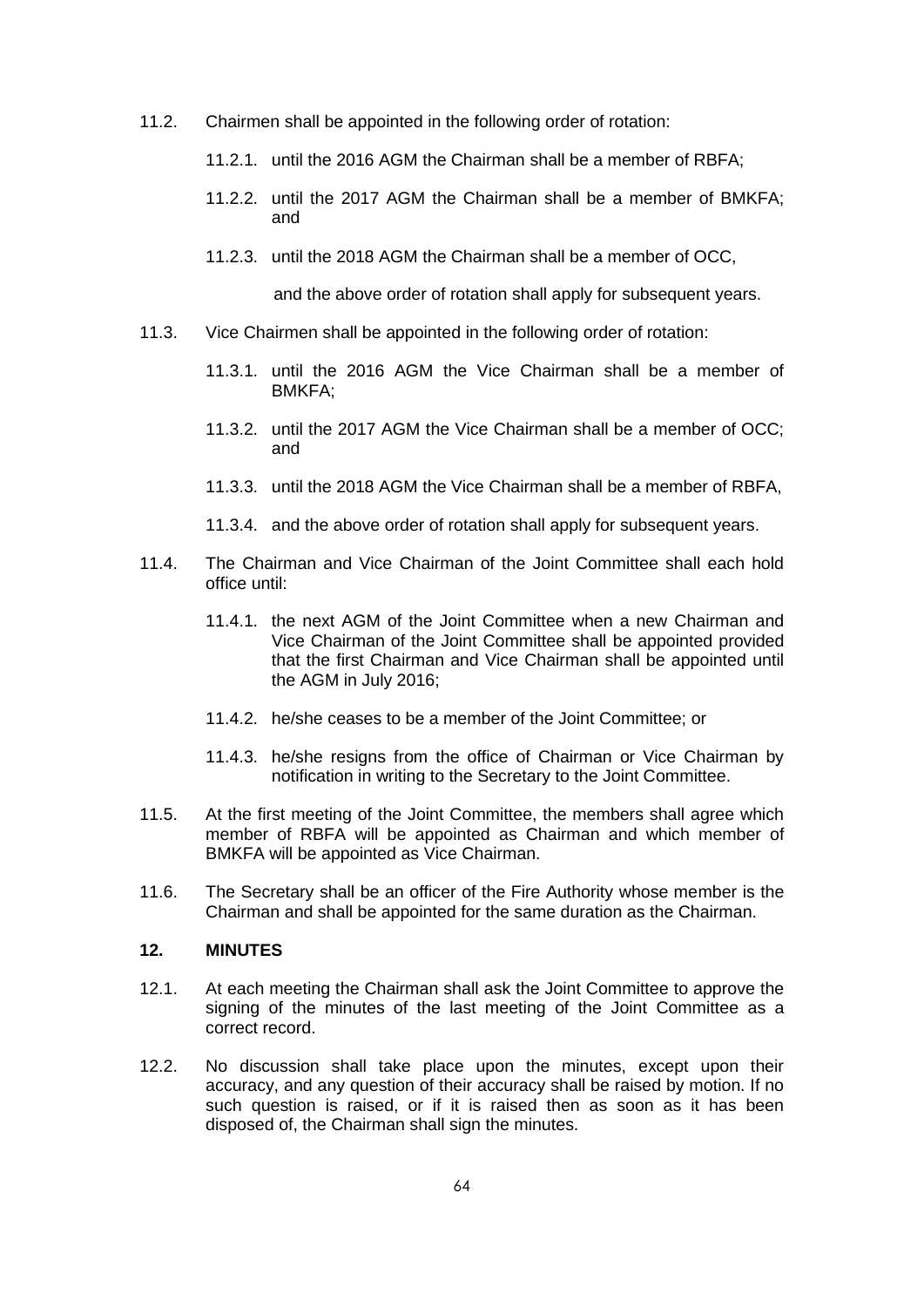11.2. Chairmen shall be appointed in the following order of rotation:

11.2.1. until the 2016 AGM the Chairman shall be a member of RBFA;

11.2.2. until the 2017 AGM the Chairman shall be a member of BMKFA; and

11.2.3. until the 2018 AGM the Chairman shall be a member of OCC,

and the above order of rotation shall apply for subsequent years.

11.3. Vice Chairmen shall be appointed in the following order of rotation:

11.3.1. until the 2016 AGM the Vice Chairman shall be a member of BMKFA;

11.3.2. until the 2017 AGM the Vice Chairman shall be a member of OCC; and

11.3.3. until the 2018 AGM the Vice Chairman shall be a member of RBFA,

11.3.4. and the above order of rotation shall apply for subsequent years.

11.4. The Chairman and Vice Chairman of the Joint Committee shall each hold office until:

11.4.1. the next AGM of the Joint Committee when a new Chairman and Vice Chairman of the Joint Committee shall be appointed provided that the first Chairman and Vice Chairman shall be appointed until the AGM in July 2016;

11.4.2. he/she ceases to be a member of the Joint Committee; or

11.4.3. he/she resigns from the office of Chairman or Vice Chairman by notification in writing to the Secretary to the Joint Committee.

11.5. At the first meeting of the Joint Committee, the members shall agree which member of RBFA will be appointed as Chairman and which member of BMKFA will be appointed as Vice Chairman.

11.6. The Secretary shall be an officer of the Fire Authority whose member is the Chairman and shall be appointed for the same duration as the Chairman.

## 12. MINUTES

12.1. At each meeting the Chairman shall ask the Joint Committee to approve the signing of the minutes of the last meeting of the Joint Committee as a correct record.

12.2. No discussion shall take place upon the minutes, except upon their accuracy, and any question of their accuracy shall be raised by motion. If no such question is raised, or if it is raised then as soon as it has been disposed of, the Chairman shall sign the minutes.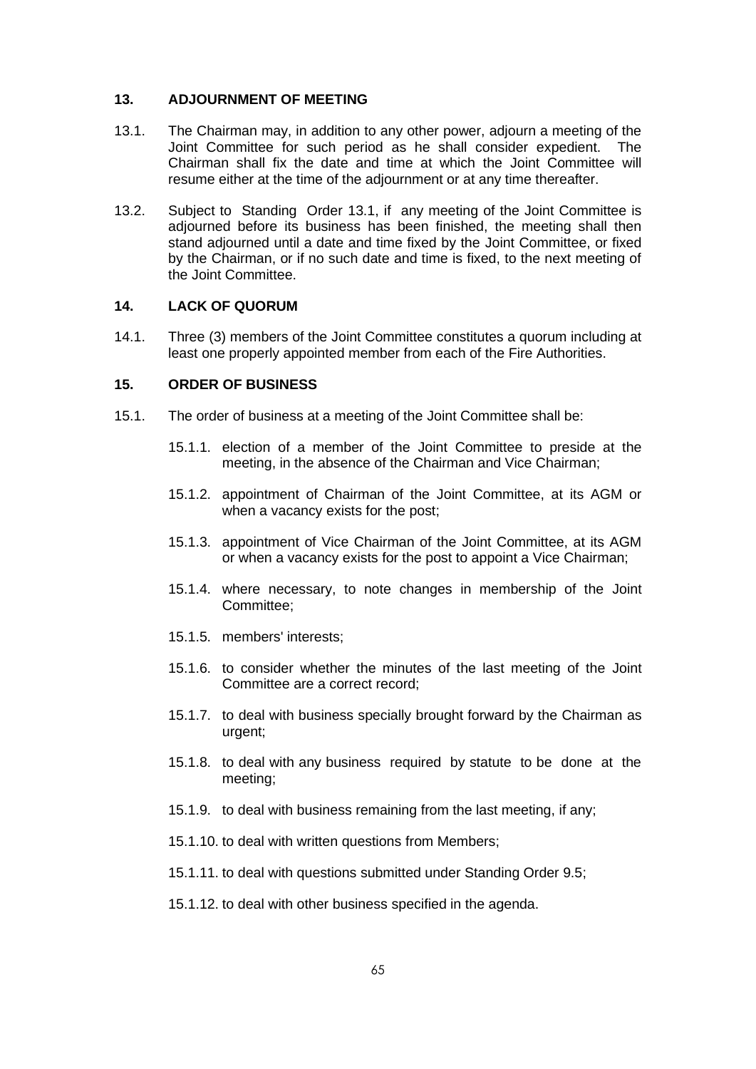## 13. ADJOURNMENT OF MEETING

13.1. The Chairman may, in addition to any other power, adjourn a meeting of the Joint Committee for such period as he shall consider expedient. The Chairman shall fix the date and time at which the Joint Committee will resume either at the time of the adjournment or at any time thereafter.

13.2. Subject to Standing Order 13.1, if any meeting of the Joint Committee is adjourned before its business has been finished, the meeting shall then stand adjourned until a date and time fixed by the Joint Committee, or fixed by the Chairman, or if no such date and time is fixed, to the next meeting of the Joint Committee.

## 14. LACK OF QUORUM

14.1. Three (3) members of the Joint Committee constitutes a quorum including at least one properly appointed member from each of the Fire Authorities.

## 15. ORDER OF BUSINESS

15.1. The order of business at a meeting of the Joint Committee shall be:

- 15.1.1. election of a member of the Joint Committee to preside at the meeting, in the absence of the Chairman and Vice Chairman;
- 15.1.2. appointment of Chairman of the Joint Committee, at its AGM or when a vacancy exists for the post;
- 15.1.3. appointment of Vice Chairman of the Joint Committee, at its AGM or when a vacancy exists for the post to appoint a Vice Chairman;
- 15.1.4. where necessary, to note changes in membership of the Joint Committee;
- 15.1.5. members' interests;
- 15.1.6. to consider whether the minutes of the last meeting of the Joint Committee are a correct record;
- 15.1.7. to deal with business specially brought forward by the Chairman as urgent;
- 15.1.8. to deal with any business required by statute to be done at the meeting;
- 15.1.9. to deal with business remaining from the last meeting, if any;
- 15.1.10. to deal with written questions from Members;
- 15.1.11. to deal with questions submitted under Standing Order 9.5;
- 15.1.12. to deal with other business specified in the agenda.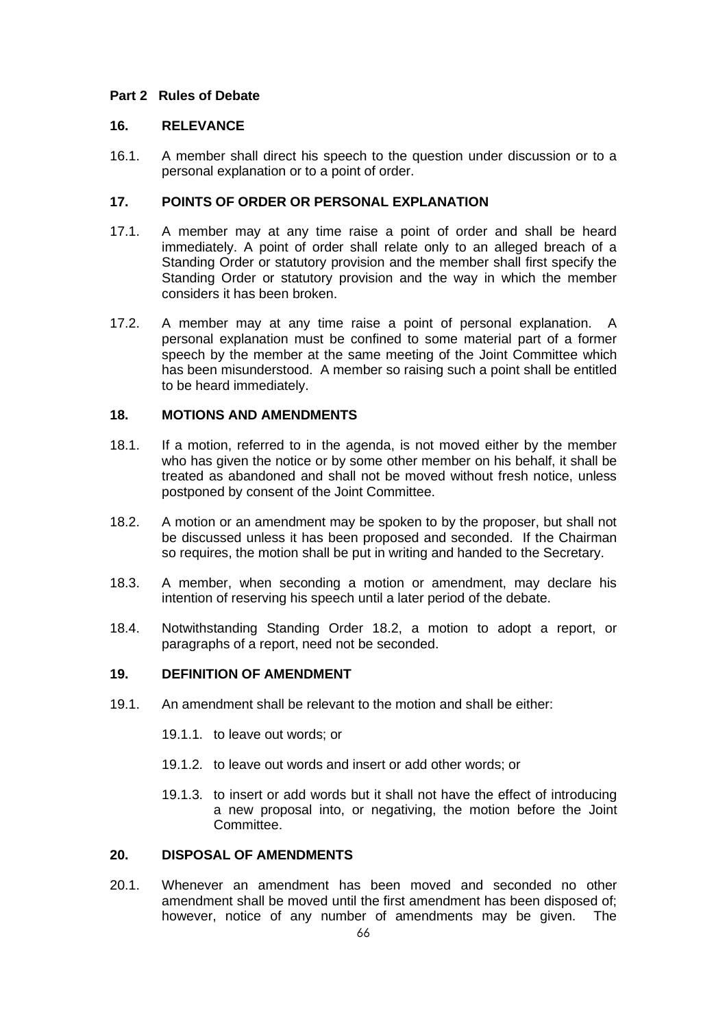**Part 2 Rules of Debate**

**16. RELEVANCE**

16.1. A member shall direct his speech to the question under discussion or to a personal explanation or to a point of order.

**17. POINTS OF ORDER OR PERSONAL EXPLANATION**

17.1. A member may at any time raise a point of order and shall be heard immediately. A point of order shall relate only to an alleged breach of a Standing Order or statutory provision and the member shall first specify the Standing Order or statutory provision and the way in which the member considers it has been broken.

17.2. A member may at any time raise a point of personal explanation. A personal explanation must be confined to some material part of a former speech by the member at the same meeting of the Joint Committee which has been misunderstood. A member so raising such a point shall be entitled to be heard immediately.

**18. MOTIONS AND AMENDMENTS**

18.1. If a motion, referred to in the agenda, is not moved either by the member who has given the notice or by some other member on his behalf, it shall be treated as abandoned and shall not be moved without fresh notice, unless postponed by consent of the Joint Committee.

18.2. A motion or an amendment may be spoken to by the proposer, but shall not be discussed unless it has been proposed and seconded. If the Chairman so requires, the motion shall be put in writing and handed to the Secretary.

18.3. A member, when seconding a motion or amendment, may declare his intention of reserving his speech until a later period of the debate.

18.4. Notwithstanding Standing Order 18.2, a motion to adopt a report, or paragraphs of a report, need not be seconded.

**19. DEFINITION OF AMENDMENT**

19.1. An amendment shall be relevant to the motion and shall be either:

19.1.1. to leave out words; or

19.1.2. to leave out words and insert or add other words; or

19.1.3. to insert or add words but it shall not have the effect of introducing a new proposal into, or negativing, the motion before the Joint Committee.

**20. DISPOSAL OF AMENDMENTS**

20.1. Whenever an amendment has been moved and seconded no other amendment shall be moved until the first amendment has been disposed of; however, notice of any number of amendments may be given. The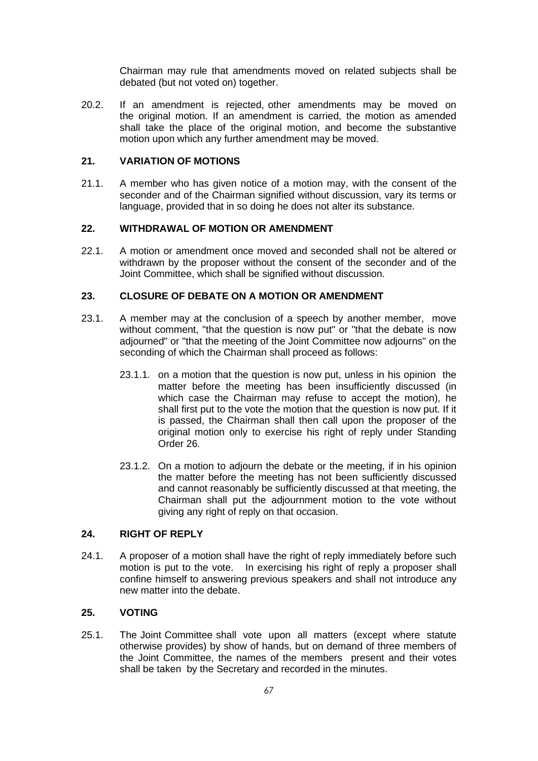Chairman may rule that amendments moved on related subjects shall be debated (but not voted on) together.

20.2. If an amendment is rejected, other amendments may be moved on the original motion. If an amendment is carried, the motion as amended shall take the place of the original motion, and become the substantive motion upon which any further amendment may be moved.

## 21. VARIATION OF MOTIONS

21.1. A member who has given notice of a motion may, with the consent of the seconder and of the Chairman signified without discussion, vary its terms or language, provided that in so doing he does not alter its substance.

## 22. WITHDRAWAL OF MOTION OR AMENDMENT

22.1. A motion or amendment once moved and seconded shall not be altered or withdrawn by the proposer without the consent of the seconder and of the Joint Committee, which shall be signified without discussion.

## 23. CLOSURE OF DEBATE ON A MOTION OR AMENDMENT

23.1. A member may at the conclusion of a speech by another member, move without comment, "that the question is now put" or "that the debate is now adjourned" or "that the meeting of the Joint Committee now adjourns" on the seconding of which the Chairman shall proceed as follows:

23.1.1. on a motion that the question is now put, unless in his opinion the matter before the meeting has been insufficiently discussed (in which case the Chairman may refuse to accept the motion), he shall first put to the vote the motion that the question is now put. If it is passed, the Chairman shall then call upon the proposer of the original motion only to exercise his right of reply under Standing Order 26.

23.1.2. On a motion to adjourn the debate or the meeting, if in his opinion the matter before the meeting has not been sufficiently discussed and cannot reasonably be sufficiently discussed at that meeting, the Chairman shall put the adjournment motion to the vote without giving any right of reply on that occasion.

## 24. RIGHT OF REPLY

24.1. A proposer of a motion shall have the right of reply immediately before such motion is put to the vote. In exercising his right of reply a proposer shall confine himself to answering previous speakers and shall not introduce any new matter into the debate.

## 25. VOTING

25.1. The Joint Committee shall vote upon all matters (except where statute otherwise provides) by show of hands, but on demand of three members of the Joint Committee, the names of the members present and their votes shall be taken by the Secretary and recorded in the minutes.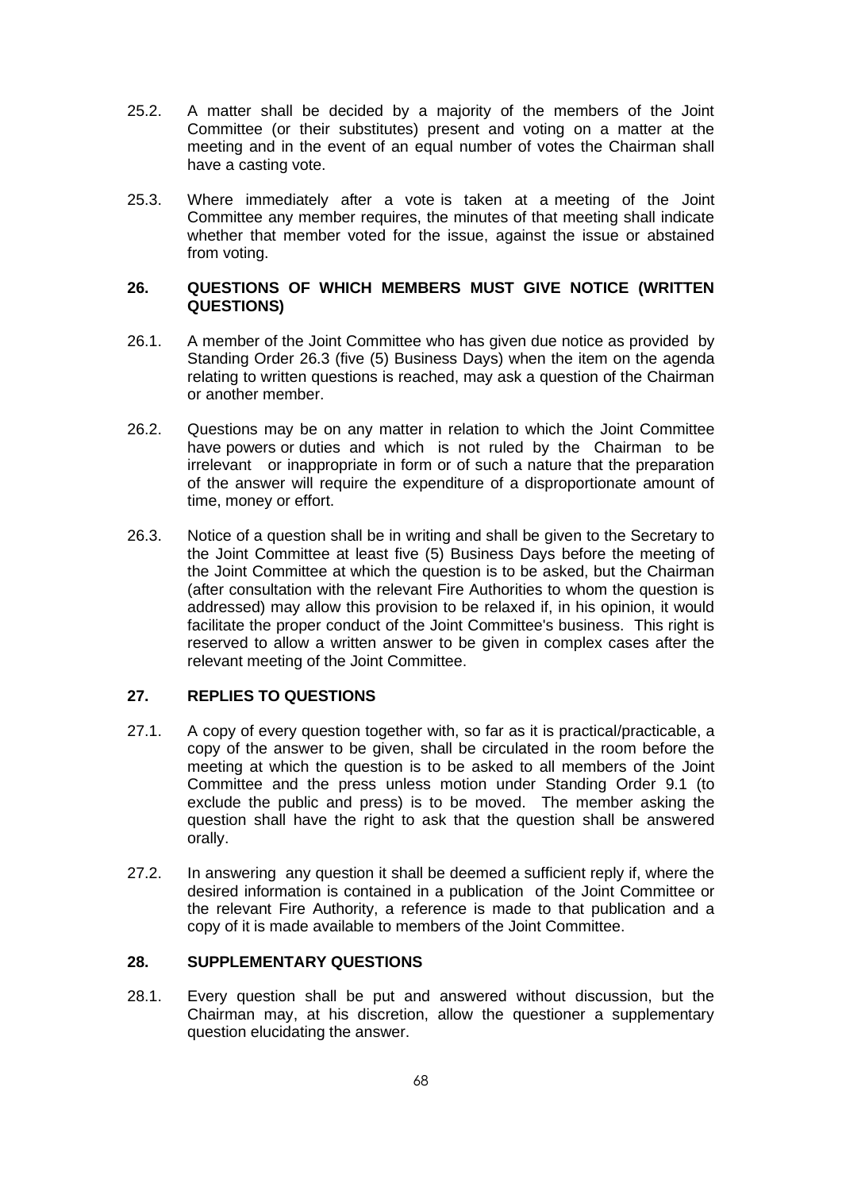25.2. A matter shall be decided by a majority of the members of the Joint Committee (or their substitutes) present and voting on a matter at the meeting and in the event of an equal number of votes the Chairman shall have a casting vote.

25.3. Where immediately after a vote is taken at a meeting of the Joint Committee any member requires, the minutes of that meeting shall indicate whether that member voted for the issue, against the issue or abstained from voting.

## 26. QUESTIONS OF WHICH MEMBERS MUST GIVE NOTICE (WRITTEN QUESTIONS)

26.1. A member of the Joint Committee who has given due notice as provided by Standing Order 26.3 (five (5) Business Days) when the item on the agenda relating to written questions is reached, may ask a question of the Chairman or another member.

26.2. Questions may be on any matter in relation to which the Joint Committee have powers or duties and which is not ruled by the Chairman to be irrelevant or inappropriate in form or of such a nature that the preparation of the answer will require the expenditure of a disproportionate amount of time, money or effort.

26.3. Notice of a question shall be in writing and shall be given to the Secretary to the Joint Committee at least five (5) Business Days before the meeting of the Joint Committee at which the question is to be asked, but the Chairman (after consultation with the relevant Fire Authorities to whom the question is addressed) may allow this provision to be relaxed if, in his opinion, it would facilitate the proper conduct of the Joint Committee's business. This right is reserved to allow a written answer to be given in complex cases after the relevant meeting of the Joint Committee.

## 27. REPLIES TO QUESTIONS

27.1. A copy of every question together with, so far as it is practical/practicable, a copy of the answer to be given, shall be circulated in the room before the meeting at which the question is to be asked to all members of the Joint Committee and the press unless motion under Standing Order 9.1 (to exclude the public and press) is to be moved. The member asking the question shall have the right to ask that the question shall be answered orally.

27.2. In answering any question it shall be deemed a sufficient reply if, where the desired information is contained in a publication of the Joint Committee or the relevant Fire Authority, a reference is made to that publication and a copy of it is made available to members of the Joint Committee.

## 28. SUPPLEMENTARY QUESTIONS

28.1. Every question shall be put and answered without discussion, but the Chairman may, at his discretion, allow the questioner a supplementary question elucidating the answer.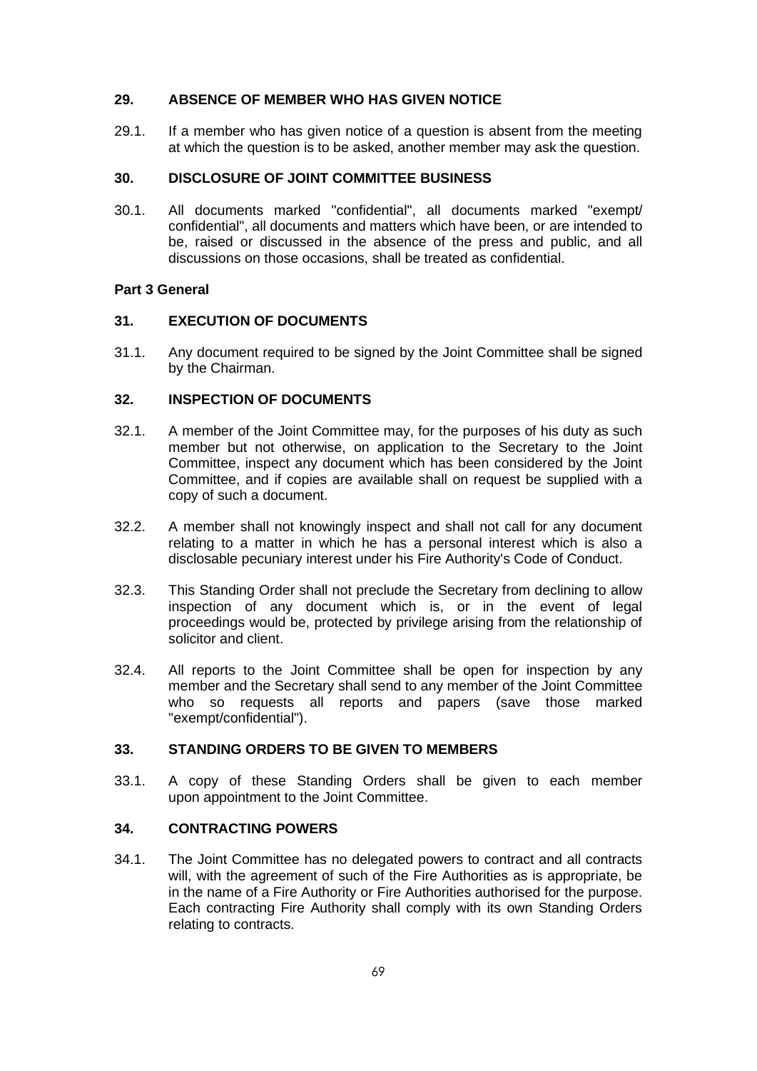## 29. ABSENCE OF MEMBER WHO HAS GIVEN NOTICE

29.1. If a member who has given notice of a question is absent from the meeting at which the question is to be asked, another member may ask the question.

## 30. DISCLOSURE OF JOINT COMMITTEE BUSINESS

30.1. All documents marked "confidential", all documents marked "exempt/ confidential", all documents and matters which have been, or are intended to be, raised or discussed in the absence of the press and public, and all discussions on those occasions, shall be treated as confidential.

**Part 3 General**

## 31. EXECUTION OF DOCUMENTS

31.1. Any document required to be signed by the Joint Committee shall be signed by the Chairman.

## 32. INSPECTION OF DOCUMENTS

32.1. A member of the Joint Committee may, for the purposes of his duty as such member but not otherwise, on application to the Secretary to the Joint Committee, inspect any document which has been considered by the Joint Committee, and if copies are available shall on request be supplied with a copy of such a document.

32.2. A member shall not knowingly inspect and shall not call for any document relating to a matter in which he has a personal interest which is also a disclosable pecuniary interest under his Fire Authority's Code of Conduct.

32.3. This Standing Order shall not preclude the Secretary from declining to allow inspection of any document which is, or in the event of legal proceedings would be, protected by privilege arising from the relationship of solicitor and client.

32.4. All reports to the Joint Committee shall be open for inspection by any member and the Secretary shall send to any member of the Joint Committee who so requests all reports and papers (save those marked "exempt/confidential").

## 33. STANDING ORDERS TO BE GIVEN TO MEMBERS

33.1. A copy of these Standing Orders shall be given to each member upon appointment to the Joint Committee.

## 34. CONTRACTING POWERS

34.1. The Joint Committee has no delegated powers to contract and all contracts will, with the agreement of such of the Fire Authorities as is appropriate, be in the name of a Fire Authority or Fire Authorities authorised for the purpose. Each contracting Fire Authority shall comply with its own Standing Orders relating to contracts.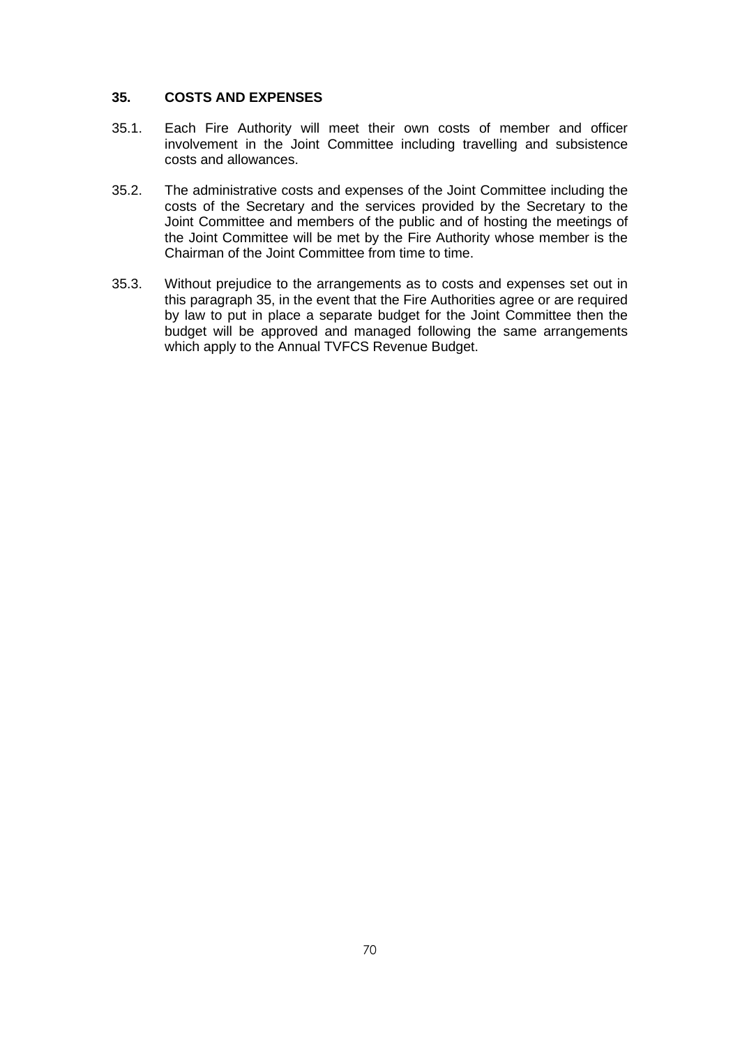## 35. COSTS AND EXPENSES

35.1. Each Fire Authority will meet their own costs of member and officer involvement in the Joint Committee including travelling and subsistence costs and allowances.

35.2. The administrative costs and expenses of the Joint Committee including the costs of the Secretary and the services provided by the Secretary to the Joint Committee and members of the public and of hosting the meetings of the Joint Committee will be met by the Fire Authority whose member is the Chairman of the Joint Committee from time to time.

35.3. Without prejudice to the arrangements as to costs and expenses set out in this paragraph 35, in the event that the Fire Authorities agree or are required by law to put in place a separate budget for the Joint Committee then the budget will be approved and managed following the same arrangements which apply to the Annual TVFCS Revenue Budget.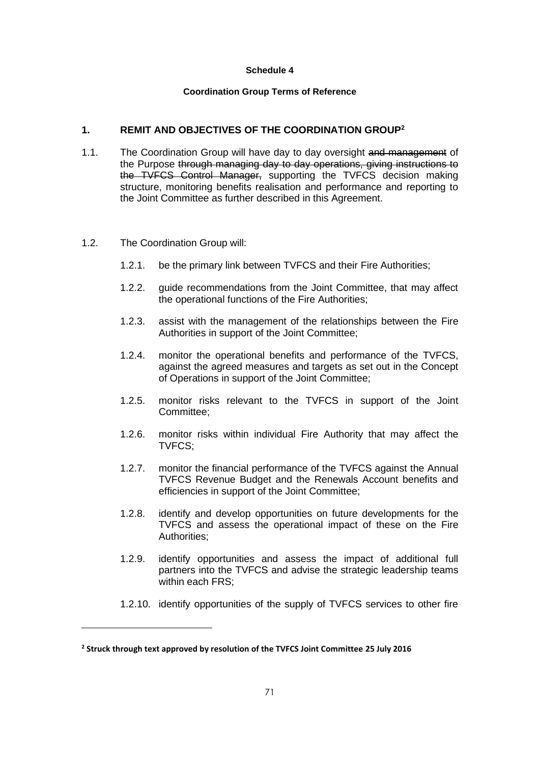**Schedule 4**

**Coordination Group Terms of Reference**

## 1. REMIT AND OBJECTIVES OF THE COORDINATION GROUP[2]

1.1. The Coordination Group will have day to day oversight ~~and management~~ of the Purpose ~~through managing day to day operations, giving instructions to the TVFCS Control Manager,~~ supporting the TVFCS decision making structure, monitoring benefits realisation and performance and reporting to the Joint Committee as further described in this Agreement.

1.2. The Coordination Group will:

1.2.1. be the primary link between TVFCS and their Fire Authorities;

1.2.2. guide recommendations from the Joint Committee, that may affect the operational functions of the Fire Authorities;

1.2.3. assist with the management of the relationships between the Fire Authorities in support of the Joint Committee;

1.2.4. monitor the operational benefits and performance of the TVFCS, against the agreed measures and targets as set out in the Concept of Operations in support of the Joint Committee;

1.2.5. monitor risks relevant to the TVFCS in support of the Joint Committee;

1.2.6. monitor risks within individual Fire Authority that may affect the TVFCS;

1.2.7. monitor the financial performance of the TVFCS against the Annual TVFCS Revenue Budget and the Renewals Account benefits and efficiencies in support of the Joint Committee;

1.2.8. identify and develop opportunities on future developments for the TVFCS and assess the operational impact of these on the Fire Authorities;

1.2.9. identify opportunities and assess the impact of additional full partners into the TVFCS and advise the strategic leadership teams within each FRS;

1.2.10. identify opportunities of the supply of TVFCS services to other fire

[2] **Struck through text approved by resolution of the TVFCS Joint Committee 25 July 2016**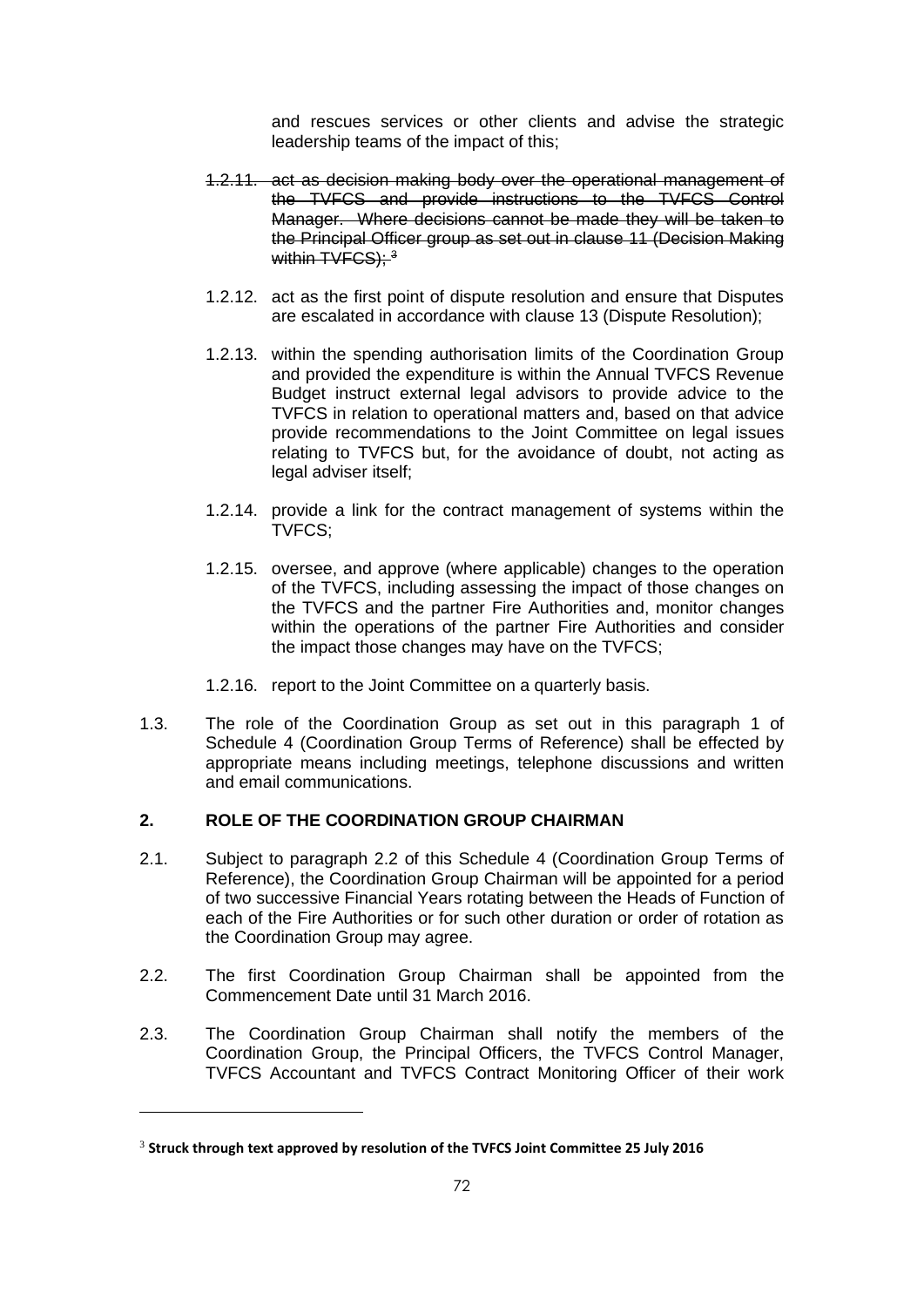and rescues services or other clients and advise the strategic leadership teams of the impact of this;

~~1.2.11. act as decision making body over the operational management of the TVFCS and provide instructions to the TVFCS Control Manager. Where decisions cannot be made they will be taken to the Principal Officer group as set out in clause 11 (Decision Making within TVFCS);~~ [3]

1.2.12. act as the first point of dispute resolution and ensure that Disputes are escalated in accordance with clause 13 (Dispute Resolution);

1.2.13. within the spending authorisation limits of the Coordination Group and provided the expenditure is within the Annual TVFCS Revenue Budget instruct external legal advisors to provide advice to the TVFCS in relation to operational matters and, based on that advice provide recommendations to the Joint Committee on legal issues relating to TVFCS but, for the avoidance of doubt, not acting as legal adviser itself;

1.2.14. provide a link for the contract management of systems within the TVFCS;

1.2.15. oversee, and approve (where applicable) changes to the operation of the TVFCS, including assessing the impact of those changes on the TVFCS and the partner Fire Authorities and, monitor changes within the operations of the partner Fire Authorities and consider the impact those changes may have on the TVFCS;

1.2.16. report to the Joint Committee on a quarterly basis.

1.3. The role of the Coordination Group as set out in this paragraph 1 of Schedule 4 (Coordination Group Terms of Reference) shall be effected by appropriate means including meetings, telephone discussions and written and email communications.

## 2. ROLE OF THE COORDINATION GROUP CHAIRMAN

2.1. Subject to paragraph 2.2 of this Schedule 4 (Coordination Group Terms of Reference), the Coordination Group Chairman will be appointed for a period of two successive Financial Years rotating between the Heads of Function of each of the Fire Authorities or for such other duration or order of rotation as the Coordination Group may agree.

2.2. The first Coordination Group Chairman shall be appointed from the Commencement Date until 31 March 2016.

2.3. The Coordination Group Chairman shall notify the members of the Coordination Group, the Principal Officers, the TVFCS Control Manager, TVFCS Accountant and TVFCS Contract Monitoring Officer of their work

---

[3] **Struck through text approved by resolution of the TVFCS Joint Committee 25 July 2016**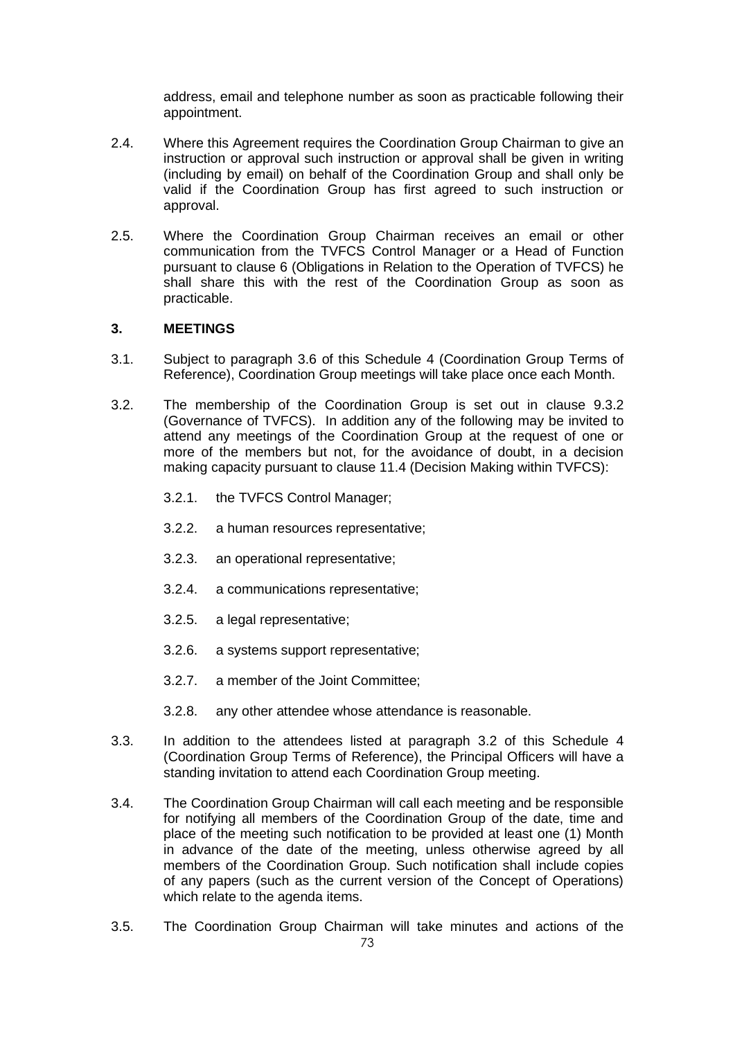address, email and telephone number as soon as practicable following their appointment.

2.4. Where this Agreement requires the Coordination Group Chairman to give an instruction or approval such instruction or approval shall be given in writing (including by email) on behalf of the Coordination Group and shall only be valid if the Coordination Group has first agreed to such instruction or approval.

2.5. Where the Coordination Group Chairman receives an email or other communication from the TVFCS Control Manager or a Head of Function pursuant to clause 6 (Obligations in Relation to the Operation of TVFCS) he shall share this with the rest of the Coordination Group as soon as practicable.

## 3. MEETINGS

3.1. Subject to paragraph 3.6 of this Schedule 4 (Coordination Group Terms of Reference), Coordination Group meetings will take place once each Month.

3.2. The membership of the Coordination Group is set out in clause 9.3.2 (Governance of TVFCS). In addition any of the following may be invited to attend any meetings of the Coordination Group at the request of one or more of the members but not, for the avoidance of doubt, in a decision making capacity pursuant to clause 11.4 (Decision Making within TVFCS):

3.2.1. the TVFCS Control Manager;

3.2.2. a human resources representative;

3.2.3. an operational representative;

3.2.4. a communications representative;

3.2.5. a legal representative;

3.2.6. a systems support representative;

3.2.7. a member of the Joint Committee;

3.2.8. any other attendee whose attendance is reasonable.

3.3. In addition to the attendees listed at paragraph 3.2 of this Schedule 4 (Coordination Group Terms of Reference), the Principal Officers will have a standing invitation to attend each Coordination Group meeting.

3.4. The Coordination Group Chairman will call each meeting and be responsible for notifying all members of the Coordination Group of the date, time and place of the meeting such notification to be provided at least one (1) Month in advance of the date of the meeting, unless otherwise agreed by all members of the Coordination Group. Such notification shall include copies of any papers (such as the current version of the Concept of Operations) which relate to the agenda items.

3.5. The Coordination Group Chairman will take minutes and actions of the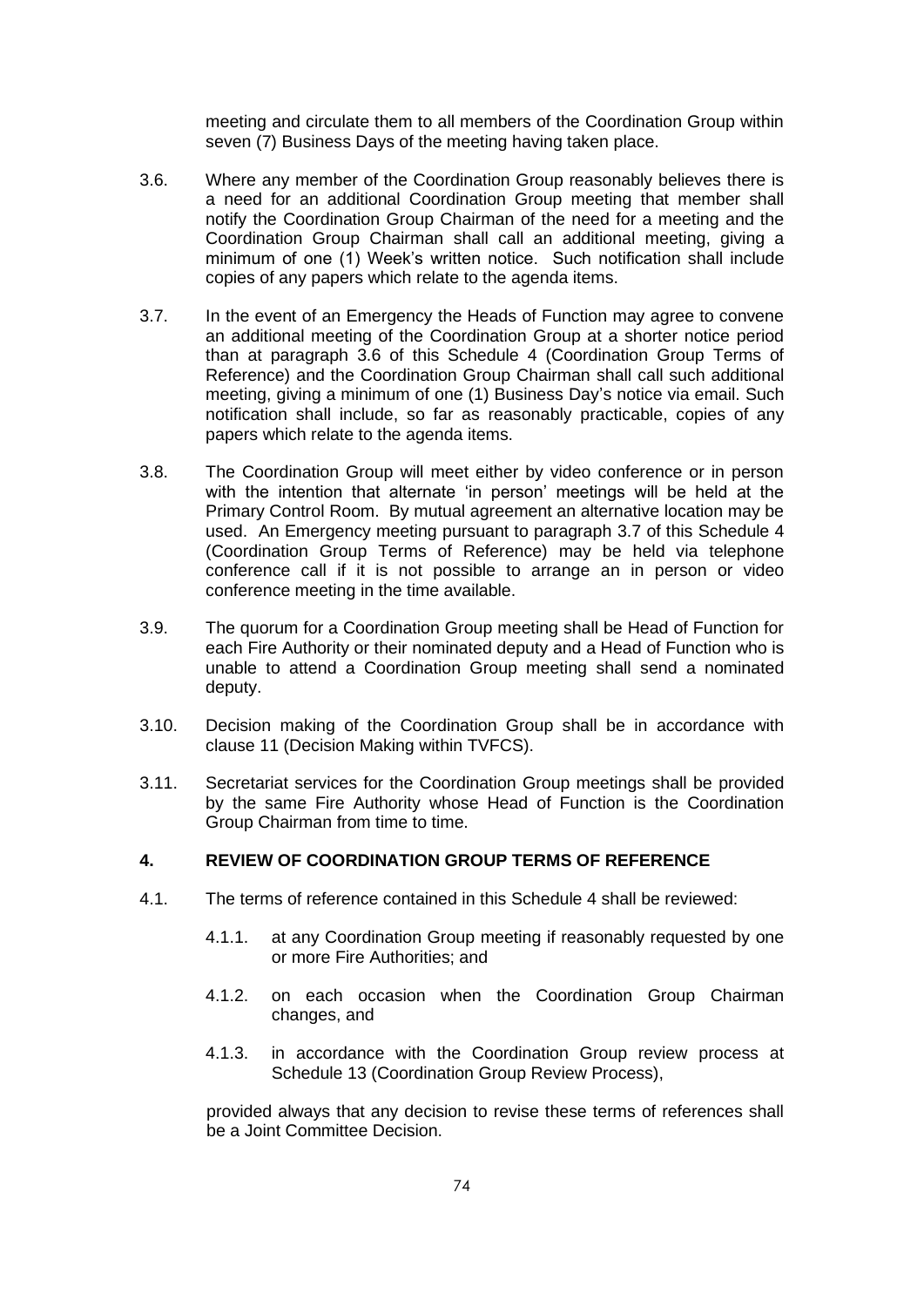meeting and circulate them to all members of the Coordination Group within seven (7) Business Days of the meeting having taken place.

3.6. Where any member of the Coordination Group reasonably believes there is a need for an additional Coordination Group meeting that member shall notify the Coordination Group Chairman of the need for a meeting and the Coordination Group Chairman shall call an additional meeting, giving a minimum of one (1) Week's written notice. Such notification shall include copies of any papers which relate to the agenda items.

3.7. In the event of an Emergency the Heads of Function may agree to convene an additional meeting of the Coordination Group at a shorter notice period than at paragraph 3.6 of this Schedule 4 (Coordination Group Terms of Reference) and the Coordination Group Chairman shall call such additional meeting, giving a minimum of one (1) Business Day's notice via email. Such notification shall include, so far as reasonably practicable, copies of any papers which relate to the agenda items.

3.8. The Coordination Group will meet either by video conference or in person with the intention that alternate 'in person' meetings will be held at the Primary Control Room. By mutual agreement an alternative location may be used. An Emergency meeting pursuant to paragraph 3.7 of this Schedule 4 (Coordination Group Terms of Reference) may be held via telephone conference call if it is not possible to arrange an in person or video conference meeting in the time available.

3.9. The quorum for a Coordination Group meeting shall be Head of Function for each Fire Authority or their nominated deputy and a Head of Function who is unable to attend a Coordination Group meeting shall send a nominated deputy.

3.10. Decision making of the Coordination Group shall be in accordance with clause 11 (Decision Making within TVFCS).

3.11. Secretariat services for the Coordination Group meetings shall be provided by the same Fire Authority whose Head of Function is the Coordination Group Chairman from time to time.

## 4. REVIEW OF COORDINATION GROUP TERMS OF REFERENCE

4.1. The terms of reference contained in this Schedule 4 shall be reviewed:

4.1.1. at any Coordination Group meeting if reasonably requested by one or more Fire Authorities; and

4.1.2. on each occasion when the Coordination Group Chairman changes, and

4.1.3. in accordance with the Coordination Group review process at Schedule 13 (Coordination Group Review Process),

provided always that any decision to revise these terms of references shall be a Joint Committee Decision.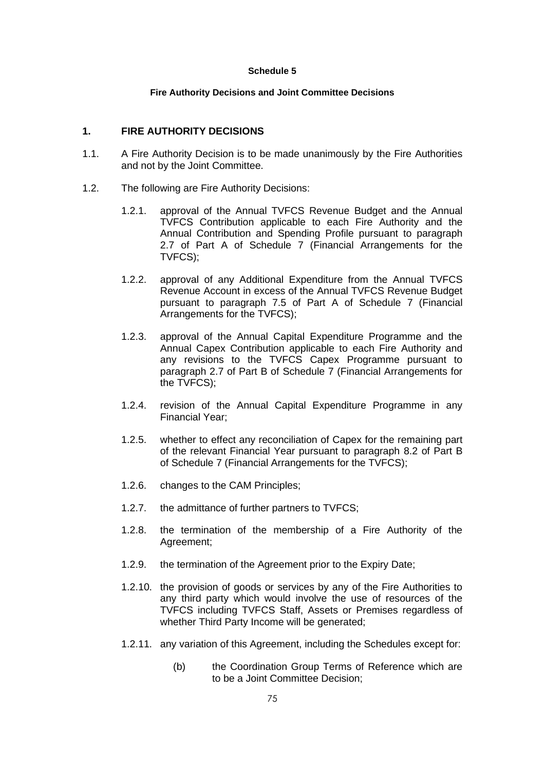**Schedule 5**

**Fire Authority Decisions and Joint Committee Decisions**

## 1. FIRE AUTHORITY DECISIONS

1.1. A Fire Authority Decision is to be made unanimously by the Fire Authorities and not by the Joint Committee.

1.2. The following are Fire Authority Decisions:

1.2.1. approval of the Annual TVFCS Revenue Budget and the Annual TVFCS Contribution applicable to each Fire Authority and the Annual Contribution and Spending Profile pursuant to paragraph 2.7 of Part A of Schedule 7 (Financial Arrangements for the TVFCS);

1.2.2. approval of any Additional Expenditure from the Annual TVFCS Revenue Account in excess of the Annual TVFCS Revenue Budget pursuant to paragraph 7.5 of Part A of Schedule 7 (Financial Arrangements for the TVFCS);

1.2.3. approval of the Annual Capital Expenditure Programme and the Annual Capex Contribution applicable to each Fire Authority and any revisions to the TVFCS Capex Programme pursuant to paragraph 2.7 of Part B of Schedule 7 (Financial Arrangements for the TVFCS);

1.2.4. revision of the Annual Capital Expenditure Programme in any Financial Year;

1.2.5. whether to effect any reconciliation of Capex for the remaining part of the relevant Financial Year pursuant to paragraph 8.2 of Part B of Schedule 7 (Financial Arrangements for the TVFCS);

1.2.6. changes to the CAM Principles;

1.2.7. the admittance of further partners to TVFCS;

1.2.8. the termination of the membership of a Fire Authority of the Agreement;

1.2.9. the termination of the Agreement prior to the Expiry Date;

1.2.10. the provision of goods or services by any of the Fire Authorities to any third party which would involve the use of resources of the TVFCS including TVFCS Staff, Assets or Premises regardless of whether Third Party Income will be generated;

1.2.11. any variation of this Agreement, including the Schedules except for:

(b) the Coordination Group Terms of Reference which are to be a Joint Committee Decision;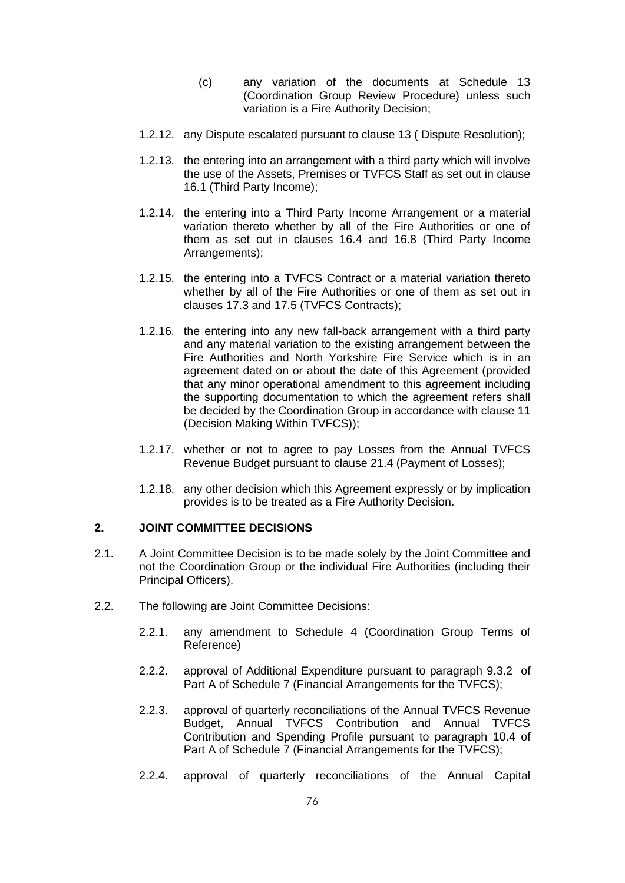(c) any variation of the documents at Schedule 13 (Coordination Group Review Procedure) unless such variation is a Fire Authority Decision;

1.2.12. any Dispute escalated pursuant to clause 13 ( Dispute Resolution);

1.2.13. the entering into an arrangement with a third party which will involve the use of the Assets, Premises or TVFCS Staff as set out in clause 16.1 (Third Party Income);

1.2.14. the entering into a Third Party Income Arrangement or a material variation thereto whether by all of the Fire Authorities or one of them as set out in clauses 16.4 and 16.8 (Third Party Income Arrangements);

1.2.15. the entering into a TVFCS Contract or a material variation thereto whether by all of the Fire Authorities or one of them as set out in clauses 17.3 and 17.5 (TVFCS Contracts);

1.2.16. the entering into any new fall-back arrangement with a third party and any material variation to the existing arrangement between the Fire Authorities and North Yorkshire Fire Service which is in an agreement dated on or about the date of this Agreement (provided that any minor operational amendment to this agreement including the supporting documentation to which the agreement refers shall be decided by the Coordination Group in accordance with clause 11 (Decision Making Within TVFCS));

1.2.17. whether or not to agree to pay Losses from the Annual TVFCS Revenue Budget pursuant to clause 21.4 (Payment of Losses);

1.2.18. any other decision which this Agreement expressly or by implication provides is to be treated as a Fire Authority Decision.

## 2. JOINT COMMITTEE DECISIONS

2.1. A Joint Committee Decision is to be made solely by the Joint Committee and not the Coordination Group or the individual Fire Authorities (including their Principal Officers).

2.2. The following are Joint Committee Decisions:

2.2.1. any amendment to Schedule 4 (Coordination Group Terms of Reference)

2.2.2. approval of Additional Expenditure pursuant to paragraph 9.3.2 of Part A of Schedule 7 (Financial Arrangements for the TVFCS);

2.2.3. approval of quarterly reconciliations of the Annual TVFCS Revenue Budget, Annual TVFCS Contribution and Annual TVFCS Contribution and Spending Profile pursuant to paragraph 10.4 of Part A of Schedule 7 (Financial Arrangements for the TVFCS);

2.2.4. approval of quarterly reconciliations of the Annual Capital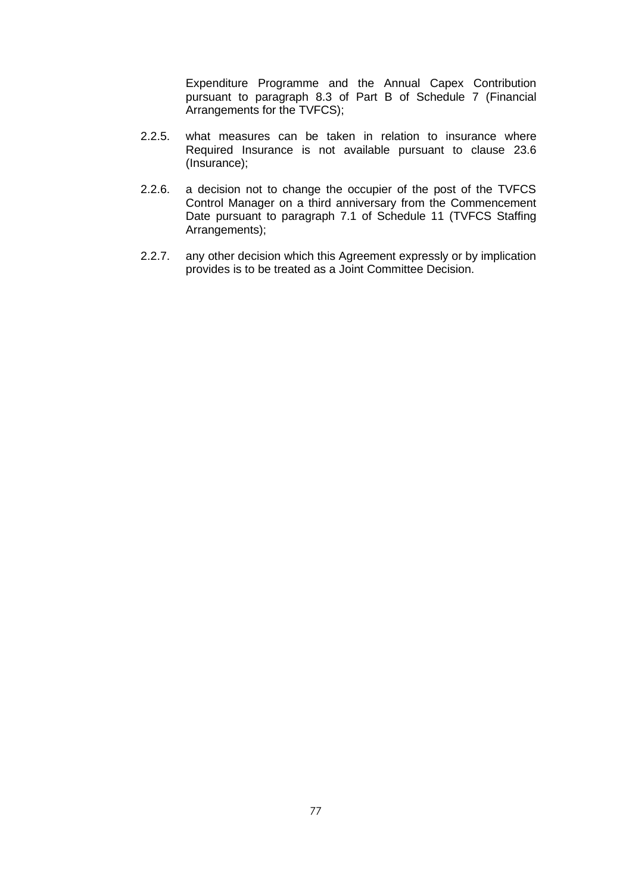Expenditure Programme and the Annual Capex Contribution pursuant to paragraph 8.3 of Part B of Schedule 7 (Financial Arrangements for the TVFCS);

2.2.5. what measures can be taken in relation to insurance where Required Insurance is not available pursuant to clause 23.6 (Insurance);

2.2.6. a decision not to change the occupier of the post of the TVFCS Control Manager on a third anniversary from the Commencement Date pursuant to paragraph 7.1 of Schedule 11 (TVFCS Staffing Arrangements);

2.2.7. any other decision which this Agreement expressly or by implication provides is to be treated as a Joint Committee Decision.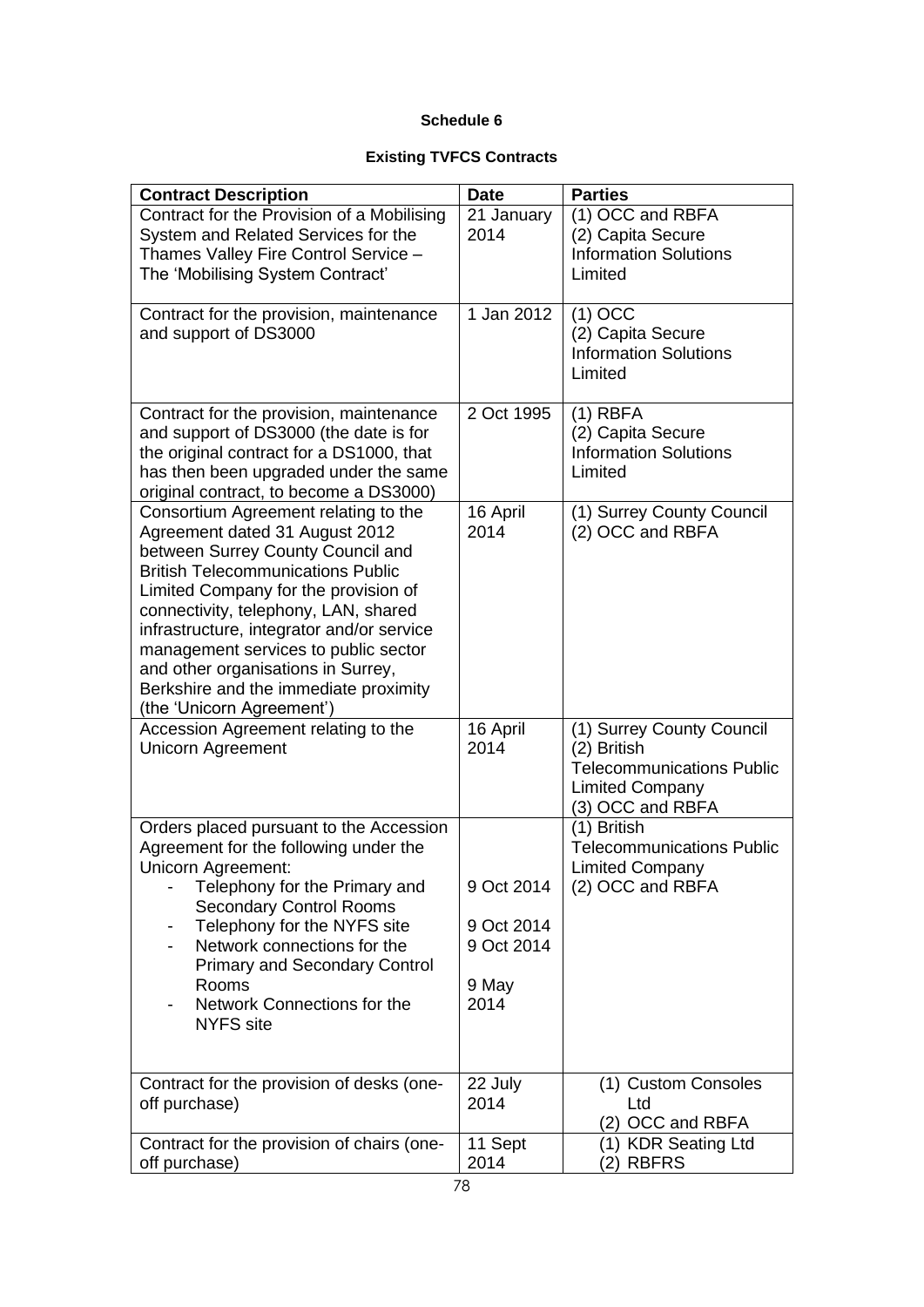**Schedule 6**

**Existing TVFCS Contracts**

| Contract Description | Date | Parties |
| --- | --- | --- |
| Contract for the Provision of a Mobilising System and Related Services for the Thames Valley Fire Control Service – The 'Mobilising System Contract' | 21 January 2014 | (1) OCC and RBFA<br>(2) Capita Secure Information Solutions Limited |
| Contract for the provision, maintenance and support of DS3000 | 1 Jan 2012 | (1) OCC<br>(2) Capita Secure Information Solutions Limited |
| Contract for the provision, maintenance and support of DS3000 (the date is for the original contract for a DS1000, that has then been upgraded under the same original contract, to become a DS3000) | 2 Oct 1995 | (1) RBFA<br>(2) Capita Secure Information Solutions Limited |
| Consortium Agreement relating to the Agreement dated 31 August 2012 between Surrey County Council and British Telecommunications Public Limited Company for the provision of connectivity, telephony, LAN, shared infrastructure, integrator and/or service management services to public sector and other organisations in Surrey, Berkshire and the immediate proximity (the 'Unicorn Agreement') | 16 April 2014 | (1) Surrey County Council<br>(2) OCC and RBFA |
| Accession Agreement relating to the Unicorn Agreement | 16 April 2014 | (1) Surrey County Council<br>(2) British Telecommunications Public Limited Company<br>(3) OCC and RBFA |
| Orders placed pursuant to the Accession Agreement for the following under the Unicorn Agreement:<br>- Telephony for the Primary and Secondary Control Rooms<br>- Telephony for the NYFS site<br>- Network connections for the Primary and Secondary Control Rooms<br>- Network Connections for the NYFS site | <br><br><br>9 Oct 2014<br><br>9 Oct 2014<br>9 Oct 2014<br><br>9 May 2014 | (1) British Telecommunications Public Limited Company<br>(2) OCC and RBFA |
| Contract for the provision of desks (one-off purchase) | 22 July 2014 | (1) Custom Consoles Ltd<br>(2) OCC and RBFA |
| Contract for the provision of chairs (one-off purchase) | 11 Sept 2014 | (1) KDR Seating Ltd<br>(2) RBFRS |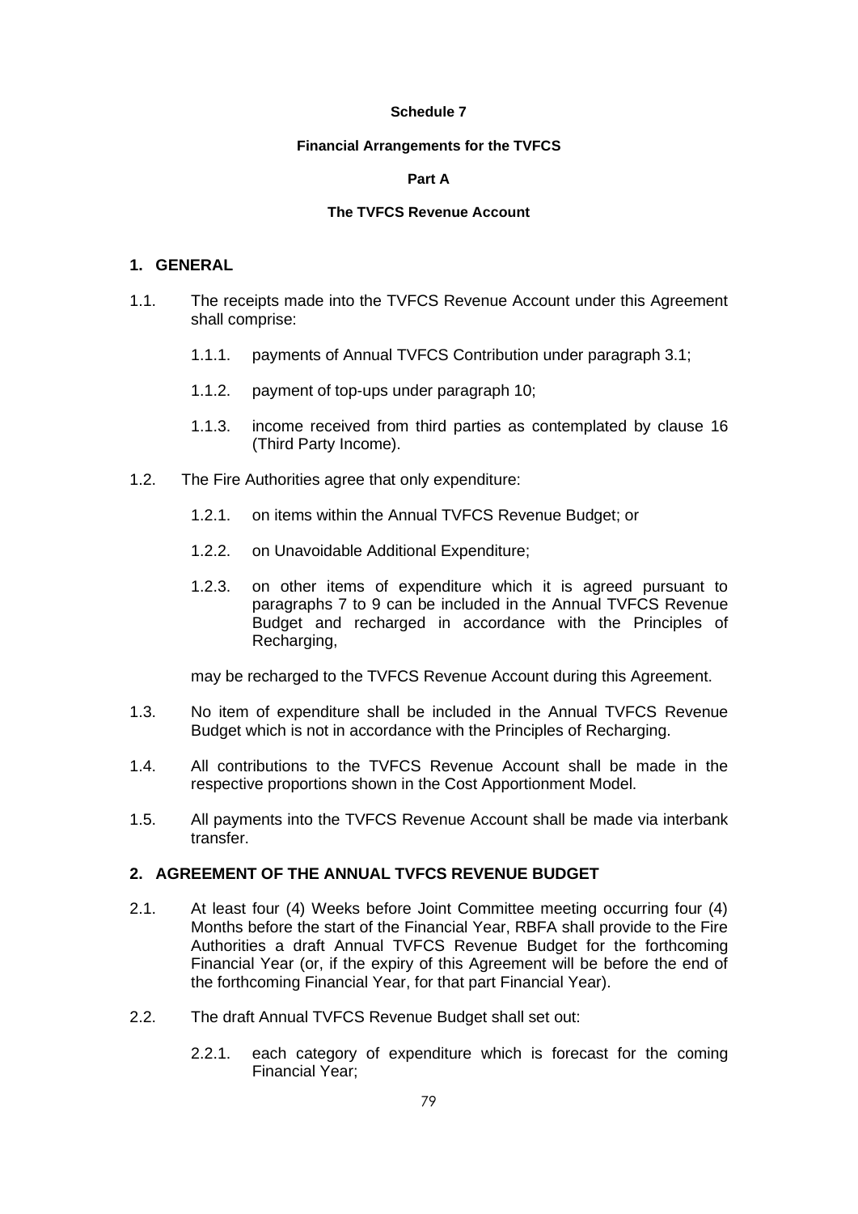**Schedule 7**

**Financial Arrangements for the TVFCS**

**Part A**

**The TVFCS Revenue Account**

## 1. GENERAL

1.1. The receipts made into the TVFCS Revenue Account under this Agreement shall comprise:

 1.1.1. payments of Annual TVFCS Contribution under paragraph 3.1;

 1.1.2. payment of top-ups under paragraph 10;

 1.1.3. income received from third parties as contemplated by clause 16 (Third Party Income).

1.2. The Fire Authorities agree that only expenditure:

 1.2.1. on items within the Annual TVFCS Revenue Budget; or

 1.2.2. on Unavoidable Additional Expenditure;

 1.2.3. on other items of expenditure which it is agreed pursuant to paragraphs 7 to 9 can be included in the Annual TVFCS Revenue Budget and recharged in accordance with the Principles of Recharging,

 may be recharged to the TVFCS Revenue Account during this Agreement.

1.3. No item of expenditure shall be included in the Annual TVFCS Revenue Budget which is not in accordance with the Principles of Recharging.

1.4. All contributions to the TVFCS Revenue Account shall be made in the respective proportions shown in the Cost Apportionment Model.

1.5. All payments into the TVFCS Revenue Account shall be made via interbank transfer.

## 2. AGREEMENT OF THE ANNUAL TVFCS REVENUE BUDGET

2.1. At least four (4) Weeks before Joint Committee meeting occurring four (4) Months before the start of the Financial Year, RBFA shall provide to the Fire Authorities a draft Annual TVFCS Revenue Budget for the forthcoming Financial Year (or, if the expiry of this Agreement will be before the end of the forthcoming Financial Year, for that part Financial Year).

2.2. The draft Annual TVFCS Revenue Budget shall set out:

 2.2.1. each category of expenditure which is forecast for the coming Financial Year;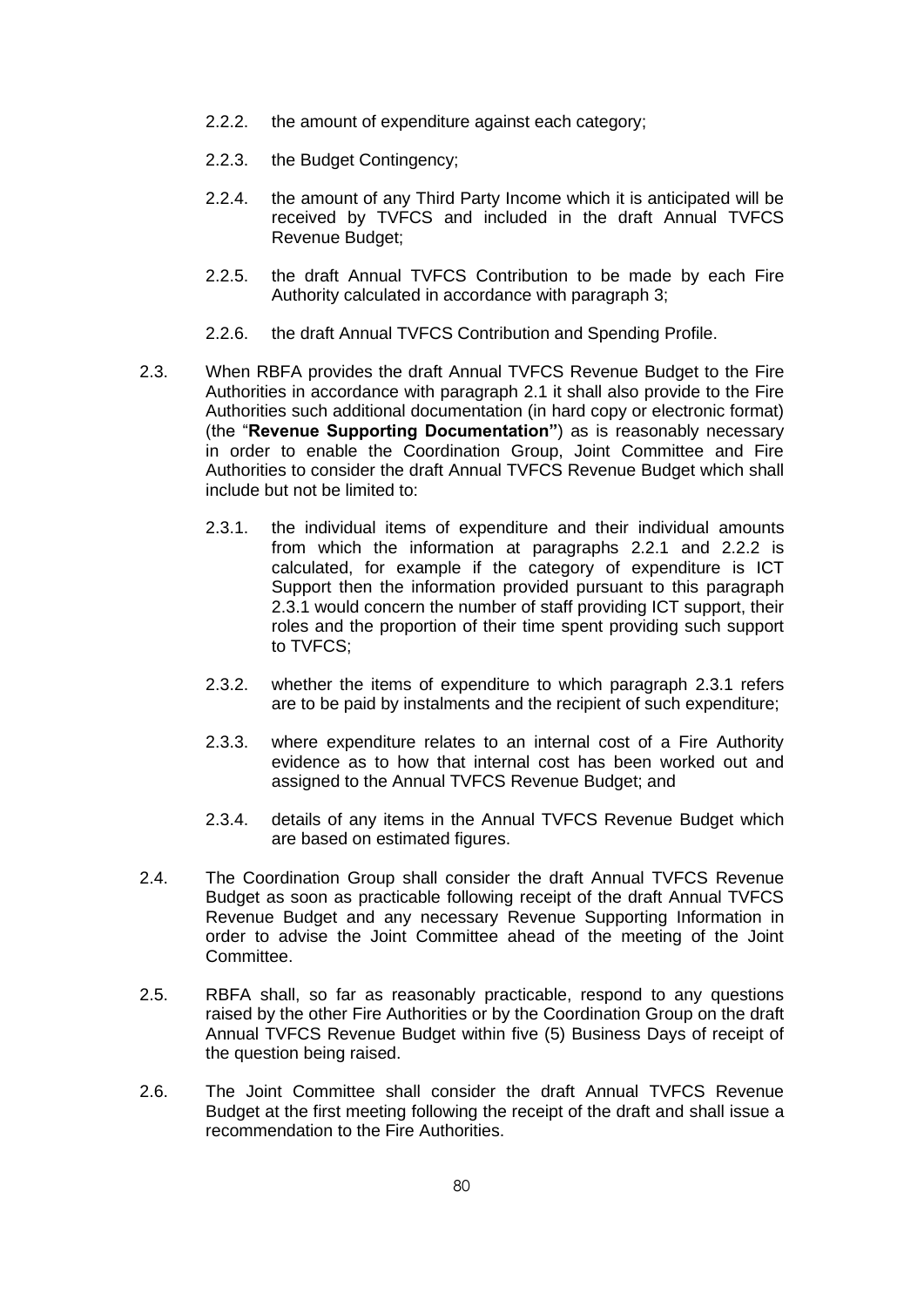2.2.2. the amount of expenditure against each category;

2.2.3. the Budget Contingency;

2.2.4. the amount of any Third Party Income which it is anticipated will be received by TVFCS and included in the draft Annual TVFCS Revenue Budget;

2.2.5. the draft Annual TVFCS Contribution to be made by each Fire Authority calculated in accordance with paragraph 3;

2.2.6. the draft Annual TVFCS Contribution and Spending Profile.

2.3. When RBFA provides the draft Annual TVFCS Revenue Budget to the Fire Authorities in accordance with paragraph 2.1 it shall also provide to the Fire Authorities such additional documentation (in hard copy or electronic format) (the "**Revenue Supporting Documentation"**) as is reasonably necessary in order to enable the Coordination Group, Joint Committee and Fire Authorities to consider the draft Annual TVFCS Revenue Budget which shall include but not be limited to:

2.3.1. the individual items of expenditure and their individual amounts from which the information at paragraphs 2.2.1 and 2.2.2 is calculated, for example if the category of expenditure is ICT Support then the information provided pursuant to this paragraph 2.3.1 would concern the number of staff providing ICT support, their roles and the proportion of their time spent providing such support to TVFCS;

2.3.2. whether the items of expenditure to which paragraph 2.3.1 refers are to be paid by instalments and the recipient of such expenditure;

2.3.3. where expenditure relates to an internal cost of a Fire Authority evidence as to how that internal cost has been worked out and assigned to the Annual TVFCS Revenue Budget; and

2.3.4. details of any items in the Annual TVFCS Revenue Budget which are based on estimated figures.

2.4. The Coordination Group shall consider the draft Annual TVFCS Revenue Budget as soon as practicable following receipt of the draft Annual TVFCS Revenue Budget and any necessary Revenue Supporting Information in order to advise the Joint Committee ahead of the meeting of the Joint Committee.

2.5. RBFA shall, so far as reasonably practicable, respond to any questions raised by the other Fire Authorities or by the Coordination Group on the draft Annual TVFCS Revenue Budget within five (5) Business Days of receipt of the question being raised.

2.6. The Joint Committee shall consider the draft Annual TVFCS Revenue Budget at the first meeting following the receipt of the draft and shall issue a recommendation to the Fire Authorities.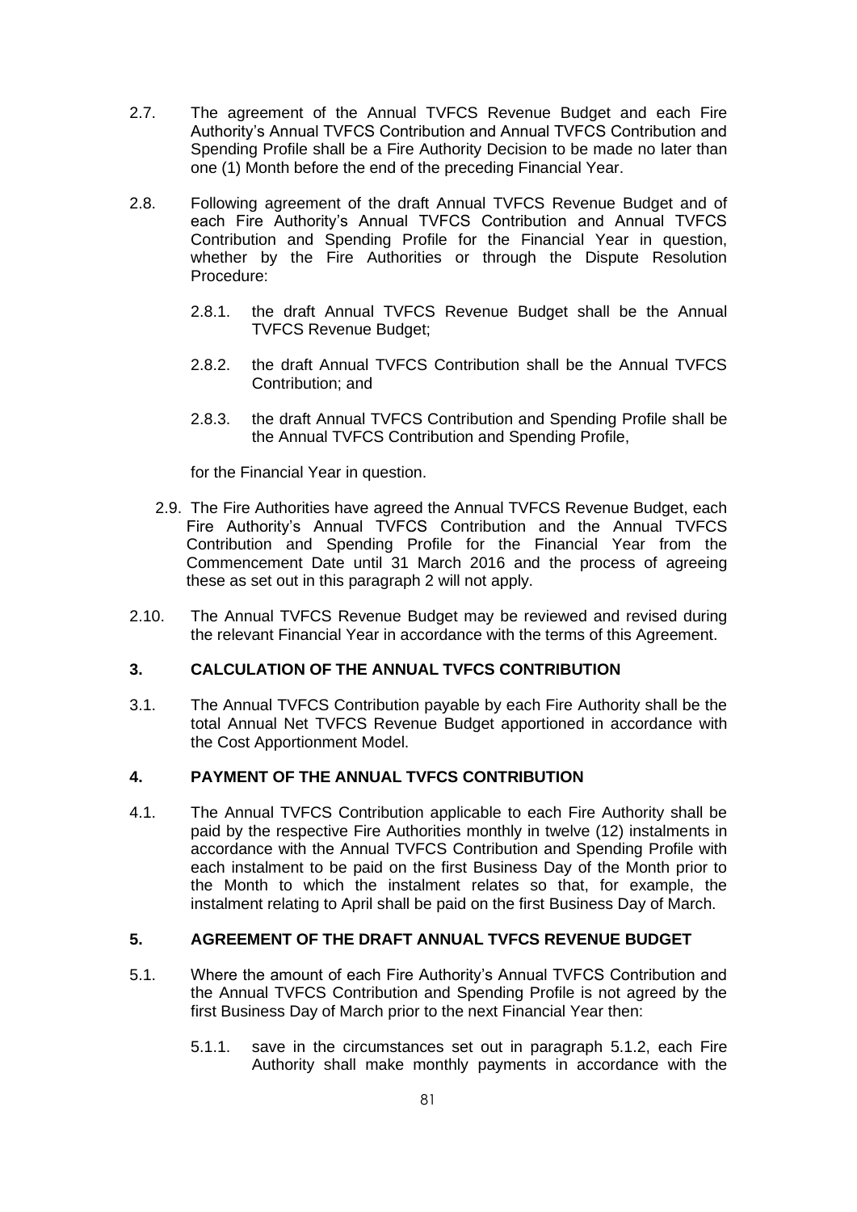2.7. The agreement of the Annual TVFCS Revenue Budget and each Fire Authority's Annual TVFCS Contribution and Annual TVFCS Contribution and Spending Profile shall be a Fire Authority Decision to be made no later than one (1) Month before the end of the preceding Financial Year.

2.8. Following agreement of the draft Annual TVFCS Revenue Budget and of each Fire Authority's Annual TVFCS Contribution and Annual TVFCS Contribution and Spending Profile for the Financial Year in question, whether by the Fire Authorities or through the Dispute Resolution Procedure:

2.8.1. the draft Annual TVFCS Revenue Budget shall be the Annual TVFCS Revenue Budget;

2.8.2. the draft Annual TVFCS Contribution shall be the Annual TVFCS Contribution; and

2.8.3. the draft Annual TVFCS Contribution and Spending Profile shall be the Annual TVFCS Contribution and Spending Profile,

for the Financial Year in question.

2.9. The Fire Authorities have agreed the Annual TVFCS Revenue Budget, each Fire Authority's Annual TVFCS Contribution and the Annual TVFCS Contribution and Spending Profile for the Financial Year from the Commencement Date until 31 March 2016 and the process of agreeing these as set out in this paragraph 2 will not apply.

2.10. The Annual TVFCS Revenue Budget may be reviewed and revised during the relevant Financial Year in accordance with the terms of this Agreement.

## 3. CALCULATION OF THE ANNUAL TVFCS CONTRIBUTION

3.1. The Annual TVFCS Contribution payable by each Fire Authority shall be the total Annual Net TVFCS Revenue Budget apportioned in accordance with the Cost Apportionment Model.

## 4. PAYMENT OF THE ANNUAL TVFCS CONTRIBUTION

4.1. The Annual TVFCS Contribution applicable to each Fire Authority shall be paid by the respective Fire Authorities monthly in twelve (12) instalments in accordance with the Annual TVFCS Contribution and Spending Profile with each instalment to be paid on the first Business Day of the Month prior to the Month to which the instalment relates so that, for example, the instalment relating to April shall be paid on the first Business Day of March.

## 5. AGREEMENT OF THE DRAFT ANNUAL TVFCS REVENUE BUDGET

5.1. Where the amount of each Fire Authority's Annual TVFCS Contribution and the Annual TVFCS Contribution and Spending Profile is not agreed by the first Business Day of March prior to the next Financial Year then:

5.1.1. save in the circumstances set out in paragraph 5.1.2, each Fire Authority shall make monthly payments in accordance with the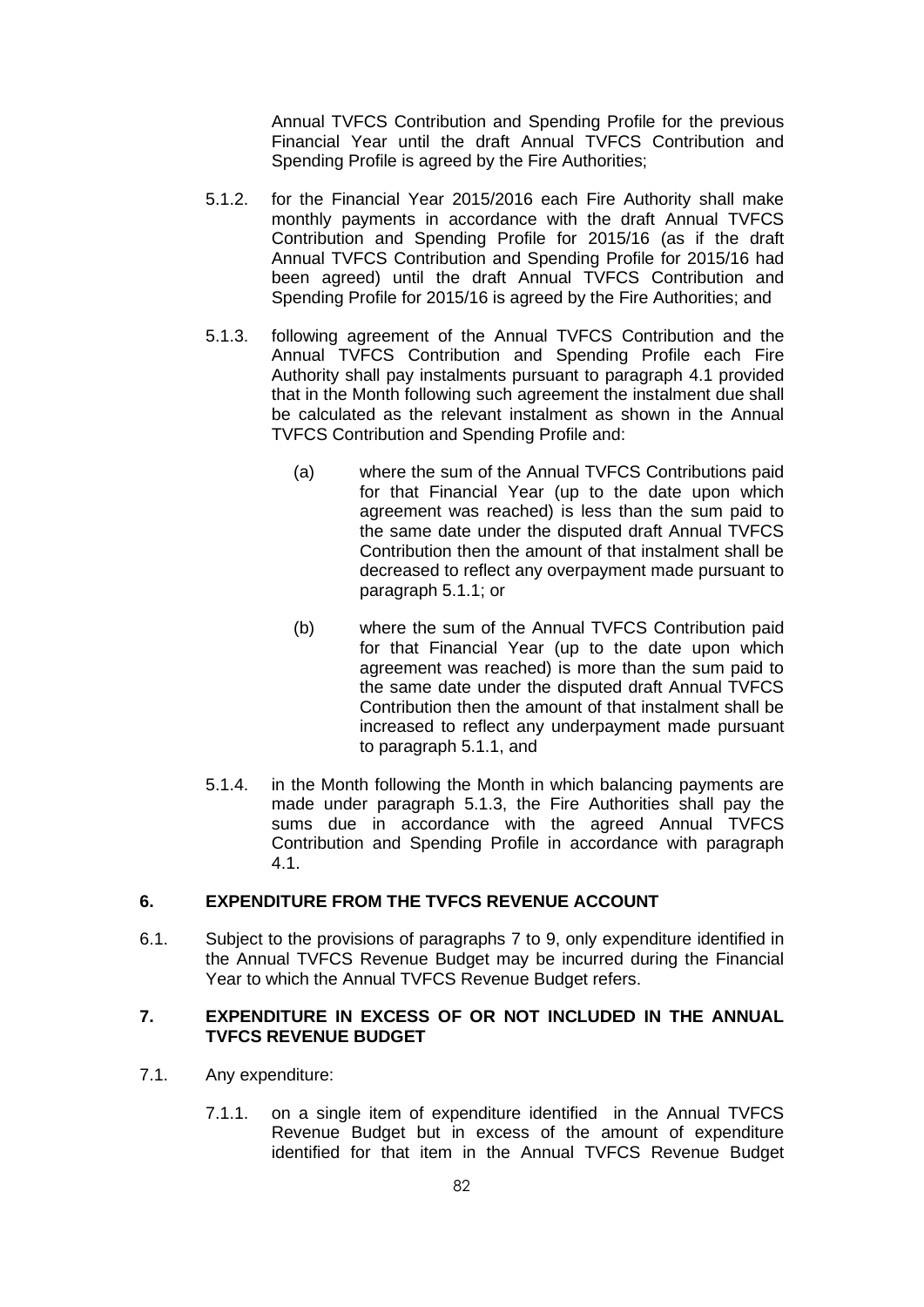Annual TVFCS Contribution and Spending Profile for the previous Financial Year until the draft Annual TVFCS Contribution and Spending Profile is agreed by the Fire Authorities;

5.1.2. for the Financial Year 2015/2016 each Fire Authority shall make monthly payments in accordance with the draft Annual TVFCS Contribution and Spending Profile for 2015/16 (as if the draft Annual TVFCS Contribution and Spending Profile for 2015/16 had been agreed) until the draft Annual TVFCS Contribution and Spending Profile for 2015/16 is agreed by the Fire Authorities; and

5.1.3. following agreement of the Annual TVFCS Contribution and the Annual TVFCS Contribution and Spending Profile each Fire Authority shall pay instalments pursuant to paragraph 4.1 provided that in the Month following such agreement the instalment due shall be calculated as the relevant instalment as shown in the Annual TVFCS Contribution and Spending Profile and:

(a) where the sum of the Annual TVFCS Contributions paid for that Financial Year (up to the date upon which agreement was reached) is less than the sum paid to the same date under the disputed draft Annual TVFCS Contribution then the amount of that instalment shall be decreased to reflect any overpayment made pursuant to paragraph 5.1.1; or

(b) where the sum of the Annual TVFCS Contribution paid for that Financial Year (up to the date upon which agreement was reached) is more than the sum paid to the same date under the disputed draft Annual TVFCS Contribution then the amount of that instalment shall be increased to reflect any underpayment made pursuant to paragraph 5.1.1, and

5.1.4. in the Month following the Month in which balancing payments are made under paragraph 5.1.3, the Fire Authorities shall pay the sums due in accordance with the agreed Annual TVFCS Contribution and Spending Profile in accordance with paragraph 4.1.

## 6. EXPENDITURE FROM THE TVFCS REVENUE ACCOUNT

6.1. Subject to the provisions of paragraphs 7 to 9, only expenditure identified in the Annual TVFCS Revenue Budget may be incurred during the Financial Year to which the Annual TVFCS Revenue Budget refers.

## 7. EXPENDITURE IN EXCESS OF OR NOT INCLUDED IN THE ANNUAL TVFCS REVENUE BUDGET

7.1. Any expenditure:

7.1.1. on a single item of expenditure identified in the Annual TVFCS Revenue Budget but in excess of the amount of expenditure identified for that item in the Annual TVFCS Revenue Budget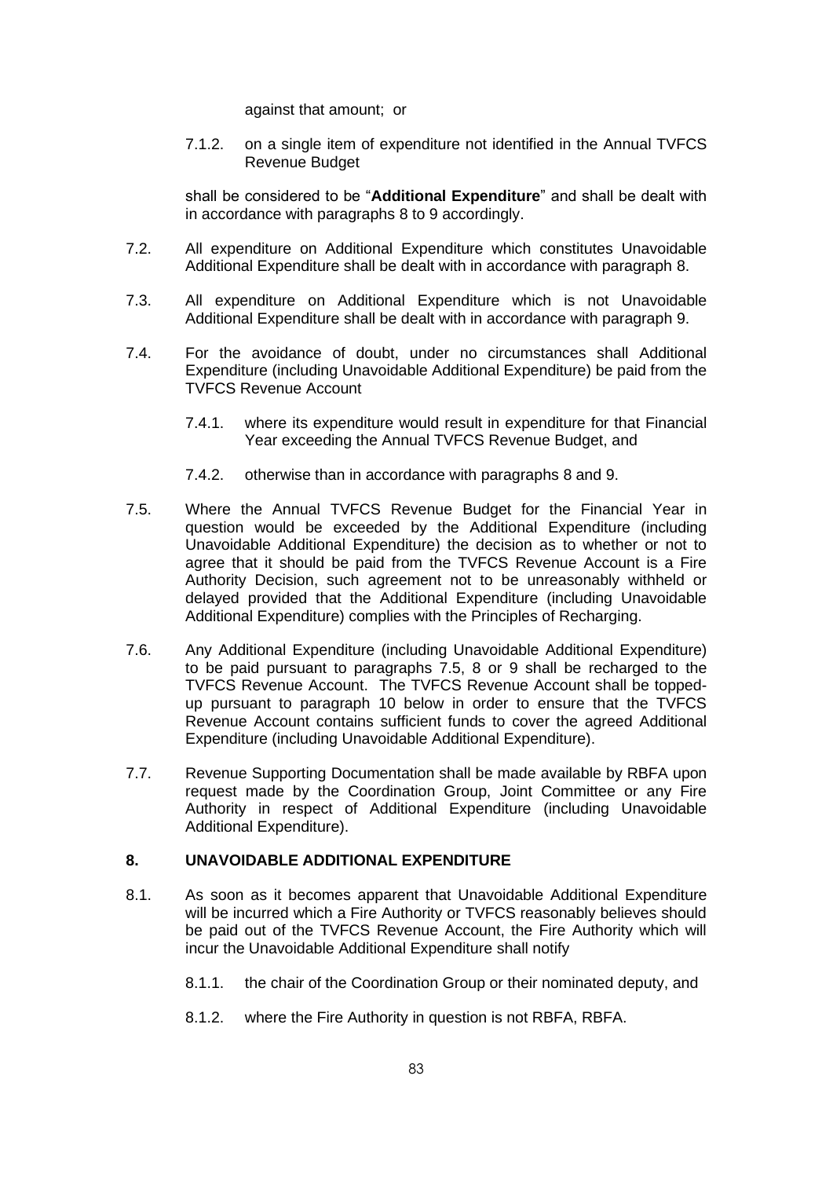against that amount; or

7.1.2. on a single item of expenditure not identified in the Annual TVFCS Revenue Budget

shall be considered to be "**Additional Expenditure**" and shall be dealt with in accordance with paragraphs 8 to 9 accordingly.

7.2. All expenditure on Additional Expenditure which constitutes Unavoidable Additional Expenditure shall be dealt with in accordance with paragraph 8.

7.3. All expenditure on Additional Expenditure which is not Unavoidable Additional Expenditure shall be dealt with in accordance with paragraph 9.

7.4. For the avoidance of doubt, under no circumstances shall Additional Expenditure (including Unavoidable Additional Expenditure) be paid from the TVFCS Revenue Account

7.4.1. where its expenditure would result in expenditure for that Financial Year exceeding the Annual TVFCS Revenue Budget, and

7.4.2. otherwise than in accordance with paragraphs 8 and 9.

7.5. Where the Annual TVFCS Revenue Budget for the Financial Year in question would be exceeded by the Additional Expenditure (including Unavoidable Additional Expenditure) the decision as to whether or not to agree that it should be paid from the TVFCS Revenue Account is a Fire Authority Decision, such agreement not to be unreasonably withheld or delayed provided that the Additional Expenditure (including Unavoidable Additional Expenditure) complies with the Principles of Recharging.

7.6. Any Additional Expenditure (including Unavoidable Additional Expenditure) to be paid pursuant to paragraphs 7.5, 8 or 9 shall be recharged to the TVFCS Revenue Account. The TVFCS Revenue Account shall be topped-up pursuant to paragraph 10 below in order to ensure that the TVFCS Revenue Account contains sufficient funds to cover the agreed Additional Expenditure (including Unavoidable Additional Expenditure).

7.7. Revenue Supporting Documentation shall be made available by RBFA upon request made by the Coordination Group, Joint Committee or any Fire Authority in respect of Additional Expenditure (including Unavoidable Additional Expenditure).

## 8. UNAVOIDABLE ADDITIONAL EXPENDITURE

8.1. As soon as it becomes apparent that Unavoidable Additional Expenditure will be incurred which a Fire Authority or TVFCS reasonably believes should be paid out of the TVFCS Revenue Account, the Fire Authority which will incur the Unavoidable Additional Expenditure shall notify

8.1.1. the chair of the Coordination Group or their nominated deputy, and

8.1.2. where the Fire Authority in question is not RBFA, RBFA.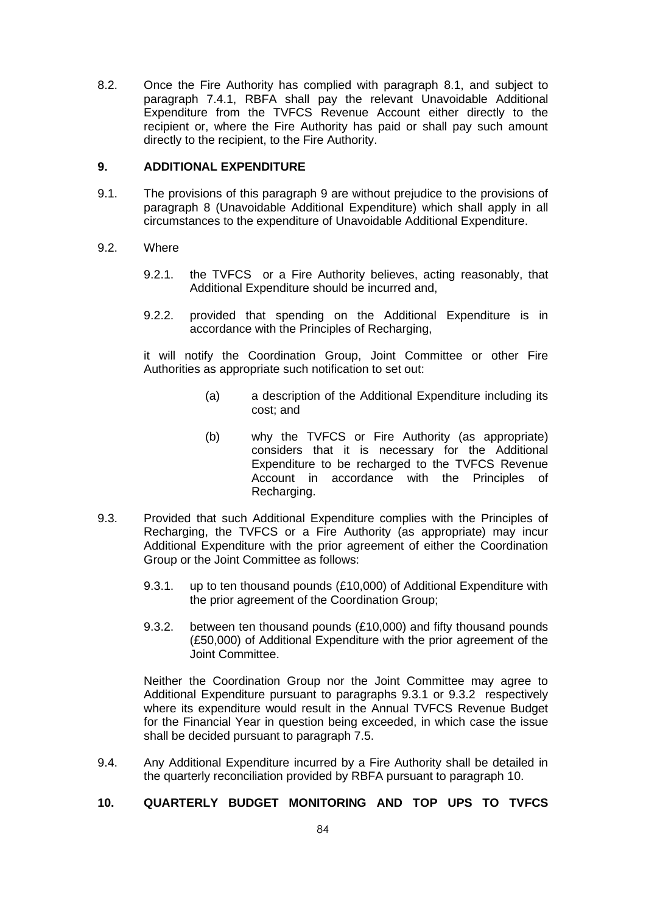8.2. Once the Fire Authority has complied with paragraph 8.1, and subject to paragraph 7.4.1, RBFA shall pay the relevant Unavoidable Additional Expenditure from the TVFCS Revenue Account either directly to the recipient or, where the Fire Authority has paid or shall pay such amount directly to the recipient, to the Fire Authority.

## 9. ADDITIONAL EXPENDITURE

9.1. The provisions of this paragraph 9 are without prejudice to the provisions of paragraph 8 (Unavoidable Additional Expenditure) which shall apply in all circumstances to the expenditure of Unavoidable Additional Expenditure.

9.2. Where

9.2.1. the TVFCS or a Fire Authority believes, acting reasonably, that Additional Expenditure should be incurred and,

9.2.2. provided that spending on the Additional Expenditure is in accordance with the Principles of Recharging,

it will notify the Coordination Group, Joint Committee or other Fire Authorities as appropriate such notification to set out:

(a) a description of the Additional Expenditure including its cost; and

(b) why the TVFCS or Fire Authority (as appropriate) considers that it is necessary for the Additional Expenditure to be recharged to the TVFCS Revenue Account in accordance with the Principles of Recharging.

9.3. Provided that such Additional Expenditure complies with the Principles of Recharging, the TVFCS or a Fire Authority (as appropriate) may incur Additional Expenditure with the prior agreement of either the Coordination Group or the Joint Committee as follows:

9.3.1. up to ten thousand pounds (£10,000) of Additional Expenditure with the prior agreement of the Coordination Group;

9.3.2. between ten thousand pounds (£10,000) and fifty thousand pounds (£50,000) of Additional Expenditure with the prior agreement of the Joint Committee.

Neither the Coordination Group nor the Joint Committee may agree to Additional Expenditure pursuant to paragraphs 9.3.1 or 9.3.2 respectively where its expenditure would result in the Annual TVFCS Revenue Budget for the Financial Year in question being exceeded, in which case the issue shall be decided pursuant to paragraph 7.5.

9.4. Any Additional Expenditure incurred by a Fire Authority shall be detailed in the quarterly reconciliation provided by RBFA pursuant to paragraph 10.

## 10. QUARTERLY BUDGET MONITORING AND TOP UPS TO TVFCS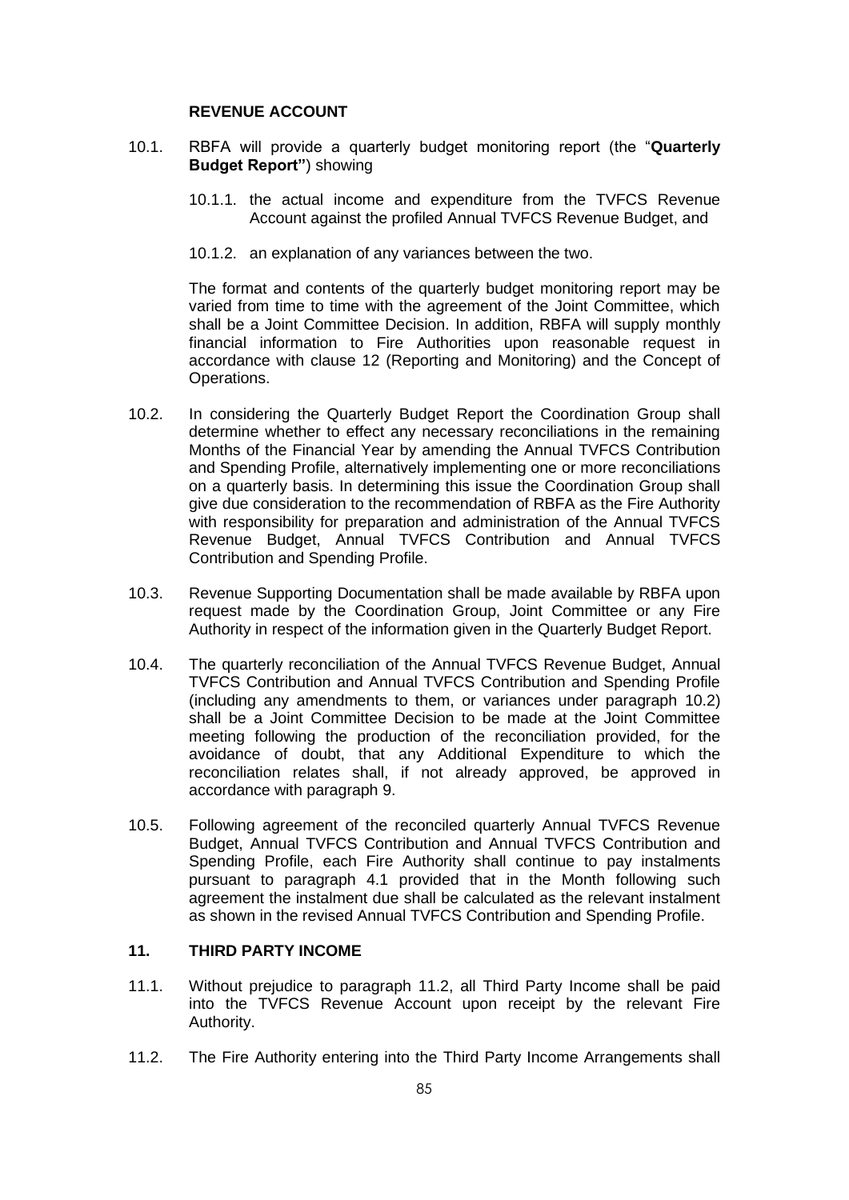**REVENUE ACCOUNT**

10.1. RBFA will provide a quarterly budget monitoring report (the "**Quarterly Budget Report"**) showing

10.1.1. the actual income and expenditure from the TVFCS Revenue Account against the profiled Annual TVFCS Revenue Budget, and

10.1.2. an explanation of any variances between the two.

The format and contents of the quarterly budget monitoring report may be varied from time to time with the agreement of the Joint Committee, which shall be a Joint Committee Decision. In addition, RBFA will supply monthly financial information to Fire Authorities upon reasonable request in accordance with clause 12 (Reporting and Monitoring) and the Concept of Operations.

10.2. In considering the Quarterly Budget Report the Coordination Group shall determine whether to effect any necessary reconciliations in the remaining Months of the Financial Year by amending the Annual TVFCS Contribution and Spending Profile, alternatively implementing one or more reconciliations on a quarterly basis. In determining this issue the Coordination Group shall give due consideration to the recommendation of RBFA as the Fire Authority with responsibility for preparation and administration of the Annual TVFCS Revenue Budget, Annual TVFCS Contribution and Annual TVFCS Contribution and Spending Profile.

10.3. Revenue Supporting Documentation shall be made available by RBFA upon request made by the Coordination Group, Joint Committee or any Fire Authority in respect of the information given in the Quarterly Budget Report.

10.4. The quarterly reconciliation of the Annual TVFCS Revenue Budget, Annual TVFCS Contribution and Annual TVFCS Contribution and Spending Profile (including any amendments to them, or variances under paragraph 10.2) shall be a Joint Committee Decision to be made at the Joint Committee meeting following the production of the reconciliation provided, for the avoidance of doubt, that any Additional Expenditure to which the reconciliation relates shall, if not already approved, be approved in accordance with paragraph 9.

10.5. Following agreement of the reconciled quarterly Annual TVFCS Revenue Budget, Annual TVFCS Contribution and Annual TVFCS Contribution and Spending Profile, each Fire Authority shall continue to pay instalments pursuant to paragraph 4.1 provided that in the Month following such agreement the instalment due shall be calculated as the relevant instalment as shown in the revised Annual TVFCS Contribution and Spending Profile.

## 11. THIRD PARTY INCOME

11.1. Without prejudice to paragraph 11.2, all Third Party Income shall be paid into the TVFCS Revenue Account upon receipt by the relevant Fire Authority.

11.2. The Fire Authority entering into the Third Party Income Arrangements shall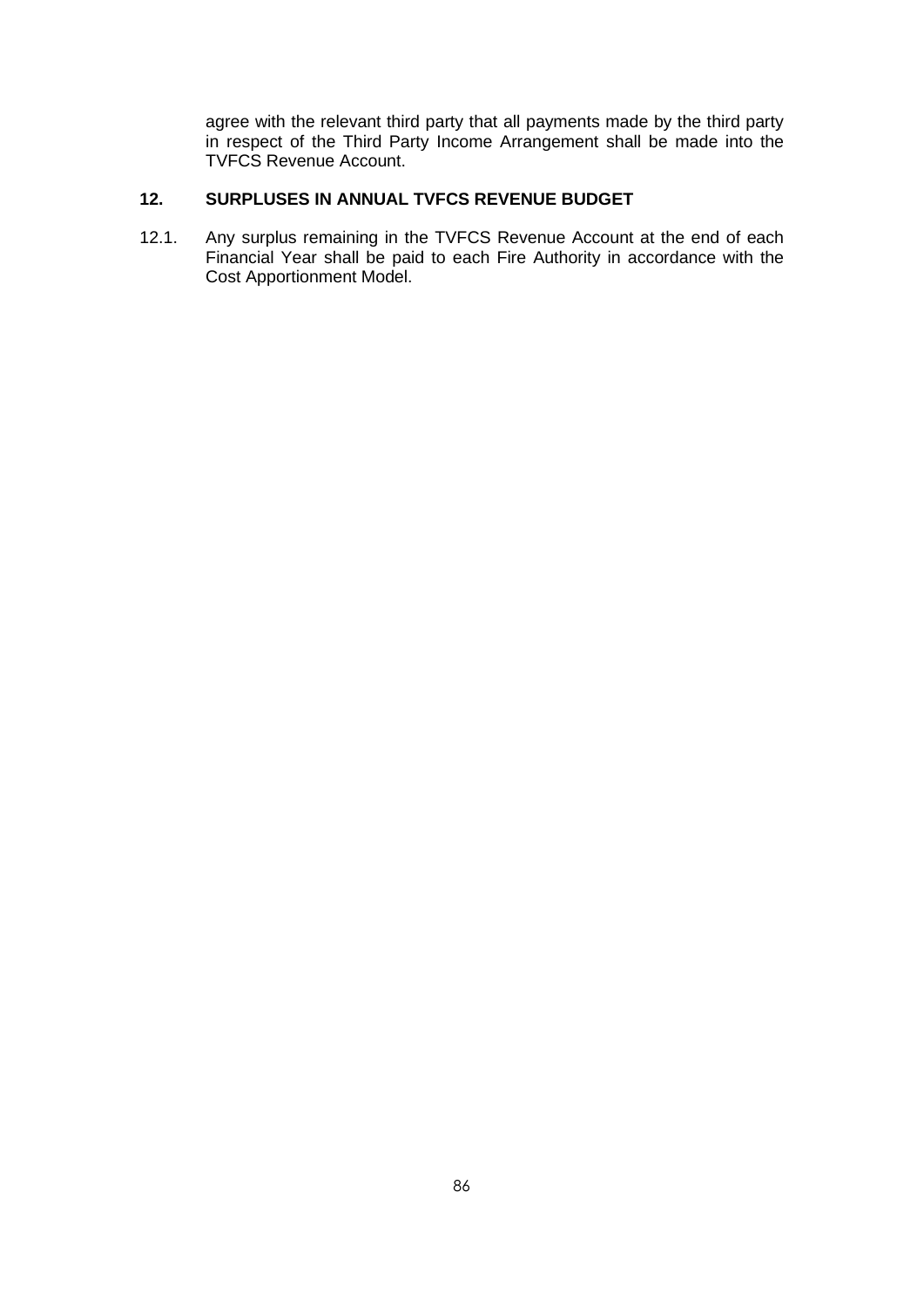agree with the relevant third party that all payments made by the third party in respect of the Third Party Income Arrangement shall be made into the TVFCS Revenue Account.

## 12. SURPLUSES IN ANNUAL TVFCS REVENUE BUDGET

12.1. Any surplus remaining in the TVFCS Revenue Account at the end of each Financial Year shall be paid to each Fire Authority in accordance with the Cost Apportionment Model.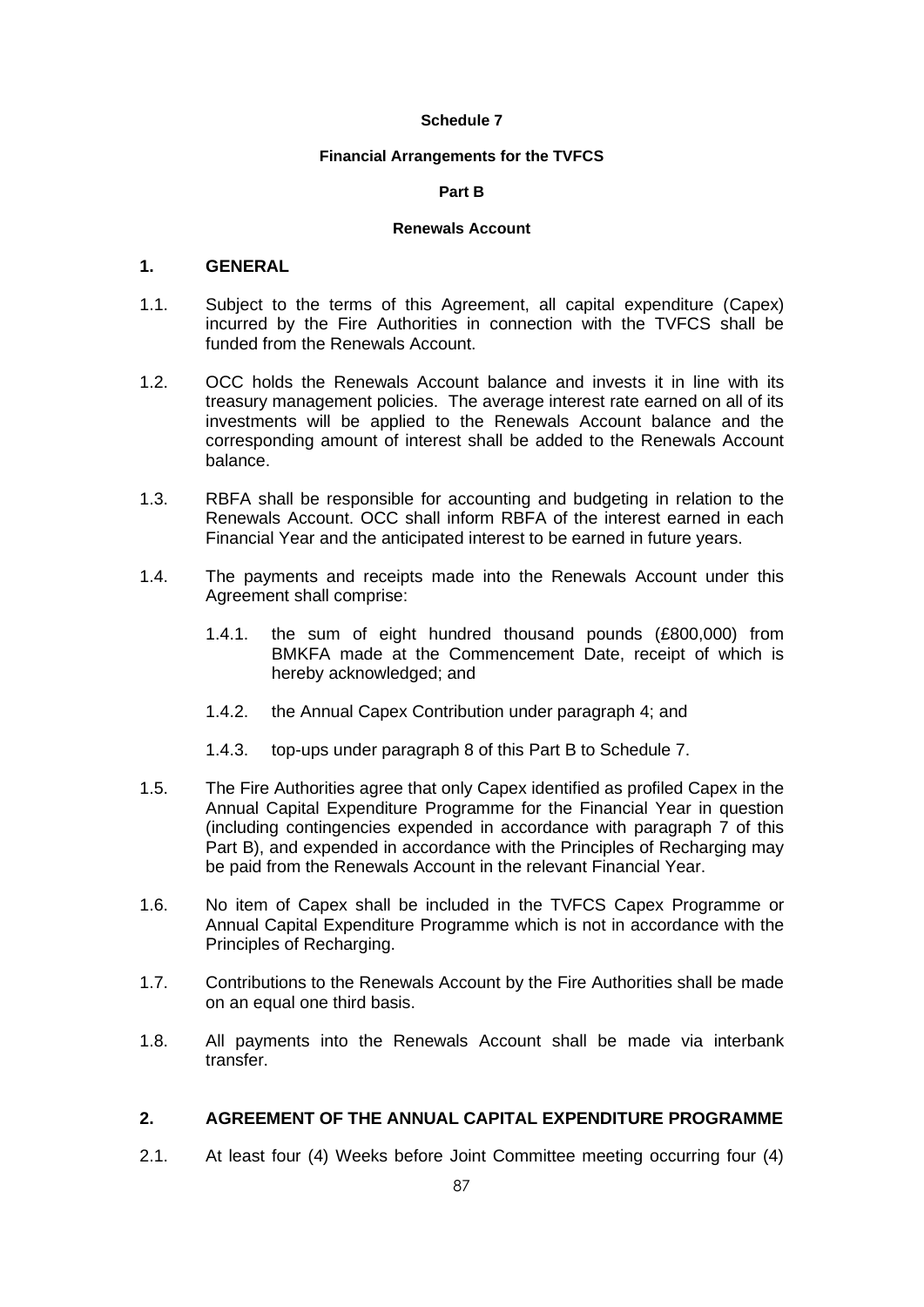**Schedule 7**

**Financial Arrangements for the TVFCS**

**Part B**

**Renewals Account**

## 1. GENERAL

1.1. Subject to the terms of this Agreement, all capital expenditure (Capex) incurred by the Fire Authorities in connection with the TVFCS shall be funded from the Renewals Account.

1.2. OCC holds the Renewals Account balance and invests it in line with its treasury management policies. The average interest rate earned on all of its investments will be applied to the Renewals Account balance and the corresponding amount of interest shall be added to the Renewals Account balance.

1.3. RBFA shall be responsible for accounting and budgeting in relation to the Renewals Account. OCC shall inform RBFA of the interest earned in each Financial Year and the anticipated interest to be earned in future years.

1.4. The payments and receipts made into the Renewals Account under this Agreement shall comprise:

1.4.1. the sum of eight hundred thousand pounds (£800,000) from BMKFA made at the Commencement Date, receipt of which is hereby acknowledged; and

1.4.2. the Annual Capex Contribution under paragraph 4; and

1.4.3. top-ups under paragraph 8 of this Part B to Schedule 7.

1.5. The Fire Authorities agree that only Capex identified as profiled Capex in the Annual Capital Expenditure Programme for the Financial Year in question (including contingencies expended in accordance with paragraph 7 of this Part B), and expended in accordance with the Principles of Recharging may be paid from the Renewals Account in the relevant Financial Year.

1.6. No item of Capex shall be included in the TVFCS Capex Programme or Annual Capital Expenditure Programme which is not in accordance with the Principles of Recharging.

1.7. Contributions to the Renewals Account by the Fire Authorities shall be made on an equal one third basis.

1.8. All payments into the Renewals Account shall be made via interbank transfer.

## 2. AGREEMENT OF THE ANNUAL CAPITAL EXPENDITURE PROGRAMME

2.1. At least four (4) Weeks before Joint Committee meeting occurring four (4)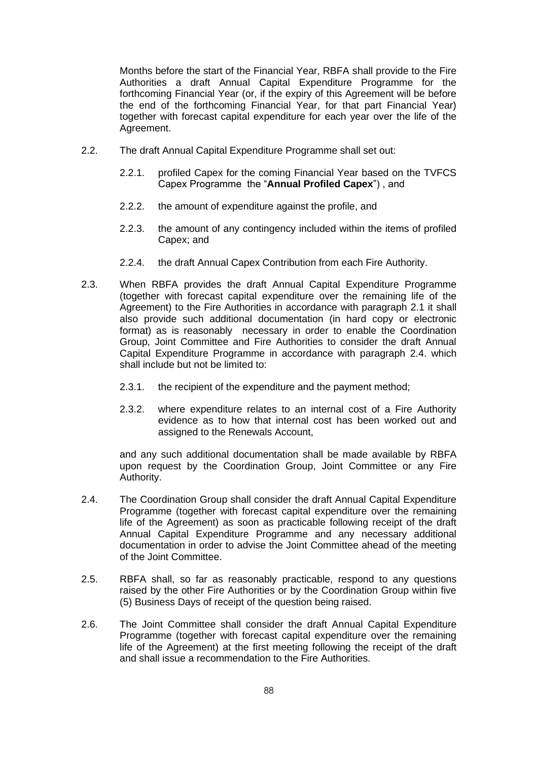Months before the start of the Financial Year, RBFA shall provide to the Fire Authorities a draft Annual Capital Expenditure Programme for the forthcoming Financial Year (or, if the expiry of this Agreement will be before the end of the forthcoming Financial Year, for that part Financial Year) together with forecast capital expenditure for each year over the life of the Agreement.

2.2. The draft Annual Capital Expenditure Programme shall set out:

2.2.1. profiled Capex for the coming Financial Year based on the TVFCS Capex Programme the "**Annual Profiled Capex**") , and

2.2.2. the amount of expenditure against the profile, and

2.2.3. the amount of any contingency included within the items of profiled Capex; and

2.2.4. the draft Annual Capex Contribution from each Fire Authority.

2.3. When RBFA provides the draft Annual Capital Expenditure Programme (together with forecast capital expenditure over the remaining life of the Agreement) to the Fire Authorities in accordance with paragraph 2.1 it shall also provide such additional documentation (in hard copy or electronic format) as is reasonably necessary in order to enable the Coordination Group, Joint Committee and Fire Authorities to consider the draft Annual Capital Expenditure Programme in accordance with paragraph 2.4. which shall include but not be limited to:

2.3.1. the recipient of the expenditure and the payment method;

2.3.2. where expenditure relates to an internal cost of a Fire Authority evidence as to how that internal cost has been worked out and assigned to the Renewals Account,

and any such additional documentation shall be made available by RBFA upon request by the Coordination Group, Joint Committee or any Fire Authority.

2.4. The Coordination Group shall consider the draft Annual Capital Expenditure Programme (together with forecast capital expenditure over the remaining life of the Agreement) as soon as practicable following receipt of the draft Annual Capital Expenditure Programme and any necessary additional documentation in order to advise the Joint Committee ahead of the meeting of the Joint Committee.

2.5. RBFA shall, so far as reasonably practicable, respond to any questions raised by the other Fire Authorities or by the Coordination Group within five (5) Business Days of receipt of the question being raised.

2.6. The Joint Committee shall consider the draft Annual Capital Expenditure Programme (together with forecast capital expenditure over the remaining life of the Agreement) at the first meeting following the receipt of the draft and shall issue a recommendation to the Fire Authorities.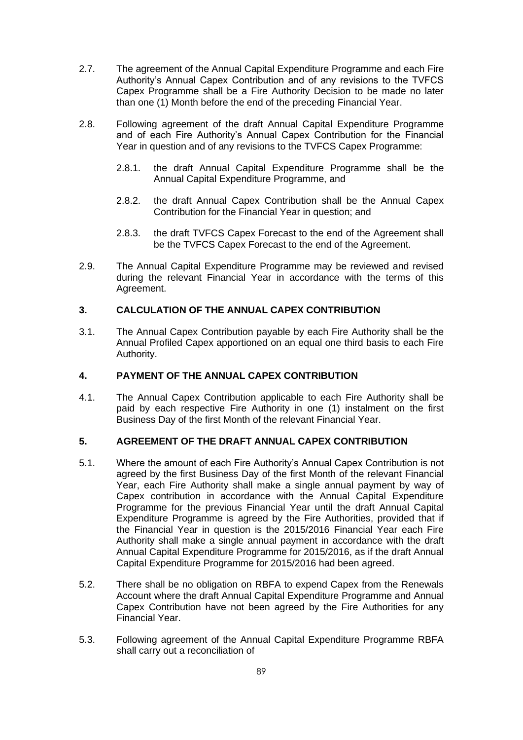2.7. The agreement of the Annual Capital Expenditure Programme and each Fire Authority's Annual Capex Contribution and of any revisions to the TVFCS Capex Programme shall be a Fire Authority Decision to be made no later than one (1) Month before the end of the preceding Financial Year.

2.8. Following agreement of the draft Annual Capital Expenditure Programme and of each Fire Authority's Annual Capex Contribution for the Financial Year in question and of any revisions to the TVFCS Capex Programme:

2.8.1. the draft Annual Capital Expenditure Programme shall be the Annual Capital Expenditure Programme, and

2.8.2. the draft Annual Capex Contribution shall be the Annual Capex Contribution for the Financial Year in question; and

2.8.3. the draft TVFCS Capex Forecast to the end of the Agreement shall be the TVFCS Capex Forecast to the end of the Agreement.

2.9. The Annual Capital Expenditure Programme may be reviewed and revised during the relevant Financial Year in accordance with the terms of this Agreement.

## 3. CALCULATION OF THE ANNUAL CAPEX CONTRIBUTION

3.1. The Annual Capex Contribution payable by each Fire Authority shall be the Annual Profiled Capex apportioned on an equal one third basis to each Fire Authority.

## 4. PAYMENT OF THE ANNUAL CAPEX CONTRIBUTION

4.1. The Annual Capex Contribution applicable to each Fire Authority shall be paid by each respective Fire Authority in one (1) instalment on the first Business Day of the first Month of the relevant Financial Year.

## 5. AGREEMENT OF THE DRAFT ANNUAL CAPEX CONTRIBUTION

5.1. Where the amount of each Fire Authority's Annual Capex Contribution is not agreed by the first Business Day of the first Month of the relevant Financial Year, each Fire Authority shall make a single annual payment by way of Capex contribution in accordance with the Annual Capital Expenditure Programme for the previous Financial Year until the draft Annual Capital Expenditure Programme is agreed by the Fire Authorities, provided that if the Financial Year in question is the 2015/2016 Financial Year each Fire Authority shall make a single annual payment in accordance with the draft Annual Capital Expenditure Programme for 2015/2016, as if the draft Annual Capital Expenditure Programme for 2015/2016 had been agreed.

5.2. There shall be no obligation on RBFA to expend Capex from the Renewals Account where the draft Annual Capital Expenditure Programme and Annual Capex Contribution have not been agreed by the Fire Authorities for any Financial Year.

5.3. Following agreement of the Annual Capital Expenditure Programme RBFA shall carry out a reconciliation of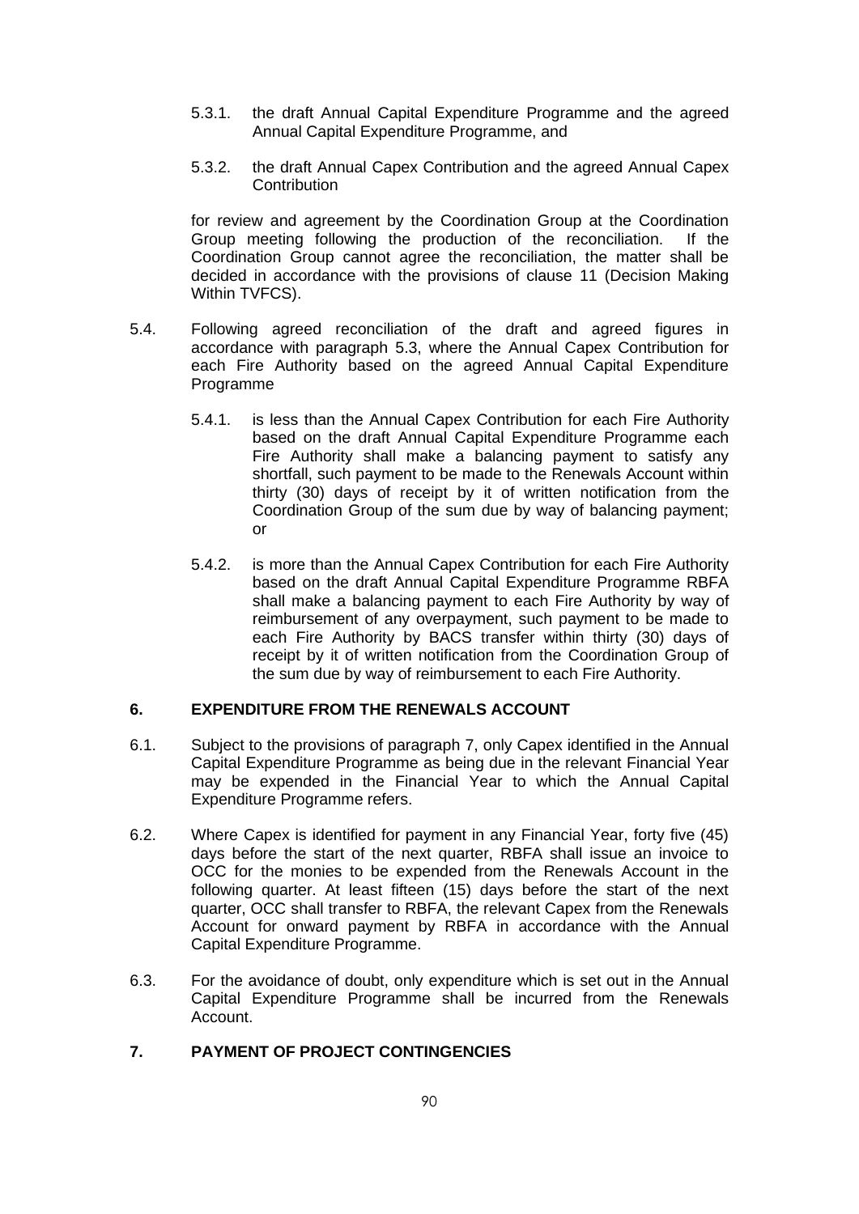5.3.1. the draft Annual Capital Expenditure Programme and the agreed Annual Capital Expenditure Programme, and

5.3.2. the draft Annual Capex Contribution and the agreed Annual Capex Contribution

for review and agreement by the Coordination Group at the Coordination Group meeting following the production of the reconciliation. If the Coordination Group cannot agree the reconciliation, the matter shall be decided in accordance with the provisions of clause 11 (Decision Making Within TVFCS).

5.4. Following agreed reconciliation of the draft and agreed figures in accordance with paragraph 5.3, where the Annual Capex Contribution for each Fire Authority based on the agreed Annual Capital Expenditure Programme

5.4.1. is less than the Annual Capex Contribution for each Fire Authority based on the draft Annual Capital Expenditure Programme each Fire Authority shall make a balancing payment to satisfy any shortfall, such payment to be made to the Renewals Account within thirty (30) days of receipt by it of written notification from the Coordination Group of the sum due by way of balancing payment; or

5.4.2. is more than the Annual Capex Contribution for each Fire Authority based on the draft Annual Capital Expenditure Programme RBFA shall make a balancing payment to each Fire Authority by way of reimbursement of any overpayment, such payment to be made to each Fire Authority by BACS transfer within thirty (30) days of receipt by it of written notification from the Coordination Group of the sum due by way of reimbursement to each Fire Authority.

## 6. EXPENDITURE FROM THE RENEWALS ACCOUNT

6.1. Subject to the provisions of paragraph 7, only Capex identified in the Annual Capital Expenditure Programme as being due in the relevant Financial Year may be expended in the Financial Year to which the Annual Capital Expenditure Programme refers.

6.2. Where Capex is identified for payment in any Financial Year, forty five (45) days before the start of the next quarter, RBFA shall issue an invoice to OCC for the monies to be expended from the Renewals Account in the following quarter. At least fifteen (15) days before the start of the next quarter, OCC shall transfer to RBFA, the relevant Capex from the Renewals Account for onward payment by RBFA in accordance with the Annual Capital Expenditure Programme.

6.3. For the avoidance of doubt, only expenditure which is set out in the Annual Capital Expenditure Programme shall be incurred from the Renewals Account.

## 7. PAYMENT OF PROJECT CONTINGENCIES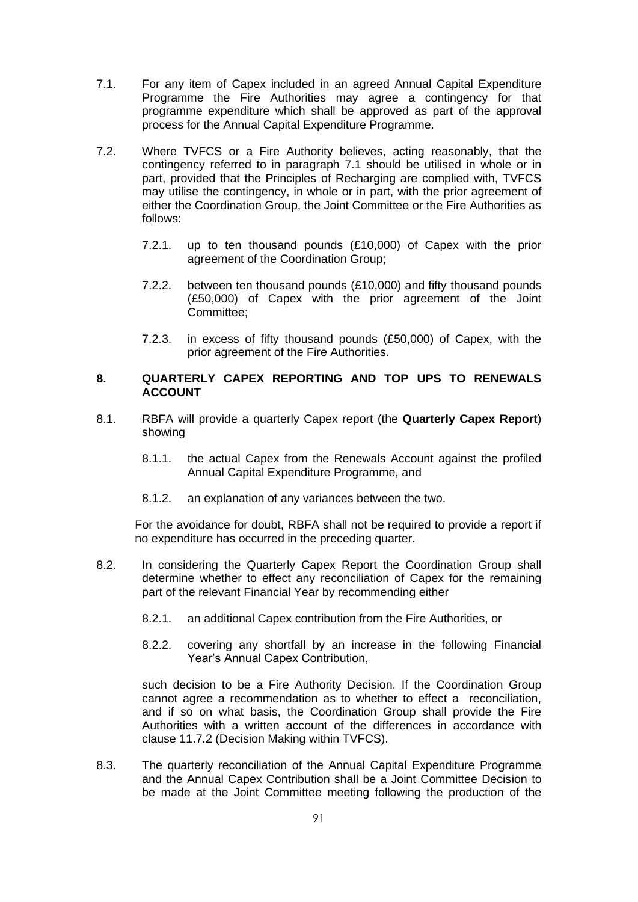7.1. For any item of Capex included in an agreed Annual Capital Expenditure Programme the Fire Authorities may agree a contingency for that programme expenditure which shall be approved as part of the approval process for the Annual Capital Expenditure Programme.

7.2. Where TVFCS or a Fire Authority believes, acting reasonably, that the contingency referred to in paragraph 7.1 should be utilised in whole or in part, provided that the Principles of Recharging are complied with, TVFCS may utilise the contingency, in whole or in part, with the prior agreement of either the Coordination Group, the Joint Committee or the Fire Authorities as follows:

   7.2.1. up to ten thousand pounds (£10,000) of Capex with the prior agreement of the Coordination Group;

   7.2.2. between ten thousand pounds (£10,000) and fifty thousand pounds (£50,000) of Capex with the prior agreement of the Joint Committee;

   7.2.3. in excess of fifty thousand pounds (£50,000) of Capex, with the prior agreement of the Fire Authorities.

## 8. QUARTERLY CAPEX REPORTING AND TOP UPS TO RENEWALS ACCOUNT

8.1. RBFA will provide a quarterly Capex report (the **Quarterly Capex Report**) showing

   8.1.1. the actual Capex from the Renewals Account against the profiled Annual Capital Expenditure Programme, and

   8.1.2. an explanation of any variances between the two.

For the avoidance for doubt, RBFA shall not be required to provide a report if no expenditure has occurred in the preceding quarter.

8.2. In considering the Quarterly Capex Report the Coordination Group shall determine whether to effect any reconciliation of Capex for the remaining part of the relevant Financial Year by recommending either

   8.2.1. an additional Capex contribution from the Fire Authorities, or

   8.2.2. covering any shortfall by an increase in the following Financial Year's Annual Capex Contribution,

such decision to be a Fire Authority Decision. If the Coordination Group cannot agree a recommendation as to whether to effect a reconciliation, and if so on what basis, the Coordination Group shall provide the Fire Authorities with a written account of the differences in accordance with clause 11.7.2 (Decision Making within TVFCS).

8.3. The quarterly reconciliation of the Annual Capital Expenditure Programme and the Annual Capex Contribution shall be a Joint Committee Decision to be made at the Joint Committee meeting following the production of the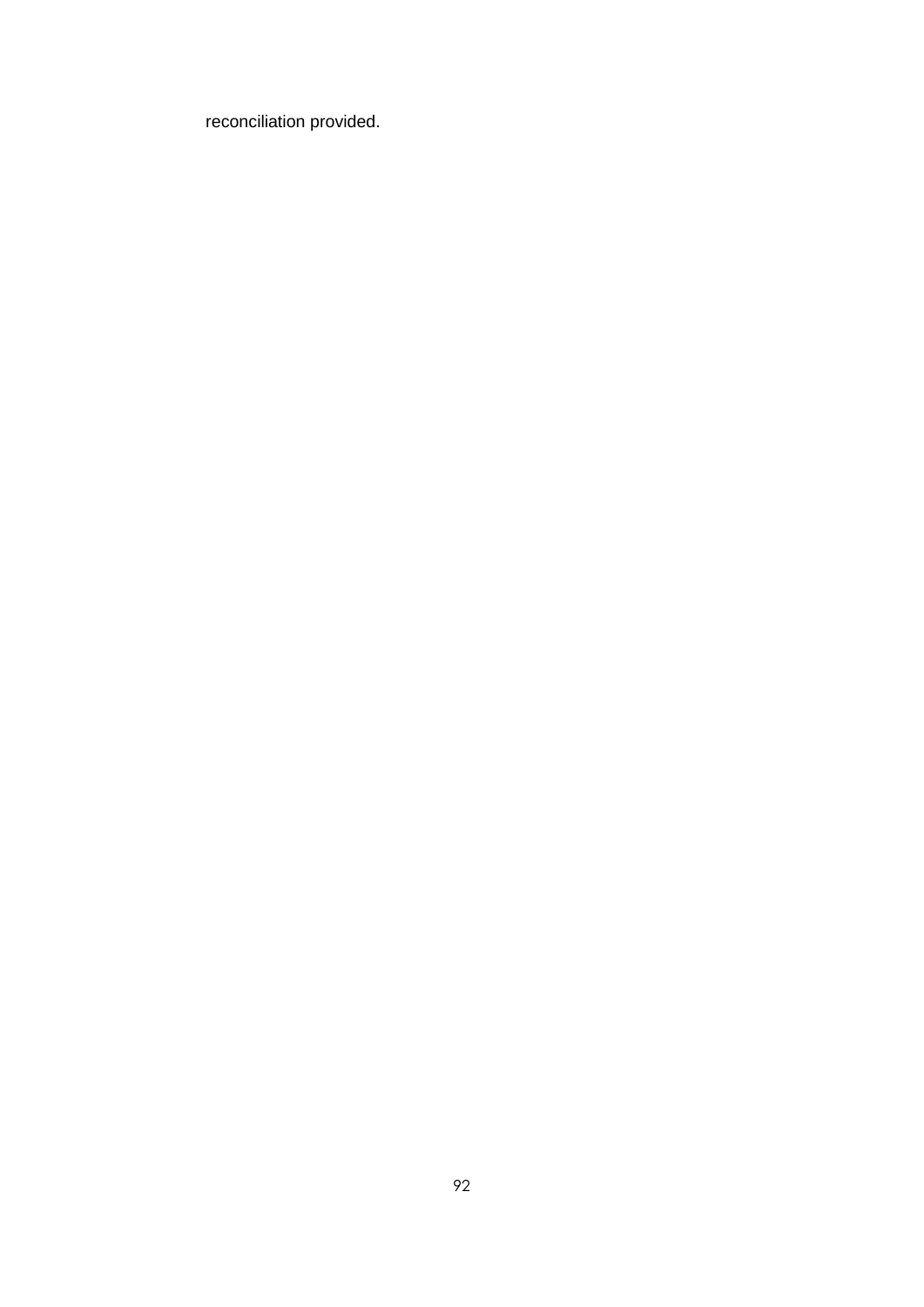reconciliation provided.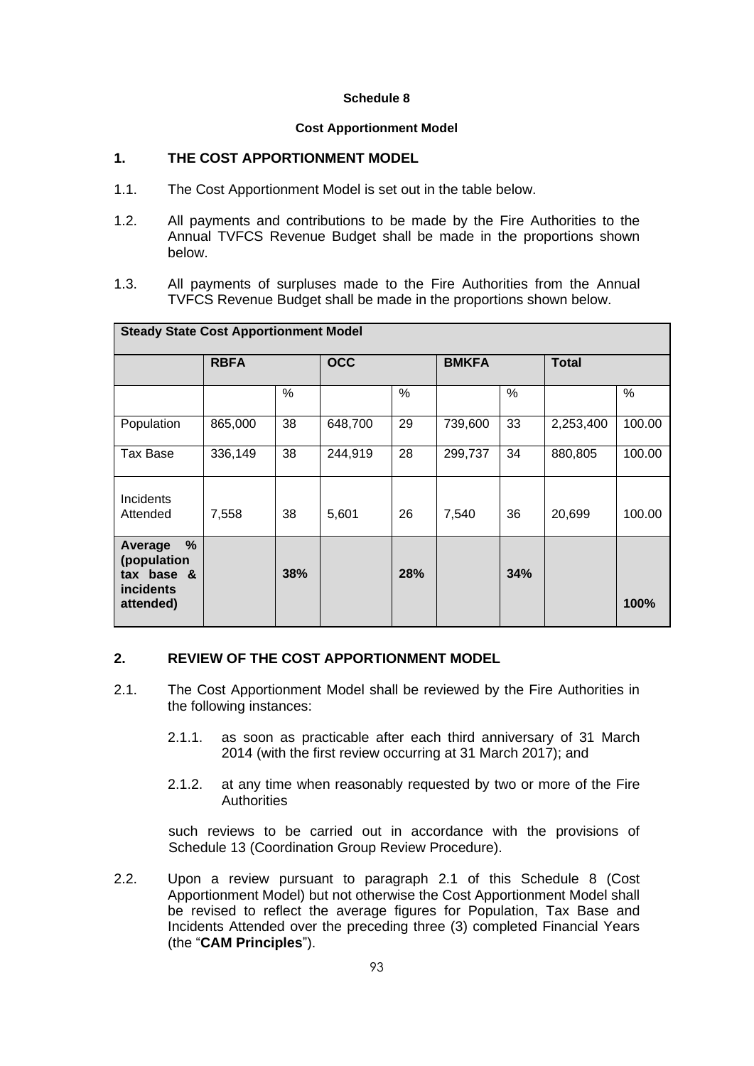**Schedule 8**

**Cost Apportionment Model**

## 1. THE COST APPORTIONMENT MODEL

1.1. The Cost Apportionment Model is set out in the table below.

1.2. All payments and contributions to be made by the Fire Authorities to the Annual TVFCS Revenue Budget shall be made in the proportions shown below.

1.3. All payments of surpluses made to the Fire Authorities from the Annual TVFCS Revenue Budget shall be made in the proportions shown below.

| **Steady State Cost Apportionment Model** | | | | | | | | |
|---|---|---|---|---|---|---|---|---|
| | **RBFA** | | **OCC** | | **BMKFA** | | **Total** | |
| | | % | | % | | % | | % |
| Population | 865,000 | 38 | 648,700 | 29 | 739,600 | 33 | 2,253,400 | 100.00 |
| Tax Base | 336,149 | 38 | 244,919 | 28 | 299,737 | 34 | 880,805 | 100.00 |
| Incidents Attended | 7,558 | 38 | 5,601 | 26 | 7,540 | 36 | 20,699 | 100.00 |
| **Average % (population tax base & incidents attended)** | | **38%** | | **28%** | | **34%** | | **100%** |

## 2. REVIEW OF THE COST APPORTIONMENT MODEL

2.1. The Cost Apportionment Model shall be reviewed by the Fire Authorities in the following instances:

2.1.1. as soon as practicable after each third anniversary of 31 March 2014 (with the first review occurring at 31 March 2017); and

2.1.2. at any time when reasonably requested by two or more of the Fire Authorities

such reviews to be carried out in accordance with the provisions of Schedule 13 (Coordination Group Review Procedure).

2.2. Upon a review pursuant to paragraph 2.1 of this Schedule 8 (Cost Apportionment Model) but not otherwise the Cost Apportionment Model shall be revised to reflect the average figures for Population, Tax Base and Incidents Attended over the preceding three (3) completed Financial Years (the "**CAM Principles**").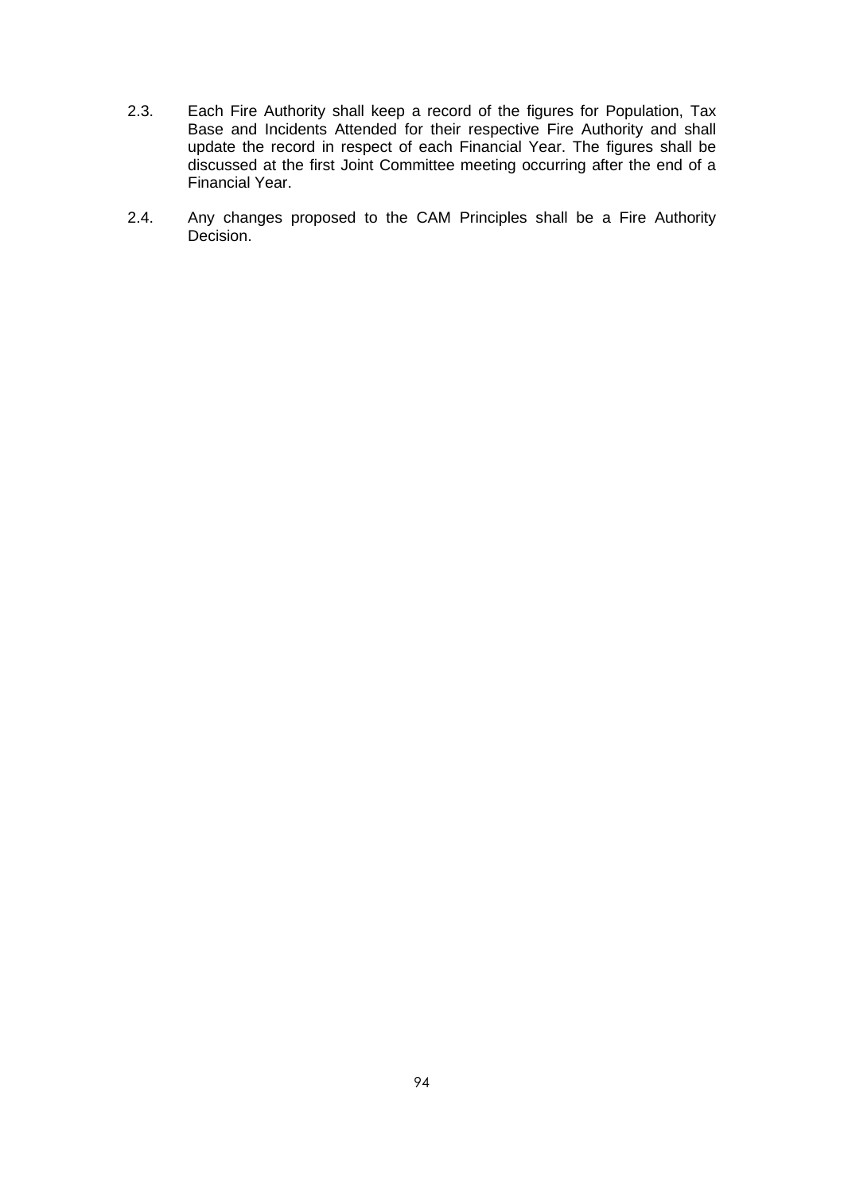2.3. Each Fire Authority shall keep a record of the figures for Population, Tax Base and Incidents Attended for their respective Fire Authority and shall update the record in respect of each Financial Year. The figures shall be discussed at the first Joint Committee meeting occurring after the end of a Financial Year.

2.4. Any changes proposed to the CAM Principles shall be a Fire Authority Decision.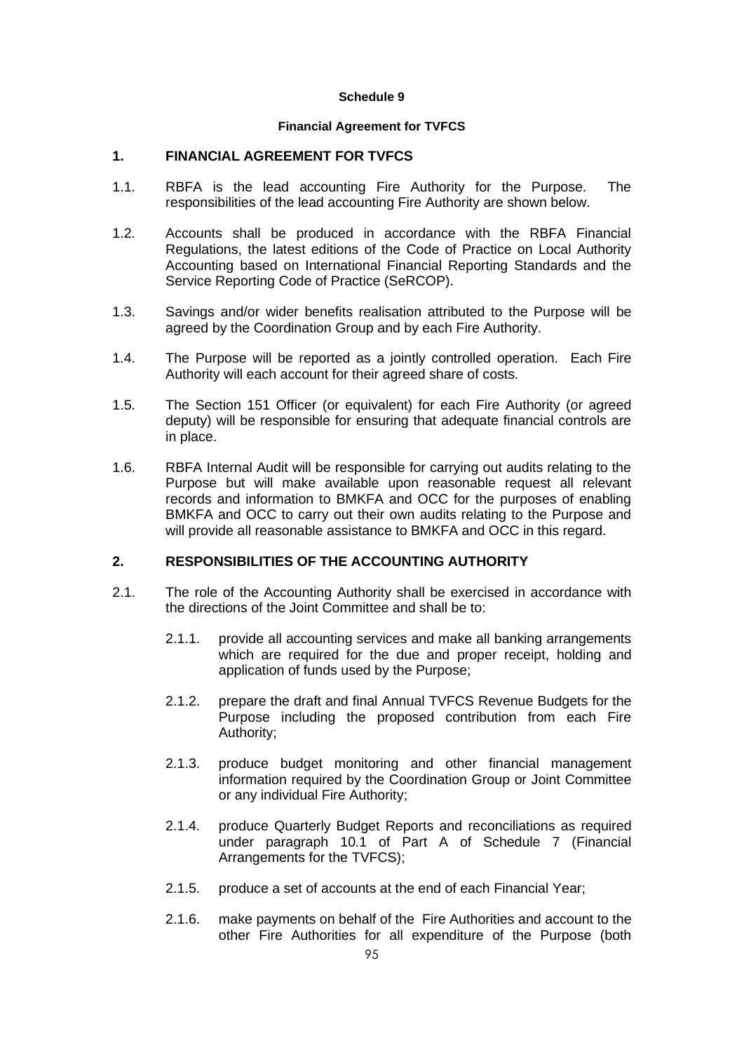**Schedule 9**

**Financial Agreement for TVFCS**

## 1. FINANCIAL AGREEMENT FOR TVFCS

1.1. RBFA is the lead accounting Fire Authority for the Purpose. The responsibilities of the lead accounting Fire Authority are shown below.

1.2. Accounts shall be produced in accordance with the RBFA Financial Regulations, the latest editions of the Code of Practice on Local Authority Accounting based on International Financial Reporting Standards and the Service Reporting Code of Practice (SeRCOP).

1.3. Savings and/or wider benefits realisation attributed to the Purpose will be agreed by the Coordination Group and by each Fire Authority.

1.4. The Purpose will be reported as a jointly controlled operation. Each Fire Authority will each account for their agreed share of costs.

1.5. The Section 151 Officer (or equivalent) for each Fire Authority (or agreed deputy) will be responsible for ensuring that adequate financial controls are in place.

1.6. RBFA Internal Audit will be responsible for carrying out audits relating to the Purpose but will make available upon reasonable request all relevant records and information to BMKFA and OCC for the purposes of enabling BMKFA and OCC to carry out their own audits relating to the Purpose and will provide all reasonable assistance to BMKFA and OCC in this regard.

## 2. RESPONSIBILITIES OF THE ACCOUNTING AUTHORITY

2.1. The role of the Accounting Authority shall be exercised in accordance with the directions of the Joint Committee and shall be to:

2.1.1. provide all accounting services and make all banking arrangements which are required for the due and proper receipt, holding and application of funds used by the Purpose;

2.1.2. prepare the draft and final Annual TVFCS Revenue Budgets for the Purpose including the proposed contribution from each Fire Authority;

2.1.3. produce budget monitoring and other financial management information required by the Coordination Group or Joint Committee or any individual Fire Authority;

2.1.4. produce Quarterly Budget Reports and reconciliations as required under paragraph 10.1 of Part A of Schedule 7 (Financial Arrangements for the TVFCS);

2.1.5. produce a set of accounts at the end of each Financial Year;

2.1.6. make payments on behalf of the Fire Authorities and account to the other Fire Authorities for all expenditure of the Purpose (both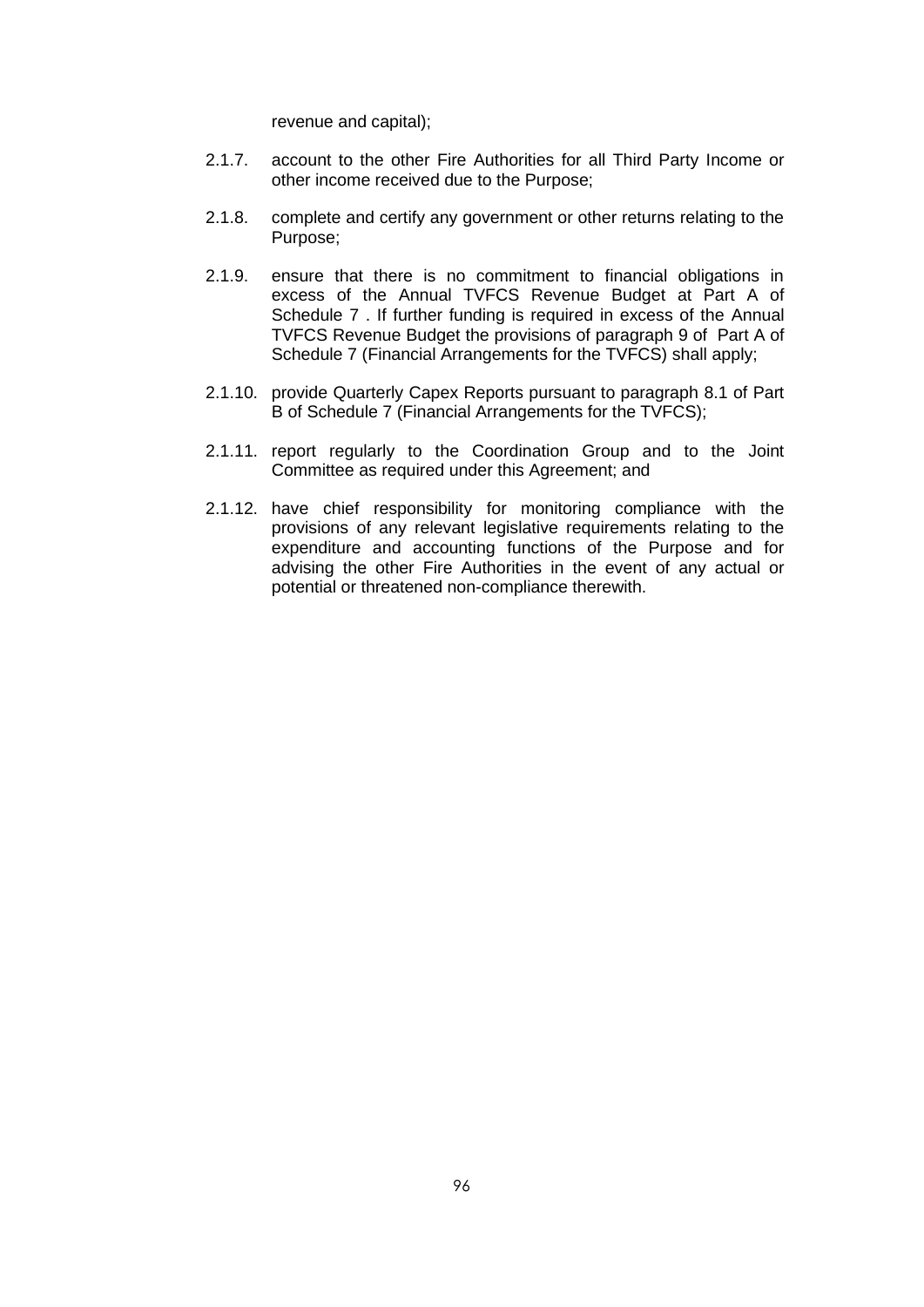revenue and capital);

2.1.7. account to the other Fire Authorities for all Third Party Income or other income received due to the Purpose;

2.1.8. complete and certify any government or other returns relating to the Purpose;

2.1.9. ensure that there is no commitment to financial obligations in excess of the Annual TVFCS Revenue Budget at Part A of Schedule 7 . If further funding is required in excess of the Annual TVFCS Revenue Budget the provisions of paragraph 9 of Part A of Schedule 7 (Financial Arrangements for the TVFCS) shall apply;

2.1.10. provide Quarterly Capex Reports pursuant to paragraph 8.1 of Part B of Schedule 7 (Financial Arrangements for the TVFCS);

2.1.11. report regularly to the Coordination Group and to the Joint Committee as required under this Agreement; and

2.1.12. have chief responsibility for monitoring compliance with the provisions of any relevant legislative requirements relating to the expenditure and accounting functions of the Purpose and for advising the other Fire Authorities in the event of any actual or potential or threatened non-compliance therewith.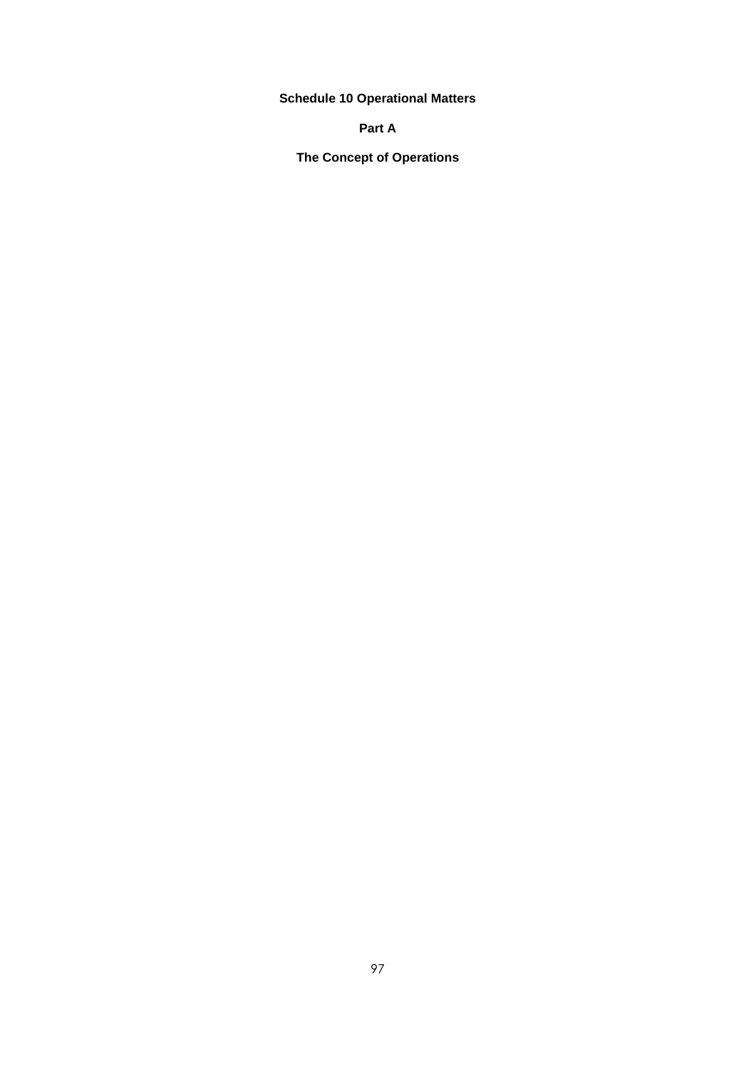# Schedule 10 Operational Matters

## Part A

## The Concept of Operations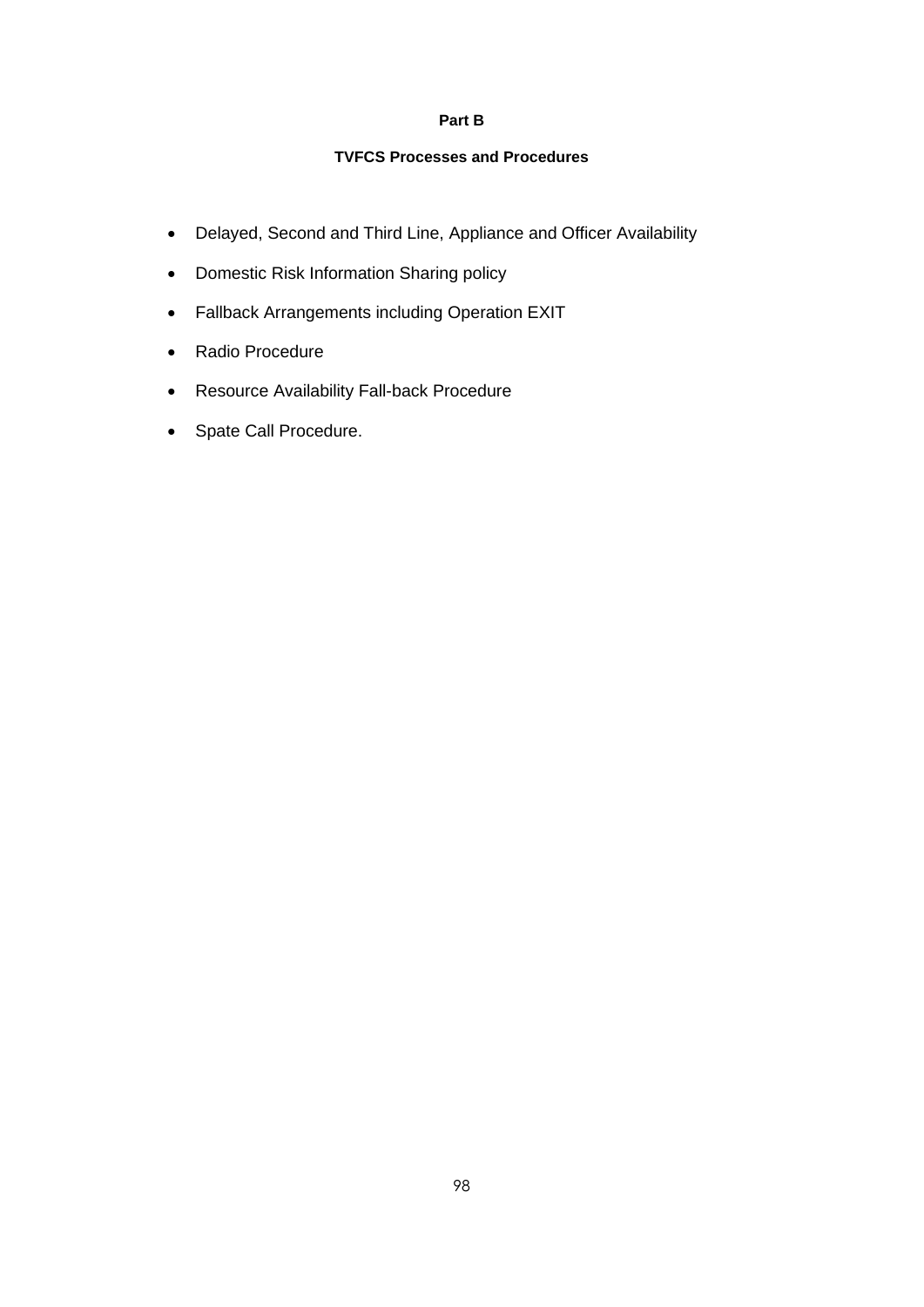## Part B

### TVFCS Processes and Procedures

- Delayed, Second and Third Line, Appliance and Officer Availability
- Domestic Risk Information Sharing policy
- Fallback Arrangements including Operation EXIT
- Radio Procedure
- Resource Availability Fall-back Procedure
- Spate Call Procedure.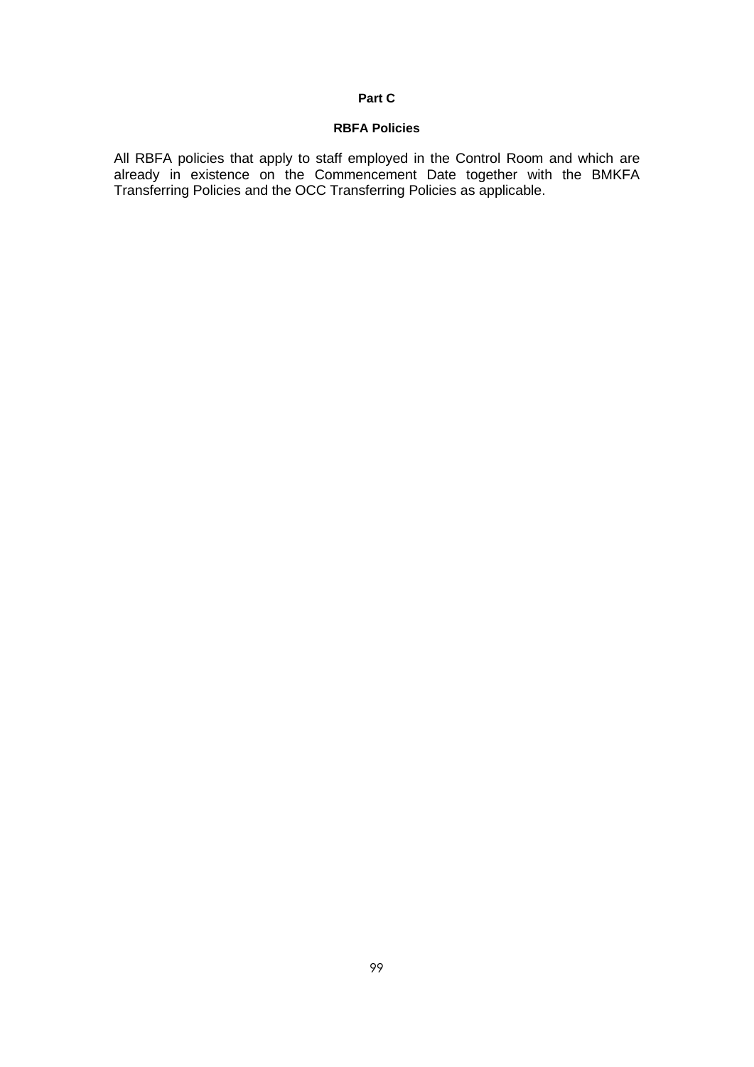**Part C**

**RBFA Policies**

All RBFA policies that apply to staff employed in the Control Room and which are already in existence on the Commencement Date together with the BMKFA Transferring Policies and the OCC Transferring Policies as applicable.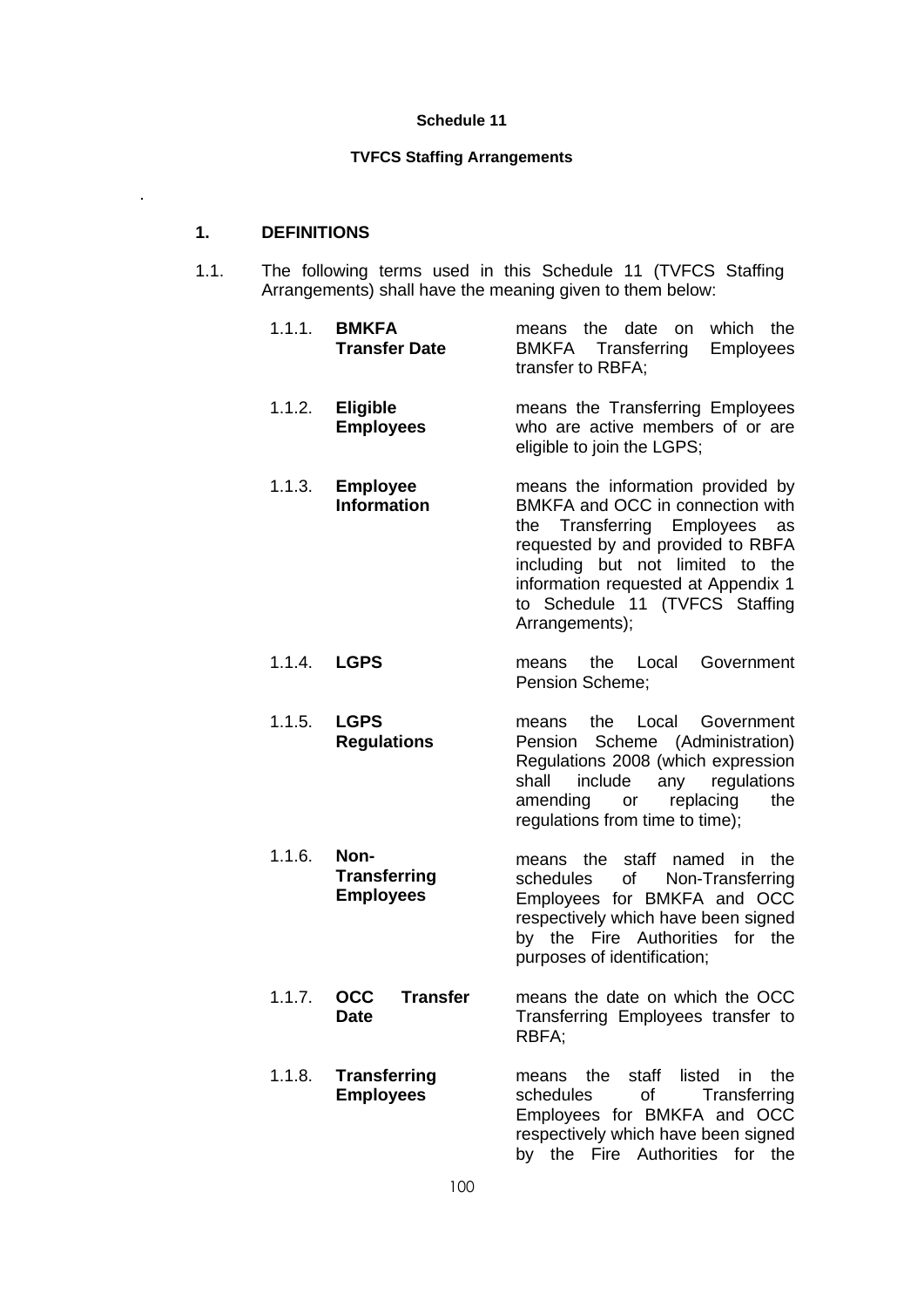**Schedule 11**

**TVFCS Staffing Arrangements**

.

**1. DEFINITIONS**

1.1. The following terms used in this Schedule 11 (TVFCS Staffing Arrangements) shall have the meaning given to them below:

| | | |
|---|---|---|
| 1.1.1. | **BMKFA Transfer Date** | means the date on which the BMKFA Transferring Employees transfer to RBFA; |
| 1.1.2. | **Eligible Employees** | means the Transferring Employees who are active members of or are eligible to join the LGPS; |
| 1.1.3. | **Employee Information** | means the information provided by BMKFA and OCC in connection with the Transferring Employees as requested by and provided to RBFA including but not limited to the information requested at Appendix 1 to Schedule 11 (TVFCS Staffing Arrangements); |
| 1.1.4. | **LGPS** | means the Local Government Pension Scheme; |
| 1.1.5. | **LGPS Regulations** | means the Local Government Pension Scheme (Administration) Regulations 2008 (which expression shall include any regulations amending or replacing the regulations from time to time); |
| 1.1.6. | **Non-Transferring Employees** | means the staff named in the schedules of Non-Transferring Employees for BMKFA and OCC respectively which have been signed by the Fire Authorities for the purposes of identification; |
| 1.1.7. | **OCC Transfer Date** | means the date on which the OCC Transferring Employees transfer to RBFA; |
| 1.1.8. | **Transferring Employees** | means the staff listed in the schedules of Transferring Employees for BMKFA and OCC respectively which have been signed by the Fire Authorities for the |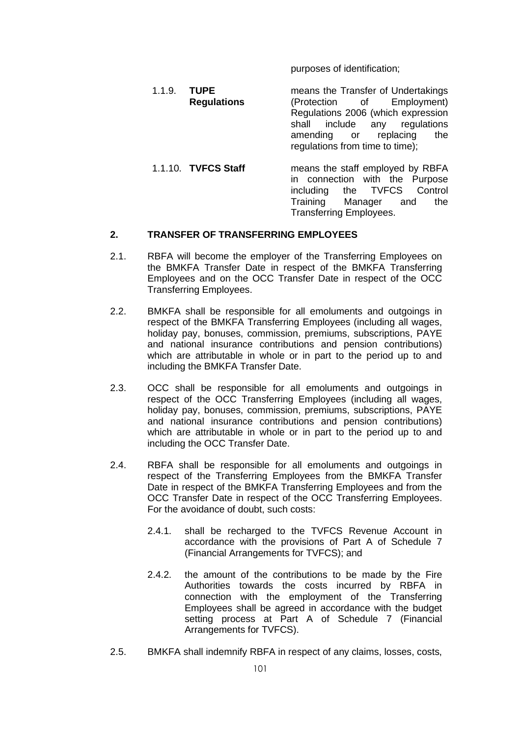purposes of identification;

1.1.9. **TUPE Regulations** means the Transfer of Undertakings (Protection of Employment) Regulations 2006 (which expression shall include any regulations amending or replacing the regulations from time to time);

1.1.10. **TVFCS Staff** means the staff employed by RBFA in connection with the Purpose including the TVFCS Control Training Manager and the Transferring Employees.

## 2. TRANSFER OF TRANSFERRING EMPLOYEES

2.1. RBFA will become the employer of the Transferring Employees on the BMKFA Transfer Date in respect of the BMKFA Transferring Employees and on the OCC Transfer Date in respect of the OCC Transferring Employees.

2.2. BMKFA shall be responsible for all emoluments and outgoings in respect of the BMKFA Transferring Employees (including all wages, holiday pay, bonuses, commission, premiums, subscriptions, PAYE and national insurance contributions and pension contributions) which are attributable in whole or in part to the period up to and including the BMKFA Transfer Date.

2.3. OCC shall be responsible for all emoluments and outgoings in respect of the OCC Transferring Employees (including all wages, holiday pay, bonuses, commission, premiums, subscriptions, PAYE and national insurance contributions and pension contributions) which are attributable in whole or in part to the period up to and including the OCC Transfer Date.

2.4. RBFA shall be responsible for all emoluments and outgoings in respect of the Transferring Employees from the BMKFA Transfer Date in respect of the BMKFA Transferring Employees and from the OCC Transfer Date in respect of the OCC Transferring Employees. For the avoidance of doubt, such costs:

2.4.1. shall be recharged to the TVFCS Revenue Account in accordance with the provisions of Part A of Schedule 7 (Financial Arrangements for TVFCS); and

2.4.2. the amount of the contributions to be made by the Fire Authorities towards the costs incurred by RBFA in connection with the employment of the Transferring Employees shall be agreed in accordance with the budget setting process at Part A of Schedule 7 (Financial Arrangements for TVFCS).

2.5. BMKFA shall indemnify RBFA in respect of any claims, losses, costs,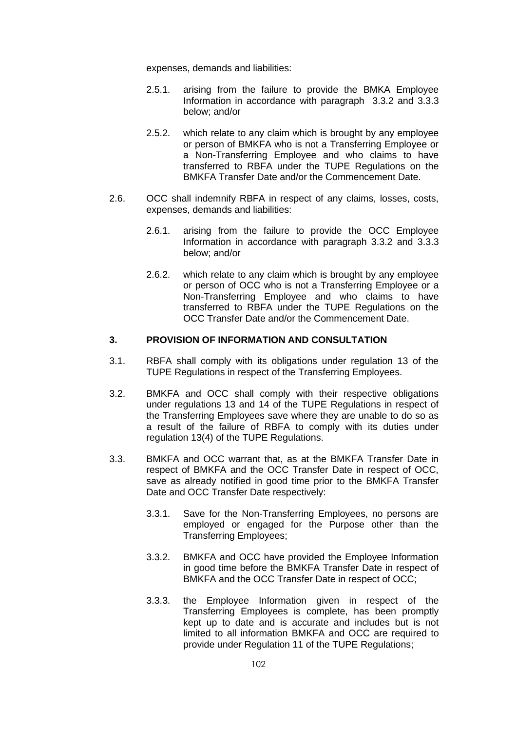expenses, demands and liabilities:

2.5.1. arising from the failure to provide the BMKA Employee Information in accordance with paragraph 3.3.2 and 3.3.3 below; and/or

2.5.2. which relate to any claim which is brought by any employee or person of BMKFA who is not a Transferring Employee or a Non-Transferring Employee and who claims to have transferred to RBFA under the TUPE Regulations on the BMKFA Transfer Date and/or the Commencement Date.

2.6. OCC shall indemnify RBFA in respect of any claims, losses, costs, expenses, demands and liabilities:

2.6.1. arising from the failure to provide the OCC Employee Information in accordance with paragraph 3.3.2 and 3.3.3 below; and/or

2.6.2. which relate to any claim which is brought by any employee or person of OCC who is not a Transferring Employee or a Non-Transferring Employee and who claims to have transferred to RBFA under the TUPE Regulations on the OCC Transfer Date and/or the Commencement Date.

## 3. PROVISION OF INFORMATION AND CONSULTATION

3.1. RBFA shall comply with its obligations under regulation 13 of the TUPE Regulations in respect of the Transferring Employees.

3.2. BMKFA and OCC shall comply with their respective obligations under regulations 13 and 14 of the TUPE Regulations in respect of the Transferring Employees save where they are unable to do so as a result of the failure of RBFA to comply with its duties under regulation 13(4) of the TUPE Regulations.

3.3. BMKFA and OCC warrant that, as at the BMKFA Transfer Date in respect of BMKFA and the OCC Transfer Date in respect of OCC, save as already notified in good time prior to the BMKFA Transfer Date and OCC Transfer Date respectively:

3.3.1. Save for the Non-Transferring Employees, no persons are employed or engaged for the Purpose other than the Transferring Employees;

3.3.2. BMKFA and OCC have provided the Employee Information in good time before the BMKFA Transfer Date in respect of BMKFA and the OCC Transfer Date in respect of OCC;

3.3.3. the Employee Information given in respect of the Transferring Employees is complete, has been promptly kept up to date and is accurate and includes but is not limited to all information BMKFA and OCC are required to provide under Regulation 11 of the TUPE Regulations;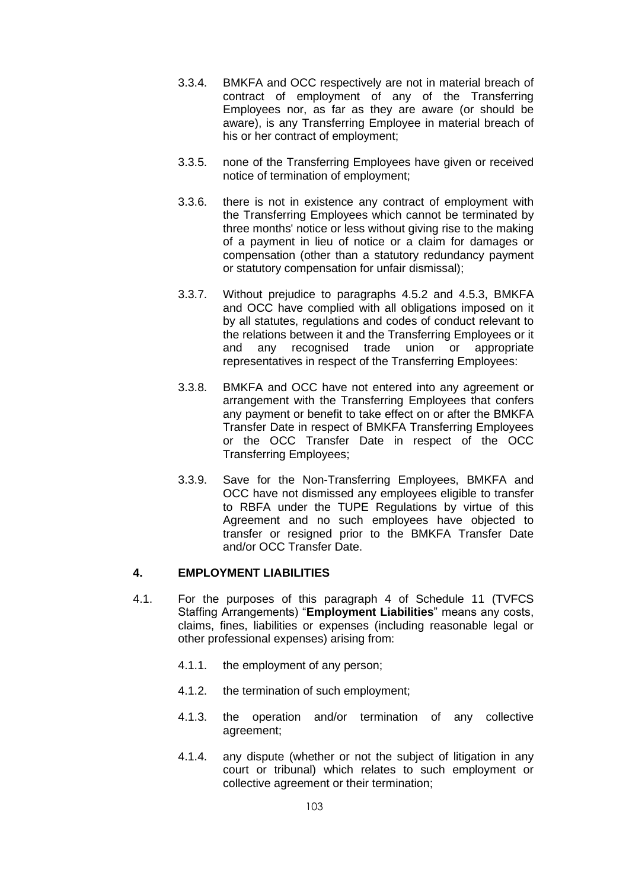3.3.4. BMKFA and OCC respectively are not in material breach of contract of employment of any of the Transferring Employees nor, as far as they are aware (or should be aware), is any Transferring Employee in material breach of his or her contract of employment;

3.3.5. none of the Transferring Employees have given or received notice of termination of employment;

3.3.6. there is not in existence any contract of employment with the Transferring Employees which cannot be terminated by three months' notice or less without giving rise to the making of a payment in lieu of notice or a claim for damages or compensation (other than a statutory redundancy payment or statutory compensation for unfair dismissal);

3.3.7. Without prejudice to paragraphs 4.5.2 and 4.5.3, BMKFA and OCC have complied with all obligations imposed on it by all statutes, regulations and codes of conduct relevant to the relations between it and the Transferring Employees or it and any recognised trade union or appropriate representatives in respect of the Transferring Employees:

3.3.8. BMKFA and OCC have not entered into any agreement or arrangement with the Transferring Employees that confers any payment or benefit to take effect on or after the BMKFA Transfer Date in respect of BMKFA Transferring Employees or the OCC Transfer Date in respect of the OCC Transferring Employees;

3.3.9. Save for the Non-Transferring Employees, BMKFA and OCC have not dismissed any employees eligible to transfer to RBFA under the TUPE Regulations by virtue of this Agreement and no such employees have objected to transfer or resigned prior to the BMKFA Transfer Date and/or OCC Transfer Date.

## 4. EMPLOYMENT LIABILITIES

4.1. For the purposes of this paragraph 4 of Schedule 11 (TVFCS Staffing Arrangements) "**Employment Liabilities**" means any costs, claims, fines, liabilities or expenses (including reasonable legal or other professional expenses) arising from:

4.1.1. the employment of any person;

4.1.2. the termination of such employment;

4.1.3. the operation and/or termination of any collective agreement;

4.1.4. any dispute (whether or not the subject of litigation in any court or tribunal) which relates to such employment or collective agreement or their termination;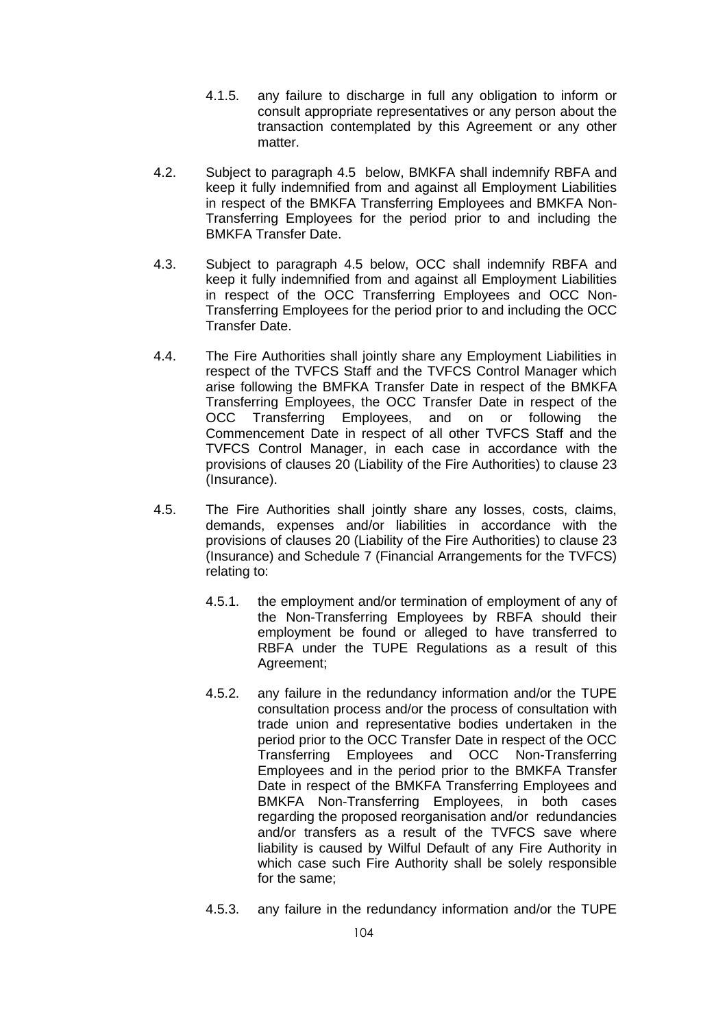4.1.5. any failure to discharge in full any obligation to inform or consult appropriate representatives or any person about the transaction contemplated by this Agreement or any other matter.

4.2. Subject to paragraph 4.5 below, BMKFA shall indemnify RBFA and keep it fully indemnified from and against all Employment Liabilities in respect of the BMKFA Transferring Employees and BMKFA Non-Transferring Employees for the period prior to and including the BMKFA Transfer Date.

4.3. Subject to paragraph 4.5 below, OCC shall indemnify RBFA and keep it fully indemnified from and against all Employment Liabilities in respect of the OCC Transferring Employees and OCC Non-Transferring Employees for the period prior to and including the OCC Transfer Date.

4.4. The Fire Authorities shall jointly share any Employment Liabilities in respect of the TVFCS Staff and the TVFCS Control Manager which arise following the BMFKA Transfer Date in respect of the BMKFA Transferring Employees, the OCC Transfer Date in respect of the OCC Transferring Employees, and on or following the Commencement Date in respect of all other TVFCS Staff and the TVFCS Control Manager, in each case in accordance with the provisions of clauses 20 (Liability of the Fire Authorities) to clause 23 (Insurance).

4.5. The Fire Authorities shall jointly share any losses, costs, claims, demands, expenses and/or liabilities in accordance with the provisions of clauses 20 (Liability of the Fire Authorities) to clause 23 (Insurance) and Schedule 7 (Financial Arrangements for the TVFCS) relating to:

4.5.1. the employment and/or termination of employment of any of the Non-Transferring Employees by RBFA should their employment be found or alleged to have transferred to RBFA under the TUPE Regulations as a result of this Agreement;

4.5.2. any failure in the redundancy information and/or the TUPE consultation process and/or the process of consultation with trade union and representative bodies undertaken in the period prior to the OCC Transfer Date in respect of the OCC Transferring Employees and OCC Non-Transferring Employees and in the period prior to the BMKFA Transfer Date in respect of the BMKFA Transferring Employees and BMKFA Non-Transferring Employees, in both cases regarding the proposed reorganisation and/or redundancies and/or transfers as a result of the TVFCS save where liability is caused by Wilful Default of any Fire Authority in which case such Fire Authority shall be solely responsible for the same;

4.5.3. any failure in the redundancy information and/or the TUPE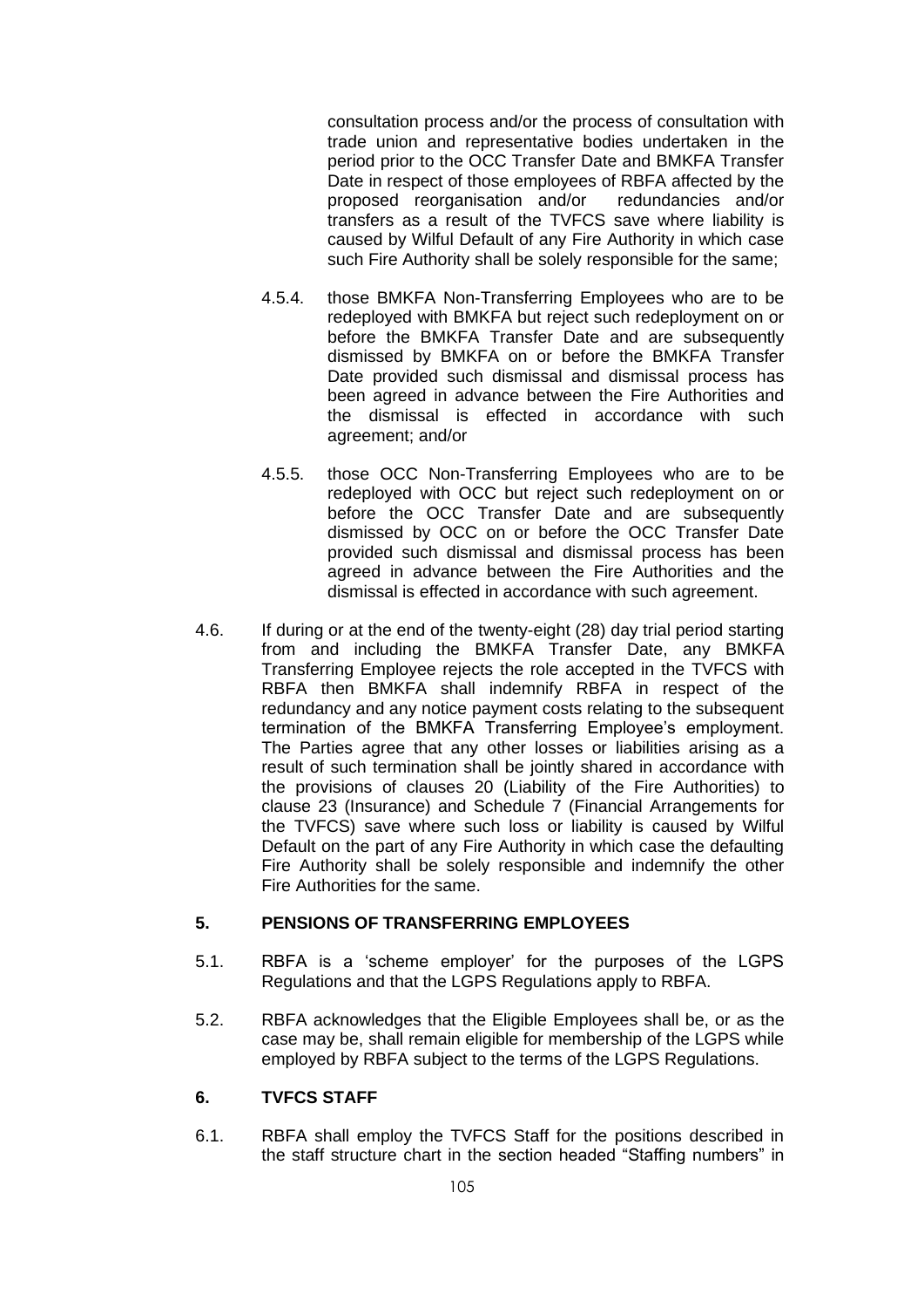consultation process and/or the process of consultation with trade union and representative bodies undertaken in the period prior to the OCC Transfer Date and BMKFA Transfer Date in respect of those employees of RBFA affected by the proposed reorganisation and/or redundancies and/or transfers as a result of the TVFCS save where liability is caused by Wilful Default of any Fire Authority in which case such Fire Authority shall be solely responsible for the same;

4.5.4. those BMKFA Non-Transferring Employees who are to be redeployed with BMKFA but reject such redeployment on or before the BMKFA Transfer Date and are subsequently dismissed by BMKFA on or before the BMKFA Transfer Date provided such dismissal and dismissal process has been agreed in advance between the Fire Authorities and the dismissal is effected in accordance with such agreement; and/or

4.5.5. those OCC Non-Transferring Employees who are to be redeployed with OCC but reject such redeployment on or before the OCC Transfer Date and are subsequently dismissed by OCC on or before the OCC Transfer Date provided such dismissal and dismissal process has been agreed in advance between the Fire Authorities and the dismissal is effected in accordance with such agreement.

4.6. If during or at the end of the twenty-eight (28) day trial period starting from and including the BMKFA Transfer Date, any BMKFA Transferring Employee rejects the role accepted in the TVFCS with RBFA then BMKFA shall indemnify RBFA in respect of the redundancy and any notice payment costs relating to the subsequent termination of the BMKFA Transferring Employee's employment. The Parties agree that any other losses or liabilities arising as a result of such termination shall be jointly shared in accordance with the provisions of clauses 20 (Liability of the Fire Authorities) to clause 23 (Insurance) and Schedule 7 (Financial Arrangements for the TVFCS) save where such loss or liability is caused by Wilful Default on the part of any Fire Authority in which case the defaulting Fire Authority shall be solely responsible and indemnify the other Fire Authorities for the same.

## 5. PENSIONS OF TRANSFERRING EMPLOYEES

5.1. RBFA is a 'scheme employer' for the purposes of the LGPS Regulations and that the LGPS Regulations apply to RBFA.

5.2. RBFA acknowledges that the Eligible Employees shall be, or as the case may be, shall remain eligible for membership of the LGPS while employed by RBFA subject to the terms of the LGPS Regulations.

## 6. TVFCS STAFF

6.1. RBFA shall employ the TVFCS Staff for the positions described in the staff structure chart in the section headed "Staffing numbers" in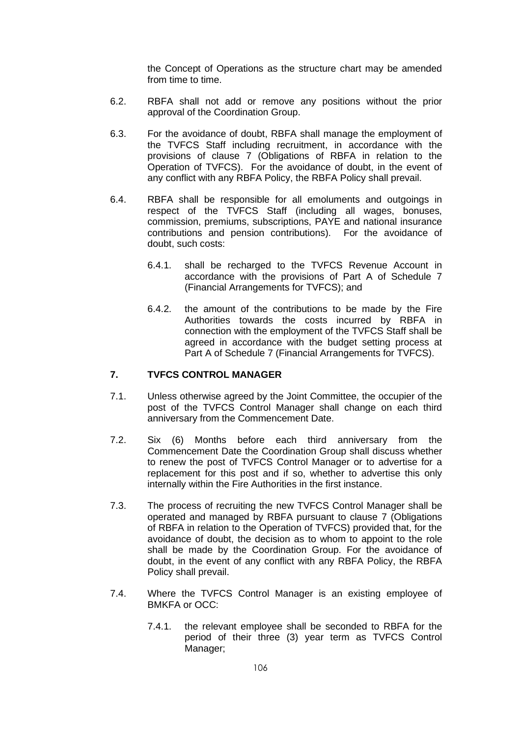the Concept of Operations as the structure chart may be amended from time to time.

6.2. RBFA shall not add or remove any positions without the prior approval of the Coordination Group.

6.3. For the avoidance of doubt, RBFA shall manage the employment of the TVFCS Staff including recruitment, in accordance with the provisions of clause 7 (Obligations of RBFA in relation to the Operation of TVFCS). For the avoidance of doubt, in the event of any conflict with any RBFA Policy, the RBFA Policy shall prevail.

6.4. RBFA shall be responsible for all emoluments and outgoings in respect of the TVFCS Staff (including all wages, bonuses, commission, premiums, subscriptions, PAYE and national insurance contributions and pension contributions). For the avoidance of doubt, such costs:

6.4.1. shall be recharged to the TVFCS Revenue Account in accordance with the provisions of Part A of Schedule 7 (Financial Arrangements for TVFCS); and

6.4.2. the amount of the contributions to be made by the Fire Authorities towards the costs incurred by RBFA in connection with the employment of the TVFCS Staff shall be agreed in accordance with the budget setting process at Part A of Schedule 7 (Financial Arrangements for TVFCS).

## 7. TVFCS CONTROL MANAGER

7.1. Unless otherwise agreed by the Joint Committee, the occupier of the post of the TVFCS Control Manager shall change on each third anniversary from the Commencement Date.

7.2. Six (6) Months before each third anniversary from the Commencement Date the Coordination Group shall discuss whether to renew the post of TVFCS Control Manager or to advertise for a replacement for this post and if so, whether to advertise this only internally within the Fire Authorities in the first instance.

7.3. The process of recruiting the new TVFCS Control Manager shall be operated and managed by RBFA pursuant to clause 7 (Obligations of RBFA in relation to the Operation of TVFCS) provided that, for the avoidance of doubt, the decision as to whom to appoint to the role shall be made by the Coordination Group. For the avoidance of doubt, in the event of any conflict with any RBFA Policy, the RBFA Policy shall prevail.

7.4. Where the TVFCS Control Manager is an existing employee of BMKFA or OCC:

7.4.1. the relevant employee shall be seconded to RBFA for the period of their three (3) year term as TVFCS Control Manager;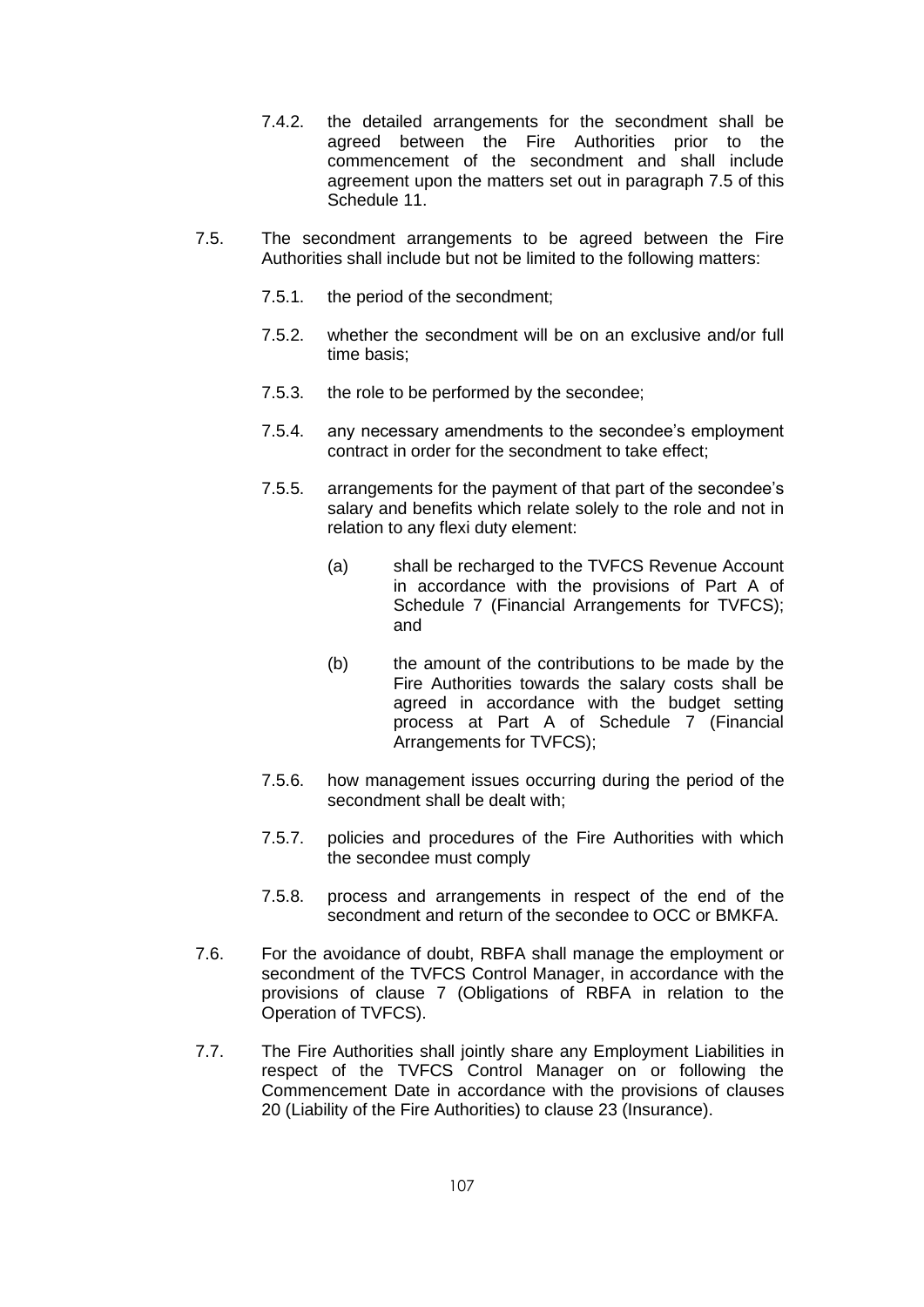7.4.2. the detailed arrangements for the secondment shall be agreed between the Fire Authorities prior to the commencement of the secondment and shall include agreement upon the matters set out in paragraph 7.5 of this Schedule 11.

7.5. The secondment arrangements to be agreed between the Fire Authorities shall include but not be limited to the following matters:

7.5.1. the period of the secondment;

7.5.2. whether the secondment will be on an exclusive and/or full time basis;

7.5.3. the role to be performed by the secondee;

7.5.4. any necessary amendments to the secondee's employment contract in order for the secondment to take effect;

7.5.5. arrangements for the payment of that part of the secondee's salary and benefits which relate solely to the role and not in relation to any flexi duty element:

(a) shall be recharged to the TVFCS Revenue Account in accordance with the provisions of Part A of Schedule 7 (Financial Arrangements for TVFCS); and

(b) the amount of the contributions to be made by the Fire Authorities towards the salary costs shall be agreed in accordance with the budget setting process at Part A of Schedule 7 (Financial Arrangements for TVFCS);

7.5.6. how management issues occurring during the period of the secondment shall be dealt with;

7.5.7. policies and procedures of the Fire Authorities with which the secondee must comply

7.5.8. process and arrangements in respect of the end of the secondment and return of the secondee to OCC or BMKFA.

7.6. For the avoidance of doubt, RBFA shall manage the employment or secondment of the TVFCS Control Manager, in accordance with the provisions of clause 7 (Obligations of RBFA in relation to the Operation of TVFCS).

7.7. The Fire Authorities shall jointly share any Employment Liabilities in respect of the TVFCS Control Manager on or following the Commencement Date in accordance with the provisions of clauses 20 (Liability of the Fire Authorities) to clause 23 (Insurance).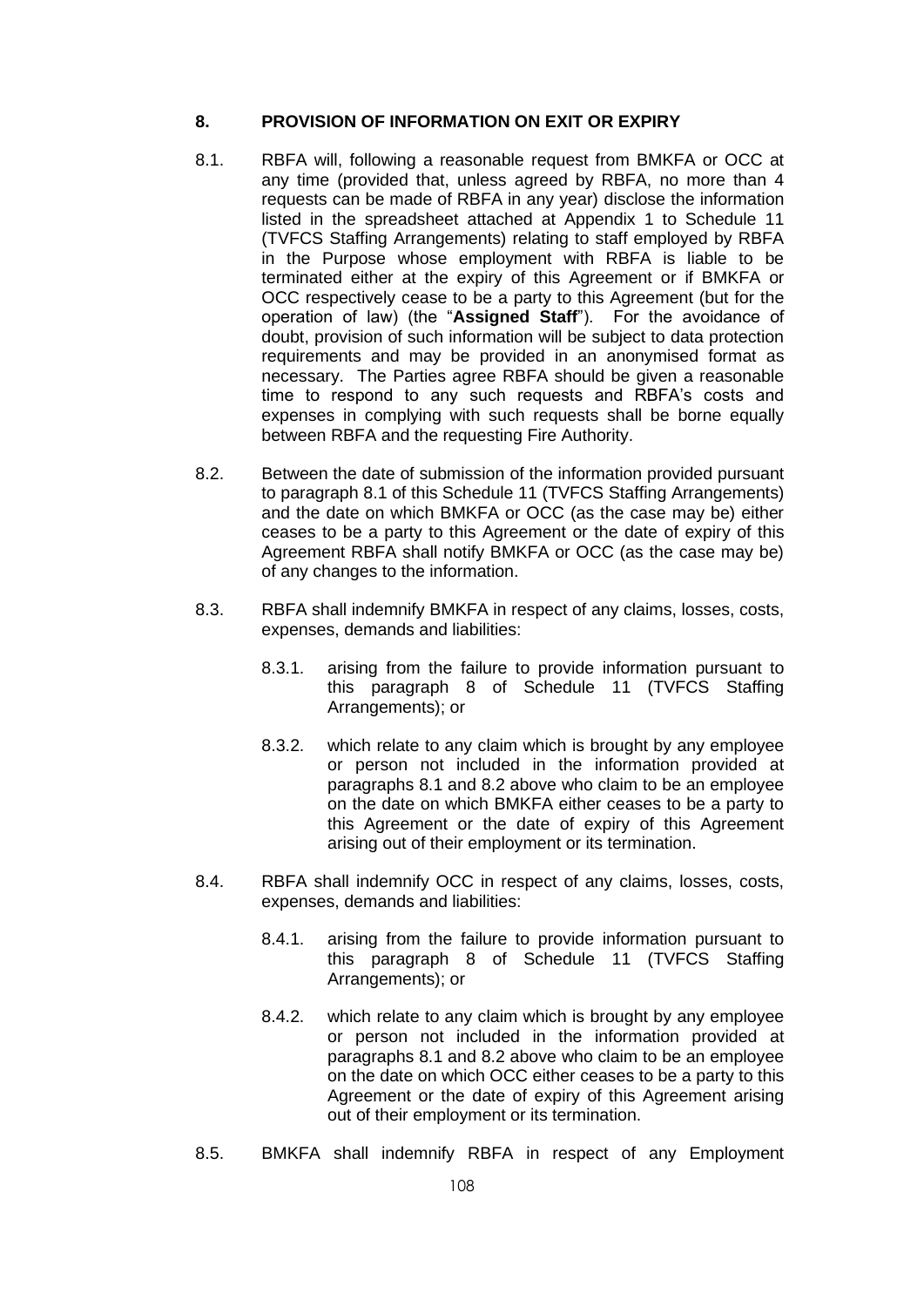## 8. PROVISION OF INFORMATION ON EXIT OR EXPIRY

8.1. RBFA will, following a reasonable request from BMKFA or OCC at any time (provided that, unless agreed by RBFA, no more than 4 requests can be made of RBFA in any year) disclose the information listed in the spreadsheet attached at Appendix 1 to Schedule 11 (TVFCS Staffing Arrangements) relating to staff employed by RBFA in the Purpose whose employment with RBFA is liable to be terminated either at the expiry of this Agreement or if BMKFA or OCC respectively cease to be a party to this Agreement (but for the operation of law) (the "**Assigned Staff**"). For the avoidance of doubt, provision of such information will be subject to data protection requirements and may be provided in an anonymised format as necessary. The Parties agree RBFA should be given a reasonable time to respond to any such requests and RBFA's costs and expenses in complying with such requests shall be borne equally between RBFA and the requesting Fire Authority.

8.2. Between the date of submission of the information provided pursuant to paragraph 8.1 of this Schedule 11 (TVFCS Staffing Arrangements) and the date on which BMKFA or OCC (as the case may be) either ceases to be a party to this Agreement or the date of expiry of this Agreement RBFA shall notify BMKFA or OCC (as the case may be) of any changes to the information.

8.3. RBFA shall indemnify BMKFA in respect of any claims, losses, costs, expenses, demands and liabilities:

8.3.1. arising from the failure to provide information pursuant to this paragraph 8 of Schedule 11 (TVFCS Staffing Arrangements); or

8.3.2. which relate to any claim which is brought by any employee or person not included in the information provided at paragraphs 8.1 and 8.2 above who claim to be an employee on the date on which BMKFA either ceases to be a party to this Agreement or the date of expiry of this Agreement arising out of their employment or its termination.

8.4. RBFA shall indemnify OCC in respect of any claims, losses, costs, expenses, demands and liabilities:

8.4.1. arising from the failure to provide information pursuant to this paragraph 8 of Schedule 11 (TVFCS Staffing Arrangements); or

8.4.2. which relate to any claim which is brought by any employee or person not included in the information provided at paragraphs 8.1 and 8.2 above who claim to be an employee on the date on which OCC either ceases to be a party to this Agreement or the date of expiry of this Agreement arising out of their employment or its termination.

8.5. BMKFA shall indemnify RBFA in respect of any Employment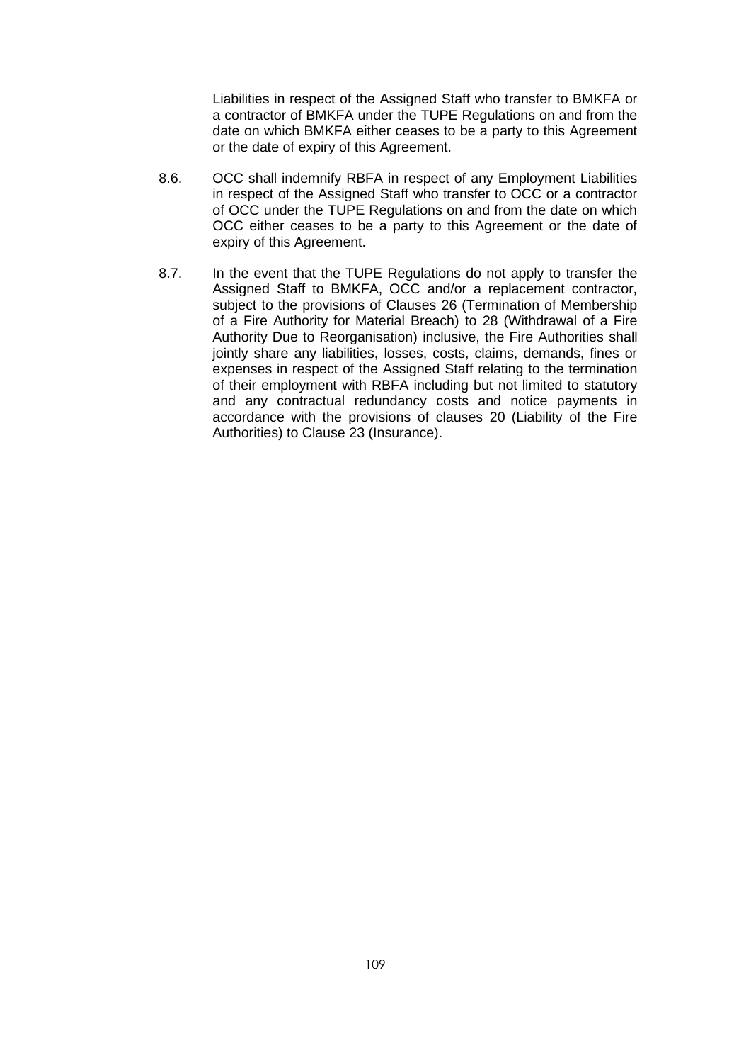Liabilities in respect of the Assigned Staff who transfer to BMKFA or a contractor of BMKFA under the TUPE Regulations on and from the date on which BMKFA either ceases to be a party to this Agreement or the date of expiry of this Agreement.

8.6. OCC shall indemnify RBFA in respect of any Employment Liabilities in respect of the Assigned Staff who transfer to OCC or a contractor of OCC under the TUPE Regulations on and from the date on which OCC either ceases to be a party to this Agreement or the date of expiry of this Agreement.

8.7. In the event that the TUPE Regulations do not apply to transfer the Assigned Staff to BMKFA, OCC and/or a replacement contractor, subject to the provisions of Clauses 26 (Termination of Membership of a Fire Authority for Material Breach) to 28 (Withdrawal of a Fire Authority Due to Reorganisation) inclusive, the Fire Authorities shall jointly share any liabilities, losses, costs, claims, demands, fines or expenses in respect of the Assigned Staff relating to the termination of their employment with RBFA including but not limited to statutory and any contractual redundancy costs and notice payments in accordance with the provisions of clauses 20 (Liability of the Fire Authorities) to Clause 23 (Insurance).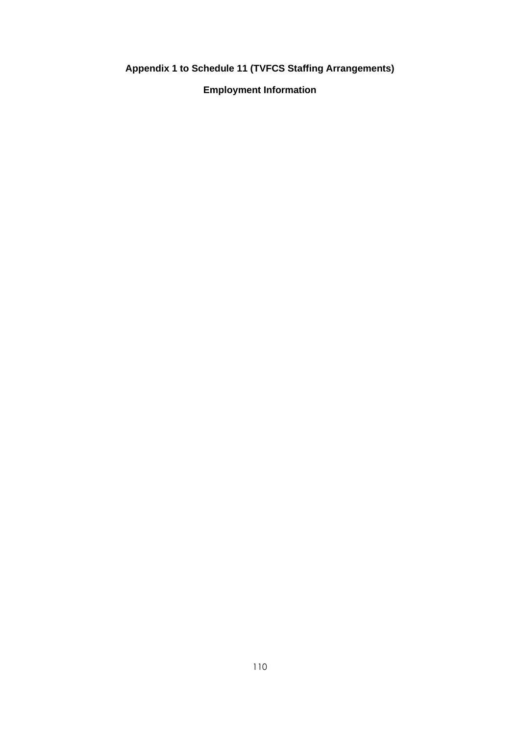**Appendix 1 to Schedule 11 (TVFCS Staffing Arrangements)**

**Employment Information**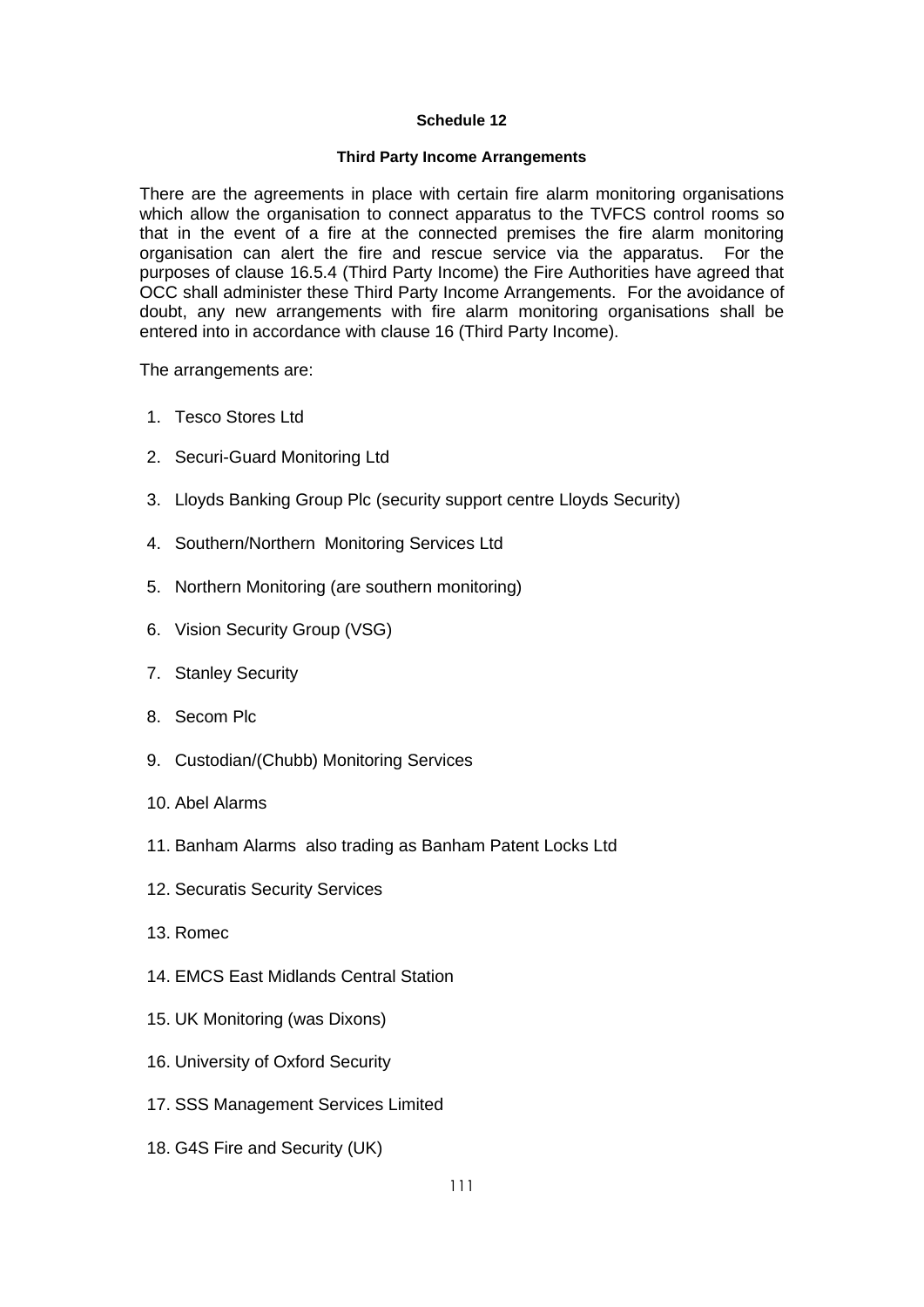**Schedule 12**

**Third Party Income Arrangements**

There are the agreements in place with certain fire alarm monitoring organisations which allow the organisation to connect apparatus to the TVFCS control rooms so that in the event of a fire at the connected premises the fire alarm monitoring organisation can alert the fire and rescue service via the apparatus. For the purposes of clause 16.5.4 (Third Party Income) the Fire Authorities have agreed that OCC shall administer these Third Party Income Arrangements. For the avoidance of doubt, any new arrangements with fire alarm monitoring organisations shall be entered into in accordance with clause 16 (Third Party Income).

The arrangements are:

1. Tesco Stores Ltd
2. Securi-Guard Monitoring Ltd
3. Lloyds Banking Group Plc (security support centre Lloyds Security)
4. Southern/Northern Monitoring Services Ltd
5. Northern Monitoring (are southern monitoring)
6. Vision Security Group (VSG)
7. Stanley Security
8. Secom Plc
9. Custodian/(Chubb) Monitoring Services
10. Abel Alarms
11. Banham Alarms also trading as Banham Patent Locks Ltd
12. Securatis Security Services
13. Romec
14. EMCS East Midlands Central Station
15. UK Monitoring (was Dixons)
16. University of Oxford Security
17. SSS Management Services Limited
18. G4S Fire and Security (UK)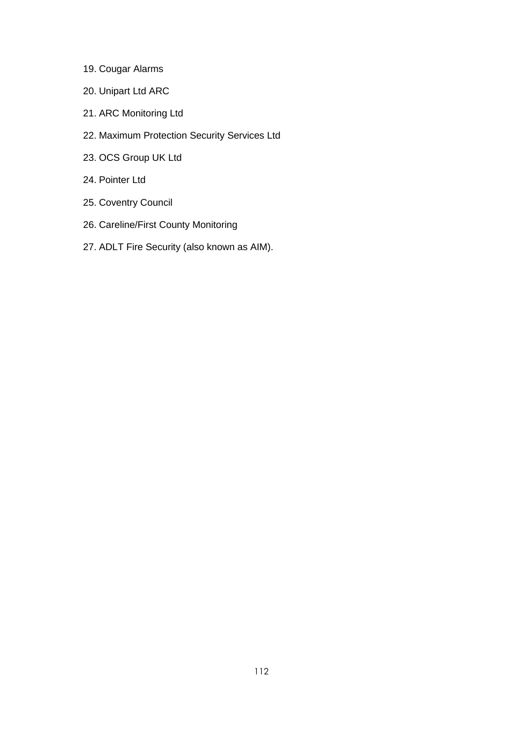19. Cougar Alarms
20. Unipart Ltd ARC
21. ARC Monitoring Ltd
22. Maximum Protection Security Services Ltd
23. OCS Group UK Ltd
24. Pointer Ltd
25. Coventry Council
26. Careline/First County Monitoring
27. ADLT Fire Security (also known as AIM).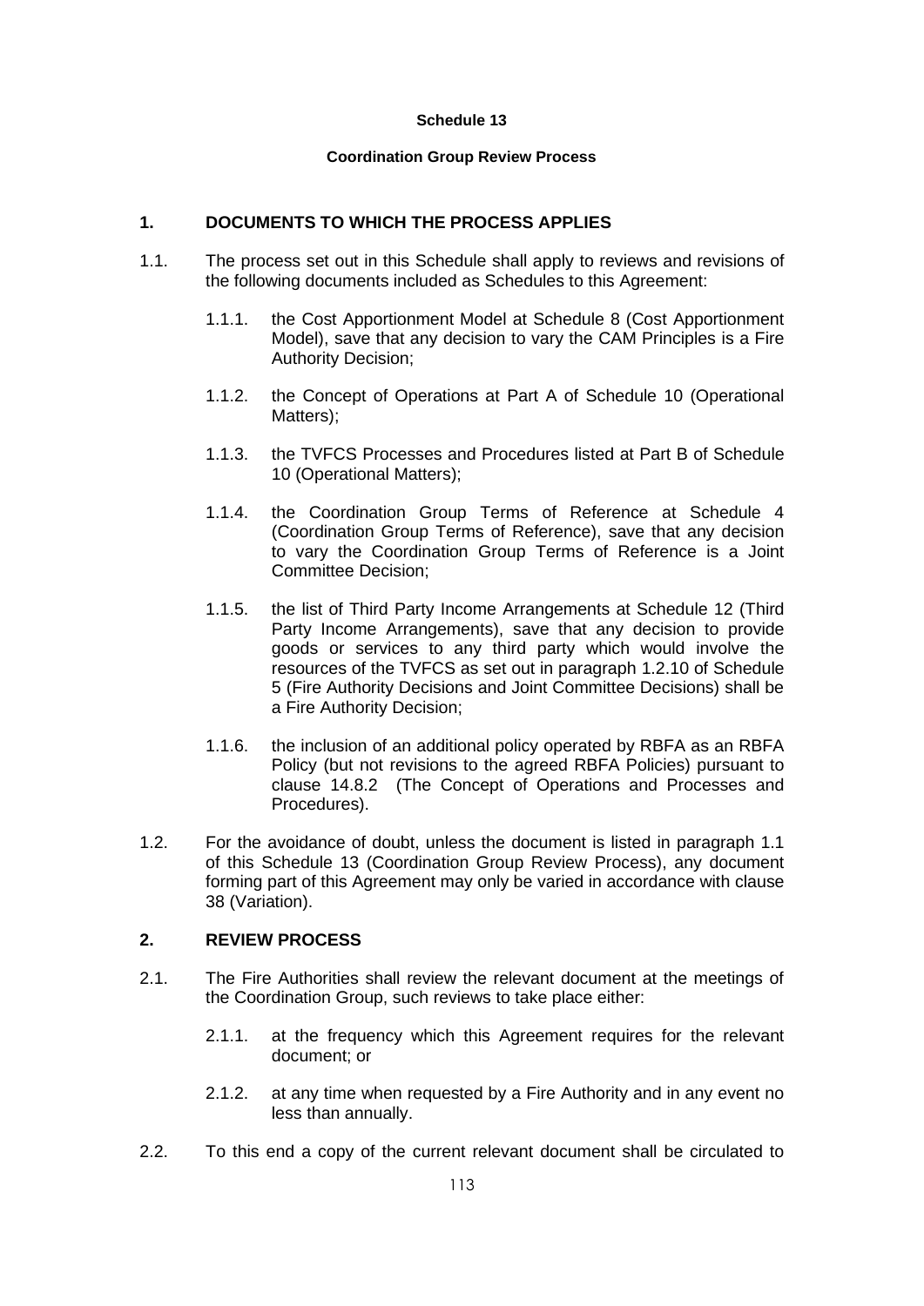**Schedule 13**

**Coordination Group Review Process**

## 1. DOCUMENTS TO WHICH THE PROCESS APPLIES

1.1. The process set out in this Schedule shall apply to reviews and revisions of the following documents included as Schedules to this Agreement:

1.1.1. the Cost Apportionment Model at Schedule 8 (Cost Apportionment Model), save that any decision to vary the CAM Principles is a Fire Authority Decision;

1.1.2. the Concept of Operations at Part A of Schedule 10 (Operational Matters);

1.1.3. the TVFCS Processes and Procedures listed at Part B of Schedule 10 (Operational Matters);

1.1.4. the Coordination Group Terms of Reference at Schedule 4 (Coordination Group Terms of Reference), save that any decision to vary the Coordination Group Terms of Reference is a Joint Committee Decision;

1.1.5. the list of Third Party Income Arrangements at Schedule 12 (Third Party Income Arrangements), save that any decision to provide goods or services to any third party which would involve the resources of the TVFCS as set out in paragraph 1.2.10 of Schedule 5 (Fire Authority Decisions and Joint Committee Decisions) shall be a Fire Authority Decision;

1.1.6. the inclusion of an additional policy operated by RBFA as an RBFA Policy (but not revisions to the agreed RBFA Policies) pursuant to clause 14.8.2 (The Concept of Operations and Processes and Procedures).

1.2. For the avoidance of doubt, unless the document is listed in paragraph 1.1 of this Schedule 13 (Coordination Group Review Process), any document forming part of this Agreement may only be varied in accordance with clause 38 (Variation).

## 2. REVIEW PROCESS

2.1. The Fire Authorities shall review the relevant document at the meetings of the Coordination Group, such reviews to take place either:

2.1.1. at the frequency which this Agreement requires for the relevant document; or

2.1.2. at any time when requested by a Fire Authority and in any event no less than annually.

2.2. To this end a copy of the current relevant document shall be circulated to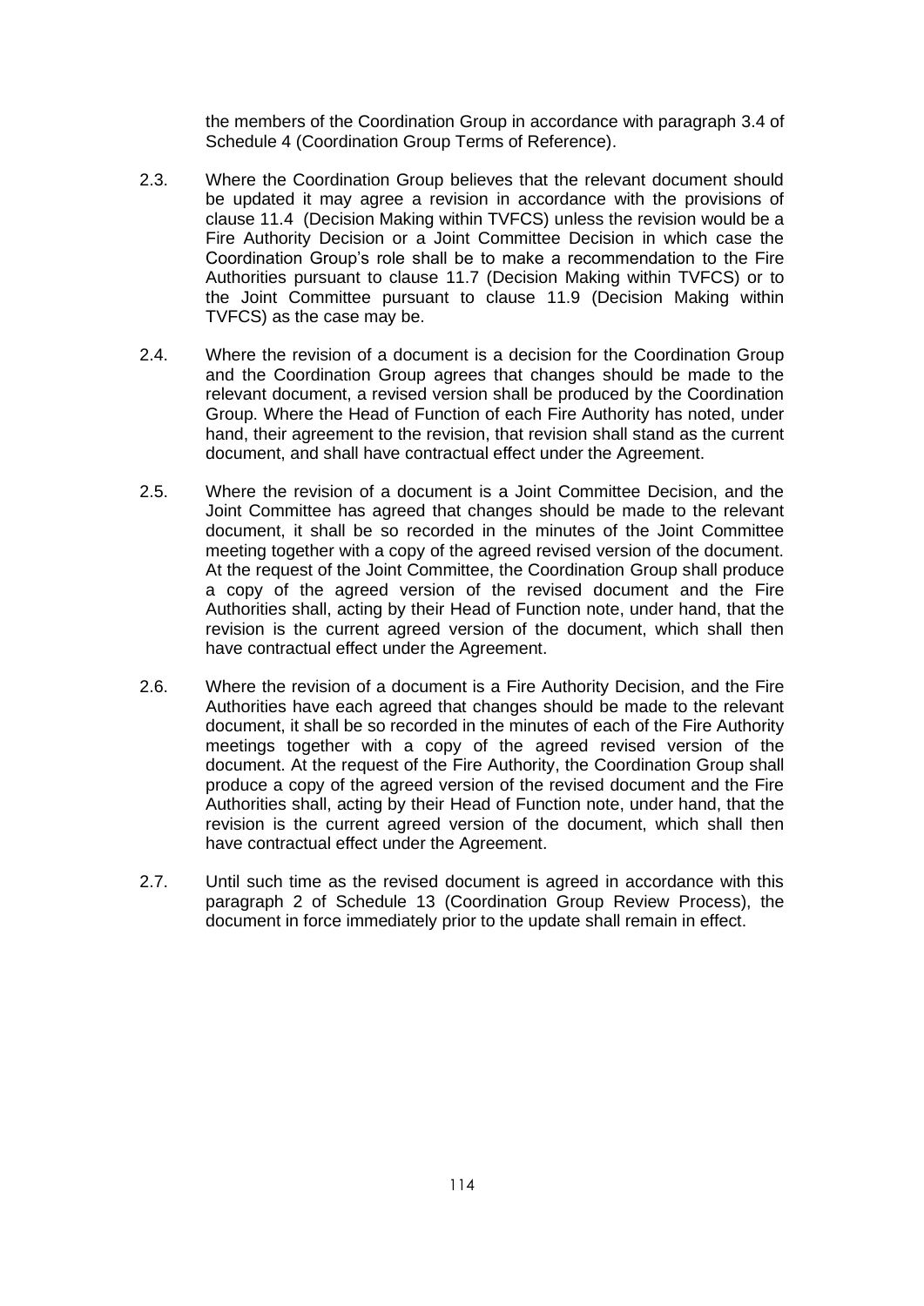the members of the Coordination Group in accordance with paragraph 3.4 of Schedule 4 (Coordination Group Terms of Reference).

2.3. Where the Coordination Group believes that the relevant document should be updated it may agree a revision in accordance with the provisions of clause 11.4 (Decision Making within TVFCS) unless the revision would be a Fire Authority Decision or a Joint Committee Decision in which case the Coordination Group's role shall be to make a recommendation to the Fire Authorities pursuant to clause 11.7 (Decision Making within TVFCS) or to the Joint Committee pursuant to clause 11.9 (Decision Making within TVFCS) as the case may be.

2.4. Where the revision of a document is a decision for the Coordination Group and the Coordination Group agrees that changes should be made to the relevant document, a revised version shall be produced by the Coordination Group. Where the Head of Function of each Fire Authority has noted, under hand, their agreement to the revision, that revision shall stand as the current document, and shall have contractual effect under the Agreement.

2.5. Where the revision of a document is a Joint Committee Decision, and the Joint Committee has agreed that changes should be made to the relevant document, it shall be so recorded in the minutes of the Joint Committee meeting together with a copy of the agreed revised version of the document. At the request of the Joint Committee, the Coordination Group shall produce a copy of the agreed version of the revised document and the Fire Authorities shall, acting by their Head of Function note, under hand, that the revision is the current agreed version of the document, which shall then have contractual effect under the Agreement.

2.6. Where the revision of a document is a Fire Authority Decision, and the Fire Authorities have each agreed that changes should be made to the relevant document, it shall be so recorded in the minutes of each of the Fire Authority meetings together with a copy of the agreed revised version of the document. At the request of the Fire Authority, the Coordination Group shall produce a copy of the agreed version of the revised document and the Fire Authorities shall, acting by their Head of Function note, under hand, that the revision is the current agreed version of the document, which shall then have contractual effect under the Agreement.

2.7. Until such time as the revised document is agreed in accordance with this paragraph 2 of Schedule 13 (Coordination Group Review Process), the document in force immediately prior to the update shall remain in effect.